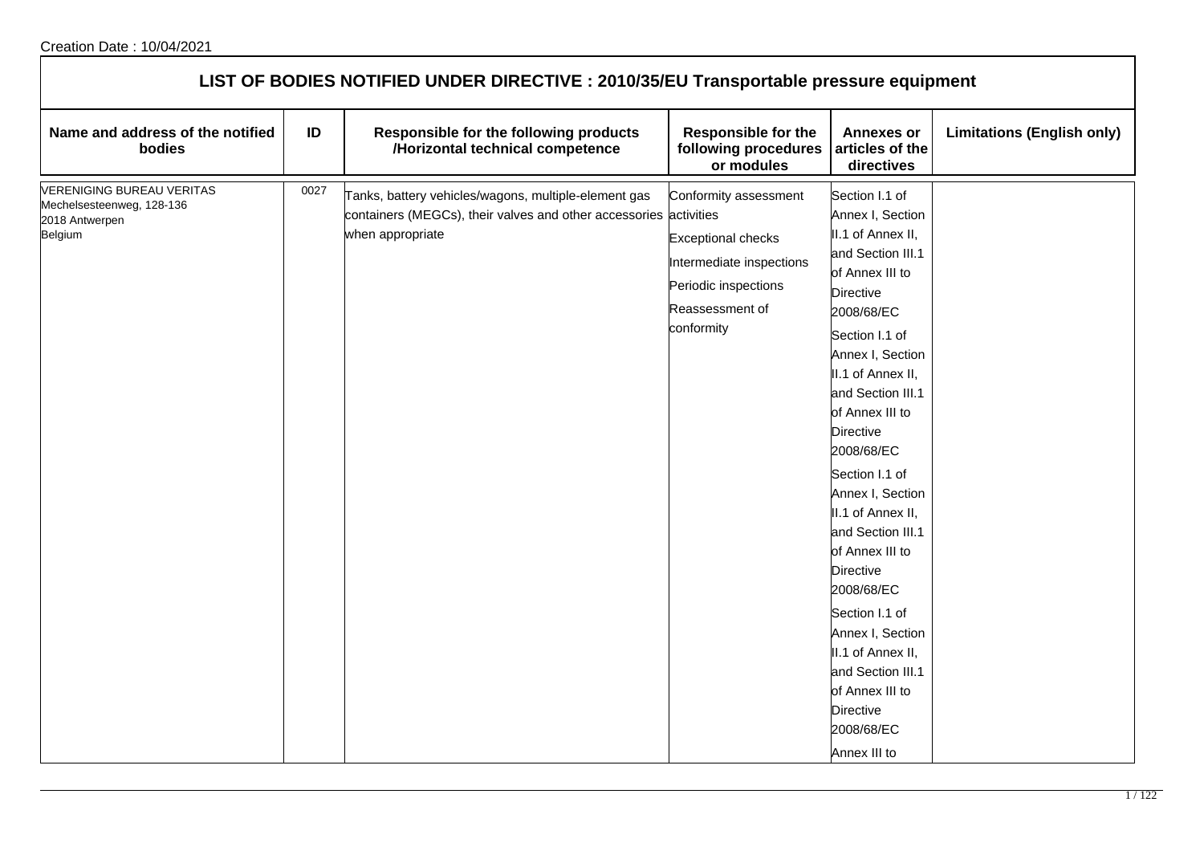Creation Date : 10/04/2021

# LIST OF BODIES NOTIFIED UNDER DIRECTIVE : 2010/35/EU Transportable pressure equipment

| Name and address of the notified bodies | ID | Responsible for the following products /Horizontal technical competence | Responsible for the following procedures or modules | Annexes or articles of the directives | Limitations (English only) |
|---|---|---|---|---|---|
| VERENIGING BUREAU VERITAS<br>Mechelsesteenweg, 128-136<br>2018 Antwerpen<br>Belgium | 0027 | Tanks, battery vehicles/wagons, multiple-element gas containers (MEGCs), their valves and other accessories when appropriate | Conformity assessment activities<br>Exceptional checks<br>Intermediate inspections<br>Periodic inspections<br>Reassessment of conformity | Section I.1 of Annex I, Section II.1 of Annex II, and Section III.1 of Annex III to Directive 2008/68/EC<br>Section I.1 of Annex I, Section II.1 of Annex II, and Section III.1 of Annex III to Directive 2008/68/EC<br>Section I.1 of Annex I, Section II.1 of Annex II, and Section III.1 of Annex III to Directive 2008/68/EC<br>Section I.1 of Annex I, Section II.1 of Annex II, and Section III.1 of Annex III to Directive 2008/68/EC<br>Annex III to | |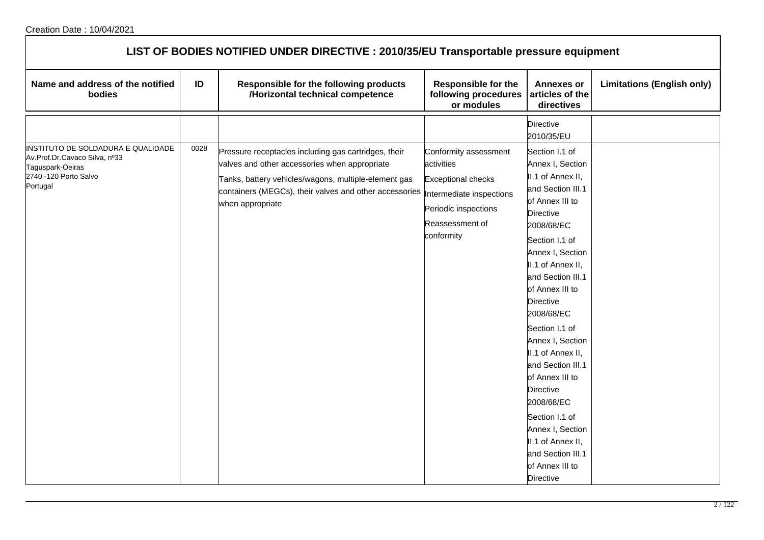Creation Date : 10/04/2021

## LIST OF BODIES NOTIFIED UNDER DIRECTIVE : 2010/35/EU Transportable pressure equipment

| Name and address of the notified bodies | ID | Responsible for the following products /Horizontal technical competence | Responsible for the following procedures or modules | Annexes or articles of the directives | Limitations (English only) |
|---|---|---|---|---|---|
| | | | | Directive 2010/35/EU | |
| INSTITUTO DE SOLDADURA E QUALIDADE<br>Av.Prof.Dr.Cavaco Silva, nº33<br>Taguspark-Oeiras<br>2740 -120 Porto Salvo<br>Portugal | 0028 | Pressure receptacles including gas cartridges, their valves and other accessories when appropriate<br>Tanks, battery vehicles/wagons, multiple-element gas containers (MEGCs), their valves and other accessories when appropriate | Conformity assessment activities<br>Exceptional checks<br>Intermediate inspections<br>Periodic inspections<br>Reassessment of conformity | Section I.1 of Annex I, Section II.1 of Annex II, and Section III.1 of Annex III to Directive 2008/68/EC<br>Section I.1 of Annex I, Section II.1 of Annex II, and Section III.1 of Annex III to Directive 2008/68/EC<br>Section I.1 of Annex I, Section II.1 of Annex II, and Section III.1 of Annex III to Directive 2008/68/EC<br>Section I.1 of Annex I, Section II.1 of Annex II, and Section III.1 of Annex III to Directive | |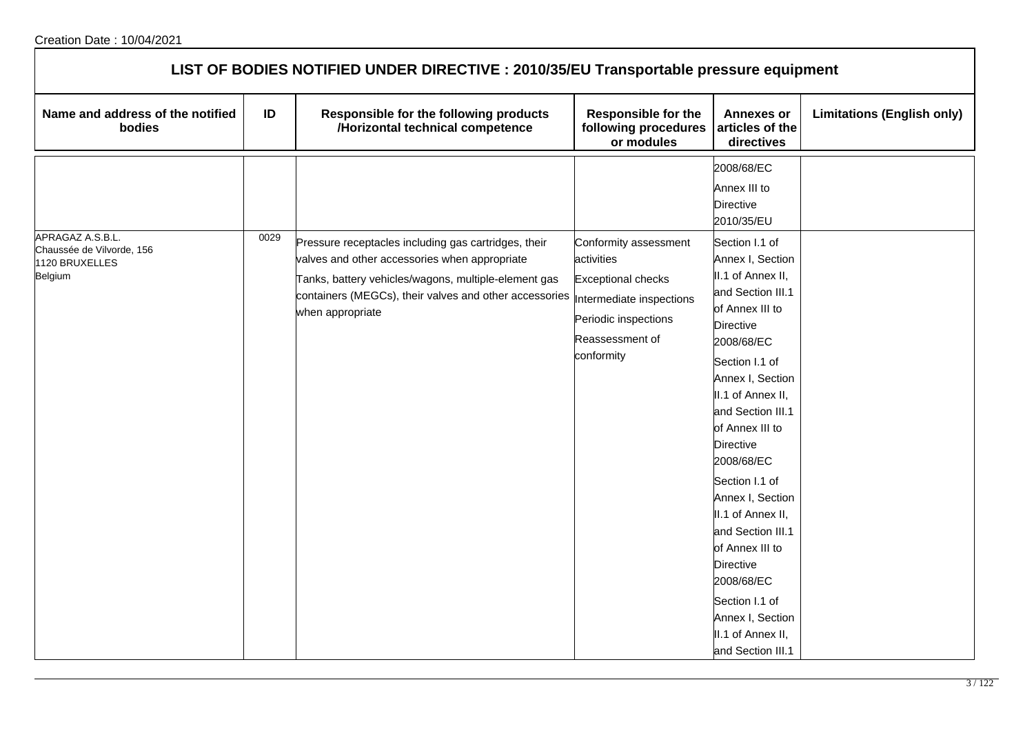Creation Date : 10/04/2021

## LIST OF BODIES NOTIFIED UNDER DIRECTIVE : 2010/35/EU Transportable pressure equipment

| Name and address of the notified bodies | ID | Responsible for the following products /Horizontal technical competence | Responsible for the following procedures or modules | Annexes or articles of the directives | Limitations (English only) |
|---|---|---|---|---|---|
| | | | | 2008/68/EC<br>Annex III to Directive 2010/35/EU | |
| APRAGAZ A.S.B.L.<br>Chaussée de Vilvorde, 156<br>1120 BRUXELLES<br>Belgium | 0029 | Pressure receptacles including gas cartridges, their valves and other accessories when appropriate<br>Tanks, battery vehicles/wagons, multiple-element gas containers (MEGCs), their valves and other accessories when appropriate | Conformity assessment activities<br>Exceptional checks<br>Intermediate inspections<br>Periodic inspections<br>Reassessment of conformity | Section I.1 of Annex I, Section II.1 of Annex II, and Section III.1 of Annex III to Directive 2008/68/EC<br>Section I.1 of Annex I, Section II.1 of Annex II, and Section III.1 of Annex III to Directive 2008/68/EC<br>Section I.1 of Annex I, Section II.1 of Annex II, and Section III.1 of Annex III to Directive 2008/68/EC<br>Section I.1 of Annex I, Section II.1 of Annex II, and Section III.1 | |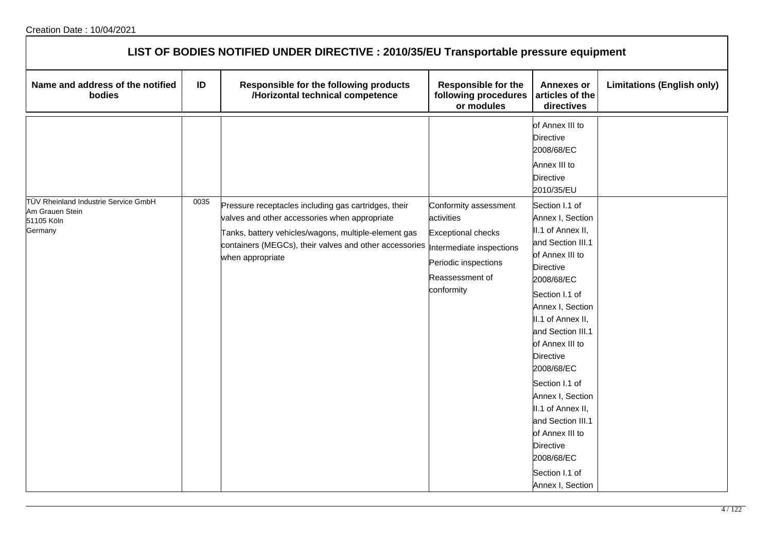Creation Date : 10/04/2021

# LIST OF BODIES NOTIFIED UNDER DIRECTIVE : 2010/35/EU Transportable pressure equipment

| Name and address of the notified bodies | ID | Responsible for the following products /Horizontal technical competence | Responsible for the following procedures or modules | Annexes or articles of the directives | Limitations (English only) |
|---|---|---|---|---|---|
| | | | | of Annex III to Directive 2008/68/EC<br>Annex III to Directive 2010/35/EU | |
| TÜV Rheinland Industrie Service GmbH<br>Am Grauen Stein<br>51105 Köln<br>Germany | 0035 | Pressure receptacles including gas cartridges, their valves and other accessories when appropriate<br>Tanks, battery vehicles/wagons, multiple-element gas containers (MEGCs), their valves and other accessories when appropriate | Conformity assessment activities<br>Exceptional checks<br>Intermediate inspections<br>Periodic inspections<br>Reassessment of conformity | Section I.1 of Annex I, Section II.1 of Annex II, and Section III.1 of Annex III to Directive 2008/68/EC<br>Section I.1 of Annex I, Section II.1 of Annex II, and Section III.1 of Annex III to Directive 2008/68/EC<br>Section I.1 of Annex I, Section II.1 of Annex II, and Section III.1 of Annex III to Directive 2008/68/EC<br>Section I.1 of Annex I, Section | |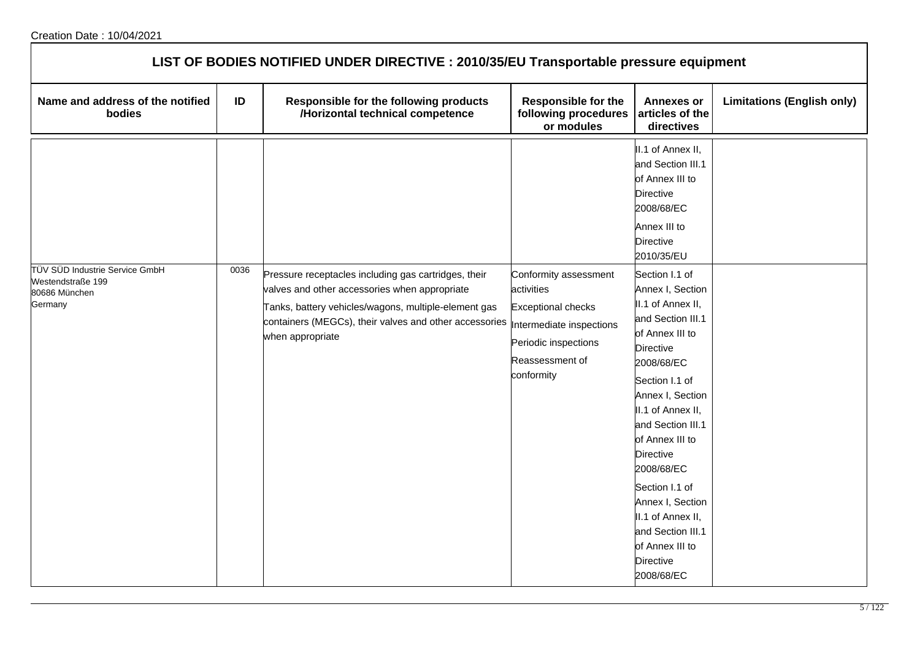Creation Date : 10/04/2021

## LIST OF BODIES NOTIFIED UNDER DIRECTIVE : 2010/35/EU Transportable pressure equipment

| Name and address of the notified bodies | ID | Responsible for the following products /Horizontal technical competence | Responsible for the following procedures or modules | Annexes or articles of the directives | Limitations (English only) |
|---|---|---|---|---|---|
| | | | | II.1 of Annex II, and Section III.1 of Annex III to Directive 2008/68/EC<br>Annex III to Directive 2010/35/EU | |
| TÜV SÜD Industrie Service GmbH<br>Westendstraße 199<br>80686 München<br>Germany | 0036 | Pressure receptacles including gas cartridges, their valves and other accessories when appropriate<br>Tanks, battery vehicles/wagons, multiple-element gas containers (MEGCs), their valves and other accessories when appropriate | Conformity assessment activities<br>Exceptional checks<br>Intermediate inspections<br>Periodic inspections<br>Reassessment of conformity | Section I.1 of Annex I, Section II.1 of Annex II, and Section III.1 of Annex III to Directive 2008/68/EC<br>Section I.1 of Annex I, Section II.1 of Annex II, and Section III.1 of Annex III to Directive 2008/68/EC<br>Section I.1 of Annex I, Section II.1 of Annex II, and Section III.1 of Annex III to Directive 2008/68/EC | |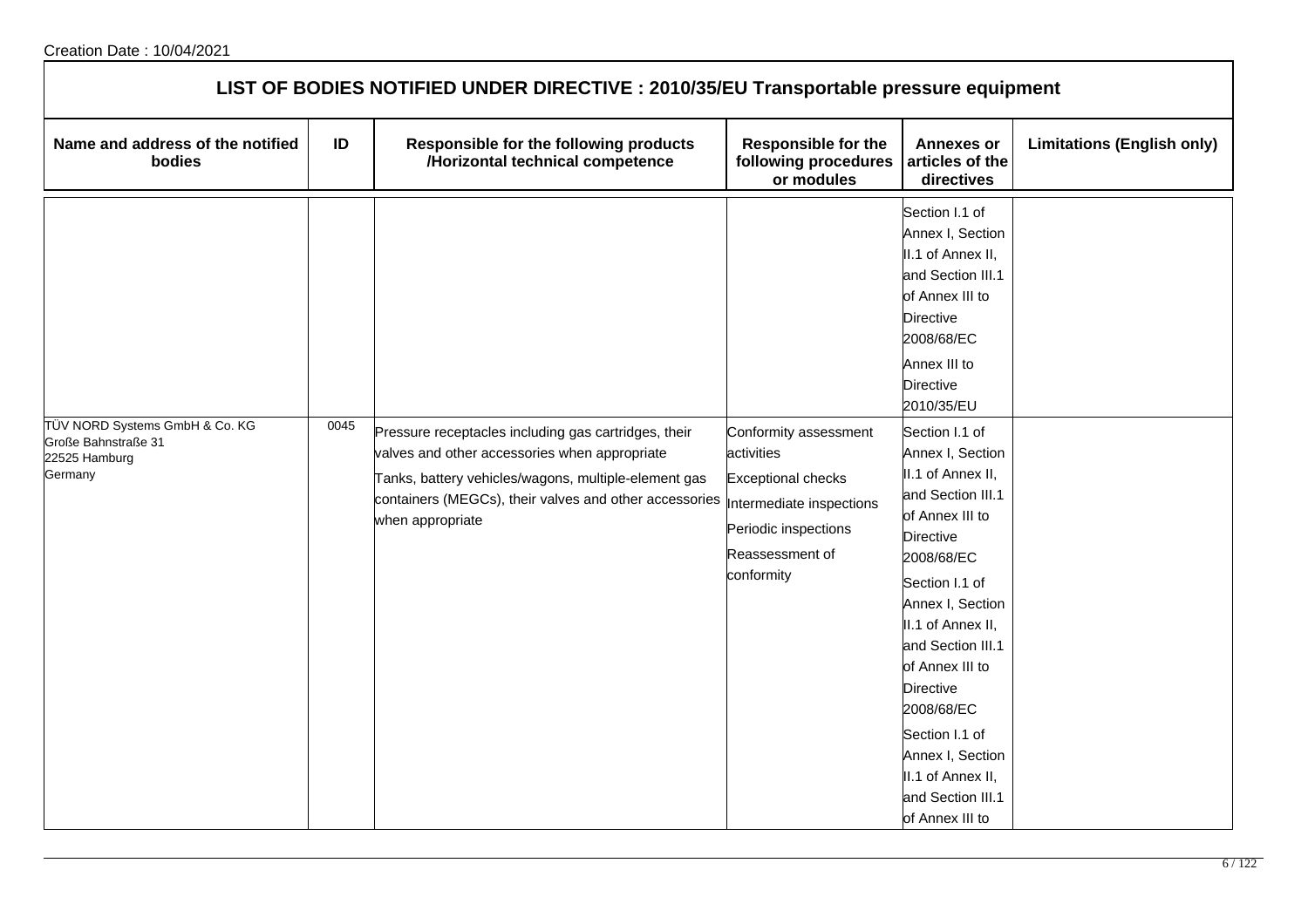Creation Date : 10/04/2021

## LIST OF BODIES NOTIFIED UNDER DIRECTIVE : 2010/35/EU Transportable pressure equipment

| Name and address of the notified bodies | ID | Responsible for the following products /Horizontal technical competence | Responsible for the following procedures or modules | Annexes or articles of the directives | Limitations (English only) |
|---|---|---|---|---|---|
| | | | | Section I.1 of Annex I, Section II.1 of Annex II, and Section III.1 of Annex III to Directive 2008/68/EC<br>Annex III to Directive 2010/35/EU | |
| TÜV NORD Systems GmbH & Co. KG<br>Große Bahnstraße 31<br>22525 Hamburg<br>Germany | 0045 | Pressure receptacles including gas cartridges, their valves and other accessories when appropriate<br>Tanks, battery vehicles/wagons, multiple-element gas containers (MEGCs), their valves and other accessories when appropriate | Conformity assessment activities<br>Exceptional checks<br>Intermediate inspections<br>Periodic inspections<br>Reassessment of conformity | Section I.1 of Annex I, Section II.1 of Annex II, and Section III.1 of Annex III to Directive 2008/68/EC<br>Section I.1 of Annex I, Section II.1 of Annex II, and Section III.1 of Annex III to Directive 2008/68/EC<br>Section I.1 of Annex I, Section II.1 of Annex II, and Section III.1 of Annex III to | |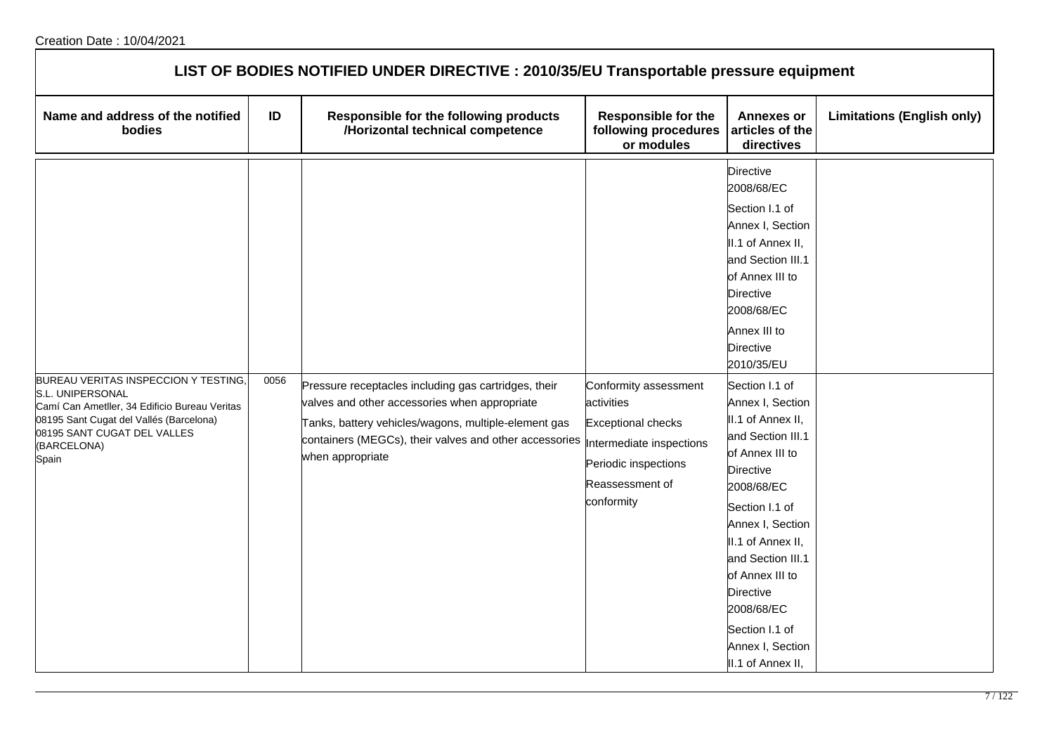Creation Date : 10/04/2021

# LIST OF BODIES NOTIFIED UNDER DIRECTIVE : 2010/35/EU Transportable pressure equipment

| Name and address of the notified bodies | ID | Responsible for the following products /Horizontal technical competence | Responsible for the following procedures or modules | Annexes or articles of the directives | Limitations (English only) |
|---|---|---|---|---|---|
| | | | | Directive 2008/68/EC<br>Section I.1 of Annex I, Section II.1 of Annex II, and Section III.1 of Annex III to Directive 2008/68/EC<br>Annex III to Directive 2010/35/EU | |
| BUREAU VERITAS INSPECCION Y TESTING, S.L. UNIPERSONAL<br>Camí Can Ametller, 34 Edificio Bureau Veritas<br>08195 Sant Cugat del Vallés (Barcelona)<br>08195 SANT CUGAT DEL VALLES (BARCELONA)<br>Spain | 0056 | Pressure receptacles including gas cartridges, their valves and other accessories when appropriate<br>Tanks, battery vehicles/wagons, multiple-element gas containers (MEGCs), their valves and other accessories when appropriate | Conformity assessment activities<br>Exceptional checks<br>Intermediate inspections<br>Periodic inspections<br>Reassessment of conformity | Section I.1 of Annex I, Section II.1 of Annex II, and Section III.1 of Annex III to Directive 2008/68/EC<br>Section I.1 of Annex I, Section II.1 of Annex II, and Section III.1 of Annex III to Directive 2008/68/EC<br>Section I.1 of Annex I, Section II.1 of Annex II, | |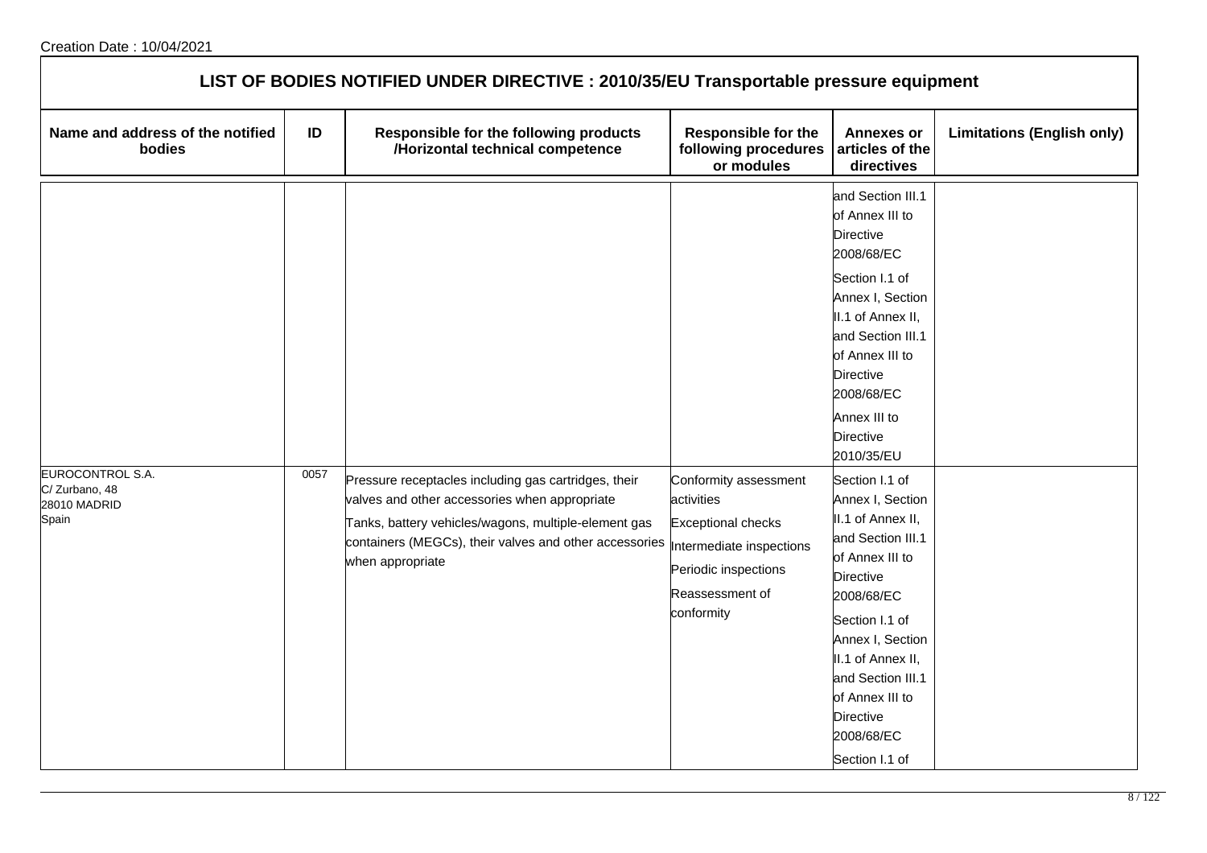Creation Date : 10/04/2021

## LIST OF BODIES NOTIFIED UNDER DIRECTIVE : 2010/35/EU Transportable pressure equipment

| Name and address of the notified bodies | ID | Responsible for the following products /Horizontal technical competence | Responsible for the following procedures or modules | Annexes or articles of the directives | Limitations (English only) |
|---|---|---|---|---|---|
| | | | | and Section III.1 of Annex III to Directive 2008/68/EC<br>Section I.1 of Annex I, Section II.1 of Annex II, and Section III.1 of Annex III to Directive 2008/68/EC<br>Annex III to Directive 2010/35/EU | |
| EUROCONTROL S.A.<br>C/ Zurbano, 48<br>28010 MADRID<br>Spain | 0057 | Pressure receptacles including gas cartridges, their valves and other accessories when appropriate<br>Tanks, battery vehicles/wagons, multiple-element gas containers (MEGCs), their valves and other accessories when appropriate | Conformity assessment activities<br>Exceptional checks<br>Intermediate inspections<br>Periodic inspections<br>Reassessment of conformity | Section I.1 of Annex I, Section II.1 of Annex II, and Section III.1 of Annex III to Directive 2008/68/EC<br>Section I.1 of Annex I, Section II.1 of Annex II, and Section III.1 of Annex III to Directive 2008/68/EC<br>Section I.1 of | |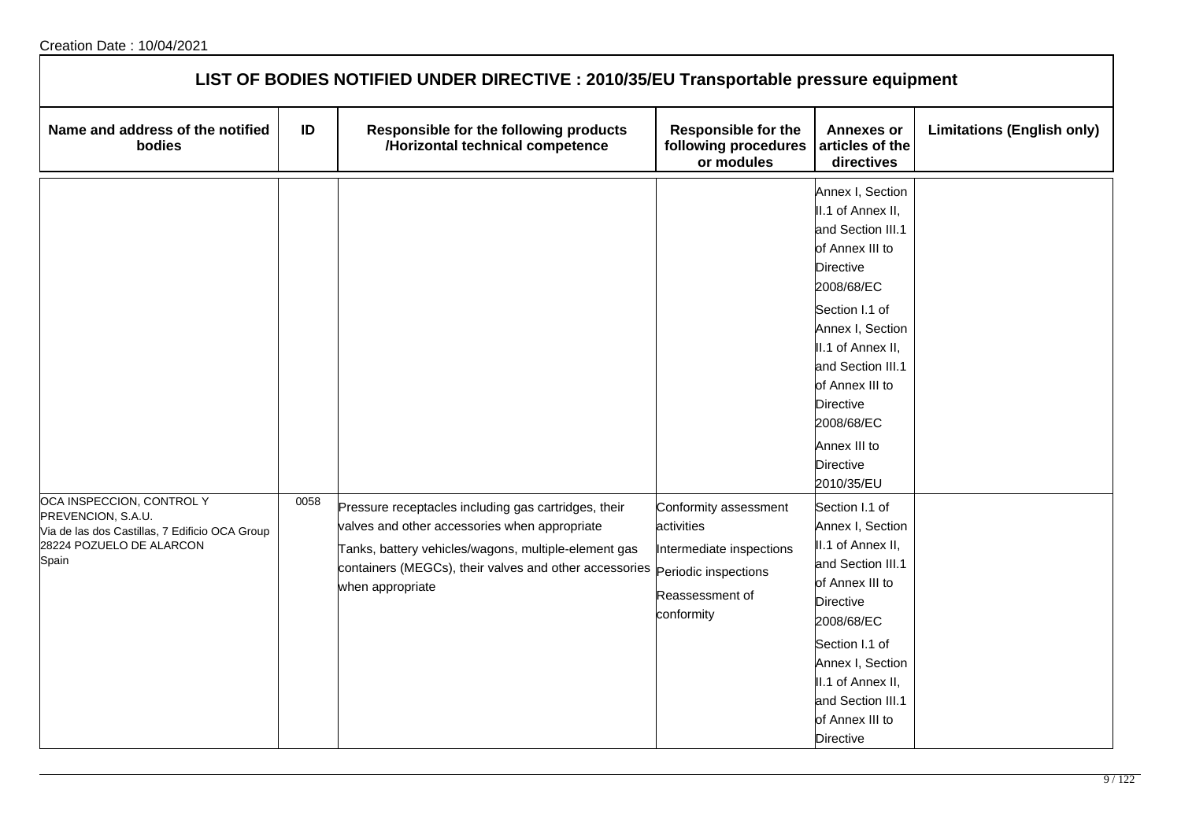Creation Date : 10/04/2021

## LIST OF BODIES NOTIFIED UNDER DIRECTIVE : 2010/35/EU Transportable pressure equipment

| Name and address of the notified bodies | ID | Responsible for the following products /Horizontal technical competence | Responsible for the following procedures or modules | Annexes or articles of the directives | Limitations (English only) |
|---|---|---|---|---|---|
| | | | | Annex I, Section II.1 of Annex II, and Section III.1 of Annex III to Directive 2008/68/EC<br>Section I.1 of Annex I, Section II.1 of Annex II, and Section III.1 of Annex III to Directive 2008/68/EC<br>Annex III to Directive 2010/35/EU | |
| OCA INSPECCION, CONTROL Y PREVENCION, S.A.U.<br>Via de las dos Castillas, 7 Edificio OCA Group<br>28224 POZUELO DE ALARCON<br>Spain | 0058 | Pressure receptacles including gas cartridges, their valves and other accessories when appropriate<br>Tanks, battery vehicles/wagons, multiple-element gas containers (MEGCs), their valves and other accessories when appropriate | Conformity assessment activities<br>Intermediate inspections<br>Periodic inspections<br>Reassessment of conformity | Section I.1 of Annex I, Section II.1 of Annex II, and Section III.1 of Annex III to Directive 2008/68/EC<br>Section I.1 of Annex I, Section II.1 of Annex II, and Section III.1 of Annex III to Directive | |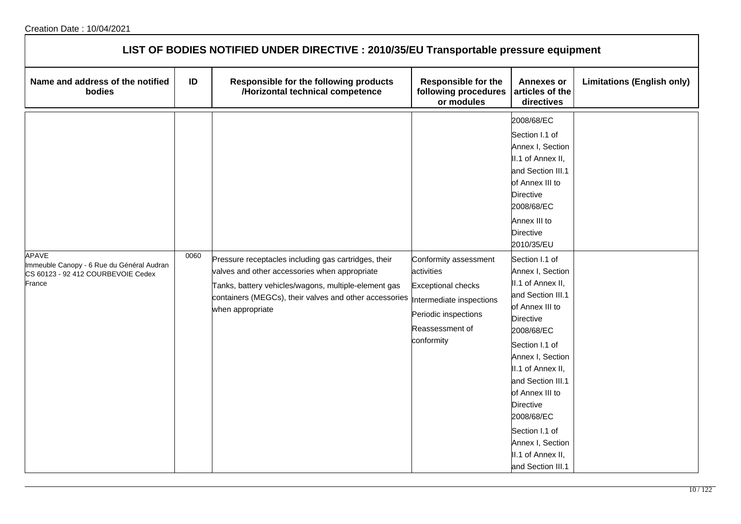Creation Date : 10/04/2021

## LIST OF BODIES NOTIFIED UNDER DIRECTIVE : 2010/35/EU Transportable pressure equipment

| Name and address of the notified bodies | ID | Responsible for the following products /Horizontal technical competence | Responsible for the following procedures or modules | Annexes or articles of the directives | Limitations (English only) |
|---|---|---|---|---|---|
| | | | | 2008/68/EC<br>Section I.1 of Annex I, Section II.1 of Annex II, and Section III.1 of Annex III to Directive 2008/68/EC<br>Annex III to Directive 2010/35/EU | |
| APAVE<br>Immeuble Canopy - 6 Rue du Général Audran CS 60123 - 92 412 COURBEVOIE Cedex<br>France | 0060 | Pressure receptacles including gas cartridges, their valves and other accessories when appropriate<br>Tanks, battery vehicles/wagons, multiple-element gas containers (MEGCs), their valves and other accessories when appropriate | Conformity assessment activities<br>Exceptional checks<br>Intermediate inspections<br>Periodic inspections<br>Reassessment of conformity | Section I.1 of Annex I, Section II.1 of Annex II, and Section III.1 of Annex III to Directive 2008/68/EC<br>Section I.1 of Annex I, Section II.1 of Annex II, and Section III.1 of Annex III to Directive 2008/68/EC<br>Section I.1 of Annex I, Section II.1 of Annex II, and Section III.1 | |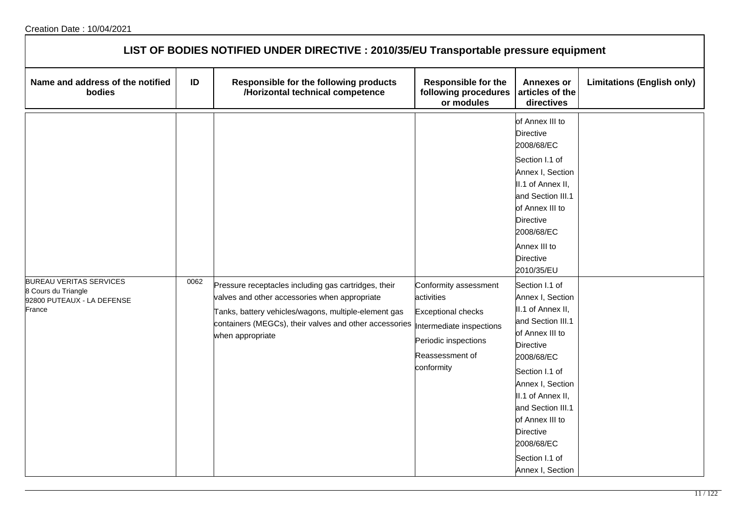Creation Date : 10/04/2021

## LIST OF BODIES NOTIFIED UNDER DIRECTIVE : 2010/35/EU Transportable pressure equipment

| Name and address of the notified bodies | ID | Responsible for the following products /Horizontal technical competence | Responsible for the following procedures or modules | Annexes or articles of the directives | Limitations (English only) |
|---|---|---|---|---|---|
| | | | | of Annex III to Directive 2008/68/EC<br>Section I.1 of Annex I, Section II.1 of Annex II, and Section III.1 of Annex III to Directive 2008/68/EC<br>Annex III to Directive 2010/35/EU | |
| BUREAU VERITAS SERVICES<br>8 Cours du Triangle<br>92800 PUTEAUX - LA DEFENSE<br>France | 0062 | Pressure receptacles including gas cartridges, their valves and other accessories when appropriate<br>Tanks, battery vehicles/wagons, multiple-element gas containers (MEGCs), their valves and other accessories when appropriate | Conformity assessment activities<br>Exceptional checks<br>Intermediate inspections<br>Periodic inspections<br>Reassessment of conformity | Section I.1 of Annex I, Section II.1 of Annex II, and Section III.1 of Annex III to Directive 2008/68/EC<br>Section I.1 of Annex I, Section II.1 of Annex II, and Section III.1 of Annex III to Directive 2008/68/EC<br>Section I.1 of Annex I, Section | |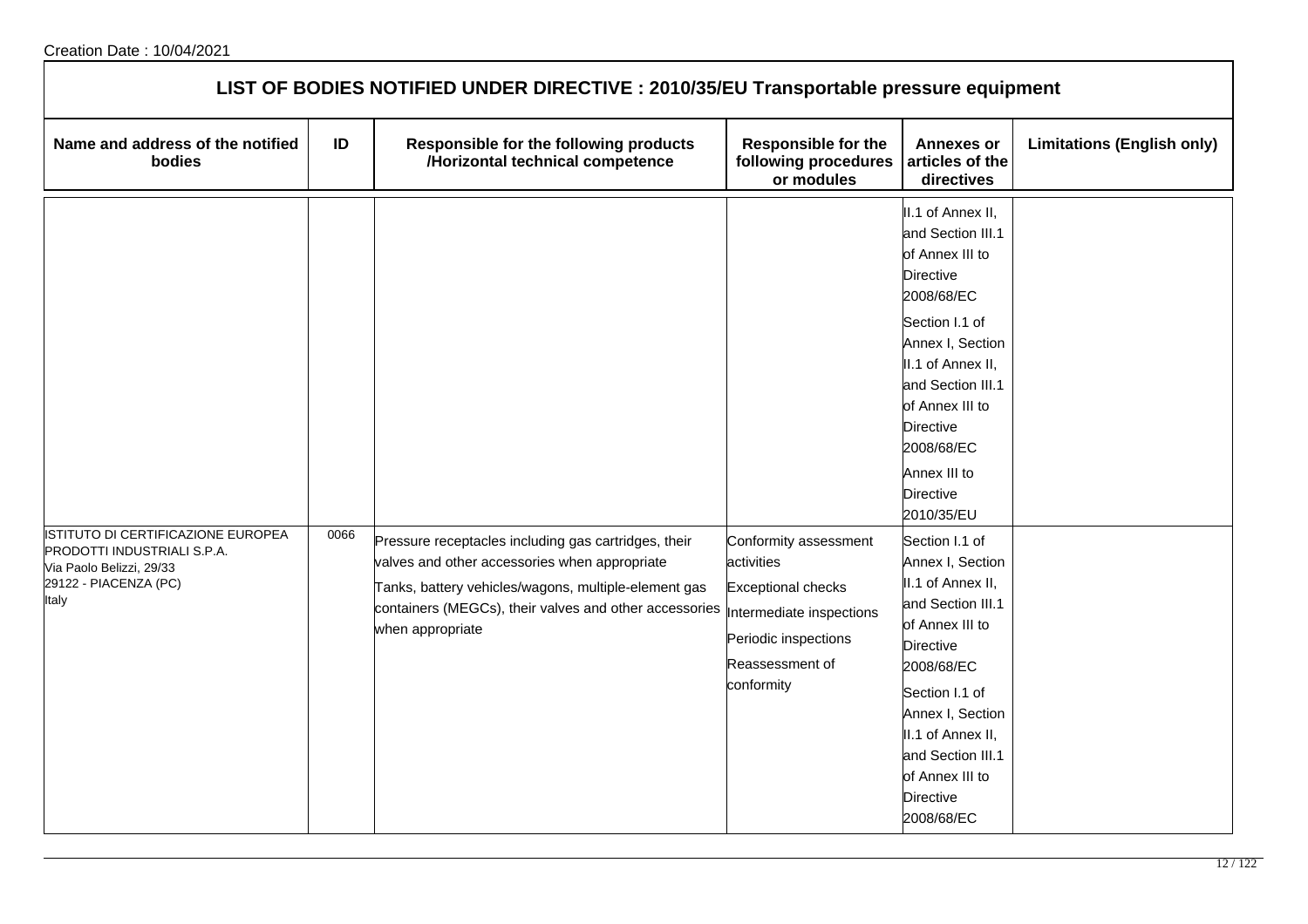Creation Date : 10/04/2021

## LIST OF BODIES NOTIFIED UNDER DIRECTIVE : 2010/35/EU Transportable pressure equipment

| Name and address of the notified bodies | ID | Responsible for the following products /Horizontal technical competence | Responsible for the following procedures or modules | Annexes or articles of the directives | Limitations (English only) |
| --- | --- | --- | --- | --- | --- |
| | | | | II.1 of Annex II, and Section III.1 of Annex III to Directive 2008/68/EC<br>Section I.1 of Annex I, Section II.1 of Annex II, and Section III.1 of Annex III to Directive 2008/68/EC<br>Annex III to Directive 2010/35/EU | |
| ISTITUTO DI CERTIFICAZIONE EUROPEA PRODOTTI INDUSTRIALI S.P.A.<br>Via Paolo Belizzi, 29/33<br>29122 - PIACENZA (PC)<br>Italy | 0066 | Pressure receptacles including gas cartridges, their valves and other accessories when appropriate<br>Tanks, battery vehicles/wagons, multiple-element gas containers (MEGCs), their valves and other accessories when appropriate | Conformity assessment activities<br>Exceptional checks<br>Intermediate inspections<br>Periodic inspections<br>Reassessment of conformity | Section I.1 of Annex I, Section II.1 of Annex II, and Section III.1 of Annex III to Directive 2008/68/EC<br>Section I.1 of Annex I, Section II.1 of Annex II, and Section III.1 of Annex III to Directive 2008/68/EC | |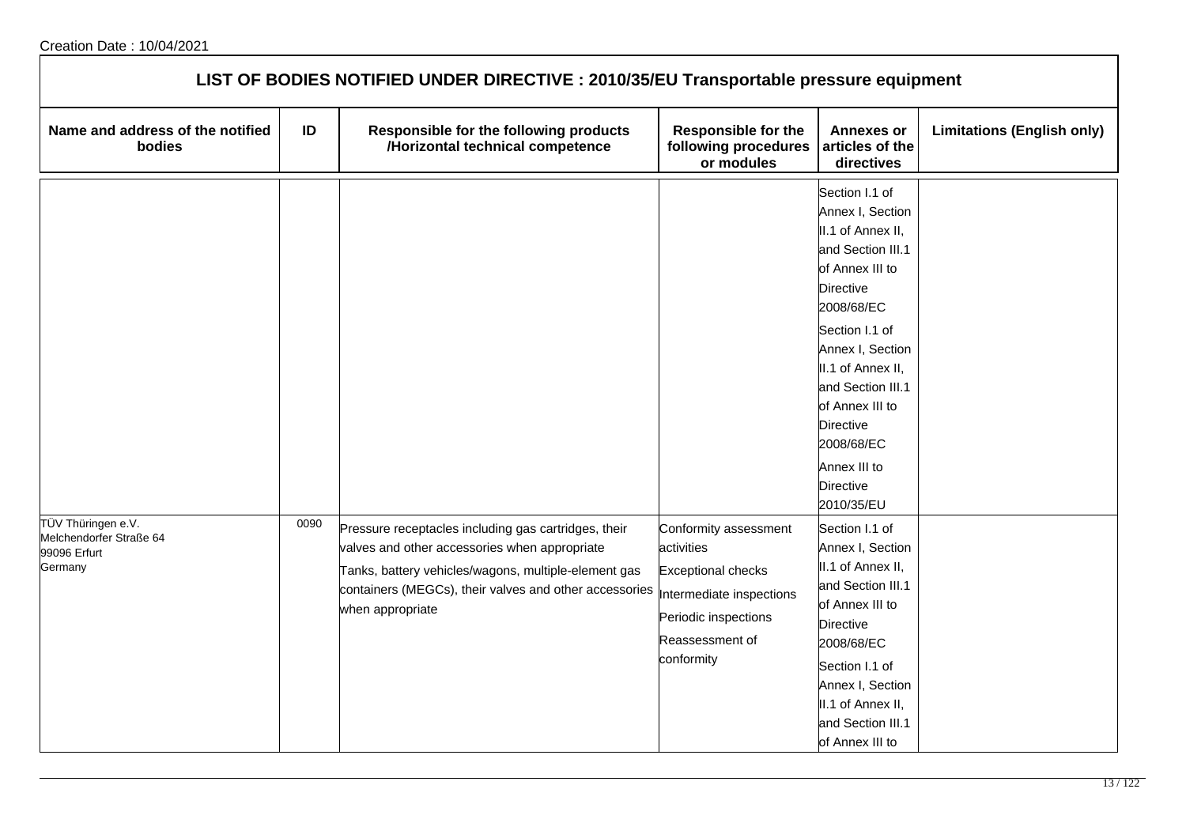Creation Date : 10/04/2021

# LIST OF BODIES NOTIFIED UNDER DIRECTIVE : 2010/35/EU Transportable pressure equipment

| Name and address of the notified bodies | ID | Responsible for the following products /Horizontal technical competence | Responsible for the following procedures or modules | Annexes or articles of the directives | Limitations (English only) |
|---|---|---|---|---|---|
| | | | | Section I.1 of Annex I, Section II.1 of Annex II, and Section III.1 of Annex III to Directive 2008/68/EC<br>Section I.1 of Annex I, Section II.1 of Annex II, and Section III.1 of Annex III to Directive 2008/68/EC<br>Annex III to Directive 2010/35/EU | |
| TÜV Thüringen e.V.<br>Melchendorfer Straße 64<br>99096 Erfurt<br>Germany | 0090 | Pressure receptacles including gas cartridges, their valves and other accessories when appropriate<br>Tanks, battery vehicles/wagons, multiple-element gas containers (MEGCs), their valves and other accessories when appropriate | Conformity assessment activities<br>Exceptional checks<br>Intermediate inspections<br>Periodic inspections<br>Reassessment of conformity | Section I.1 of Annex I, Section II.1 of Annex II, and Section III.1 of Annex III to Directive 2008/68/EC<br>Section I.1 of Annex I, Section II.1 of Annex II, and Section III.1 of Annex III to | |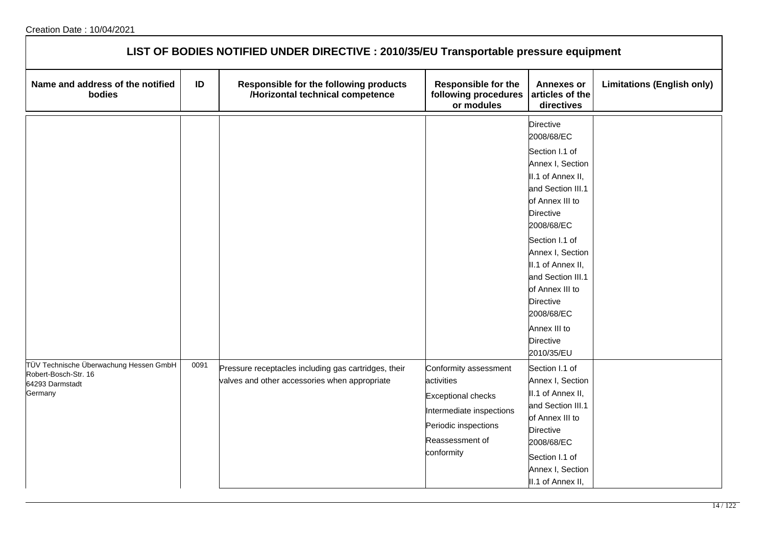Creation Date : 10/04/2021

## LIST OF BODIES NOTIFIED UNDER DIRECTIVE : 2010/35/EU Transportable pressure equipment

| Name and address of the notified bodies | ID | Responsible for the following products /Horizontal technical competence | Responsible for the following procedures or modules | Annexes or articles of the directives | Limitations (English only) |
| --- | --- | --- | --- | --- | --- |
| | | | | Directive 2008/68/EC<br>Section I.1 of Annex I, Section II.1 of Annex II, and Section III.1 of Annex III to Directive 2008/68/EC<br>Section I.1 of Annex I, Section II.1 of Annex II, and Section III.1 of Annex III to Directive 2008/68/EC<br>Annex III to Directive 2010/35/EU | |
| TÜV Technische Überwachung Hessen GmbH<br>Robert-Bosch-Str. 16<br>64293 Darmstadt<br>Germany | 0091 | Pressure receptacles including gas cartridges, their valves and other accessories when appropriate | Conformity assessment activities<br>Exceptional checks<br>Intermediate inspections<br>Periodic inspections<br>Reassessment of conformity | Section I.1 of Annex I, Section II.1 of Annex II, and Section III.1 of Annex III to Directive 2008/68/EC<br>Section I.1 of Annex I, Section II.1 of Annex II, | |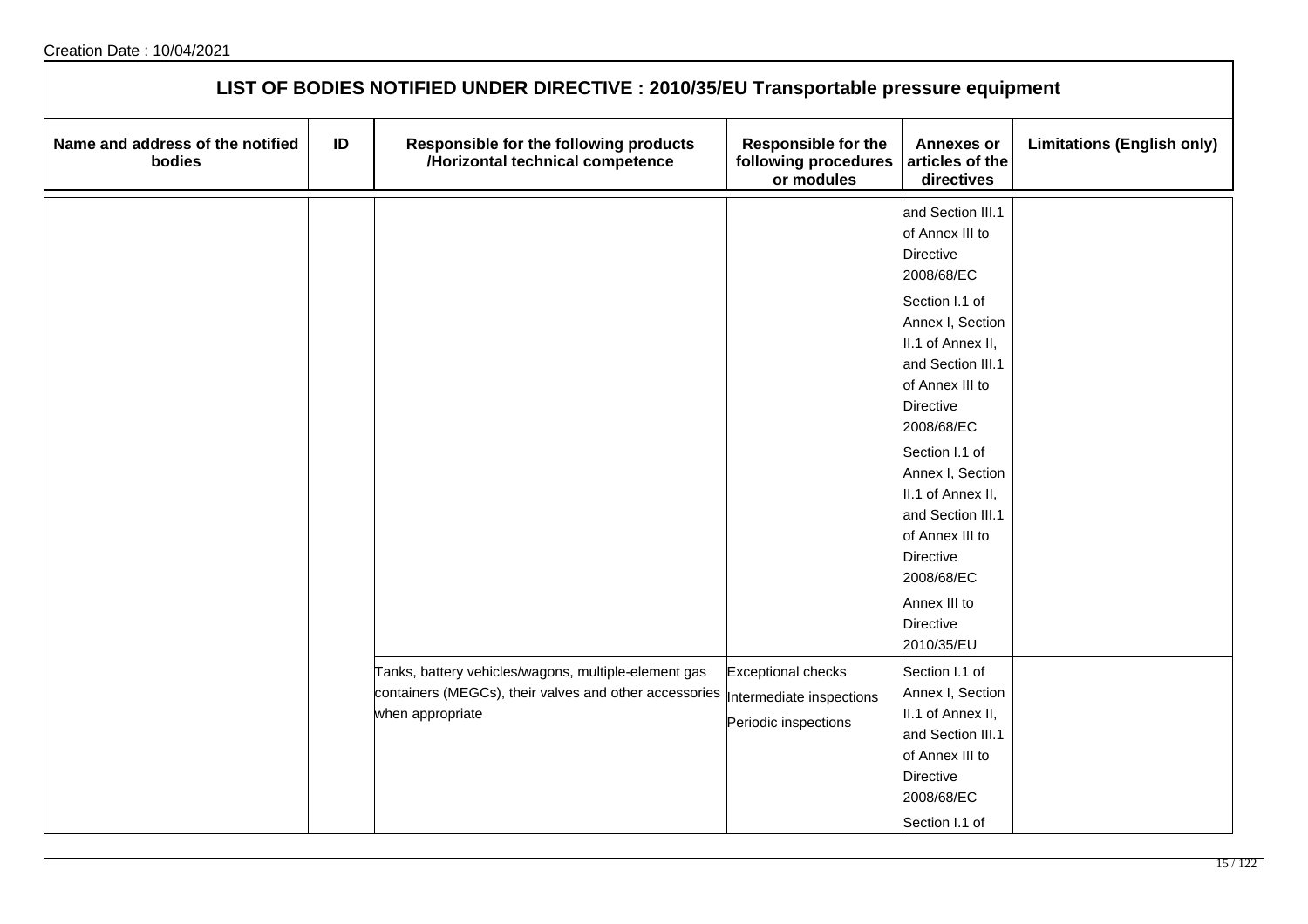Creation Date : 10/04/2021

## LIST OF BODIES NOTIFIED UNDER DIRECTIVE : 2010/35/EU Transportable pressure equipment

| Name and address of the notified bodies | ID | Responsible for the following products /Horizontal technical competence | Responsible for the following procedures or modules | Annexes or articles of the directives | Limitations (English only) |
|---|---|---|---|---|---|
| | | | | and Section III.1 of Annex III to Directive 2008/68/EC<br><br>Section I.1 of Annex I, Section II.1 of Annex II, and Section III.1 of Annex III to Directive 2008/68/EC<br><br>Section I.1 of Annex I, Section II.1 of Annex II, and Section III.1 of Annex III to Directive 2008/68/EC<br><br>Annex III to Directive 2010/35/EU | |
| | | Tanks, battery vehicles/wagons, multiple-element gas containers (MEGCs), their valves and other accessories when appropriate | Exceptional checks<br>Intermediate inspections<br>Periodic inspections | Section I.1 of Annex I, Section II.1 of Annex II, and Section III.1 of Annex III to Directive 2008/68/EC<br><br>Section I.1 of | |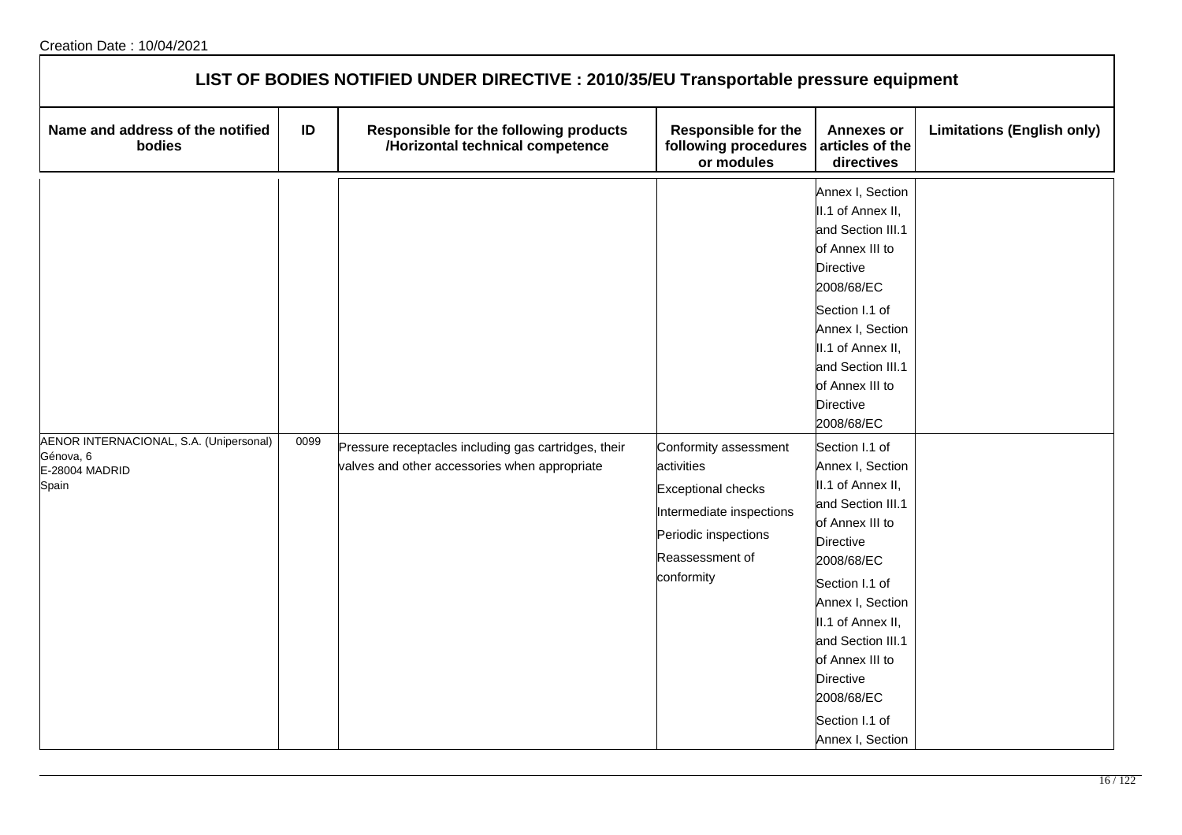Creation Date : 10/04/2021

## LIST OF BODIES NOTIFIED UNDER DIRECTIVE : 2010/35/EU Transportable pressure equipment

| Name and address of the notified bodies | ID | Responsible for the following products /Horizontal technical competence | Responsible for the following procedures or modules | Annexes or articles of the directives | Limitations (English only) |
|---|---|---|---|---|---|
| | | | | Annex I, Section II.1 of Annex II, and Section III.1 of Annex III to Directive 2008/68/EC<br>Section I.1 of Annex I, Section II.1 of Annex II, and Section III.1 of Annex III to Directive 2008/68/EC | |
| AENOR INTERNACIONAL, S.A. (Unipersonal)<br>Génova, 6<br>E-28004 MADRID<br>Spain | 0099 | Pressure receptacles including gas cartridges, their valves and other accessories when appropriate | Conformity assessment activities<br>Exceptional checks<br>Intermediate inspections<br>Periodic inspections<br>Reassessment of conformity | Section I.1 of Annex I, Section II.1 of Annex II, and Section III.1 of Annex III to Directive 2008/68/EC<br>Section I.1 of Annex I, Section II.1 of Annex II, and Section III.1 of Annex III to Directive 2008/68/EC<br>Section I.1 of Annex I, Section | |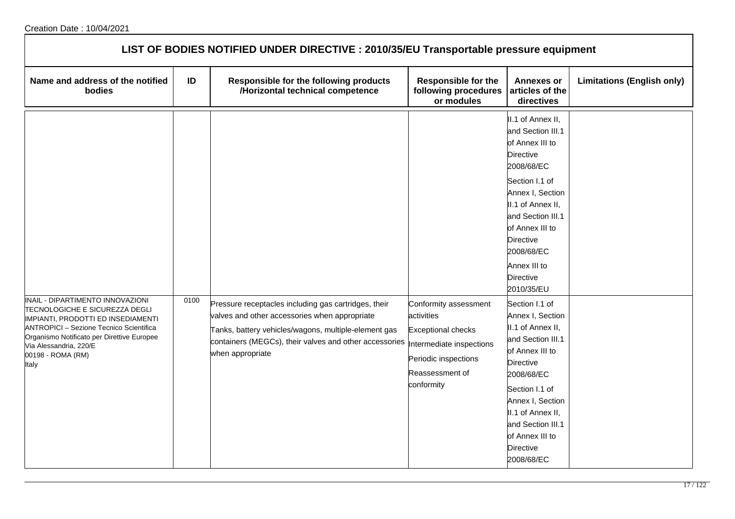Creation Date : 10/04/2021

# LIST OF BODIES NOTIFIED UNDER DIRECTIVE : 2010/35/EU Transportable pressure equipment

| Name and address of the notified bodies | ID | Responsible for the following products /Horizontal technical competence | Responsible for the following procedures or modules | Annexes or articles of the directives | Limitations (English only) |
|---|---|---|---|---|---|
| | | | | II.1 of Annex II, and Section III.1 of Annex III to Directive 2008/68/EC<br><br>Section I.1 of Annex I, Section II.1 of Annex II, and Section III.1 of Annex III to Directive 2008/68/EC<br><br>Annex III to Directive 2010/35/EU | |
| INAIL - DIPARTIMENTO INNOVAZIONI TECNOLOGICHE E SICUREZZA DEGLI IMPIANTI, PRODOTTI ED INSEDIAMENTI ANTROPICI – Sezione Tecnico Scientifica Organismo Notificato per Direttive Europee<br>Via Alessandria, 220/E<br>00198 - ROMA (RM)<br>Italy | 0100 | Pressure receptacles including gas cartridges, their valves and other accessories when appropriate<br><br>Tanks, battery vehicles/wagons, multiple-element gas containers (MEGCs), their valves and other accessories when appropriate | Conformity assessment activities<br><br>Exceptional checks<br><br>Intermediate inspections<br><br>Periodic inspections<br><br>Reassessment of conformity | Section I.1 of Annex I, Section II.1 of Annex II, and Section III.1 of Annex III to Directive 2008/68/EC<br><br>Section I.1 of Annex I, Section II.1 of Annex II, and Section III.1 of Annex III to Directive 2008/68/EC | |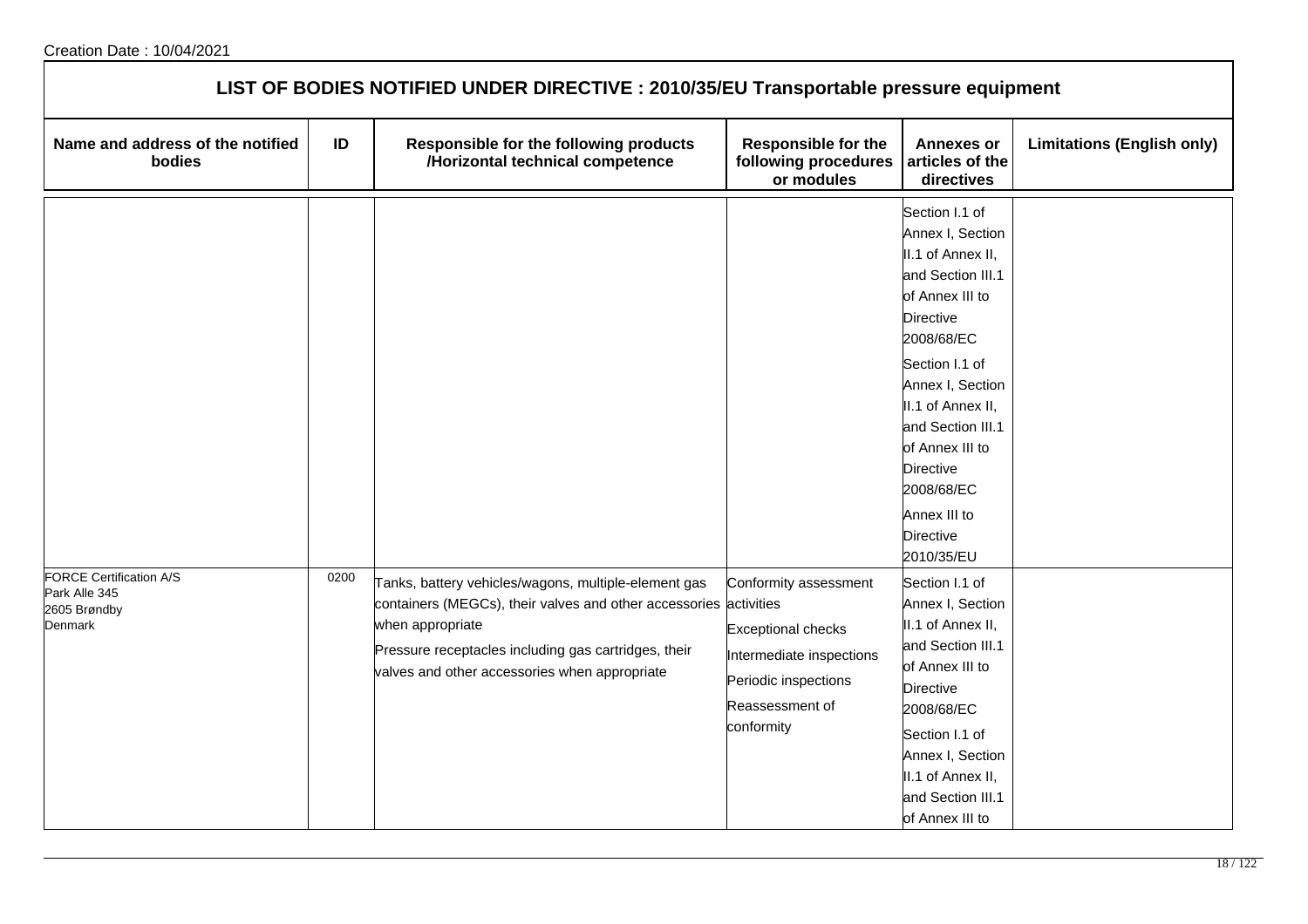Creation Date : 10/04/2021

# LIST OF BODIES NOTIFIED UNDER DIRECTIVE : 2010/35/EU Transportable pressure equipment

| Name and address of the notified bodies | ID | Responsible for the following products /Horizontal technical competence | Responsible for the following procedures or modules | Annexes or articles of the directives | Limitations (English only) |
|---|---|---|---|---|---|
| | | | | Section I.1 of Annex I, Section II.1 of Annex II, and Section III.1 of Annex III to Directive 2008/68/EC<br>Section I.1 of Annex I, Section II.1 of Annex II, and Section III.1 of Annex III to Directive 2008/68/EC<br>Annex III to Directive 2010/35/EU | |
| FORCE Certification A/S<br>Park Alle 345<br>2605 Brøndby<br>Denmark | 0200 | Tanks, battery vehicles/wagons, multiple-element gas containers (MEGCs), their valves and other accessories when appropriate<br>Pressure receptacles including gas cartridges, their valves and other accessories when appropriate | Conformity assessment activities<br>Exceptional checks<br>Intermediate inspections<br>Periodic inspections<br>Reassessment of conformity | Section I.1 of Annex I, Section II.1 of Annex II, and Section III.1 of Annex III to Directive 2008/68/EC<br>Section I.1 of Annex I, Section II.1 of Annex II, and Section III.1 of Annex III to | |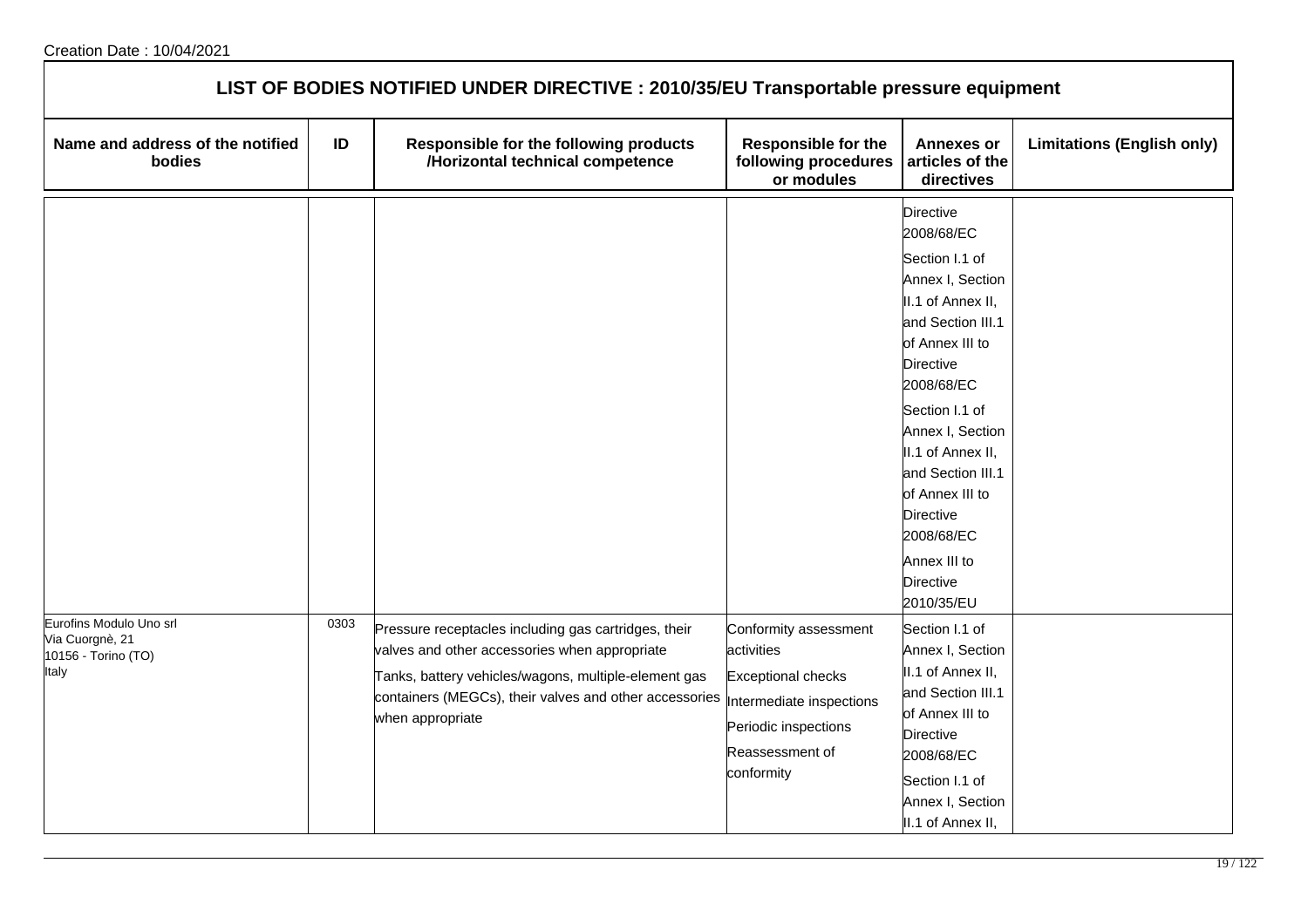Creation Date : 10/04/2021

# LIST OF BODIES NOTIFIED UNDER DIRECTIVE : 2010/35/EU Transportable pressure equipment

| Name and address of the notified bodies | ID | Responsible for the following products /Horizontal technical competence | Responsible for the following procedures or modules | Annexes or articles of the directives | Limitations (English only) |
|---|---|---|---|---|---|
| | | | | Directive 2008/68/EC<br><br>Section I.1 of Annex I, Section II.1 of Annex II, and Section III.1 of Annex III to Directive 2008/68/EC<br><br>Section I.1 of Annex I, Section II.1 of Annex II, and Section III.1 of Annex III to Directive 2008/68/EC<br><br>Annex III to Directive 2010/35/EU | |
| Eurofins Modulo Uno srl<br>Via Cuorgnè, 21<br>10156 - Torino (TO)<br>Italy | 0303 | Pressure receptacles including gas cartridges, their valves and other accessories when appropriate<br><br>Tanks, battery vehicles/wagons, multiple-element gas containers (MEGCs), their valves and other accessories when appropriate | Conformity assessment activities<br><br>Exceptional checks<br><br>Intermediate inspections<br><br>Periodic inspections<br><br>Reassessment of conformity | Section I.1 of Annex I, Section II.1 of Annex II, and Section III.1 of Annex III to Directive 2008/68/EC<br><br>Section I.1 of Annex I, Section II.1 of Annex II, | |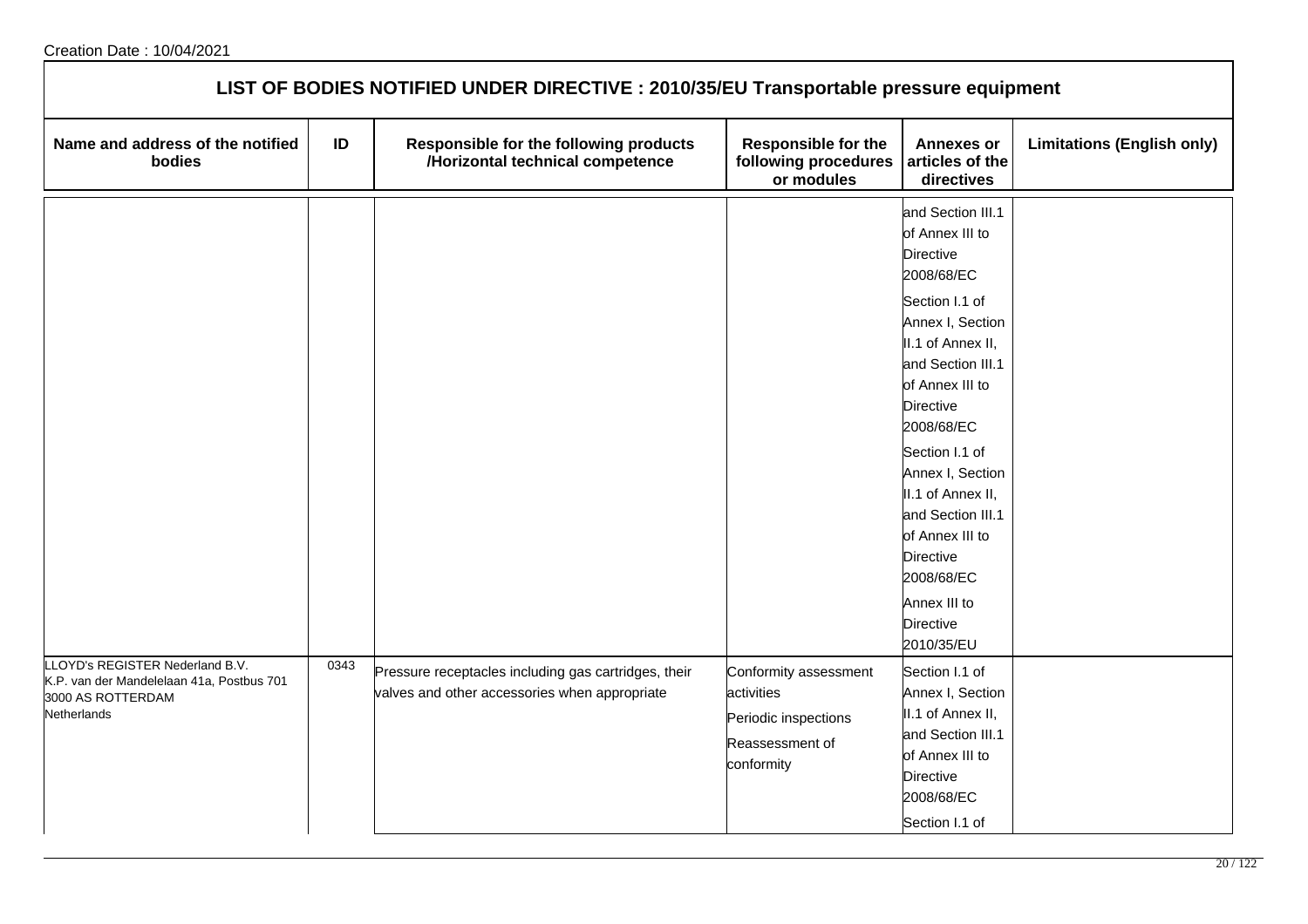Creation Date : 10/04/2021

## LIST OF BODIES NOTIFIED UNDER DIRECTIVE : 2010/35/EU Transportable pressure equipment

| Name and address of the notified bodies | ID | Responsible for the following products /Horizontal technical competence | Responsible for the following procedures or modules | Annexes or articles of the directives | Limitations (English only) |
|---|---|---|---|---|---|
| | | | | and Section III.1 of Annex III to Directive 2008/68/EC<br><br>Section I.1 of Annex I, Section II.1 of Annex II, and Section III.1 of Annex III to Directive 2008/68/EC<br><br>Section I.1 of Annex I, Section II.1 of Annex II, and Section III.1 of Annex III to Directive 2008/68/EC<br><br>Annex III to Directive 2010/35/EU | |
| LLOYD's REGISTER Nederland B.V.<br>K.P. van der Mandelelaan 41a, Postbus 701<br>3000 AS ROTTERDAM<br>Netherlands | 0343 | Pressure receptacles including gas cartridges, their valves and other accessories when appropriate | Conformity assessment activities<br><br>Periodic inspections<br><br>Reassessment of conformity | Section I.1 of Annex I, Section II.1 of Annex II, and Section III.1 of Annex III to Directive 2008/68/EC<br><br>Section I.1 of | |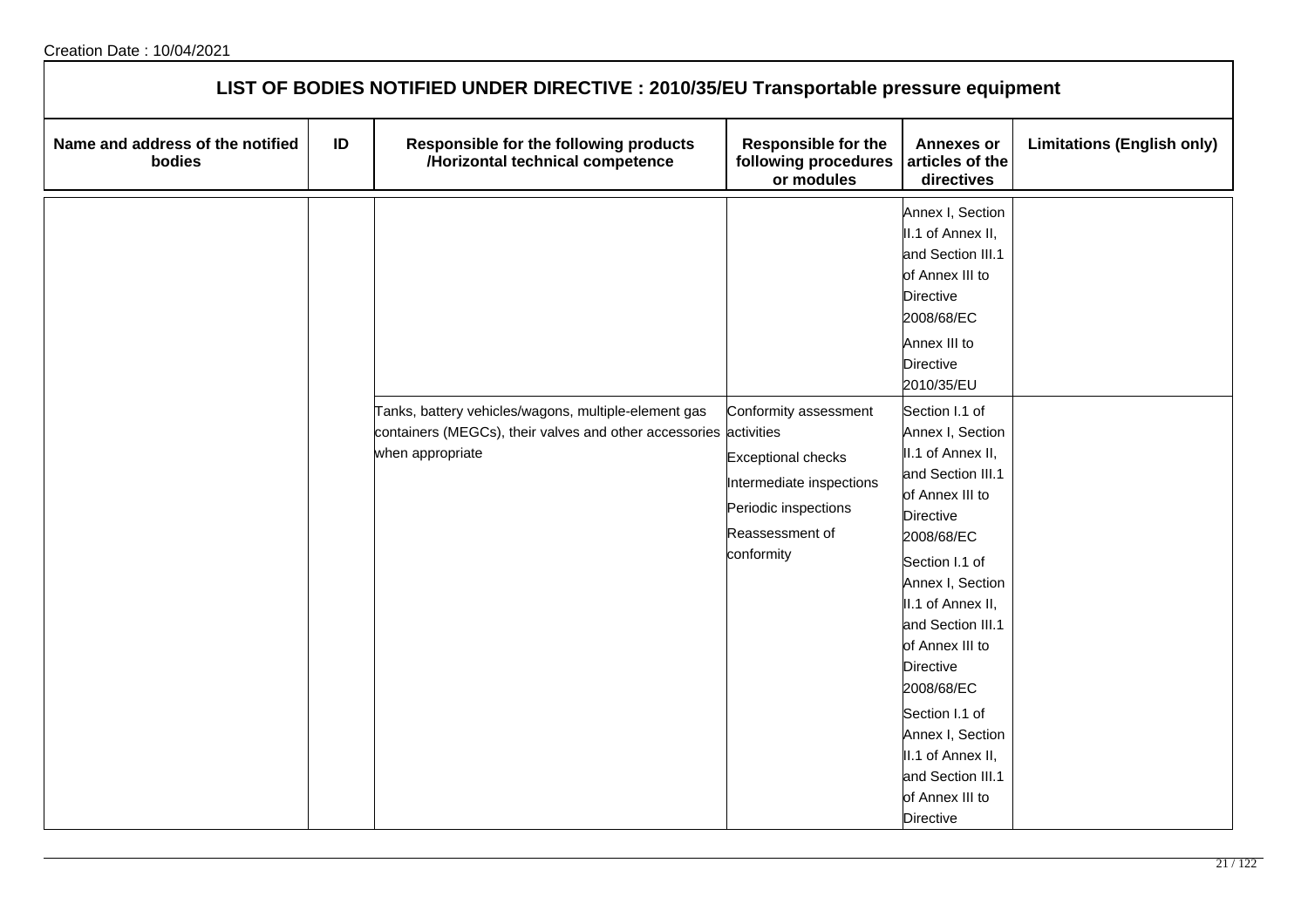Creation Date : 10/04/2021

# LIST OF BODIES NOTIFIED UNDER DIRECTIVE : 2010/35/EU Transportable pressure equipment

| Name and address of the notified bodies | ID | Responsible for the following products /Horizontal technical competence | Responsible for the following procedures or modules | Annexes or articles of the directives | Limitations (English only) |
|---|---|---|---|---|---|
| | | | | Annex I, Section II.1 of Annex II, and Section III.1 of Annex III to Directive 2008/68/EC<br>Annex III to Directive 2010/35/EU | |
| | | Tanks, battery vehicles/wagons, multiple-element gas containers (MEGCs), their valves and other accessories when appropriate | Conformity assessment activities<br>Exceptional checks<br>Intermediate inspections<br>Periodic inspections<br>Reassessment of conformity | Section I.1 of Annex I, Section II.1 of Annex II, and Section III.1 of Annex III to Directive 2008/68/EC<br>Section I.1 of Annex I, Section II.1 of Annex II, and Section III.1 of Annex III to Directive 2008/68/EC<br>Section I.1 of Annex I, Section II.1 of Annex II, and Section III.1 of Annex III to Directive | |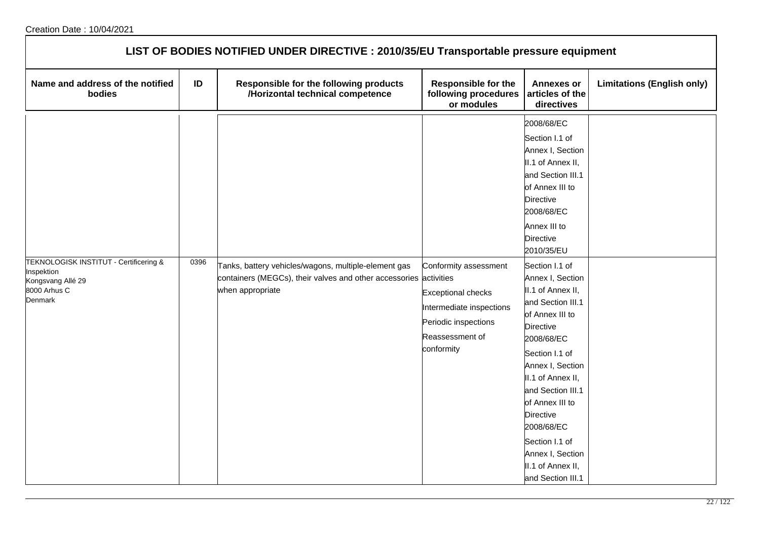Creation Date : 10/04/2021

# LIST OF BODIES NOTIFIED UNDER DIRECTIVE : 2010/35/EU Transportable pressure equipment

| Name and address of the notified bodies | ID | Responsible for the following products /Horizontal technical competence | Responsible for the following procedures or modules | Annexes or articles of the directives | Limitations (English only) |
|---|---|---|---|---|---|
| | | | | 2008/68/EC<br>Section I.1 of Annex I, Section II.1 of Annex II, and Section III.1 of Annex III to Directive 2008/68/EC<br>Annex III to Directive 2010/35/EU | |
| TEKNOLOGISK INSTITUT - Certificering & Inspektion<br>Kongsvang Allé 29<br>8000 Arhus C<br>Denmark | 0396 | Tanks, battery vehicles/wagons, multiple-element gas containers (MEGCs), their valves and other accessories when appropriate | Conformity assessment activities<br>Exceptional checks<br>Intermediate inspections<br>Periodic inspections<br>Reassessment of conformity | Section I.1 of Annex I, Section II.1 of Annex II, and Section III.1 of Annex III to Directive 2008/68/EC<br>Section I.1 of Annex I, Section II.1 of Annex II, and Section III.1 of Annex III to Directive 2008/68/EC<br>Section I.1 of Annex I, Section II.1 of Annex II, and Section III.1 | |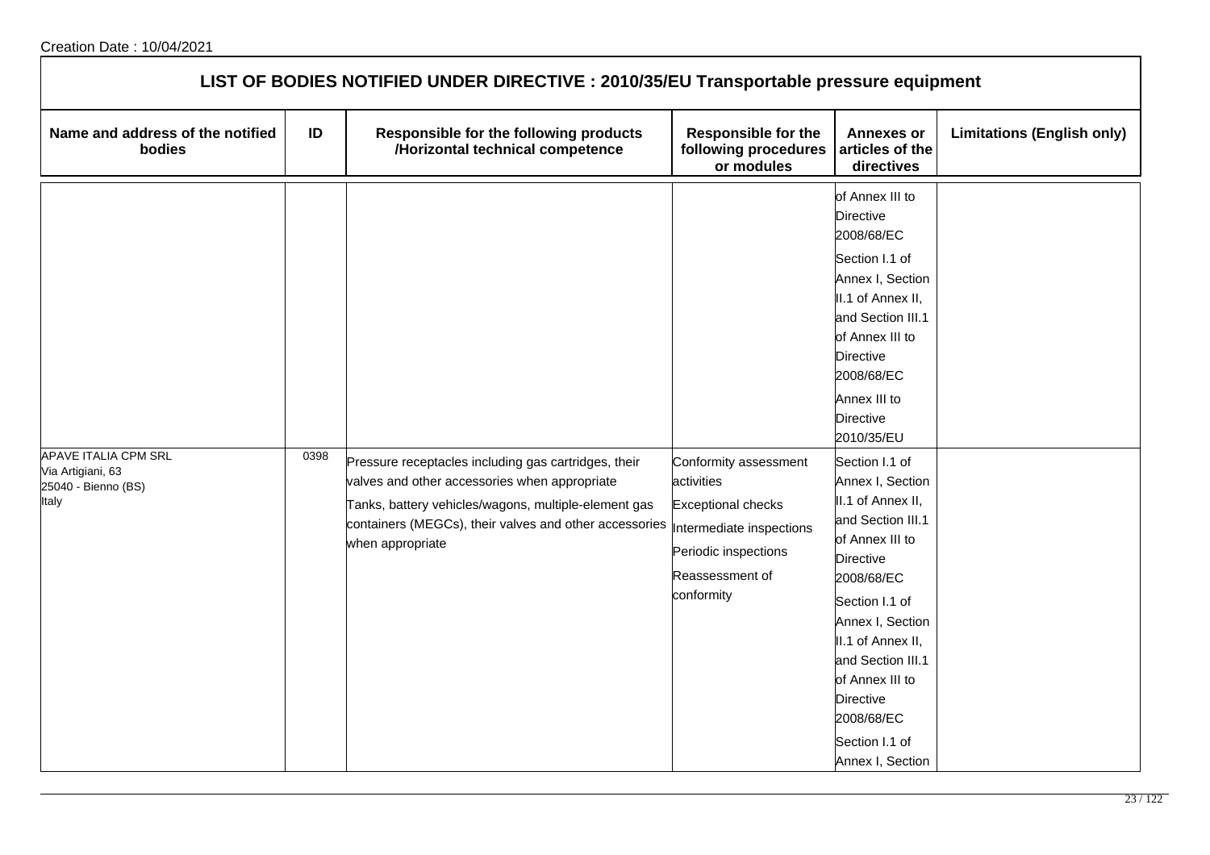Creation Date : 10/04/2021

## LIST OF BODIES NOTIFIED UNDER DIRECTIVE : 2010/35/EU Transportable pressure equipment

| Name and address of the notified bodies | ID | Responsible for the following products /Horizontal technical competence | Responsible for the following procedures or modules | Annexes or articles of the directives | Limitations (English only) |
|---|---|---|---|---|---|
| | | | | of Annex III to Directive 2008/68/EC<br>Section I.1 of Annex I, Section II.1 of Annex II, and Section III.1 of Annex III to Directive 2008/68/EC<br>Annex III to Directive 2010/35/EU | |
| APAVE ITALIA CPM SRL<br>Via Artigiani, 63<br>25040 - Bienno (BS)<br>Italy | 0398 | Pressure receptacles including gas cartridges, their valves and other accessories when appropriate<br>Tanks, battery vehicles/wagons, multiple-element gas containers (MEGCs), their valves and other accessories when appropriate | Conformity assessment activities<br>Exceptional checks<br>Intermediate inspections<br>Periodic inspections<br>Reassessment of conformity | Section I.1 of Annex I, Section II.1 of Annex II, and Section III.1 of Annex III to Directive 2008/68/EC<br>Section I.1 of Annex I, Section II.1 of Annex II, and Section III.1 of Annex III to Directive 2008/68/EC<br>Section I.1 of Annex I, Section | |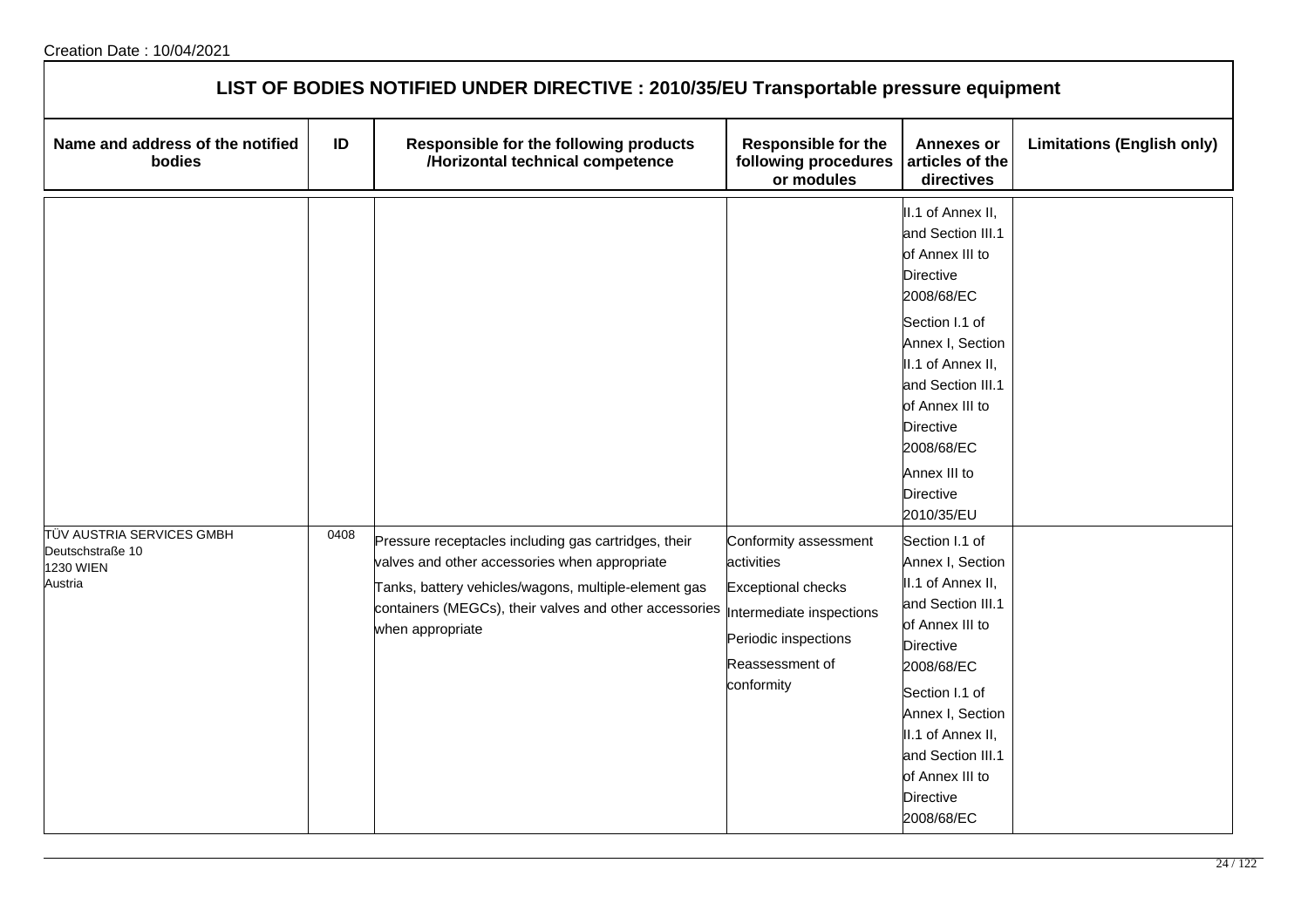Creation Date : 10/04/2021

# LIST OF BODIES NOTIFIED UNDER DIRECTIVE : 2010/35/EU Transportable pressure equipment

| Name and address of the notified bodies | ID | Responsible for the following products /Horizontal technical competence | Responsible for the following procedures or modules | Annexes or articles of the directives | Limitations (English only) |
|---|---|---|---|---|---|
| | | | | II.1 of Annex II, and Section III.1 of Annex III to Directive 2008/68/EC<br>Section I.1 of Annex I, Section II.1 of Annex II, and Section III.1 of Annex III to Directive 2008/68/EC<br>Annex III to Directive 2010/35/EU | |
| TÜV AUSTRIA SERVICES GMBH<br>Deutschstraße 10<br>1230 WIEN<br>Austria | 0408 | Pressure receptacles including gas cartridges, their valves and other accessories when appropriate<br>Tanks, battery vehicles/wagons, multiple-element gas containers (MEGCs), their valves and other accessories when appropriate | Conformity assessment activities<br>Exceptional checks<br>Intermediate inspections<br>Periodic inspections<br>Reassessment of conformity | Section I.1 of Annex I, Section II.1 of Annex II, and Section III.1 of Annex III to Directive 2008/68/EC<br>Section I.1 of Annex I, Section II.1 of Annex II, and Section III.1 of Annex III to Directive 2008/68/EC | |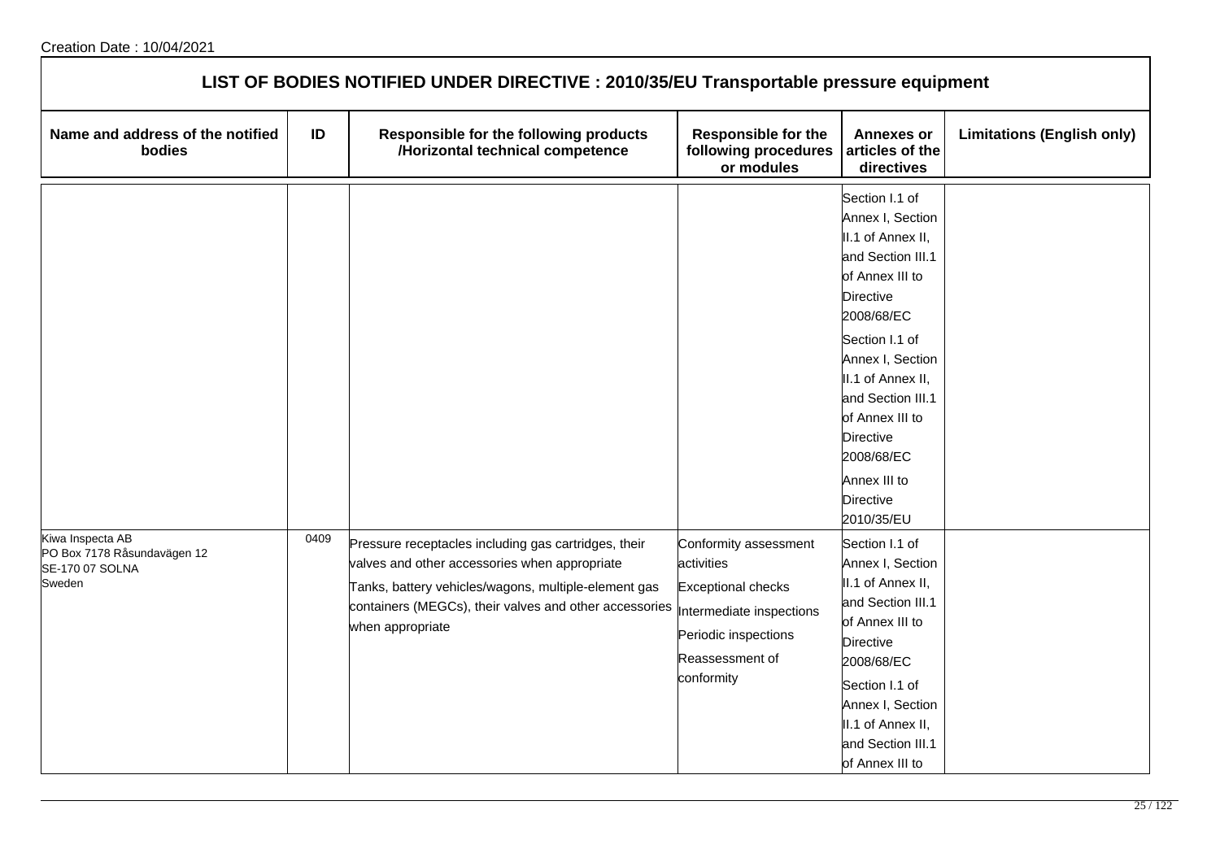Creation Date : 10/04/2021

## LIST OF BODIES NOTIFIED UNDER DIRECTIVE : 2010/35/EU Transportable pressure equipment

| Name and address of the notified bodies | ID | Responsible for the following products /Horizontal technical competence | Responsible for the following procedures or modules | Annexes or articles of the directives | Limitations (English only) |
|---|---|---|---|---|---|
| | | | | Section I.1 of Annex I, Section II.1 of Annex II, and Section III.1 of Annex III to Directive 2008/68/EC<br>Section I.1 of Annex I, Section II.1 of Annex II, and Section III.1 of Annex III to Directive 2008/68/EC<br>Annex III to Directive 2010/35/EU | |
| Kiwa Inspecta AB<br>PO Box 7178 Råsundavägen 12<br>SE-170 07 SOLNA<br>Sweden | 0409 | Pressure receptacles including gas cartridges, their valves and other accessories when appropriate<br>Tanks, battery vehicles/wagons, multiple-element gas containers (MEGCs), their valves and other accessories when appropriate | Conformity assessment activities<br>Exceptional checks<br>Intermediate inspections<br>Periodic inspections<br>Reassessment of conformity | Section I.1 of Annex I, Section II.1 of Annex II, and Section III.1 of Annex III to Directive 2008/68/EC<br>Section I.1 of Annex I, Section II.1 of Annex II, and Section III.1 of Annex III to | |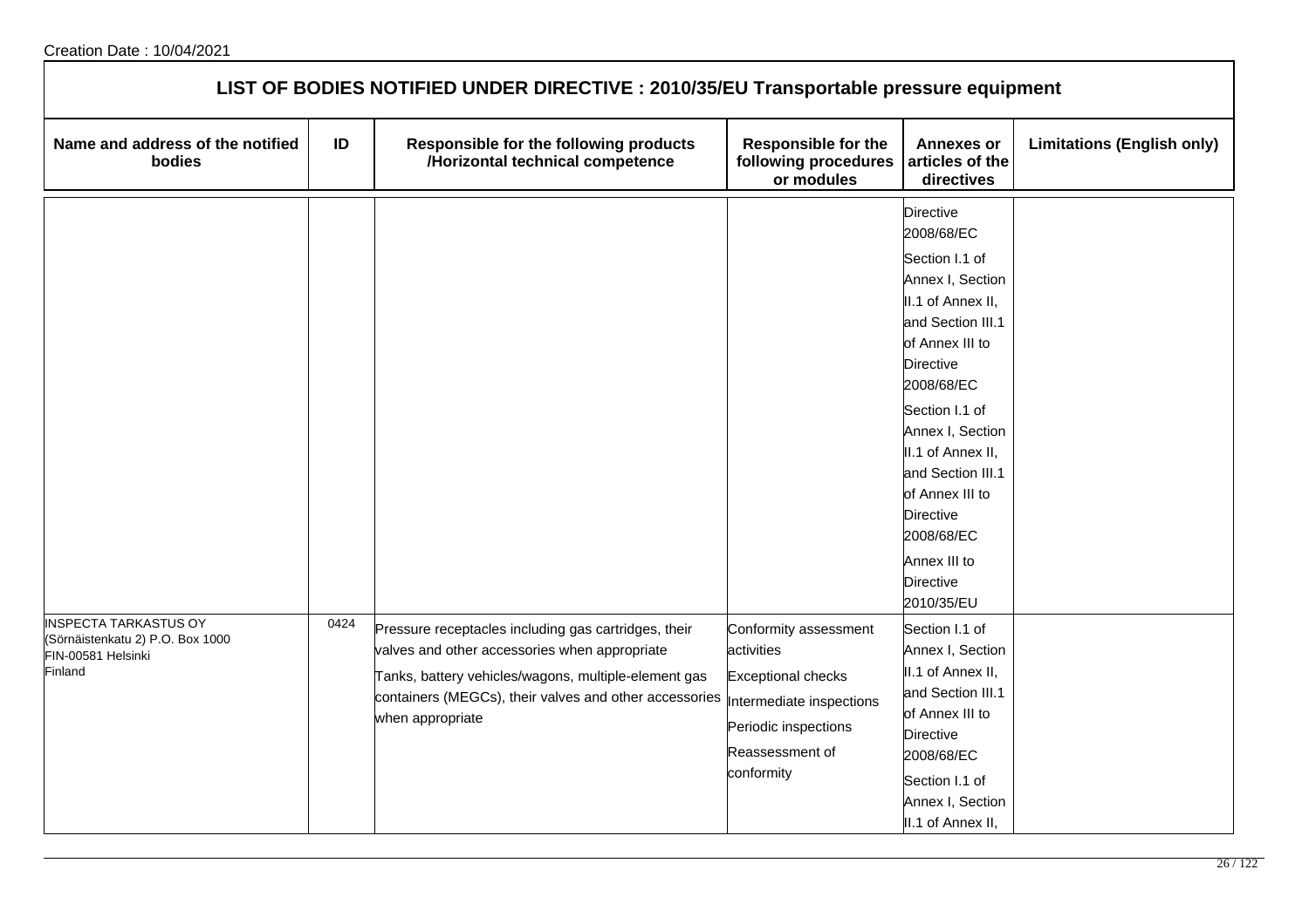Creation Date : 10/04/2021

## LIST OF BODIES NOTIFIED UNDER DIRECTIVE : 2010/35/EU Transportable pressure equipment

| Name and address of the notified bodies | ID | Responsible for the following products /Horizontal technical competence | Responsible for the following procedures or modules | Annexes or articles of the directives | Limitations (English only) |
|---|---|---|---|---|---|
| | | | | Directive 2008/68/EC<br>Section I.1 of Annex I, Section II.1 of Annex II, and Section III.1 of Annex III to Directive 2008/68/EC<br>Section I.1 of Annex I, Section II.1 of Annex II, and Section III.1 of Annex III to Directive 2008/68/EC<br>Annex III to Directive 2010/35/EU | |
| INSPECTA TARKASTUS OY<br>(Sörnäistenkatu 2) P.O. Box 1000<br>FIN-00581 Helsinki<br>Finland | 0424 | Pressure receptacles including gas cartridges, their valves and other accessories when appropriate<br>Tanks, battery vehicles/wagons, multiple-element gas containers (MEGCs), their valves and other accessories when appropriate | Conformity assessment activities<br>Exceptional checks<br>Intermediate inspections<br>Periodic inspections<br>Reassessment of conformity | Section I.1 of Annex I, Section II.1 of Annex II, and Section III.1 of Annex III to Directive 2008/68/EC<br>Section I.1 of Annex I, Section II.1 of Annex II, | |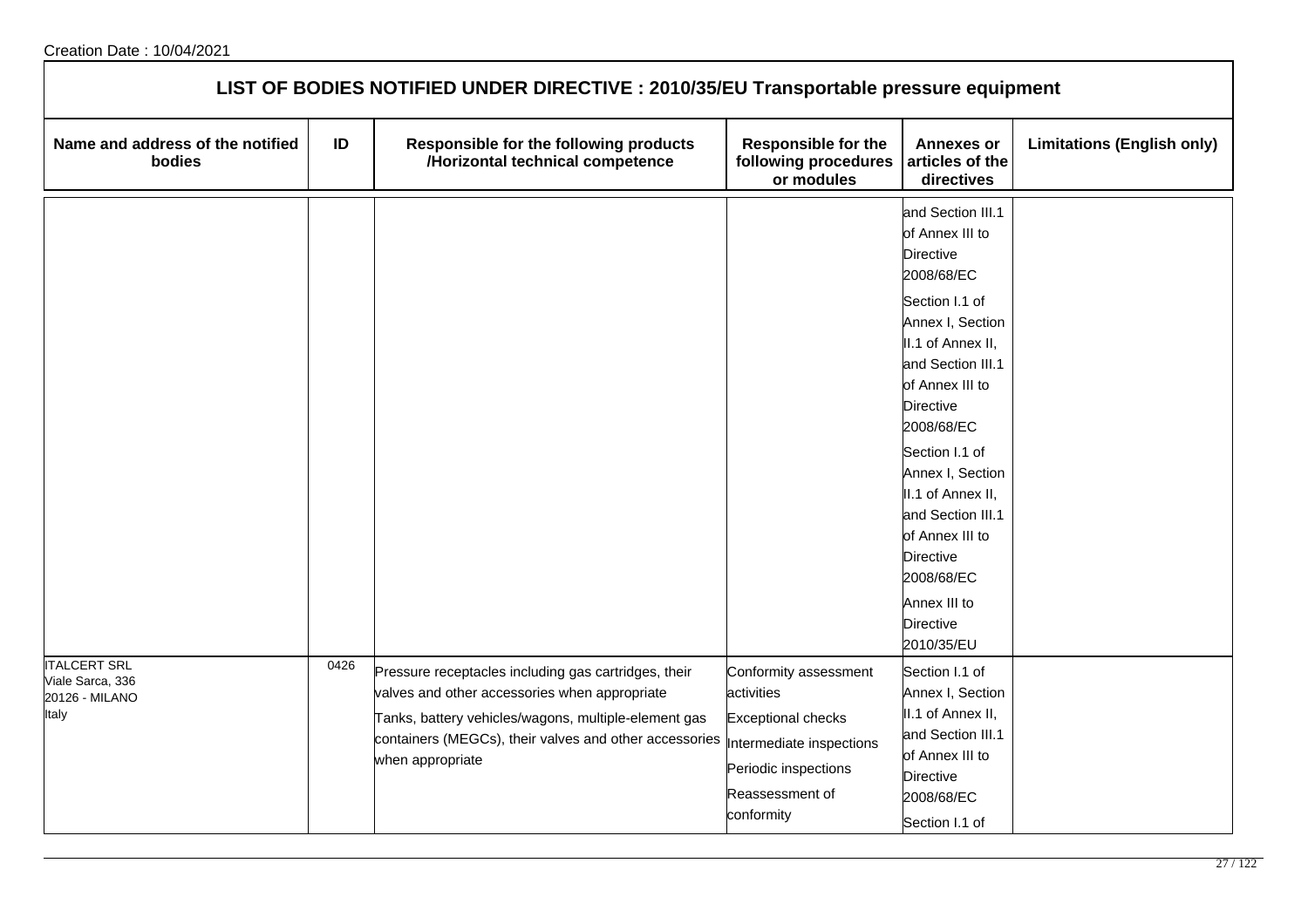Creation Date : 10/04/2021

## LIST OF BODIES NOTIFIED UNDER DIRECTIVE : 2010/35/EU Transportable pressure equipment

| Name and address of the notified bodies | ID | Responsible for the following products /Horizontal technical competence | Responsible for the following procedures or modules | Annexes or articles of the directives | Limitations (English only) |
|---|---|---|---|---|---|
| | | | | and Section III.1 of Annex III to Directive 2008/68/EC<br>Section I.1 of Annex I, Section II.1 of Annex II, and Section III.1 of Annex III to Directive 2008/68/EC<br>Section I.1 of Annex I, Section II.1 of Annex II, and Section III.1 of Annex III to Directive 2008/68/EC<br>Annex III to Directive 2010/35/EU | |
| ITALCERT SRL<br>Viale Sarca, 336<br>20126 - MILANO<br>Italy | 0426 | Pressure receptacles including gas cartridges, their valves and other accessories when appropriate<br>Tanks, battery vehicles/wagons, multiple-element gas containers (MEGCs), their valves and other accessories when appropriate | Conformity assessment activities<br>Exceptional checks<br>Intermediate inspections<br>Periodic inspections<br>Reassessment of conformity | Section I.1 of Annex I, Section II.1 of Annex II, and Section III.1 of Annex III to Directive 2008/68/EC<br>Section I.1 of | |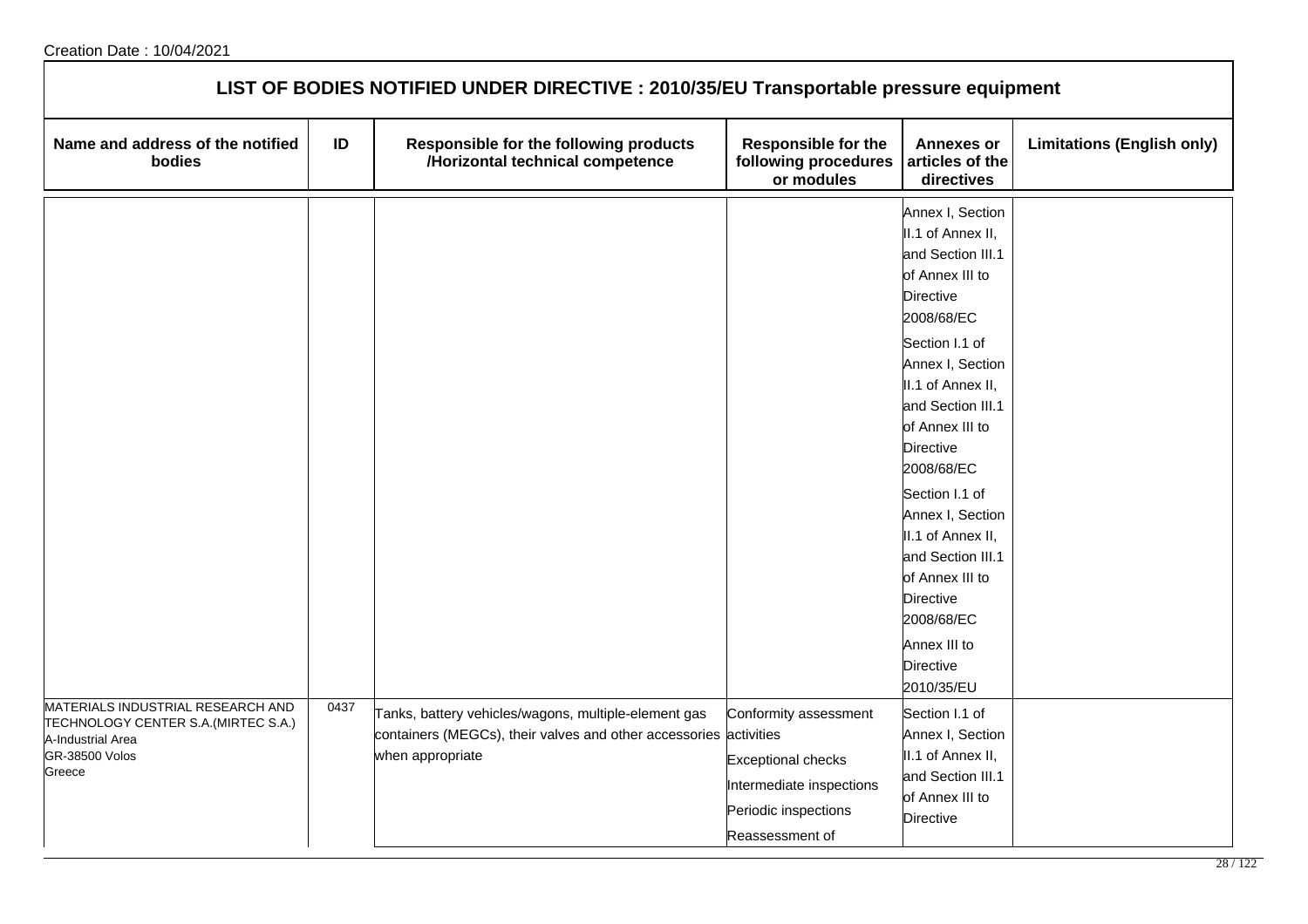Creation Date : 10/04/2021

# LIST OF BODIES NOTIFIED UNDER DIRECTIVE : 2010/35/EU Transportable pressure equipment

| Name and address of the notified bodies | ID | Responsible for the following products /Horizontal technical competence | Responsible for the following procedures or modules | Annexes or articles of the directives | Limitations (English only) |
|---|---|---|---|---|---|
| | | | | Annex I, Section II.1 of Annex II, and Section III.1 of Annex III to Directive 2008/68/EC<br>Section I.1 of Annex I, Section II.1 of Annex II, and Section III.1 of Annex III to Directive 2008/68/EC<br>Section I.1 of Annex I, Section II.1 of Annex II, and Section III.1 of Annex III to Directive 2008/68/EC<br>Annex III to Directive 2010/35/EU | |
| MATERIALS INDUSTRIAL RESEARCH AND TECHNOLOGY CENTER S.A.(MIRTEC S.A.)<br>A-Industrial Area<br>GR-38500 Volos<br>Greece | 0437 | Tanks, battery vehicles/wagons, multiple-element gas containers (MEGCs), their valves and other accessories when appropriate | Conformity assessment activities<br>Exceptional checks<br>Intermediate inspections<br>Periodic inspections<br>Reassessment of | Section I.1 of Annex I, Section II.1 of Annex II, and Section III.1 of Annex III to Directive | |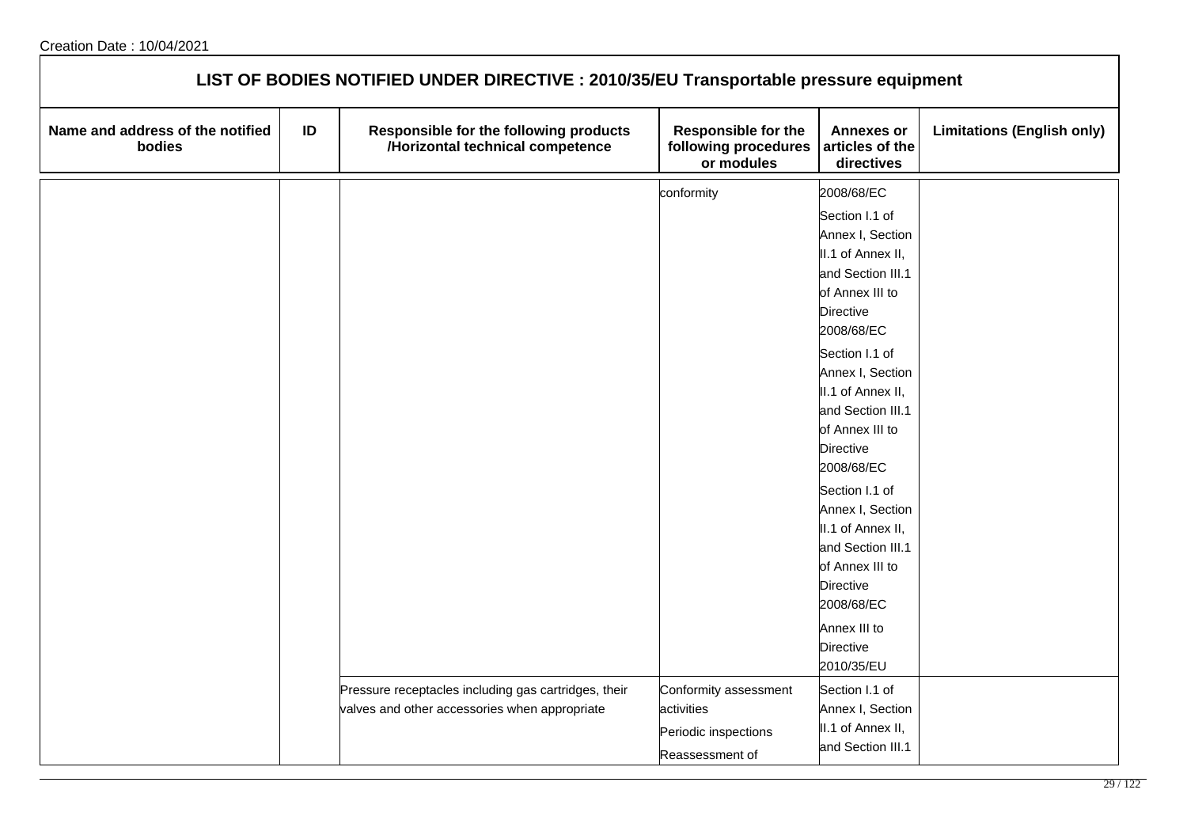# LIST OF BODIES NOTIFIED UNDER DIRECTIVE : 2010/35/EU Transportable pressure equipment

| Name and address of the notified bodies | ID | Responsible for the following products /Horizontal technical competence | Responsible for the following procedures or modules | Annexes or articles of the directives | Limitations (English only) |
|---|---|---|---|---|---|
| | | | conformity | 2008/68/EC<br>Section I.1 of Annex I, Section II.1 of Annex II, and Section III.1 of Annex III to Directive 2008/68/EC<br>Section I.1 of Annex I, Section II.1 of Annex II, and Section III.1 of Annex III to Directive 2008/68/EC<br>Section I.1 of Annex I, Section II.1 of Annex II, and Section III.1 of Annex III to Directive 2008/68/EC<br>Annex III to Directive 2010/35/EU | |
| | | Pressure receptacles including gas cartridges, their valves and other accessories when appropriate | Conformity assessment activities<br>Periodic inspections<br>Reassessment of | Section I.1 of Annex I, Section II.1 of Annex II, and Section III.1 | |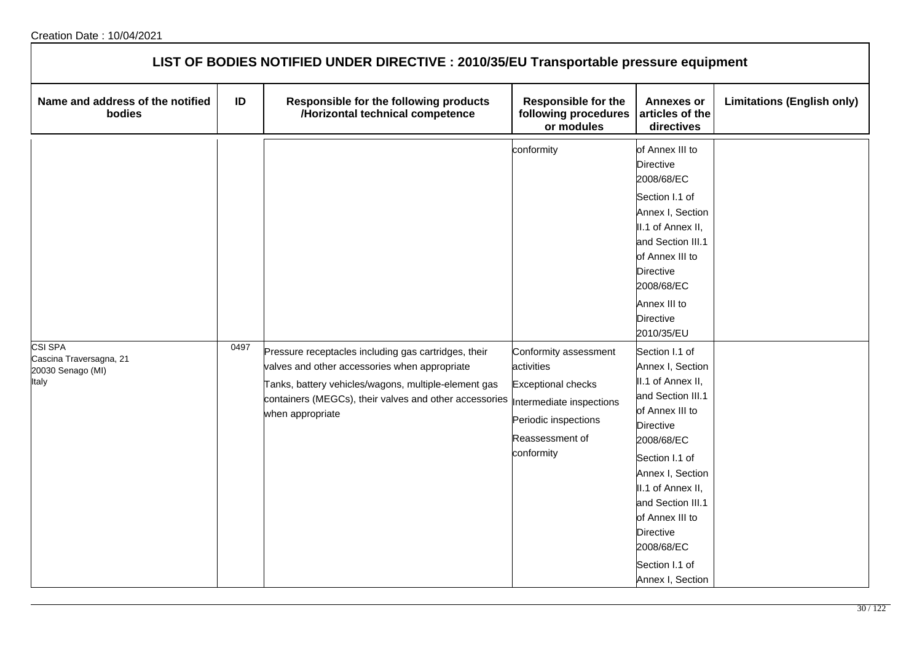Creation Date : 10/04/2021

## LIST OF BODIES NOTIFIED UNDER DIRECTIVE : 2010/35/EU Transportable pressure equipment

| Name and address of the notified bodies | ID | Responsible for the following products /Horizontal technical competence | Responsible for the following procedures or modules | Annexes or articles of the directives | Limitations (English only) |
|---|---|---|---|---|---|
| | | | conformity | of Annex III to Directive 2008/68/EC<br>Section I.1 of Annex I, Section II.1 of Annex II, and Section III.1 of Annex III to Directive 2008/68/EC<br>Annex III to Directive 2010/35/EU | |
| CSI SPA<br>Cascina Traversagna, 21<br>20030 Senago (MI)<br>Italy | 0497 | Pressure receptacles including gas cartridges, their valves and other accessories when appropriate<br>Tanks, battery vehicles/wagons, multiple-element gas containers (MEGCs), their valves and other accessories when appropriate | Conformity assessment activities<br>Exceptional checks<br>Intermediate inspections<br>Periodic inspections<br>Reassessment of conformity | Section I.1 of Annex I, Section II.1 of Annex II, and Section III.1 of Annex III to Directive 2008/68/EC<br>Section I.1 of Annex I, Section II.1 of Annex II, and Section III.1 of Annex III to Directive 2008/68/EC<br>Section I.1 of Annex I, Section | |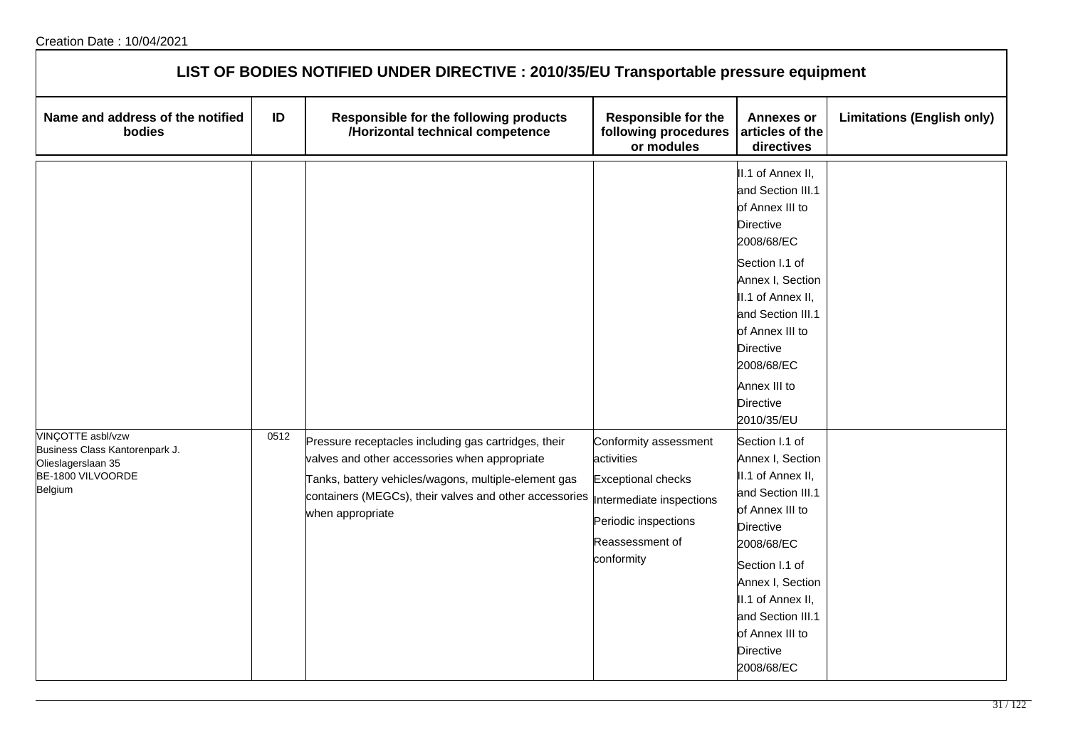Creation Date : 10/04/2021

## LIST OF BODIES NOTIFIED UNDER DIRECTIVE : 2010/35/EU Transportable pressure equipment

| Name and address of the notified bodies | ID | Responsible for the following products /Horizontal technical competence | Responsible for the following procedures or modules | Annexes or articles of the directives | Limitations (English only) |
|---|---|---|---|---|---|
| | | | | II.1 of Annex II, and Section III.1 of Annex III to Directive 2008/68/EC<br>Section I.1 of Annex I, Section II.1 of Annex II, and Section III.1 of Annex III to Directive 2008/68/EC<br>Annex III to Directive 2010/35/EU | |
| VINÇOTTE asbl/vzw<br>Business Class Kantorenpark J.<br>Olieslagerslaan 35<br>BE-1800 VILVOORDE<br>Belgium | 0512 | Pressure receptacles including gas cartridges, their valves and other accessories when appropriate<br>Tanks, battery vehicles/wagons, multiple-element gas containers (MEGCs), their valves and other accessories when appropriate | Conformity assessment activities<br>Exceptional checks<br>Intermediate inspections<br>Periodic inspections<br>Reassessment of conformity | Section I.1 of Annex I, Section II.1 of Annex II, and Section III.1 of Annex III to Directive 2008/68/EC<br>Section I.1 of Annex I, Section II.1 of Annex II, and Section III.1 of Annex III to Directive 2008/68/EC | |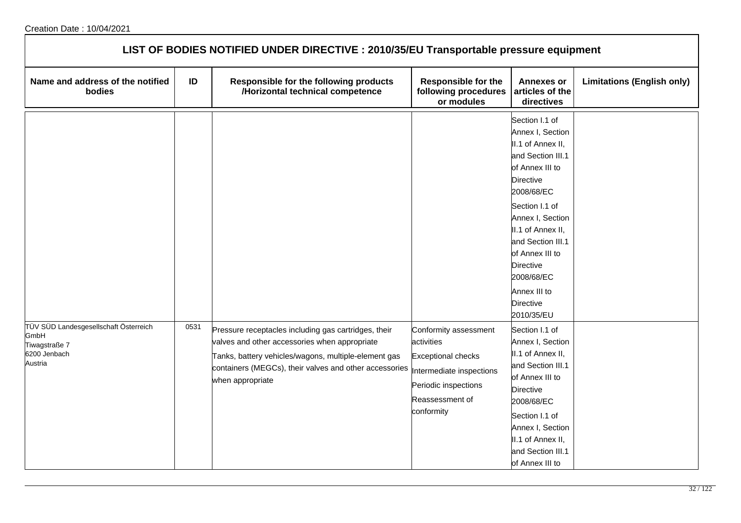Creation Date : 10/04/2021

## LIST OF BODIES NOTIFIED UNDER DIRECTIVE : 2010/35/EU Transportable pressure equipment

| Name and address of the notified bodies | ID | Responsible for the following products /Horizontal technical competence | Responsible for the following procedures or modules | Annexes or articles of the directives | Limitations (English only) |
|---|---|---|---|---|---|
| | | | | Section I.1 of Annex I, Section II.1 of Annex II, and Section III.1 of Annex III to Directive 2008/68/EC<br>Section I.1 of Annex I, Section II.1 of Annex II, and Section III.1 of Annex III to Directive 2008/68/EC<br>Annex III to Directive 2010/35/EU | |
| TÜV SÜD Landesgesellschaft Österreich GmbH<br>Tiwagstraße 7<br>6200 Jenbach<br>Austria | 0531 | Pressure receptacles including gas cartridges, their valves and other accessories when appropriate<br>Tanks, battery vehicles/wagons, multiple-element gas containers (MEGCs), their valves and other accessories when appropriate | Conformity assessment activities<br>Exceptional checks<br>Intermediate inspections<br>Periodic inspections<br>Reassessment of conformity | Section I.1 of Annex I, Section II.1 of Annex II, and Section III.1 of Annex III to Directive 2008/68/EC<br>Section I.1 of Annex I, Section II.1 of Annex II, and Section III.1 of Annex III to | |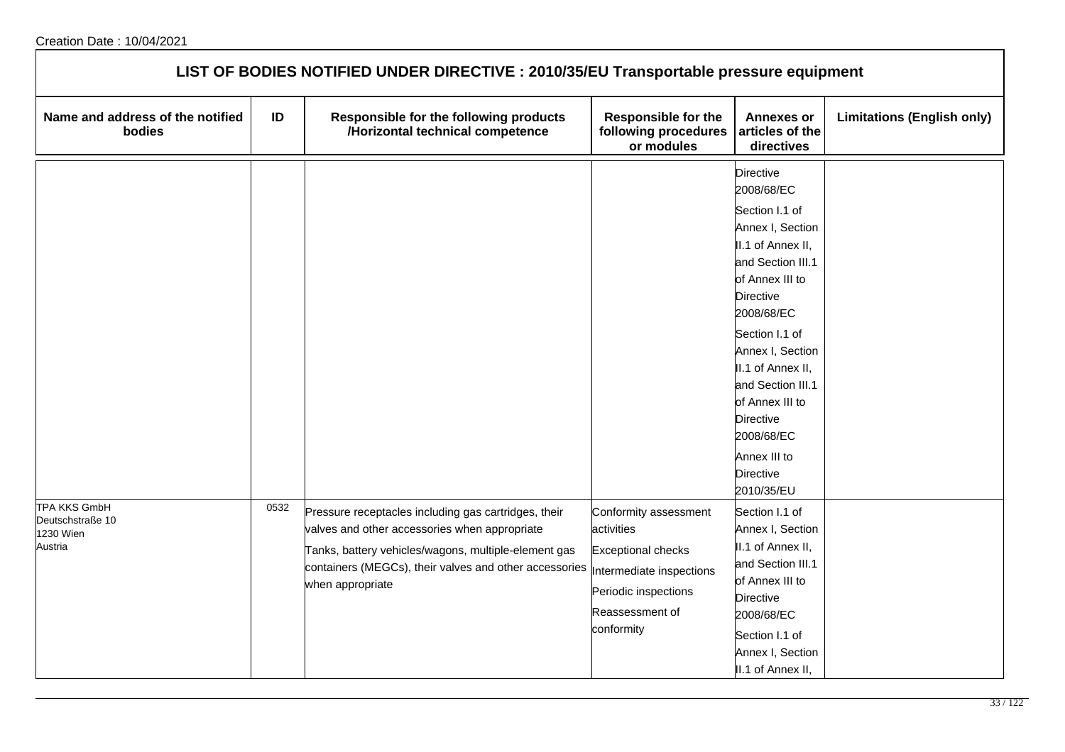## LIST OF BODIES NOTIFIED UNDER DIRECTIVE : 2010/35/EU Transportable pressure equipment

| Name and address of the notified bodies | ID | Responsible for the following products /Horizontal technical competence | Responsible for the following procedures or modules | Annexes or articles of the directives | Limitations (English only) |
|---|---|---|---|---|---|
| | | | | Directive 2008/68/EC<br><br>Section I.1 of Annex I, Section II.1 of Annex II, and Section III.1 of Annex III to Directive 2008/68/EC<br><br>Section I.1 of Annex I, Section II.1 of Annex II, and Section III.1 of Annex III to Directive 2008/68/EC<br><br>Annex III to Directive 2010/35/EU | |
| TPA KKS GmbH<br>Deutschstraße 10<br>1230 Wien<br>Austria | 0532 | Pressure receptacles including gas cartridges, their valves and other accessories when appropriate<br><br>Tanks, battery vehicles/wagons, multiple-element gas containers (MEGCs), their valves and other accessories when appropriate | Conformity assessment activities<br><br>Exceptional checks<br><br>Intermediate inspections<br><br>Periodic inspections<br><br>Reassessment of conformity | Section I.1 of Annex I, Section II.1 of Annex II, and Section III.1 of Annex III to Directive 2008/68/EC<br><br>Section I.1 of Annex I, Section II.1 of Annex II, | |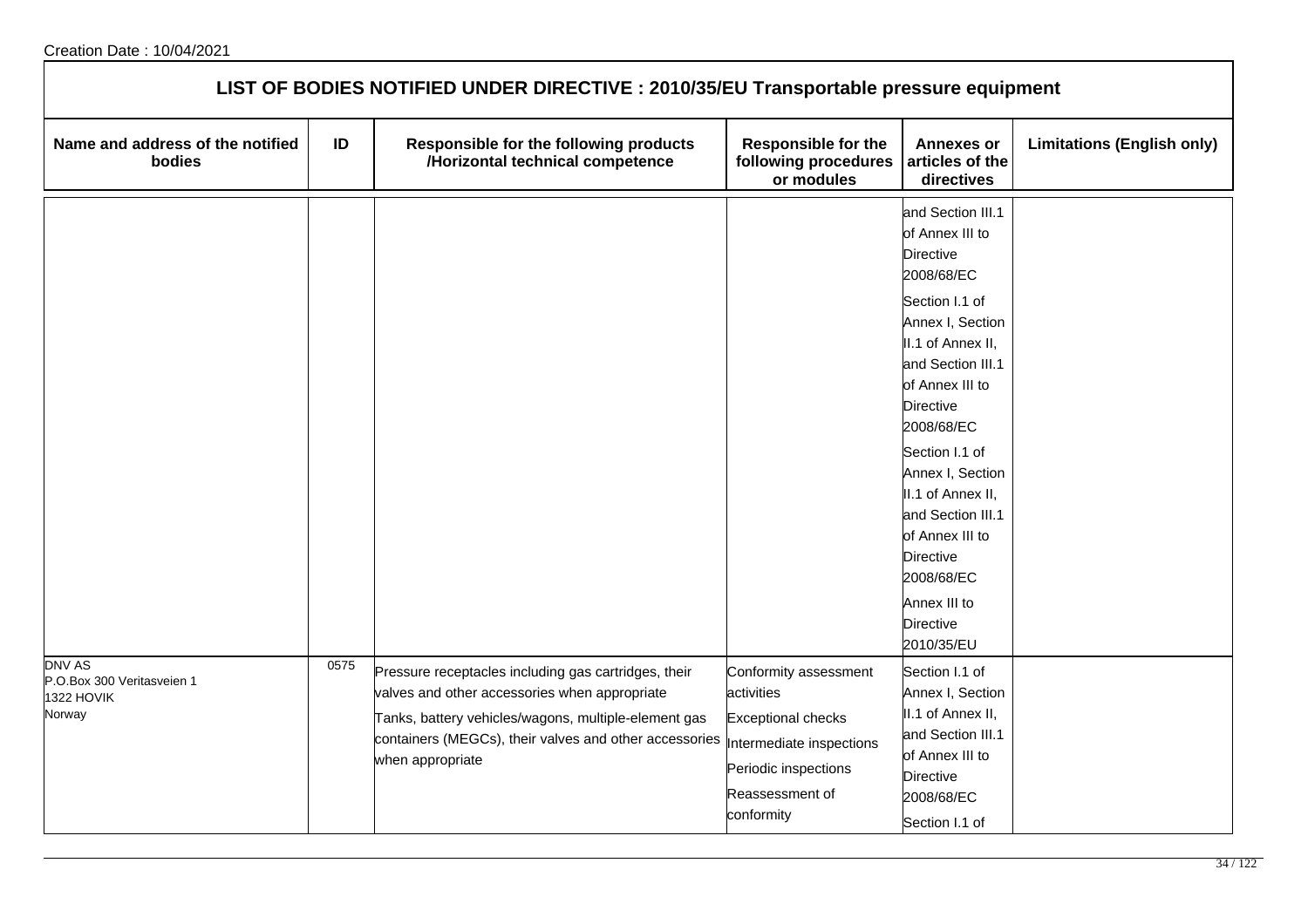Creation Date : 10/04/2021

## LIST OF BODIES NOTIFIED UNDER DIRECTIVE : 2010/35/EU Transportable pressure equipment

| Name and address of the notified bodies | ID | Responsible for the following products /Horizontal technical competence | Responsible for the following procedures or modules | Annexes or articles of the directives | Limitations (English only) |
|---|---|---|---|---|---|
| | | | | and Section III.1 of Annex III to Directive 2008/68/EC<br>Section I.1 of Annex I, Section II.1 of Annex II, and Section III.1 of Annex III to Directive 2008/68/EC<br>Section I.1 of Annex I, Section II.1 of Annex II, and Section III.1 of Annex III to Directive 2008/68/EC<br>Annex III to Directive 2010/35/EU | |
| DNV AS<br>P.O.Box 300 Veritasveien 1<br>1322 HOVIK<br>Norway | 0575 | Pressure receptacles including gas cartridges, their valves and other accessories when appropriate<br>Tanks, battery vehicles/wagons, multiple-element gas containers (MEGCs), their valves and other accessories when appropriate | Conformity assessment activities<br>Exceptional checks<br>Intermediate inspections<br>Periodic inspections<br>Reassessment of conformity | Section I.1 of Annex I, Section II.1 of Annex II, and Section III.1 of Annex III to Directive 2008/68/EC<br>Section I.1 of | |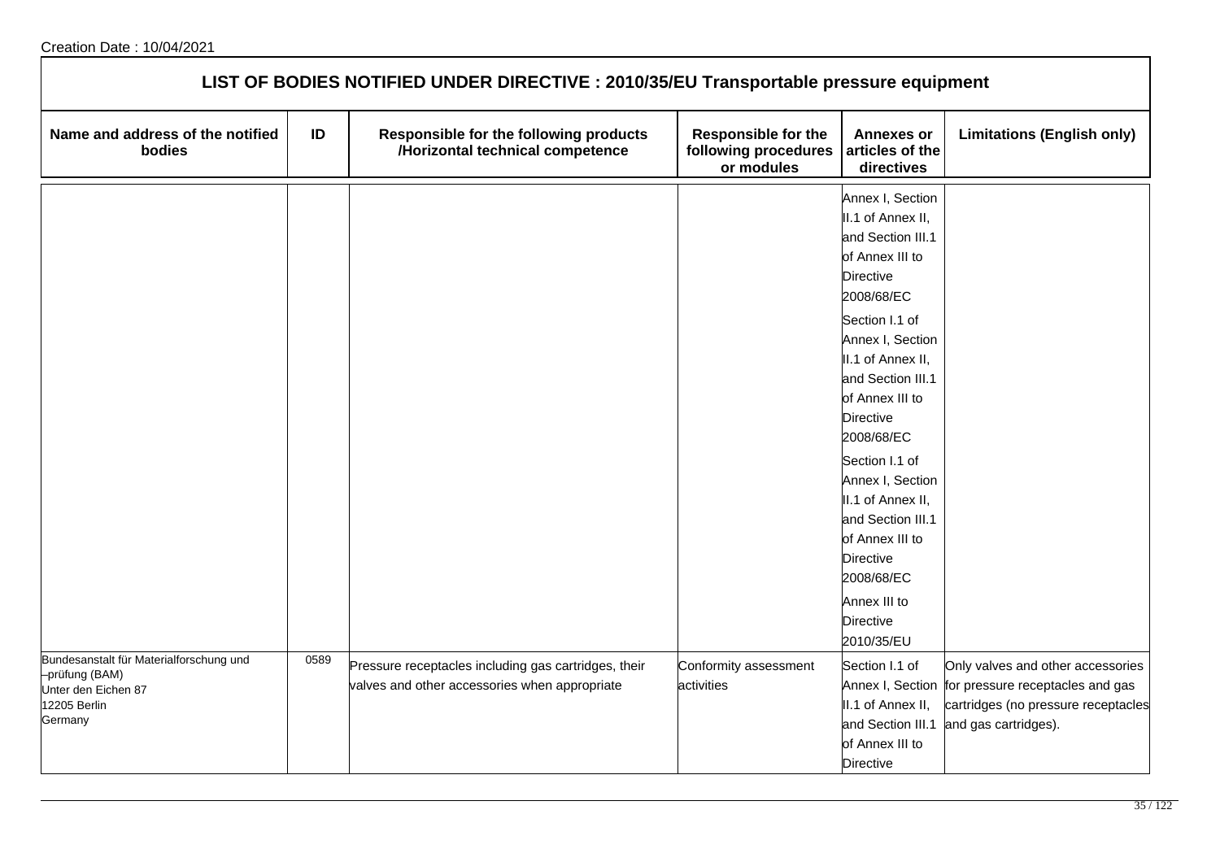Creation Date : 10/04/2021

# LIST OF BODIES NOTIFIED UNDER DIRECTIVE : 2010/35/EU Transportable pressure equipment

| Name and address of the notified bodies | ID | Responsible for the following products /Horizontal technical competence | Responsible for the following procedures or modules | Annexes or articles of the directives | Limitations (English only) |
|---|---|---|---|---|---|
| | | | | Annex I, Section II.1 of Annex II, and Section III.1 of Annex III to Directive 2008/68/EC<br>Section I.1 of Annex I, Section II.1 of Annex II, and Section III.1 of Annex III to Directive 2008/68/EC<br>Section I.1 of Annex I, Section II.1 of Annex II, and Section III.1 of Annex III to Directive 2008/68/EC<br>Annex III to Directive 2010/35/EU | |
| Bundesanstalt für Materialforschung und –prüfung (BAM)<br>Unter den Eichen 87<br>12205 Berlin<br>Germany | 0589 | Pressure receptacles including gas cartridges, their valves and other accessories when appropriate | Conformity assessment activities | Section I.1 of Annex I, Section II.1 of Annex II, and Section III.1 of Annex III to Directive | Only valves and other accessories for pressure receptacles and gas cartridges (no pressure receptacles and gas cartridges). |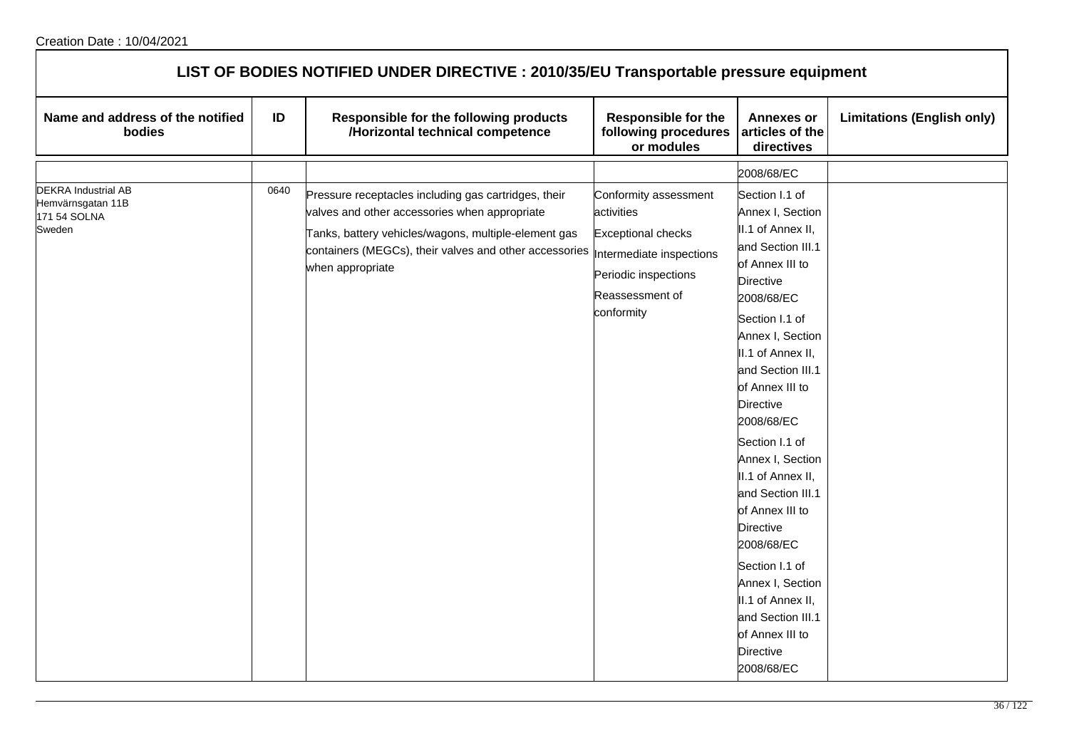Creation Date : 10/04/2021

# LIST OF BODIES NOTIFIED UNDER DIRECTIVE : 2010/35/EU Transportable pressure equipment

| Name and address of the notified bodies | ID | Responsible for the following products /Horizontal technical competence | Responsible for the following procedures or modules | Annexes or articles of the directives | Limitations (English only) |
|---|---|---|---|---|---|
| | | | | 2008/68/EC | |
| DEKRA Industrial AB<br>Hemvärnsgatan 11B<br>171 54 SOLNA<br>Sweden | 0640 | Pressure receptacles including gas cartridges, their valves and other accessories when appropriate<br>Tanks, battery vehicles/wagons, multiple-element gas containers (MEGCs), their valves and other accessories when appropriate | Conformity assessment activities<br>Exceptional checks<br>Intermediate inspections<br>Periodic inspections<br>Reassessment of conformity | Section I.1 of Annex I, Section II.1 of Annex II, and Section III.1 of Annex III to Directive 2008/68/EC<br>Section I.1 of Annex I, Section II.1 of Annex II, and Section III.1 of Annex III to Directive 2008/68/EC<br>Section I.1 of Annex I, Section II.1 of Annex II, and Section III.1 of Annex III to Directive 2008/68/EC<br>Section I.1 of Annex I, Section II.1 of Annex II, and Section III.1 of Annex III to Directive 2008/68/EC | |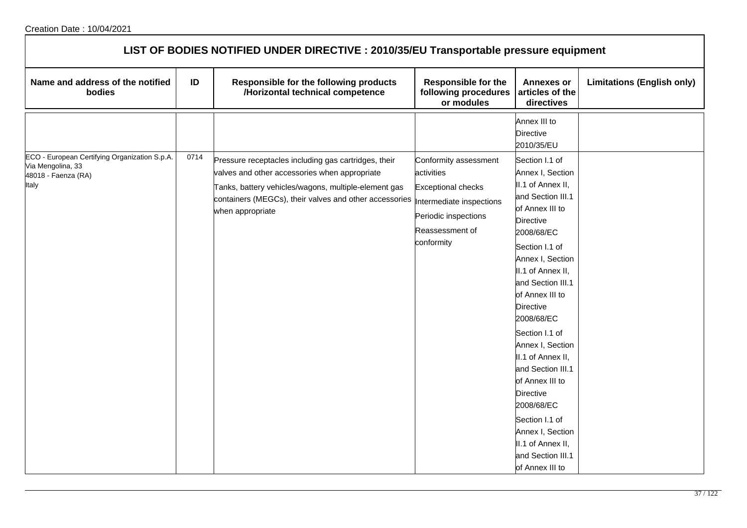Creation Date : 10/04/2021

## LIST OF BODIES NOTIFIED UNDER DIRECTIVE : 2010/35/EU Transportable pressure equipment

| Name and address of the notified bodies | ID | Responsible for the following products /Horizontal technical competence | Responsible for the following procedures or modules | Annexes or articles of the directives | Limitations (English only) |
|---|---|---|---|---|---|
| | | | | Annex III to Directive 2010/35/EU | |
| ECO - European Certifying Organization S.p.A.<br>Via Mengolina, 33<br>48018 - Faenza (RA)<br>Italy | 0714 | Pressure receptacles including gas cartridges, their valves and other accessories when appropriate<br>Tanks, battery vehicles/wagons, multiple-element gas containers (MEGCs), their valves and other accessories when appropriate | Conformity assessment activities<br>Exceptional checks<br>Intermediate inspections<br>Periodic inspections<br>Reassessment of conformity | Section I.1 of Annex I, Section II.1 of Annex II, and Section III.1 of Annex III to Directive 2008/68/EC<br>Section I.1 of Annex I, Section II.1 of Annex II, and Section III.1 of Annex III to Directive 2008/68/EC<br>Section I.1 of Annex I, Section II.1 of Annex II, and Section III.1 of Annex III to Directive 2008/68/EC<br>Section I.1 of Annex I, Section II.1 of Annex II, and Section III.1 of Annex III to | |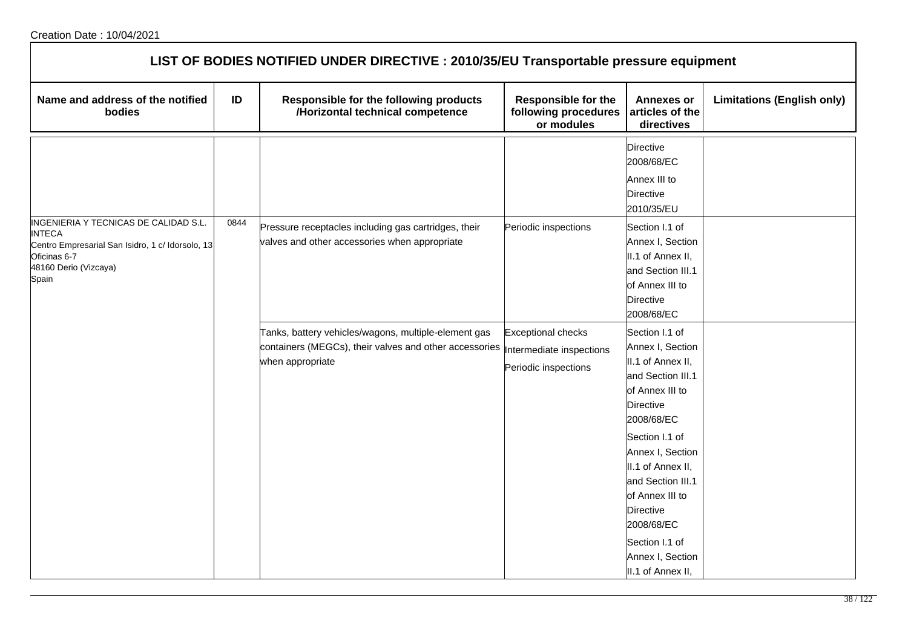Creation Date : 10/04/2021

## LIST OF BODIES NOTIFIED UNDER DIRECTIVE : 2010/35/EU Transportable pressure equipment

| Name and address of the notified bodies | ID | Responsible for the following products /Horizontal technical competence | Responsible for the following procedures or modules | Annexes or articles of the directives | Limitations (English only) |
|---|---|---|---|---|---|
| | | | | Directive 2008/68/EC<br>Annex III to Directive 2010/35/EU | |
| INGENIERIA Y TECNICAS DE CALIDAD S.L.<br>INTECA<br>Centro Empresarial San Isidro, 1 c/ Idorsolo, 13<br>Oficinas 6-7<br>48160 Derio (Vizcaya)<br>Spain | 0844 | Pressure receptacles including gas cartridges, their valves and other accessories when appropriate | Periodic inspections | Section I.1 of Annex I, Section II.1 of Annex II, and Section III.1 of Annex III to Directive 2008/68/EC | |
| | | Tanks, battery vehicles/wagons, multiple-element gas containers (MEGCs), their valves and other accessories when appropriate | Exceptional checks<br>Intermediate inspections<br>Periodic inspections | Section I.1 of Annex I, Section II.1 of Annex II, and Section III.1 of Annex III to Directive 2008/68/EC<br>Section I.1 of Annex I, Section II.1 of Annex II, and Section III.1 of Annex III to Directive 2008/68/EC<br>Section I.1 of Annex I, Section II.1 of Annex II, | |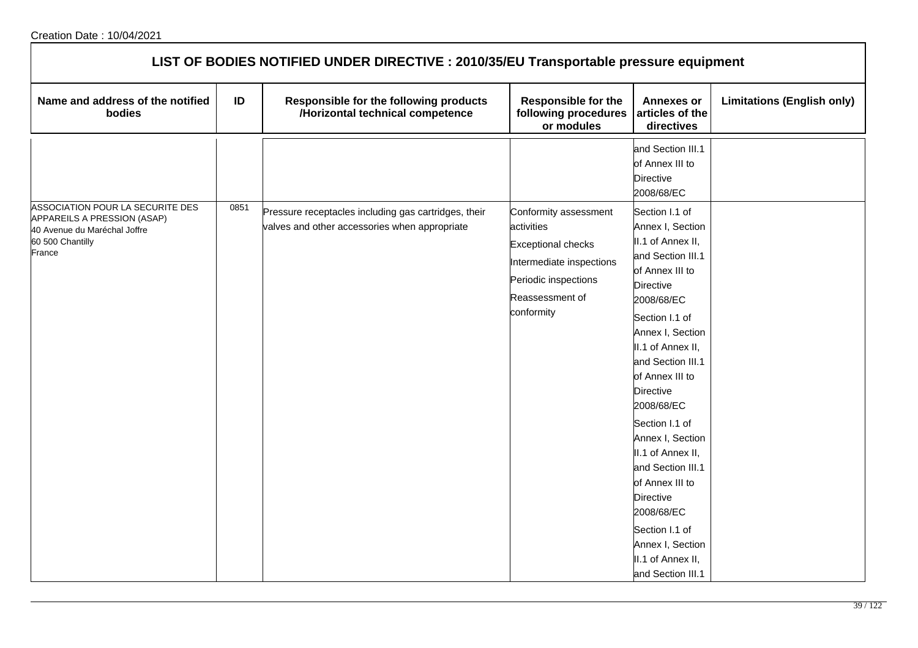Creation Date : 10/04/2021

## LIST OF BODIES NOTIFIED UNDER DIRECTIVE : 2010/35/EU Transportable pressure equipment

| Name and address of the notified bodies | ID | Responsible for the following products /Horizontal technical competence | Responsible for the following procedures or modules | Annexes or articles of the directives | Limitations (English only) |
|---|---|---|---|---|---|
| | | | | and Section III.1 of Annex III to Directive 2008/68/EC | |
| ASSOCIATION POUR LA SECURITE DES APPAREILS A PRESSION (ASAP)<br>40 Avenue du Maréchal Joffre<br>60 500 Chantilly<br>France | 0851 | Pressure receptacles including gas cartridges, their valves and other accessories when appropriate | Conformity assessment activities<br>Exceptional checks<br>Intermediate inspections<br>Periodic inspections<br>Reassessment of conformity | Section I.1 of Annex I, Section II.1 of Annex II, and Section III.1 of Annex III to Directive 2008/68/EC<br>Section I.1 of Annex I, Section II.1 of Annex II, and Section III.1 of Annex III to Directive 2008/68/EC<br>Section I.1 of Annex I, Section II.1 of Annex II, and Section III.1 of Annex III to Directive 2008/68/EC<br>Section I.1 of Annex I, Section II.1 of Annex II, and Section III.1 | |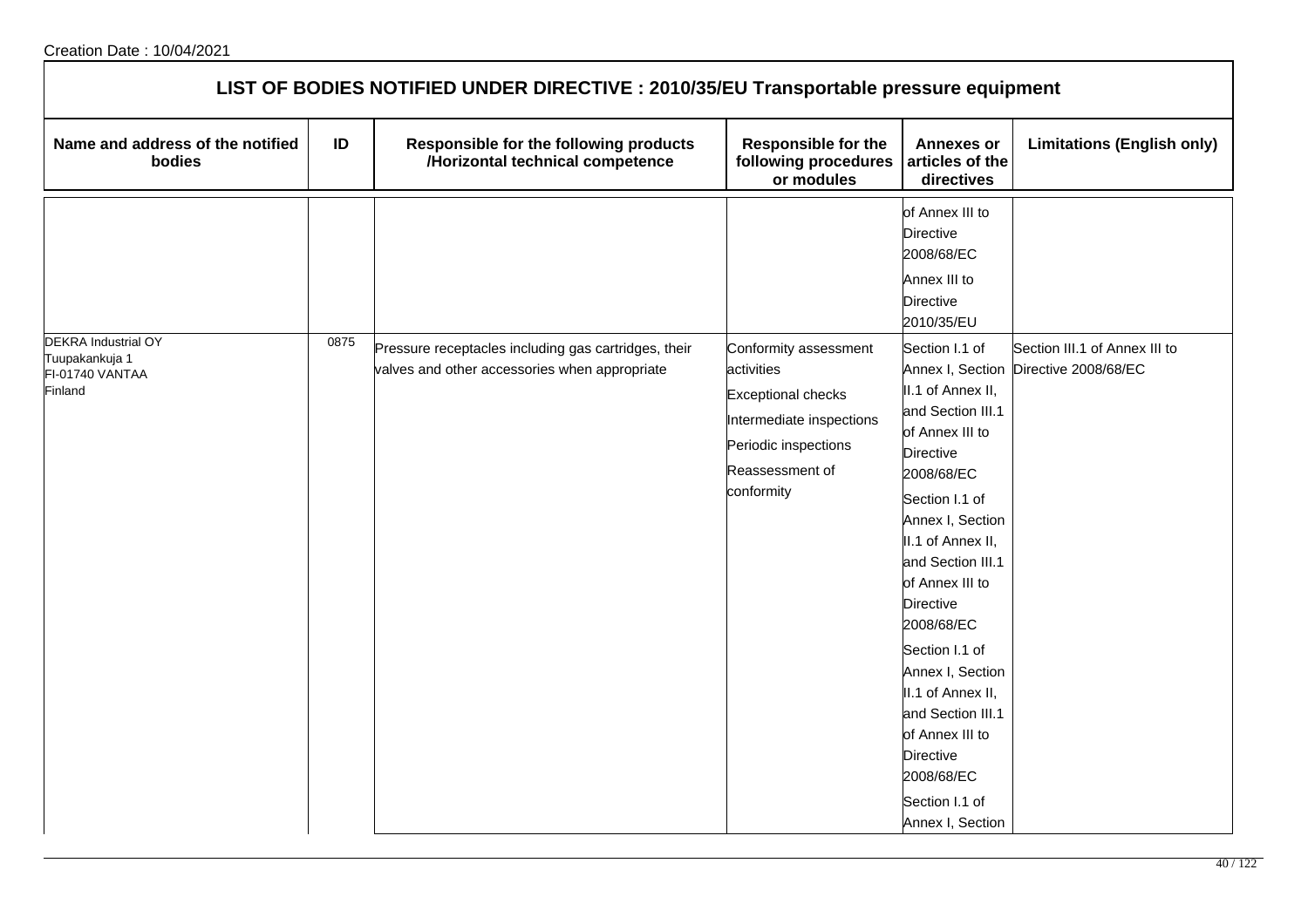Creation Date : 10/04/2021

## LIST OF BODIES NOTIFIED UNDER DIRECTIVE : 2010/35/EU Transportable pressure equipment

| Name and address of the notified bodies | ID | Responsible for the following products /Horizontal technical competence | Responsible for the following procedures or modules | Annexes or articles of the directives | Limitations (English only) |
|---|---|---|---|---|---|
| | | | | of Annex III to Directive 2008/68/EC<br>Annex III to Directive 2010/35/EU | |
| DEKRA Industrial OY<br>Tuupakankuja 1<br>FI-01740 VANTAA<br>Finland | 0875 | Pressure receptacles including gas cartridges, their valves and other accessories when appropriate | Conformity assessment activities<br>Exceptional checks<br>Intermediate inspections<br>Periodic inspections<br>Reassessment of conformity | Section I.1 of Annex I, Section II.1 of Annex II, and Section III.1 of Annex III to Directive 2008/68/EC<br>Section I.1 of Annex I, Section II.1 of Annex II, and Section III.1 of Annex III to Directive 2008/68/EC<br>Section I.1 of Annex I, Section II.1 of Annex II, and Section III.1 of Annex III to Directive 2008/68/EC<br>Section I.1 of Annex I, Section | Section III.1 of Annex III to Directive 2008/68/EC |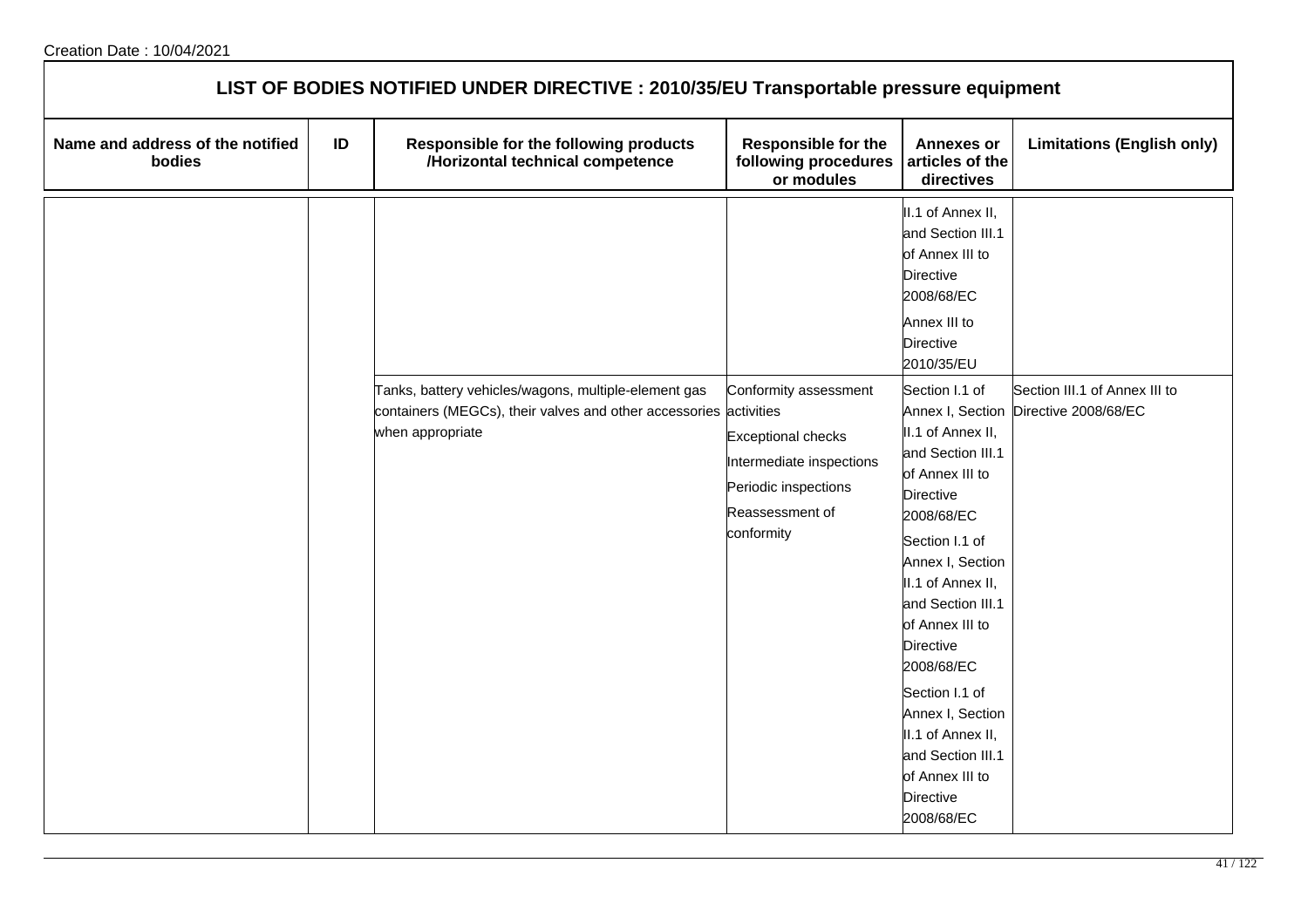Creation Date : 10/04/2021

## LIST OF BODIES NOTIFIED UNDER DIRECTIVE : 2010/35/EU Transportable pressure equipment

| Name and address of the notified bodies | ID | Responsible for the following products /Horizontal technical competence | Responsible for the following procedures or modules | Annexes or articles of the directives | Limitations (English only) |
|---|---|---|---|---|---|
| | | | | II.1 of Annex II, and Section III.1 of Annex III to Directive 2008/68/EC<br>Annex III to Directive 2010/35/EU | |
| | | Tanks, battery vehicles/wagons, multiple-element gas containers (MEGCs), their valves and other accessories when appropriate | Conformity assessment activities<br>Exceptional checks<br>Intermediate inspections<br>Periodic inspections<br>Reassessment of conformity | Section I.1 of Annex I, Section II.1 of Annex II, and Section III.1 of Annex III to Directive 2008/68/EC<br>Section I.1 of Annex I, Section II.1 of Annex II, and Section III.1 of Annex III to Directive 2008/68/EC<br>Section I.1 of Annex I, Section II.1 of Annex II, and Section III.1 of Annex III to Directive 2008/68/EC | Section III.1 of Annex III to Directive 2008/68/EC |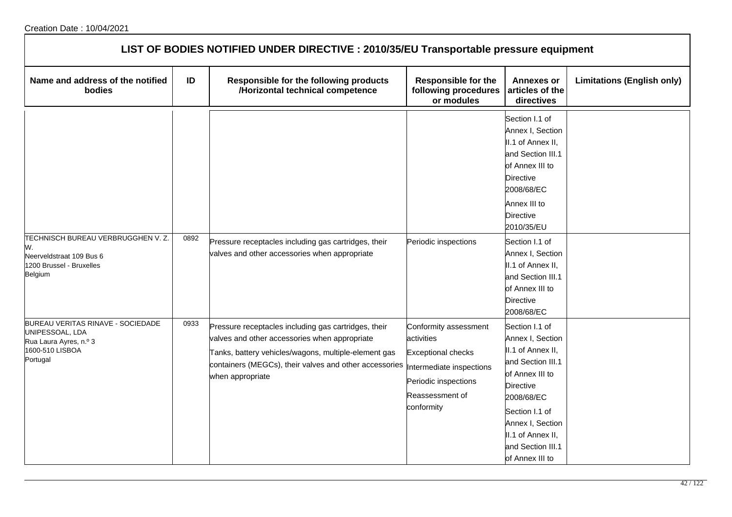Creation Date : 10/04/2021

## LIST OF BODIES NOTIFIED UNDER DIRECTIVE : 2010/35/EU Transportable pressure equipment

| Name and address of the notified bodies | ID | Responsible for the following products /Horizontal technical competence | Responsible for the following procedures or modules | Annexes or articles of the directives | Limitations (English only) |
|---|---|---|---|---|---|
| | | | | Section I.1 of Annex I, Section II.1 of Annex II, and Section III.1 of Annex III to Directive 2008/68/EC<br>Annex III to Directive 2010/35/EU | |
| TECHNISCH BUREAU VERBRUGGHEN V. Z. W.<br>Neerveldstraat 109 Bus 6<br>1200 Brussel - Bruxelles<br>Belgium | 0892 | Pressure receptacles including gas cartridges, their valves and other accessories when appropriate | Periodic inspections | Section I.1 of Annex I, Section II.1 of Annex II, and Section III.1 of Annex III to Directive 2008/68/EC | |
| BUREAU VERITAS RINAVE - SOCIEDADE UNIPESSOAL, LDA<br>Rua Laura Ayres, n.º 3<br>1600-510 LISBOA<br>Portugal | 0933 | Pressure receptacles including gas cartridges, their valves and other accessories when appropriate<br>Tanks, battery vehicles/wagons, multiple-element gas containers (MEGCs), their valves and other accessories when appropriate | Conformity assessment activities<br>Exceptional checks<br>Intermediate inspections<br>Periodic inspections<br>Reassessment of conformity | Section I.1 of Annex I, Section II.1 of Annex II, and Section III.1 of Annex III to Directive 2008/68/EC<br>Section I.1 of Annex I, Section II.1 of Annex II, and Section III.1 of Annex III to | |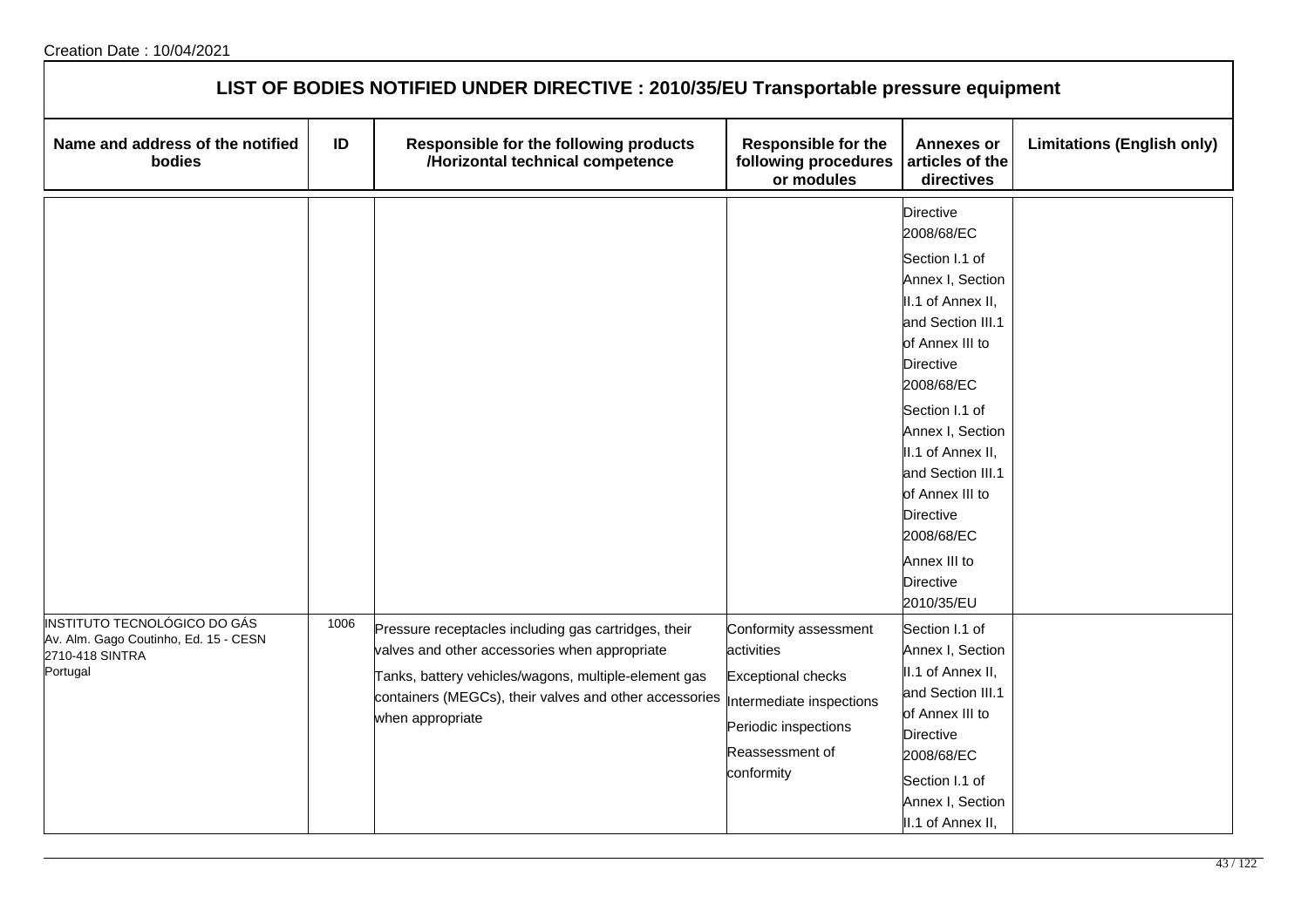Creation Date : 10/04/2021

## LIST OF BODIES NOTIFIED UNDER DIRECTIVE : 2010/35/EU Transportable pressure equipment

| Name and address of the notified bodies | ID | Responsible for the following products /Horizontal technical competence | Responsible for the following procedures or modules | Annexes or articles of the directives | Limitations (English only) |
|---|---|---|---|---|---|
| | | | | Directive 2008/68/EC<br>Section I.1 of Annex I, Section II.1 of Annex II, and Section III.1 of Annex III to Directive 2008/68/EC<br>Section I.1 of Annex I, Section II.1 of Annex II, and Section III.1 of Annex III to Directive 2008/68/EC<br>Annex III to Directive 2010/35/EU | |
| INSTITUTO TECNOLÓGICO DO GÁS<br>Av. Alm. Gago Coutinho, Ed. 15 - CESN<br>2710-418 SINTRA<br>Portugal | 1006 | Pressure receptacles including gas cartridges, their valves and other accessories when appropriate<br>Tanks, battery vehicles/wagons, multiple-element gas containers (MEGCs), their valves and other accessories when appropriate | Conformity assessment activities<br>Exceptional checks<br>Intermediate inspections<br>Periodic inspections<br>Reassessment of conformity | Section I.1 of Annex I, Section II.1 of Annex II, and Section III.1 of Annex III to Directive 2008/68/EC<br>Section I.1 of Annex I, Section II.1 of Annex II, | |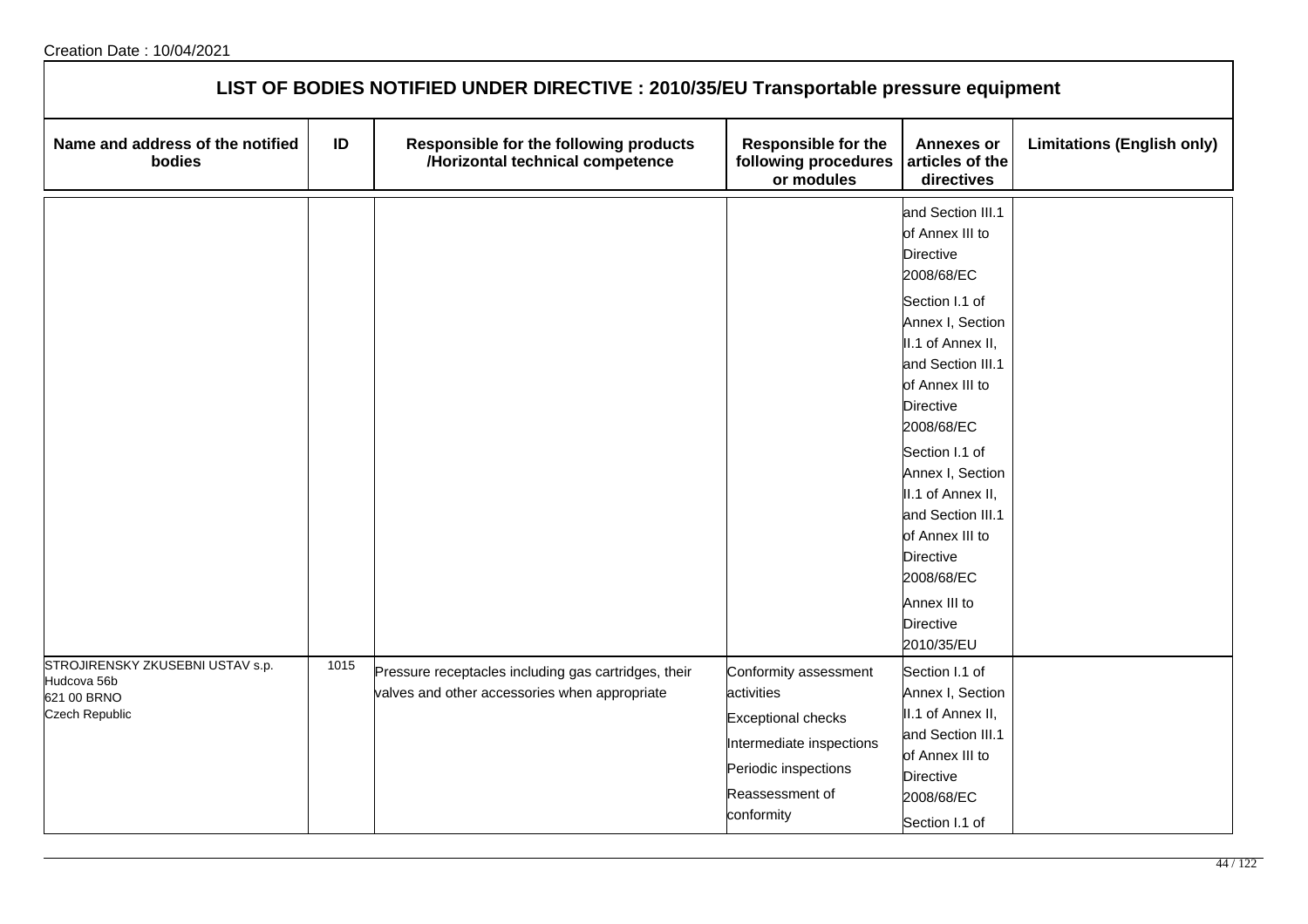## LIST OF BODIES NOTIFIED UNDER DIRECTIVE : 2010/35/EU Transportable pressure equipment

| Name and address of the notified bodies | ID | Responsible for the following products /Horizontal technical competence | Responsible for the following procedures or modules | Annexes or articles of the directives | Limitations (English only) |
|---|---|---|---|---|---|
| | | | | and Section III.1 of Annex III to Directive 2008/68/EC<br><br>Section I.1 of Annex I, Section II.1 of Annex II, and Section III.1 of Annex III to Directive 2008/68/EC<br><br>Section I.1 of Annex I, Section II.1 of Annex II, and Section III.1 of Annex III to Directive 2008/68/EC<br><br>Annex III to Directive 2010/35/EU | |
| STROJIRENSKY ZKUSEBNI USTAV s.p.<br>Hudcova 56b<br>621 00 BRNO<br>Czech Republic | 1015 | Pressure receptacles including gas cartridges, their valves and other accessories when appropriate | Conformity assessment activities<br><br>Exceptional checks<br><br>Intermediate inspections<br><br>Periodic inspections<br><br>Reassessment of conformity | Section I.1 of Annex I, Section II.1 of Annex II, and Section III.1 of Annex III to Directive 2008/68/EC<br><br>Section I.1 of | |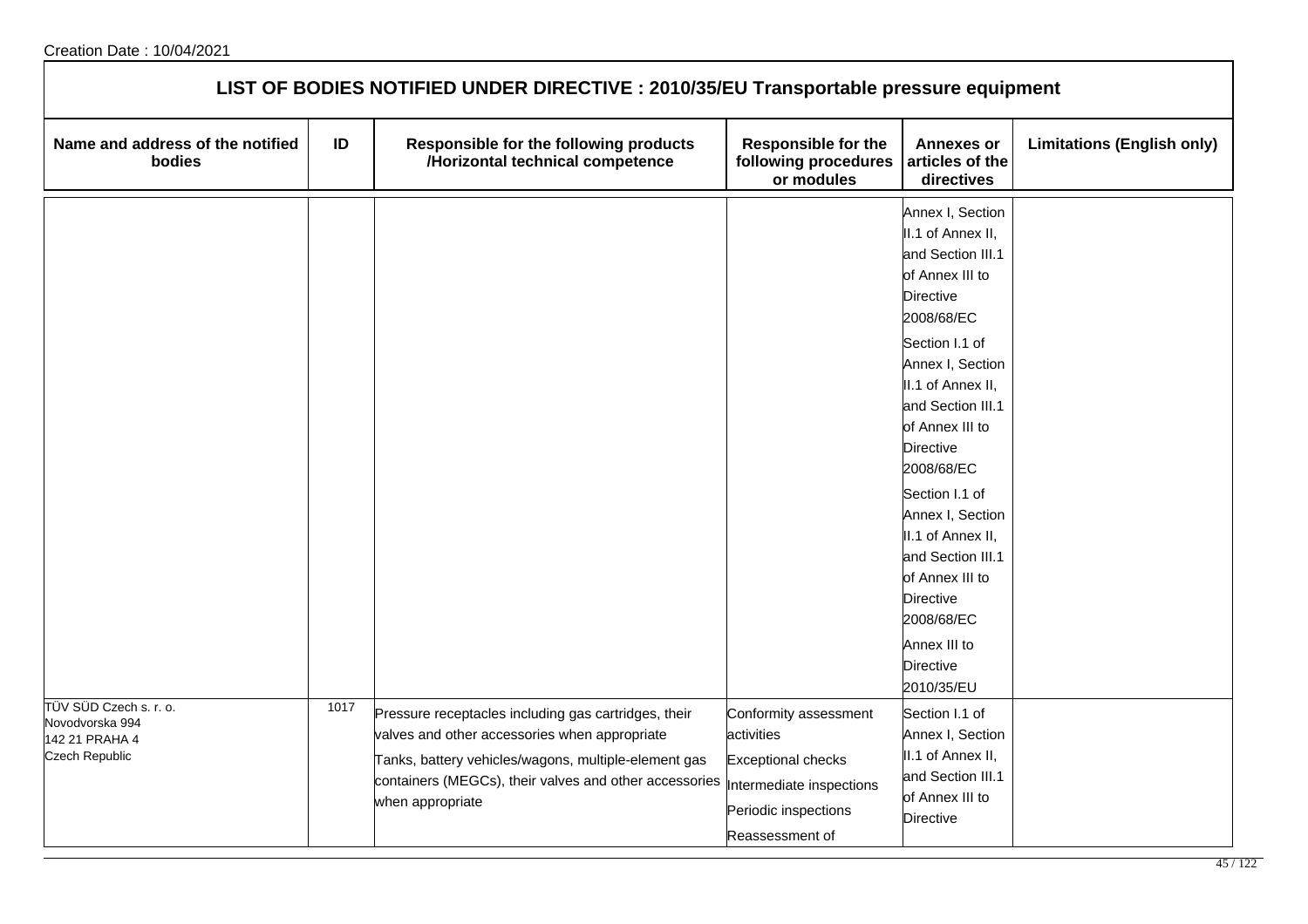Creation Date : 10/04/2021

# LIST OF BODIES NOTIFIED UNDER DIRECTIVE : 2010/35/EU Transportable pressure equipment

| Name and address of the notified bodies | ID | Responsible for the following products /Horizontal technical competence | Responsible for the following procedures or modules | Annexes or articles of the directives | Limitations (English only) |
| --- | --- | --- | --- | --- | --- |
| | | | | Annex I, Section II.1 of Annex II, and Section III.1 of Annex III to Directive 2008/68/EC<br>Section I.1 of Annex I, Section II.1 of Annex II, and Section III.1 of Annex III to Directive 2008/68/EC<br>Section I.1 of Annex I, Section II.1 of Annex II, and Section III.1 of Annex III to Directive 2008/68/EC<br>Annex III to Directive 2010/35/EU | |
| TÜV SÜD Czech s. r. o.<br>Novodvorska 994<br>142 21 PRAHA 4<br>Czech Republic | 1017 | Pressure receptacles including gas cartridges, their valves and other accessories when appropriate<br>Tanks, battery vehicles/wagons, multiple-element gas containers (MEGCs), their valves and other accessories when appropriate | Conformity assessment activities<br>Exceptional checks<br>Intermediate inspections<br>Periodic inspections<br>Reassessment of | Section I.1 of Annex I, Section II.1 of Annex II, and Section III.1 of Annex III to Directive | |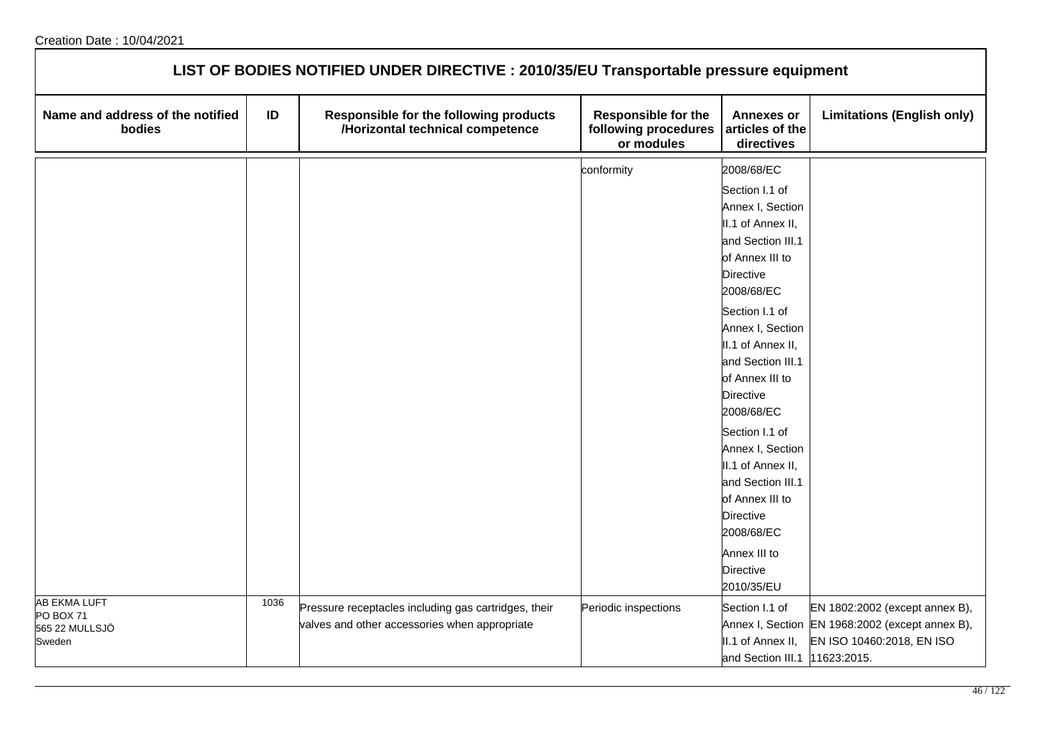## LIST OF BODIES NOTIFIED UNDER DIRECTIVE : 2010/35/EU Transportable pressure equipment

| Name and address of the notified bodies | ID | Responsible for the following products /Horizontal technical competence | Responsible for the following procedures or modules | Annexes or articles of the directives | Limitations (English only) |
|---|---|---|---|---|---|
| | | | conformity | 2008/68/EC<br>Section I.1 of Annex I, Section II.1 of Annex II, and Section III.1 of Annex III to Directive 2008/68/EC<br>Section I.1 of Annex I, Section II.1 of Annex II, and Section III.1 of Annex III to Directive 2008/68/EC<br>Section I.1 of Annex I, Section II.1 of Annex II, and Section III.1 of Annex III to Directive 2008/68/EC<br>Annex III to Directive 2010/35/EU | |
| AB EKMA LUFT<br>PO BOX 71<br>565 22 MULLSJÖ<br>Sweden | 1036 | Pressure receptacles including gas cartridges, their valves and other accessories when appropriate | Periodic inspections | Section I.1 of Annex I, Section II.1 of Annex II, and Section III.1 | EN 1802:2002 (except annex B), EN 1968:2002 (except annex B), EN ISO 10460:2018, EN ISO 11623:2015. |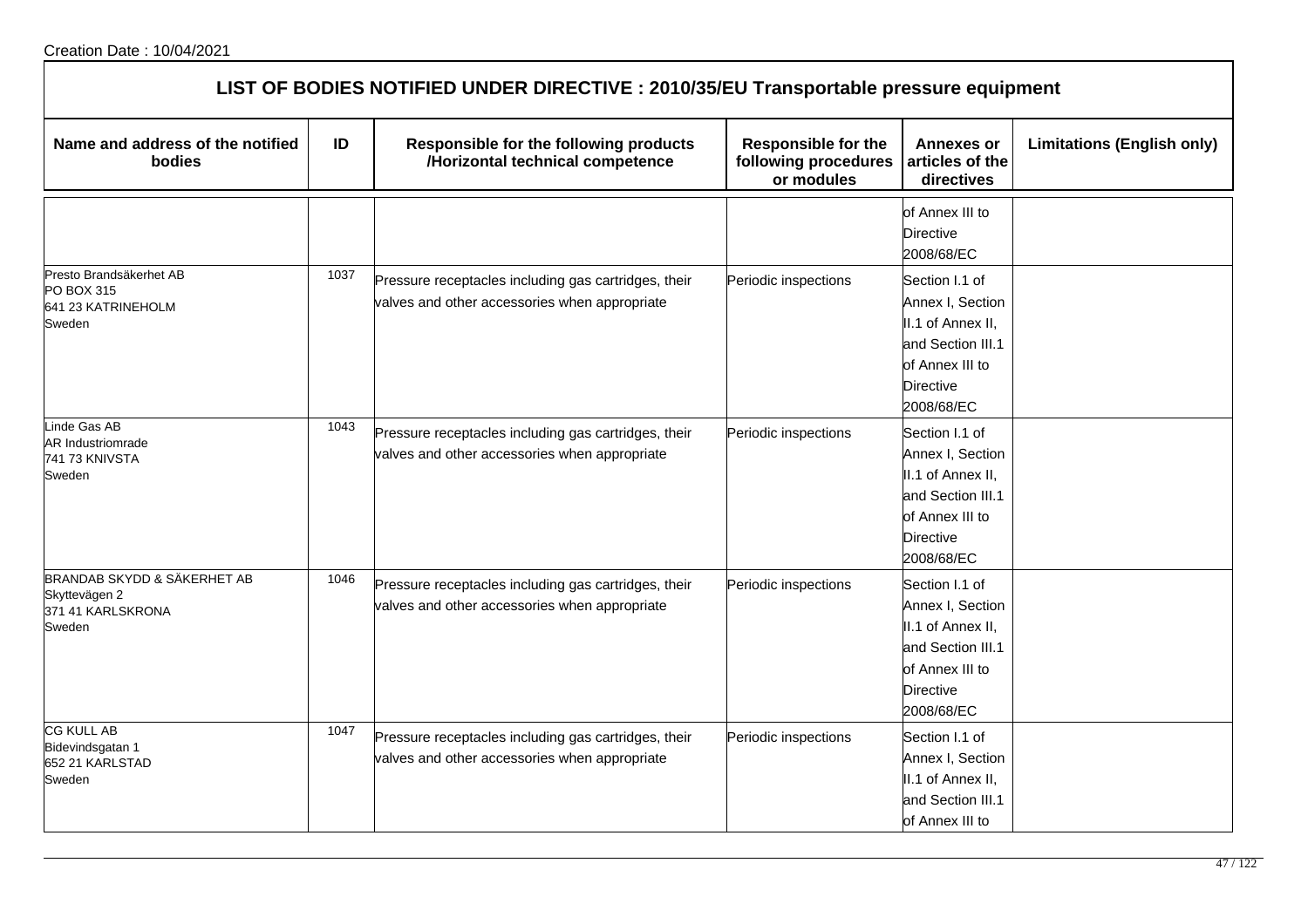Creation Date : 10/04/2021

## LIST OF BODIES NOTIFIED UNDER DIRECTIVE : 2010/35/EU Transportable pressure equipment

| Name and address of the notified bodies | ID | Responsible for the following products /Horizontal technical competence | Responsible for the following procedures or modules | Annexes or articles of the directives | Limitations (English only) |
|---|---|---|---|---|---|
| | | | | of Annex III to Directive 2008/68/EC | |
| Presto Brandsäkerhet AB<br>PO BOX 315<br>641 23 KATRINEHOLM<br>Sweden | 1037 | Pressure receptacles including gas cartridges, their valves and other accessories when appropriate | Periodic inspections | Section I.1 of Annex I, Section II.1 of Annex II, and Section III.1 of Annex III to Directive 2008/68/EC | |
| Linde Gas AB<br>AR Industriomrade<br>741 73 KNIVSTA<br>Sweden | 1043 | Pressure receptacles including gas cartridges, their valves and other accessories when appropriate | Periodic inspections | Section I.1 of Annex I, Section II.1 of Annex II, and Section III.1 of Annex III to Directive 2008/68/EC | |
| BRANDAB SKYDD & SÄKERHET AB<br>Skyttevägen 2<br>371 41 KARLSKRONA<br>Sweden | 1046 | Pressure receptacles including gas cartridges, their valves and other accessories when appropriate | Periodic inspections | Section I.1 of Annex I, Section II.1 of Annex II, and Section III.1 of Annex III to Directive 2008/68/EC | |
| CG KULL AB<br>Bidevindsgatan 1<br>652 21 KARLSTAD<br>Sweden | 1047 | Pressure receptacles including gas cartridges, their valves and other accessories when appropriate | Periodic inspections | Section I.1 of Annex I, Section II.1 of Annex II, and Section III.1 of Annex III to | |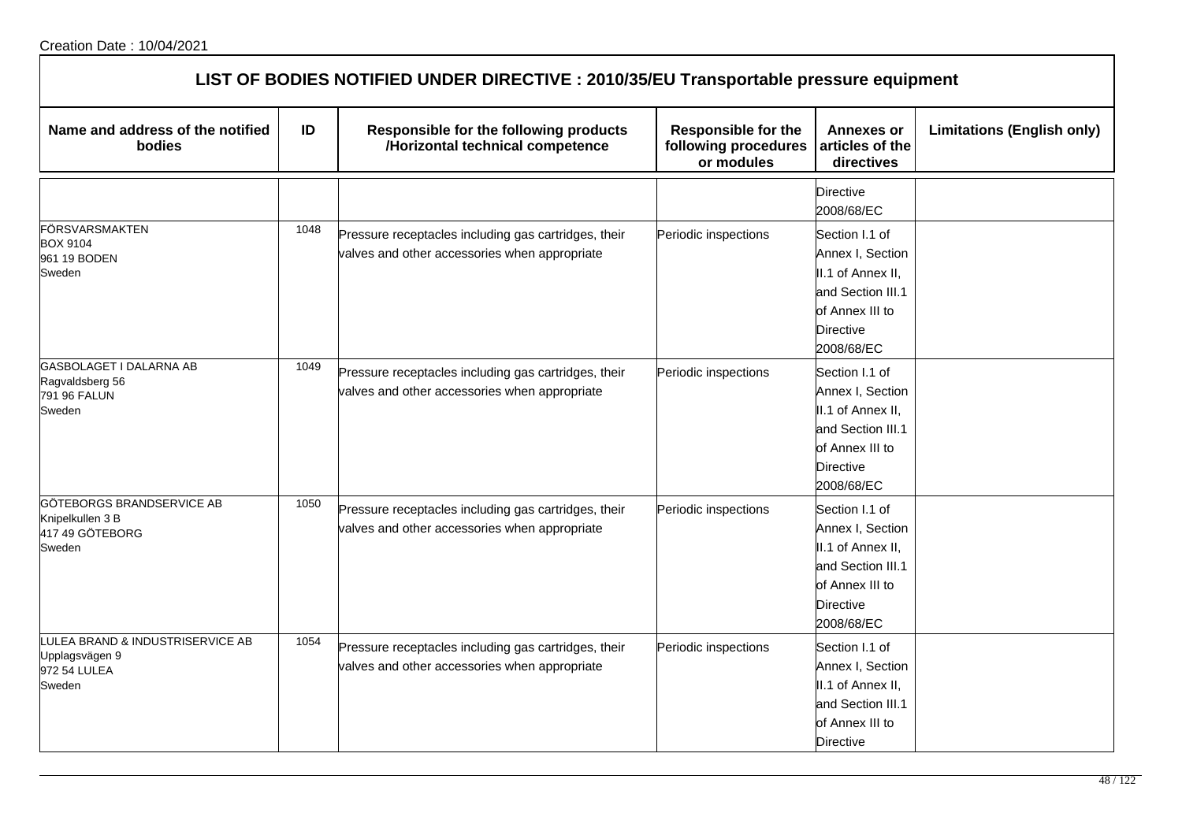Creation Date : 10/04/2021

## LIST OF BODIES NOTIFIED UNDER DIRECTIVE : 2010/35/EU Transportable pressure equipment

| Name and address of the notified bodies | ID | Responsible for the following products /Horizontal technical competence | Responsible for the following procedures or modules | Annexes or articles of the directives | Limitations (English only) |
|---|---|---|---|---|---|
| | | | | Directive 2008/68/EC | |
| FÖRSVARSMAKTEN<br>BOX 9104<br>961 19 BODEN<br>Sweden | 1048 | Pressure receptacles including gas cartridges, their valves and other accessories when appropriate | Periodic inspections | Section I.1 of Annex I, Section II.1 of Annex II, and Section III.1 of Annex III to Directive 2008/68/EC | |
| GASBOLAGET I DALARNA AB<br>Ragvaldsberg 56<br>791 96 FALUN<br>Sweden | 1049 | Pressure receptacles including gas cartridges, their valves and other accessories when appropriate | Periodic inspections | Section I.1 of Annex I, Section II.1 of Annex II, and Section III.1 of Annex III to Directive 2008/68/EC | |
| GÖTEBORGS BRANDSERVICE AB<br>Knipelkullen 3 B<br>417 49 GÖTEBORG<br>Sweden | 1050 | Pressure receptacles including gas cartridges, their valves and other accessories when appropriate | Periodic inspections | Section I.1 of Annex I, Section II.1 of Annex II, and Section III.1 of Annex III to Directive 2008/68/EC | |
| LULEA BRAND & INDUSTRISERVICE AB<br>Upplagsvägen 9<br>972 54 LULEA<br>Sweden | 1054 | Pressure receptacles including gas cartridges, their valves and other accessories when appropriate | Periodic inspections | Section I.1 of Annex I, Section II.1 of Annex II, and Section III.1 of Annex III to Directive | |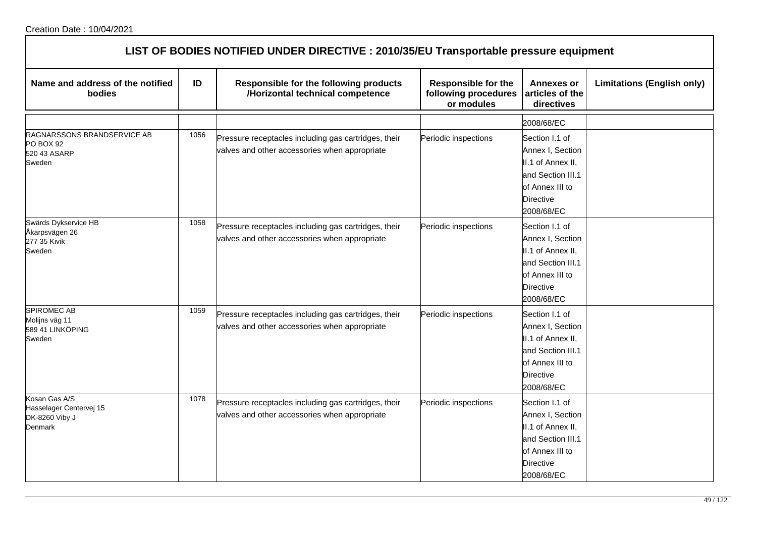Creation Date : 10/04/2021

## LIST OF BODIES NOTIFIED UNDER DIRECTIVE : 2010/35/EU Transportable pressure equipment

| Name and address of the notified bodies | ID | Responsible for the following products /Horizontal technical competence | Responsible for the following procedures or modules | Annexes or articles of the directives | Limitations (English only) |
|---|---|---|---|---|---|
| | | | | 2008/68/EC | |
| RAGNARSSONS BRANDSERVICE AB<br>PO BOX 92<br>520 43 ASARP<br>Sweden | 1056 | Pressure receptacles including gas cartridges, their valves and other accessories when appropriate | Periodic inspections | Section I.1 of Annex I, Section II.1 of Annex II, and Section III.1 of Annex III to Directive 2008/68/EC | |
| Swärds Dykservice HB<br>Åkarpsvägen 26<br>277 35 Kivik<br>Sweden | 1058 | Pressure receptacles including gas cartridges, their valves and other accessories when appropriate | Periodic inspections | Section I.1 of Annex I, Section II.1 of Annex II, and Section III.1 of Annex III to Directive 2008/68/EC | |
| SPIROMEC AB<br>Molijns väg 11<br>589 41 LINKÖPING<br>Sweden | 1059 | Pressure receptacles including gas cartridges, their valves and other accessories when appropriate | Periodic inspections | Section I.1 of Annex I, Section II.1 of Annex II, and Section III.1 of Annex III to Directive 2008/68/EC | |
| Kosan Gas A/S<br>Hasselager Centervej 15<br>DK-8260 Viby J<br>Denmark | 1078 | Pressure receptacles including gas cartridges, their valves and other accessories when appropriate | Periodic inspections | Section I.1 of Annex I, Section II.1 of Annex II, and Section III.1 of Annex III to Directive 2008/68/EC | |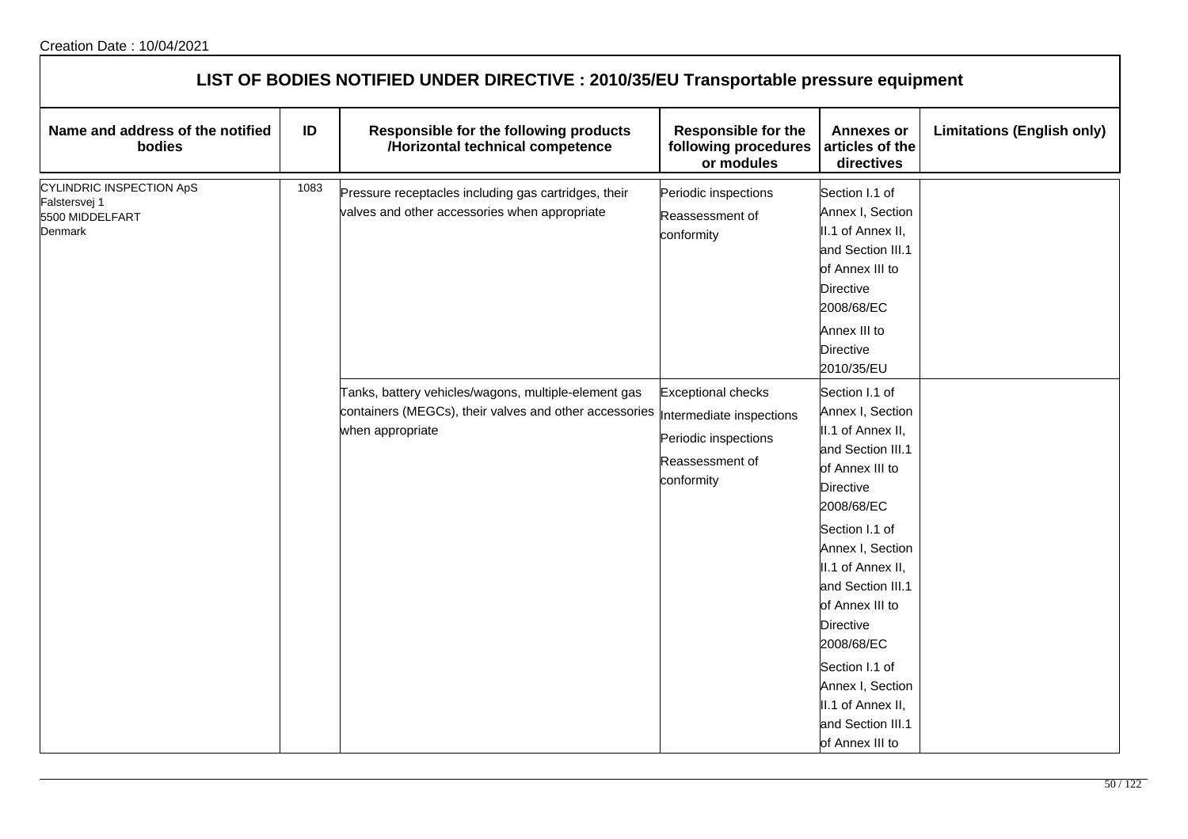Creation Date : 10/04/2021

## LIST OF BODIES NOTIFIED UNDER DIRECTIVE : 2010/35/EU Transportable pressure equipment

| Name and address of the notified bodies | ID | Responsible for the following products /Horizontal technical competence | Responsible for the following procedures or modules | Annexes or articles of the directives | Limitations (English only) |
|---|---|---|---|---|---|
| CYLINDRIC INSPECTION ApS<br>Falstersvej 1<br>5500 MIDDELFART<br>Denmark | 1083 | Pressure receptacles including gas cartridges, their valves and other accessories when appropriate | Periodic inspections<br>Reassessment of conformity | Section I.1 of Annex I, Section II.1 of Annex II, and Section III.1 of Annex III to Directive 2008/68/EC<br>Annex III to Directive 2010/35/EU | |
| | | Tanks, battery vehicles/wagons, multiple-element gas containers (MEGCs), their valves and other accessories when appropriate | Exceptional checks<br>Intermediate inspections<br>Periodic inspections<br>Reassessment of conformity | Section I.1 of Annex I, Section II.1 of Annex II, and Section III.1 of Annex III to Directive 2008/68/EC<br>Section I.1 of Annex I, Section II.1 of Annex II, and Section III.1 of Annex III to Directive 2008/68/EC<br>Section I.1 of Annex I, Section II.1 of Annex II, and Section III.1 of Annex III to | |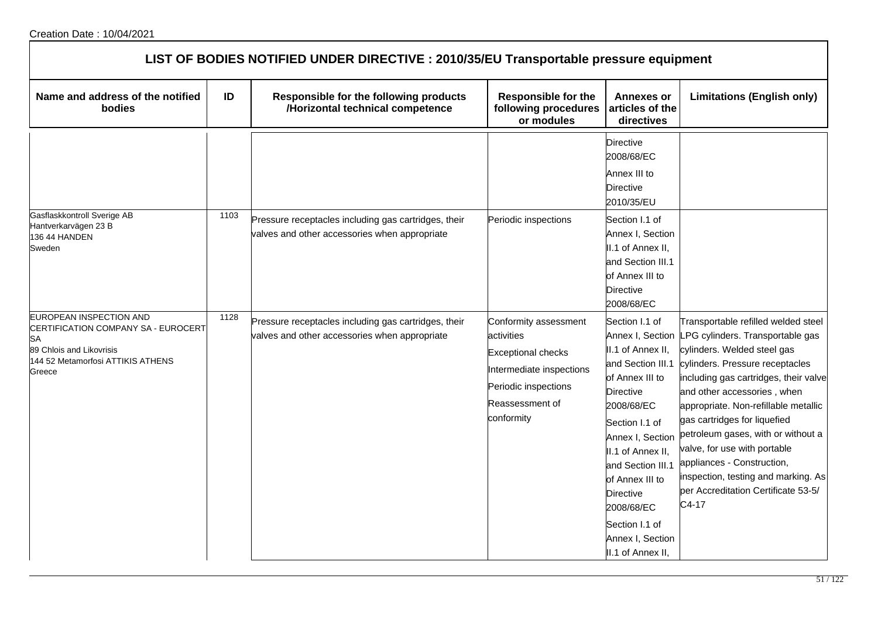Creation Date : 10/04/2021

## LIST OF BODIES NOTIFIED UNDER DIRECTIVE : 2010/35/EU Transportable pressure equipment

| Name and address of the notified bodies | ID | Responsible for the following products /Horizontal technical competence | Responsible for the following procedures or modules | Annexes or articles of the directives | Limitations (English only) |
| --- | --- | --- | --- | --- | --- |
| | | | | Directive 2008/68/EC<br>Annex III to Directive 2010/35/EU | |
| Gasflaskkontroll Sverige AB<br>Hantverkarvägen 23 B<br>136 44 HANDEN<br>Sweden | 1103 | Pressure receptacles including gas cartridges, their valves and other accessories when appropriate | Periodic inspections | Section I.1 of Annex I, Section II.1 of Annex II, and Section III.1 of Annex III to Directive 2008/68/EC | |
| EUROPEAN INSPECTION AND CERTIFICATION COMPANY SA - EUROCERT SA<br>89 Chlois and Likovrisis<br>144 52 Metamorfosi ATTIKIS ATHENS<br>Greece | 1128 | Pressure receptacles including gas cartridges, their valves and other accessories when appropriate | Conformity assessment activities<br>Exceptional checks<br>Intermediate inspections<br>Periodic inspections<br>Reassessment of conformity | Section I.1 of Annex I, Section II.1 of Annex II, and Section III.1 of Annex III to Directive 2008/68/EC<br>Section I.1 of Annex I, Section II.1 of Annex II, and Section III.1 of Annex III to Directive 2008/68/EC<br>Section I.1 of Annex I, Section II.1 of Annex II, | Transportable refilled welded steel LPG cylinders. Transportable gas cylinders. Welded steel gas cylinders. Pressure receptacles including gas cartridges, their valve and other accessories , when appropriate. Non-refillable metallic gas cartridges for liquefied petroleum gases, with or without a valve, for use with portable appliances - Construction, inspection, testing and marking. As per Accreditation Certificate 53-5/ C4-17 |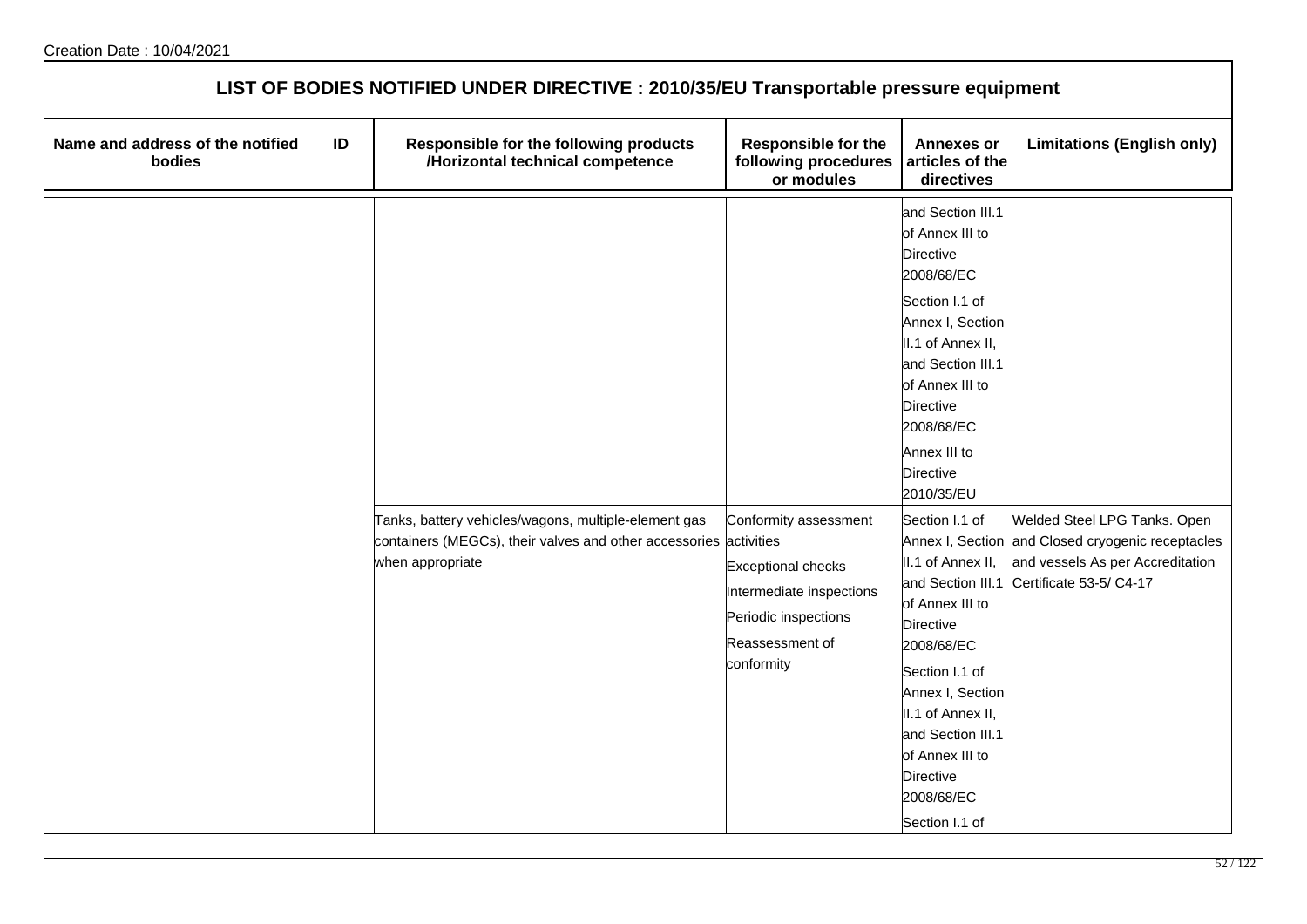Creation Date : 10/04/2021

## LIST OF BODIES NOTIFIED UNDER DIRECTIVE : 2010/35/EU Transportable pressure equipment

| Name and address of the notified bodies | ID | Responsible for the following products /Horizontal technical competence | Responsible for the following procedures or modules | Annexes or articles of the directives | Limitations (English only) |
|---|---|---|---|---|---|
| | | | | and Section III.1 of Annex III to Directive 2008/68/EC<br><br>Section I.1 of Annex I, Section II.1 of Annex II, and Section III.1 of Annex III to Directive 2008/68/EC<br><br>Annex III to Directive 2010/35/EU | |
| | | Tanks, battery vehicles/wagons, multiple-element gas containers (MEGCs), their valves and other accessories when appropriate | Conformity assessment activities<br><br>Exceptional checks<br><br>Intermediate inspections<br><br>Periodic inspections<br><br>Reassessment of conformity | Section I.1 of Annex I, Section II.1 of Annex II, and Section III.1 of Annex III to Directive 2008/68/EC<br><br>Section I.1 of Annex I, Section II.1 of Annex II, and Section III.1 of Annex III to Directive 2008/68/EC<br><br>Section I.1 of | Welded Steel LPG Tanks. Open and Closed cryogenic receptacles and vessels As per Accreditation Certificate 53-5/ C4-17 |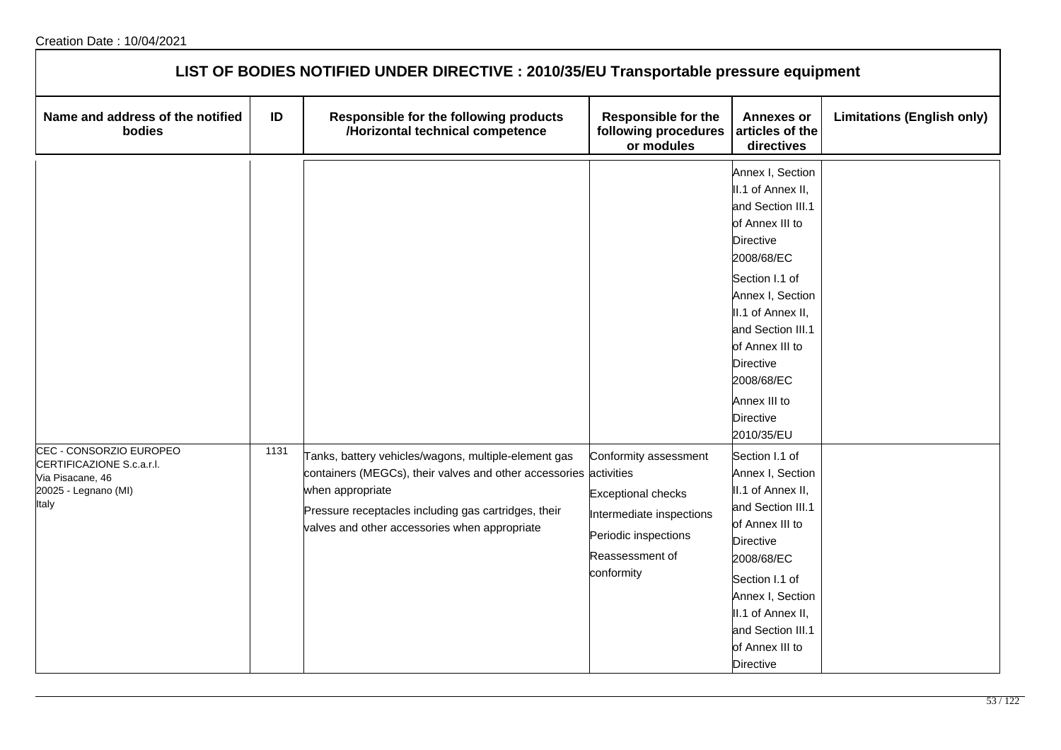Creation Date : 10/04/2021

## LIST OF BODIES NOTIFIED UNDER DIRECTIVE : 2010/35/EU Transportable pressure equipment

| Name and address of the notified bodies | ID | Responsible for the following products /Horizontal technical competence | Responsible for the following procedures or modules | Annexes or articles of the directives | Limitations (English only) |
| --- | --- | --- | --- | --- | --- |
| | | | | Annex I, Section II.1 of Annex II, and Section III.1 of Annex III to Directive 2008/68/EC<br>Section I.1 of Annex I, Section II.1 of Annex II, and Section III.1 of Annex III to Directive 2008/68/EC<br>Annex III to Directive 2010/35/EU | |
| CEC - CONSORZIO EUROPEO CERTIFICAZIONE S.c.a.r.l.<br>Via Pisacane, 46<br>20025 - Legnano (MI)<br>Italy | 1131 | Tanks, battery vehicles/wagons, multiple-element gas containers (MEGCs), their valves and other accessories when appropriate<br>Pressure receptacles including gas cartridges, their valves and other accessories when appropriate | Conformity assessment activities<br>Exceptional checks<br>Intermediate inspections<br>Periodic inspections<br>Reassessment of conformity | Section I.1 of Annex I, Section II.1 of Annex II, and Section III.1 of Annex III to Directive 2008/68/EC<br>Section I.1 of Annex I, Section II.1 of Annex II, and Section III.1 of Annex III to Directive | |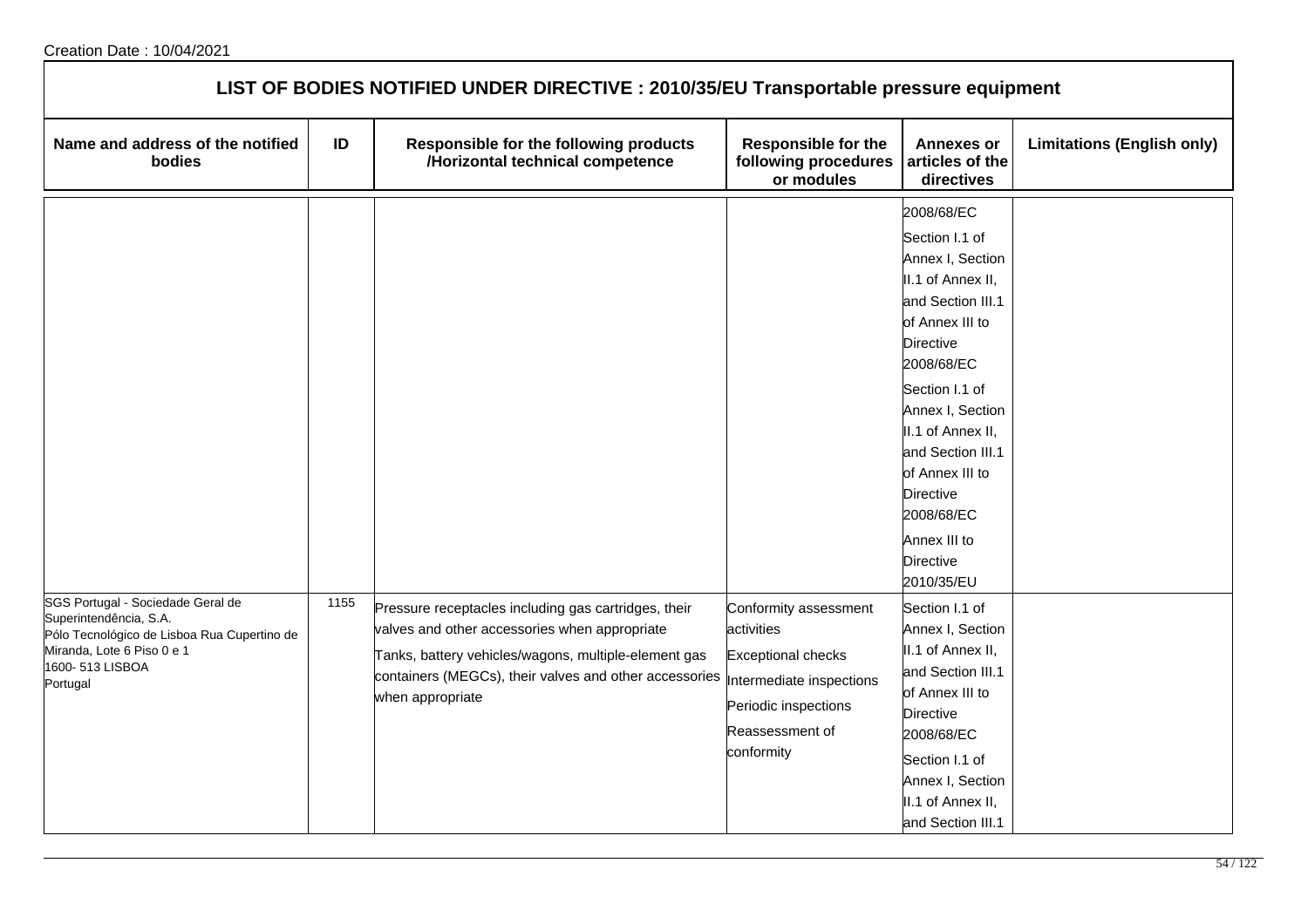## LIST OF BODIES NOTIFIED UNDER DIRECTIVE : 2010/35/EU Transportable pressure equipment

| Name and address of the notified bodies | ID | Responsible for the following products /Horizontal technical competence | Responsible for the following procedures or modules | Annexes or articles of the directives | Limitations (English only) |
|---|---|---|---|---|---|
| | | | | 2008/68/EC<br>Section I.1 of Annex I, Section II.1 of Annex II, and Section III.1 of Annex III to Directive 2008/68/EC<br>Section I.1 of Annex I, Section II.1 of Annex II, and Section III.1 of Annex III to Directive 2008/68/EC<br>Annex III to Directive 2010/35/EU | |
| SGS Portugal - Sociedade Geral de Superintendência, S.A.<br>Pólo Tecnológico de Lisboa Rua Cupertino de Miranda, Lote 6 Piso 0 e 1<br>1600- 513 LISBOA<br>Portugal | 1155 | Pressure receptacles including gas cartridges, their valves and other accessories when appropriate<br>Tanks, battery vehicles/wagons, multiple-element gas containers (MEGCs), their valves and other accessories when appropriate | Conformity assessment activities<br>Exceptional checks<br>Intermediate inspections<br>Periodic inspections<br>Reassessment of conformity | Section I.1 of Annex I, Section II.1 of Annex II, and Section III.1 of Annex III to Directive 2008/68/EC<br>Section I.1 of Annex I, Section II.1 of Annex II, and Section III.1 | |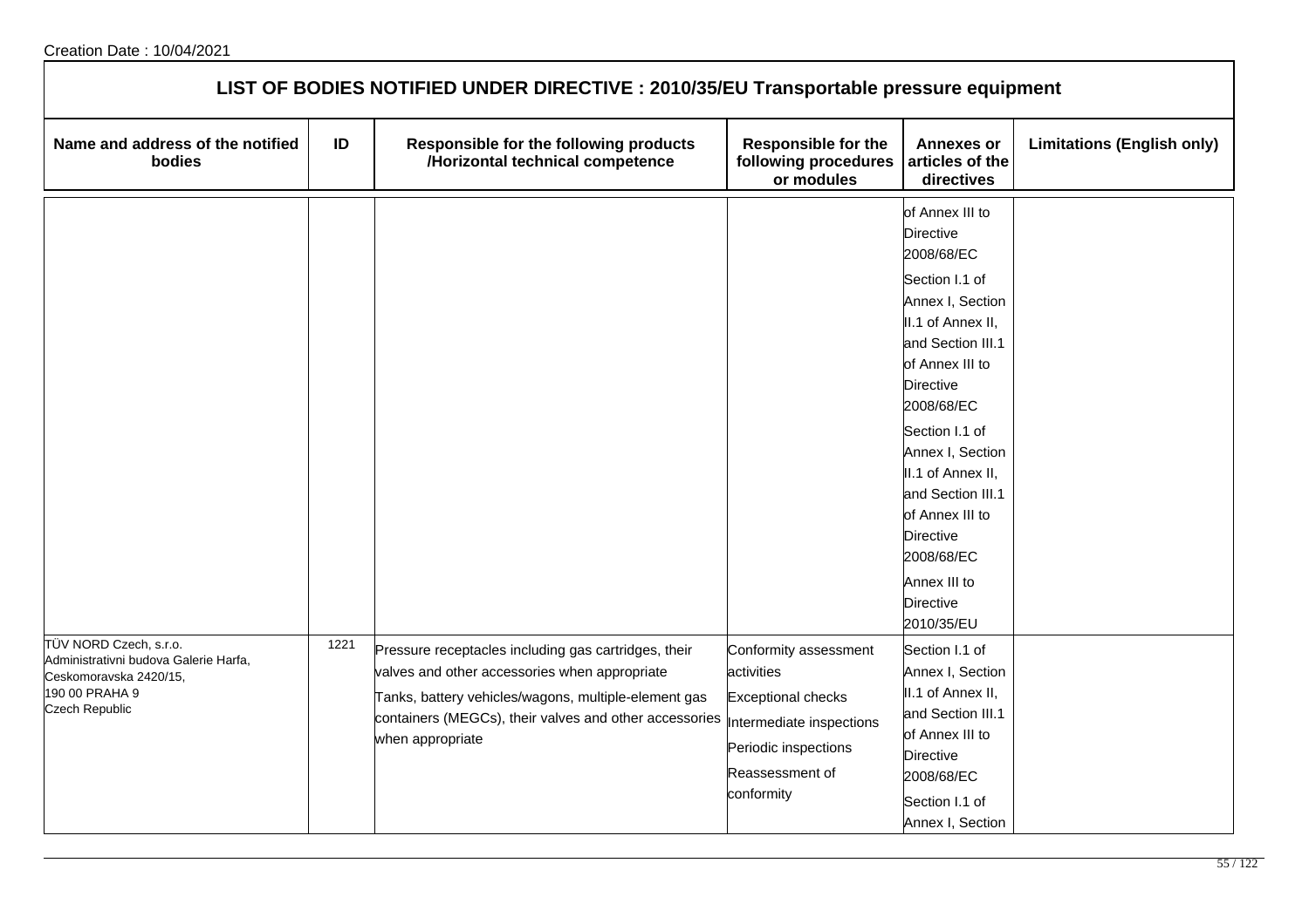Creation Date : 10/04/2021

## LIST OF BODIES NOTIFIED UNDER DIRECTIVE : 2010/35/EU Transportable pressure equipment

| Name and address of the notified bodies | ID | Responsible for the following products /Horizontal technical competence | Responsible for the following procedures or modules | Annexes or articles of the directives | Limitations (English only) |
| --- | --- | --- | --- | --- | --- |
| | | | | of Annex III to Directive 2008/68/EC<br>Section I.1 of Annex I, Section II.1 of Annex II, and Section III.1 of Annex III to Directive 2008/68/EC<br>Section I.1 of Annex I, Section II.1 of Annex II, and Section III.1 of Annex III to Directive 2008/68/EC<br>Annex III to Directive 2010/35/EU | |
| TÜV NORD Czech, s.r.o.<br>Administrativni budova Galerie Harfa,<br>Ceskomoravska 2420/15,<br>190 00 PRAHA 9<br>Czech Republic | 1221 | Pressure receptacles including gas cartridges, their valves and other accessories when appropriate<br>Tanks, battery vehicles/wagons, multiple-element gas containers (MEGCs), their valves and other accessories when appropriate | Conformity assessment activities<br>Exceptional checks<br>Intermediate inspections<br>Periodic inspections<br>Reassessment of conformity | Section I.1 of Annex I, Section II.1 of Annex II, and Section III.1 of Annex III to Directive 2008/68/EC<br>Section I.1 of Annex I, Section | |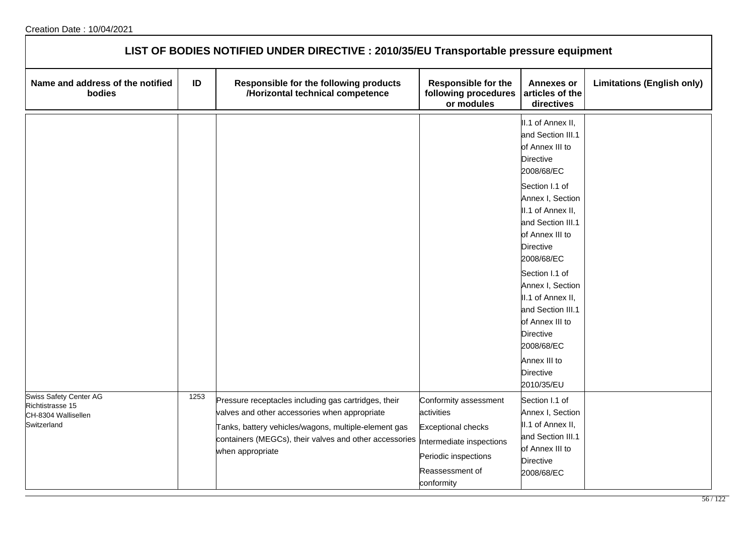## LIST OF BODIES NOTIFIED UNDER DIRECTIVE : 2010/35/EU Transportable pressure equipment

| Name and address of the notified bodies | ID | Responsible for the following products /Horizontal technical competence | Responsible for the following procedures or modules | Annexes or articles of the directives | Limitations (English only) |
|---|---|---|---|---|---|
| | | | | II.1 of Annex II, and Section III.1 of Annex III to Directive 2008/68/EC<br>Section I.1 of Annex I, Section II.1 of Annex II, and Section III.1 of Annex III to Directive 2008/68/EC<br>Section I.1 of Annex I, Section II.1 of Annex II, and Section III.1 of Annex III to Directive 2008/68/EC<br>Annex III to Directive 2010/35/EU | |
| Swiss Safety Center AG<br>Richtistrasse 15<br>CH-8304 Wallisellen<br>Switzerland | 1253 | Pressure receptacles including gas cartridges, their valves and other accessories when appropriate<br>Tanks, battery vehicles/wagons, multiple-element gas containers (MEGCs), their valves and other accessories when appropriate | Conformity assessment activities<br>Exceptional checks<br>Intermediate inspections<br>Periodic inspections<br>Reassessment of conformity | Section I.1 of Annex I, Section II.1 of Annex II, and Section III.1 of Annex III to Directive 2008/68/EC | |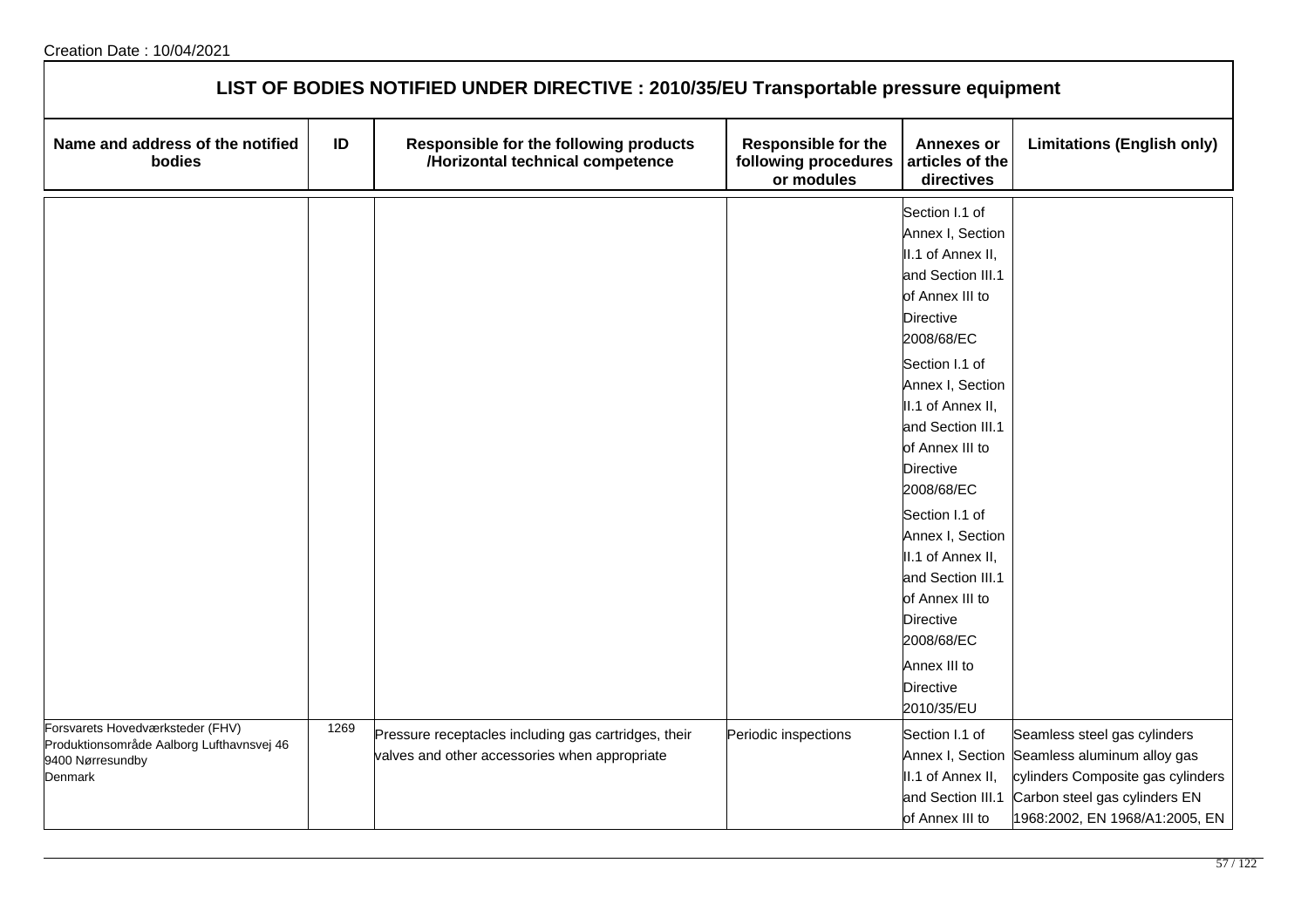Creation Date : 10/04/2021

# LIST OF BODIES NOTIFIED UNDER DIRECTIVE : 2010/35/EU Transportable pressure equipment

| Name and address of the notified bodies | ID | Responsible for the following products /Horizontal technical competence | Responsible for the following procedures or modules | Annexes or articles of the directives | Limitations (English only) |
|---|---|---|---|---|---|
| | | | | Section I.1 of Annex I, Section II.1 of Annex II, and Section III.1 of Annex III to Directive 2008/68/EC<br>Section I.1 of Annex I, Section II.1 of Annex II, and Section III.1 of Annex III to Directive 2008/68/EC<br>Section I.1 of Annex I, Section II.1 of Annex II, and Section III.1 of Annex III to Directive 2008/68/EC<br>Annex III to Directive 2010/35/EU | |
| Forsvarets Hovedværksteder (FHV)<br>Produktionsområde Aalborg Lufthavnsvej 46<br>9400 Nørresundby<br>Denmark | 1269 | Pressure receptacles including gas cartridges, their valves and other accessories when appropriate | Periodic inspections | Section I.1 of Annex I, Section II.1 of Annex II, and Section III.1 of Annex III to | Seamless steel gas cylinders Seamless aluminum alloy gas cylinders Composite gas cylinders Carbon steel gas cylinders EN 1968:2002, EN 1968/A1:2005, EN |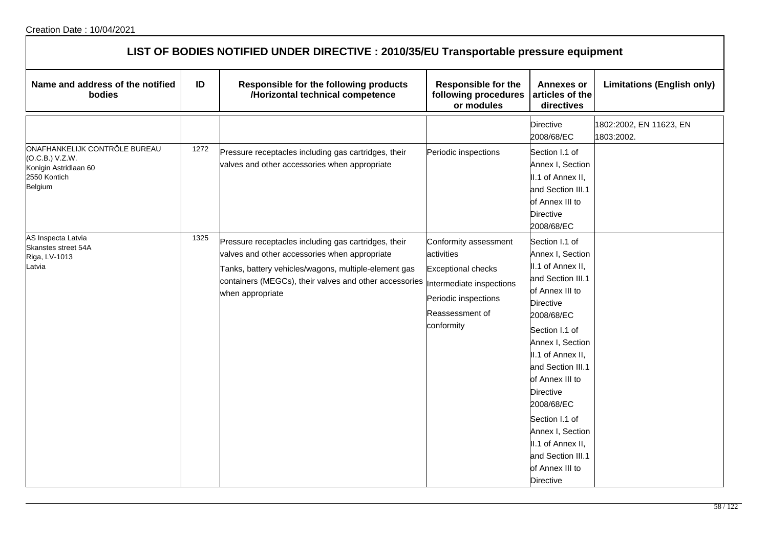Creation Date : 10/04/2021

## LIST OF BODIES NOTIFIED UNDER DIRECTIVE : 2010/35/EU Transportable pressure equipment

| Name and address of the notified bodies | ID | Responsible for the following products /Horizontal technical competence | Responsible for the following procedures or modules | Annexes or articles of the directives | Limitations (English only) |
|---|---|---|---|---|---|
| | | | | Directive 2008/68/EC | 1802:2002, EN 11623, EN 1803:2002. |
| ONAFHANKELIJK CONTRÔLE BUREAU (O.C.B.) V.Z.W.<br>Konigin Astridlaan 60<br>2550 Kontich<br>Belgium | 1272 | Pressure receptacles including gas cartridges, their valves and other accessories when appropriate | Periodic inspections | Section I.1 of Annex I, Section II.1 of Annex II, and Section III.1 of Annex III to Directive 2008/68/EC | |
| AS Inspecta Latvia<br>Skanstes street 54A<br>Riga, LV-1013<br>Latvia | 1325 | Pressure receptacles including gas cartridges, their valves and other accessories when appropriate<br>Tanks, battery vehicles/wagons, multiple-element gas containers (MEGCs), their valves and other accessories when appropriate | Conformity assessment activities<br>Exceptional checks<br>Intermediate inspections<br>Periodic inspections<br>Reassessment of conformity | Section I.1 of Annex I, Section II.1 of Annex II, and Section III.1 of Annex III to Directive 2008/68/EC<br>Section I.1 of Annex I, Section II.1 of Annex II, and Section III.1 of Annex III to Directive 2008/68/EC<br>Section I.1 of Annex I, Section II.1 of Annex II, and Section III.1 of Annex III to Directive | |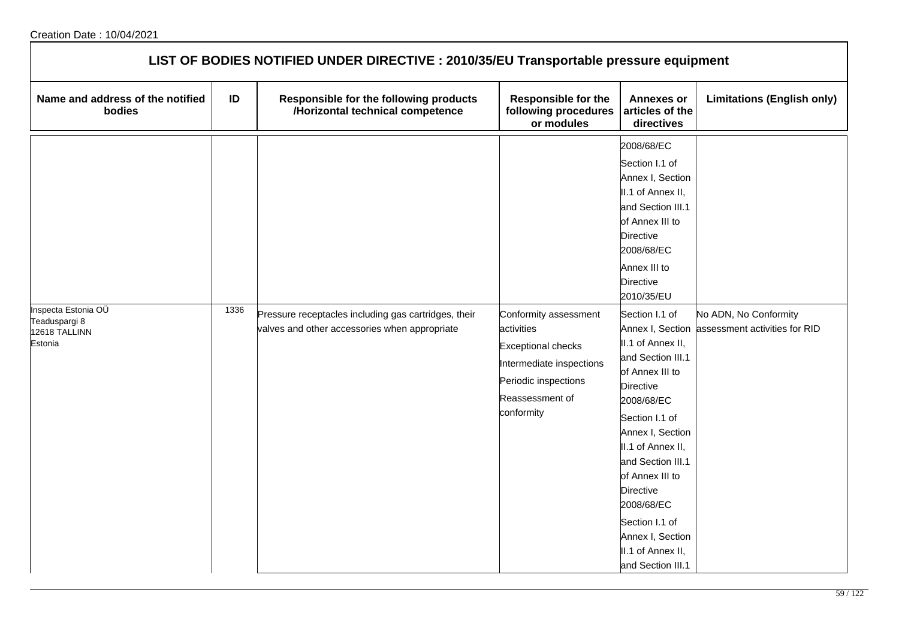Creation Date : 10/04/2021

## LIST OF BODIES NOTIFIED UNDER DIRECTIVE : 2010/35/EU Transportable pressure equipment

| Name and address of the notified bodies | ID | Responsible for the following products /Horizontal technical competence | Responsible for the following procedures or modules | Annexes or articles of the directives | Limitations (English only) |
|---|---|---|---|---|---|
| | | | | 2008/68/EC<br>Section I.1 of Annex I, Section II.1 of Annex II, and Section III.1 of Annex III to Directive 2008/68/EC<br>Annex III to Directive 2010/35/EU | |
| Inspecta Estonia OÜ<br>Teaduspargi 8<br>12618 TALLINN<br>Estonia | 1336 | Pressure receptacles including gas cartridges, their valves and other accessories when appropriate | Conformity assessment activities<br>Exceptional checks<br>Intermediate inspections<br>Periodic inspections<br>Reassessment of conformity | Section I.1 of Annex I, Section II.1 of Annex II, and Section III.1 of Annex III to Directive 2008/68/EC<br>Section I.1 of Annex I, Section II.1 of Annex II, and Section III.1 of Annex III to Directive 2008/68/EC<br>Section I.1 of Annex I, Section II.1 of Annex II, and Section III.1 | No ADN, No Conformity assessment activities for RID |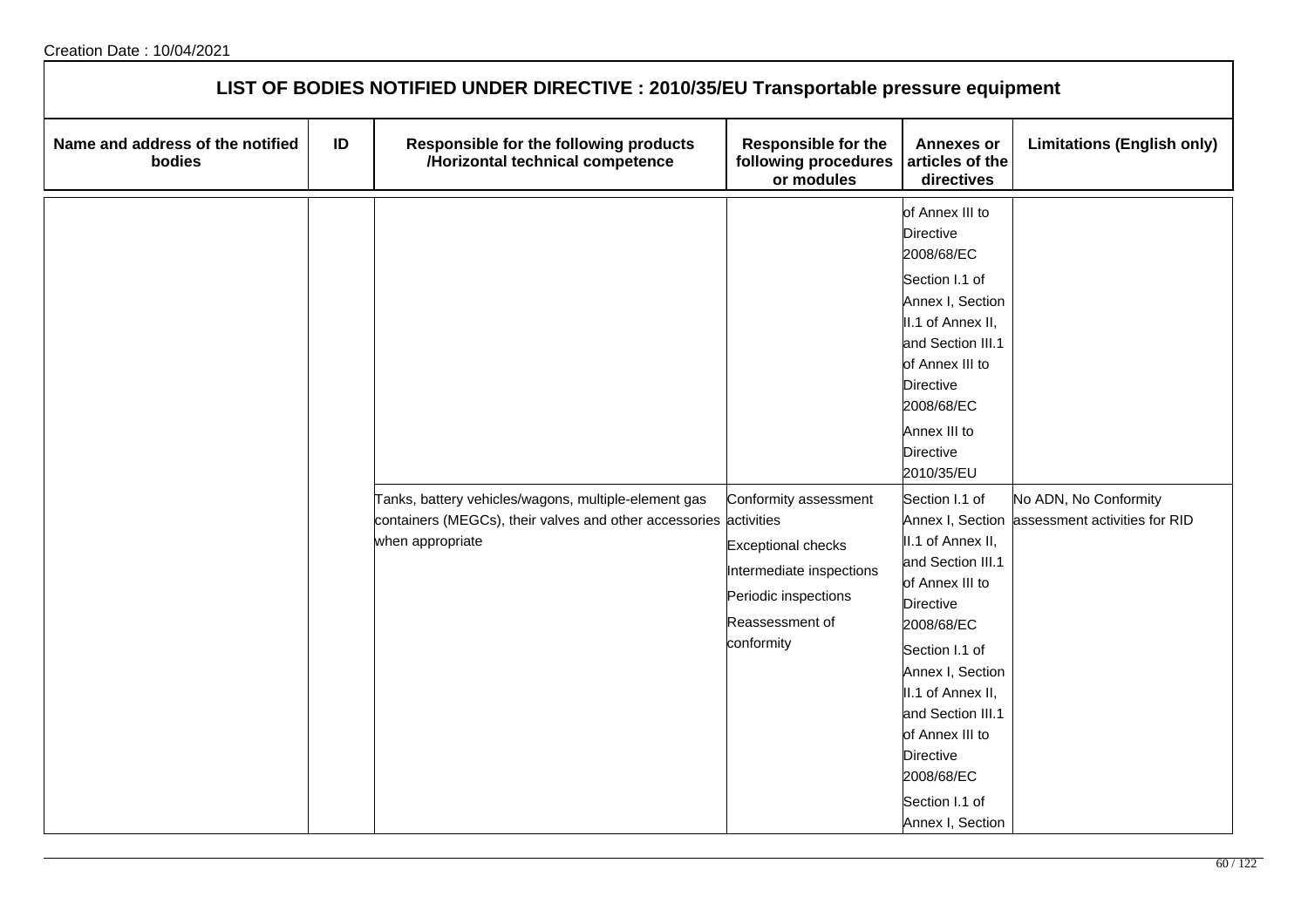## LIST OF BODIES NOTIFIED UNDER DIRECTIVE : 2010/35/EU Transportable pressure equipment

| Name and address of the notified bodies | ID | Responsible for the following products /Horizontal technical competence | Responsible for the following procedures or modules | Annexes or articles of the directives | Limitations (English only) |
|---|---|---|---|---|---|
| | | | | of Annex III to Directive 2008/68/EC<br>Section I.1 of Annex I, Section II.1 of Annex II, and Section III.1 of Annex III to Directive 2008/68/EC<br>Annex III to Directive 2010/35/EU | |
| | | Tanks, battery vehicles/wagons, multiple-element gas containers (MEGCs), their valves and other accessories when appropriate | Conformity assessment activities<br>Exceptional checks<br>Intermediate inspections<br>Periodic inspections<br>Reassessment of conformity | Section I.1 of Annex I, Section II.1 of Annex II, and Section III.1 of Annex III to Directive 2008/68/EC<br>Section I.1 of Annex I, Section II.1 of Annex II, and Section III.1 of Annex III to Directive 2008/68/EC<br>Section I.1 of Annex I, Section | No ADN, No Conformity assessment activities for RID |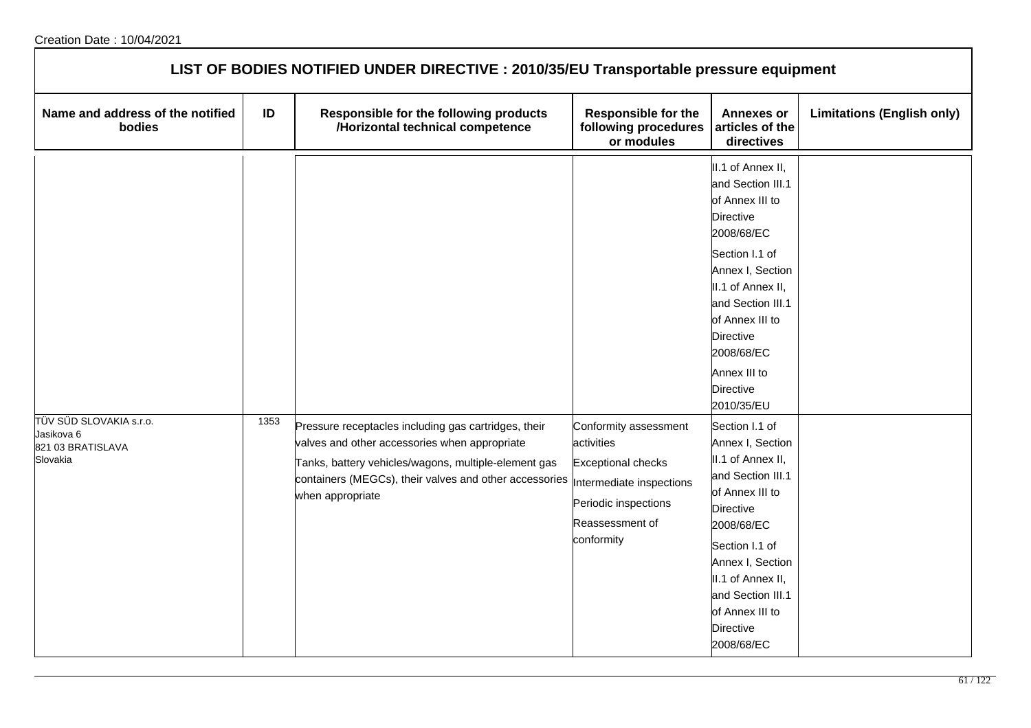Creation Date : 10/04/2021

## LIST OF BODIES NOTIFIED UNDER DIRECTIVE : 2010/35/EU Transportable pressure equipment

| Name and address of the notified bodies | ID | Responsible for the following products /Horizontal technical competence | Responsible for the following procedures or modules | Annexes or articles of the directives | Limitations (English only) |
|---|---|---|---|---|---|
| | | | | II.1 of Annex II, and Section III.1 of Annex III to Directive 2008/68/EC<br>Section I.1 of Annex I, Section II.1 of Annex II, and Section III.1 of Annex III to Directive 2008/68/EC<br>Annex III to Directive 2010/35/EU | |
| TÜV SÜD SLOVAKIA s.r.o.<br>Jasikova 6<br>821 03 BRATISLAVA<br>Slovakia | 1353 | Pressure receptacles including gas cartridges, their valves and other accessories when appropriate<br>Tanks, battery vehicles/wagons, multiple-element gas containers (MEGCs), their valves and other accessories when appropriate | Conformity assessment activities<br>Exceptional checks<br>Intermediate inspections<br>Periodic inspections<br>Reassessment of conformity | Section I.1 of Annex I, Section II.1 of Annex II, and Section III.1 of Annex III to Directive 2008/68/EC<br>Section I.1 of Annex I, Section II.1 of Annex II, and Section III.1 of Annex III to Directive 2008/68/EC | |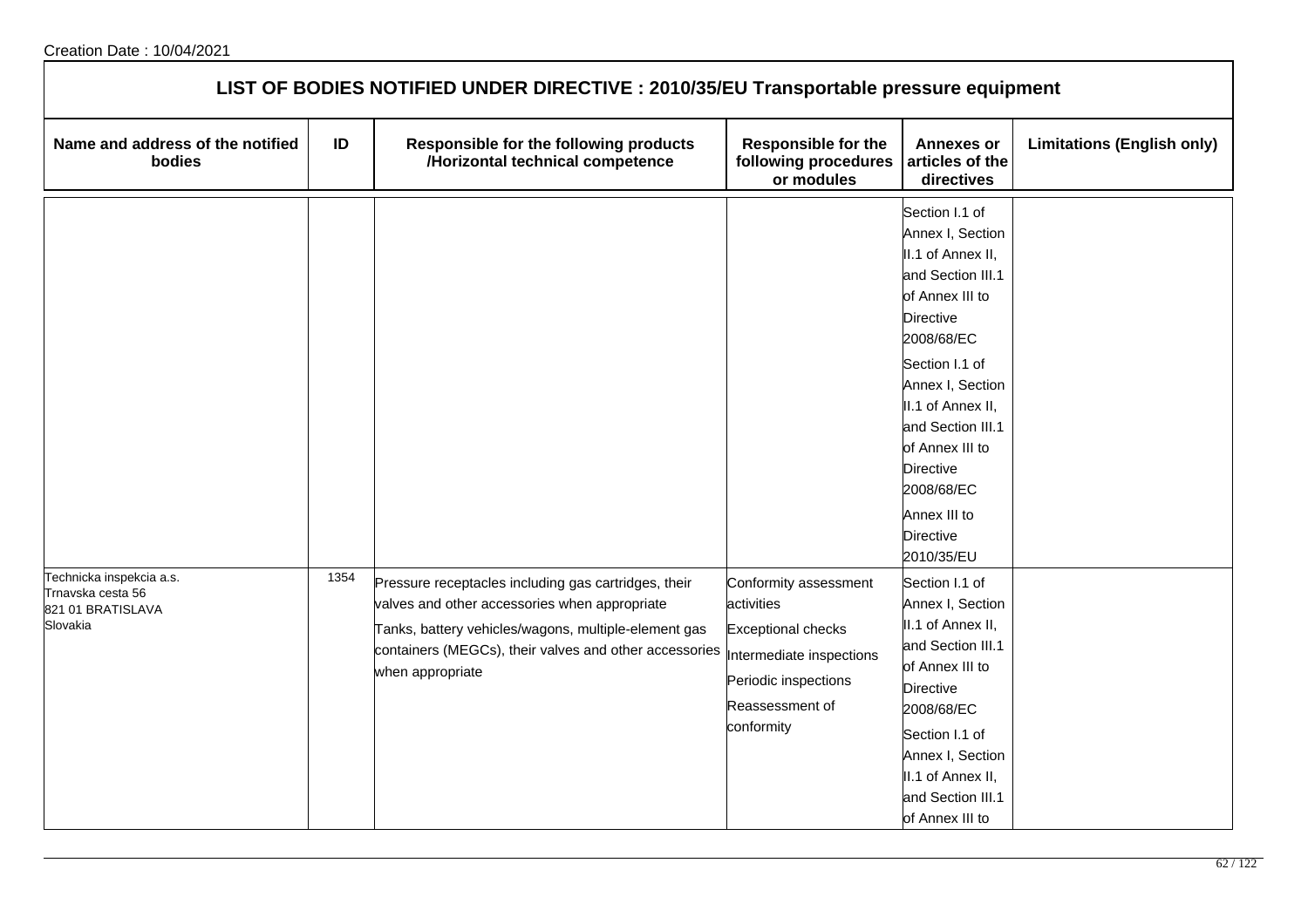Creation Date : 10/04/2021

## LIST OF BODIES NOTIFIED UNDER DIRECTIVE : 2010/35/EU Transportable pressure equipment

| Name and address of the notified bodies | ID | Responsible for the following products /Horizontal technical competence | Responsible for the following procedures or modules | Annexes or articles of the directives | Limitations (English only) |
|---|---|---|---|---|---|
| | | | | Section I.1 of Annex I, Section II.1 of Annex II, and Section III.1 of Annex III to Directive 2008/68/EC<br>Section I.1 of Annex I, Section II.1 of Annex II, and Section III.1 of Annex III to Directive 2008/68/EC<br>Annex III to Directive 2010/35/EU | |
| Technicka inspekcia a.s.<br>Trnavska cesta 56<br>821 01 BRATISLAVA<br>Slovakia | 1354 | Pressure receptacles including gas cartridges, their valves and other accessories when appropriate<br>Tanks, battery vehicles/wagons, multiple-element gas containers (MEGCs), their valves and other accessories when appropriate | Conformity assessment activities<br>Exceptional checks<br>Intermediate inspections<br>Periodic inspections<br>Reassessment of conformity | Section I.1 of Annex I, Section II.1 of Annex II, and Section III.1 of Annex III to Directive 2008/68/EC<br>Section I.1 of Annex I, Section II.1 of Annex II, and Section III.1 of Annex III to | |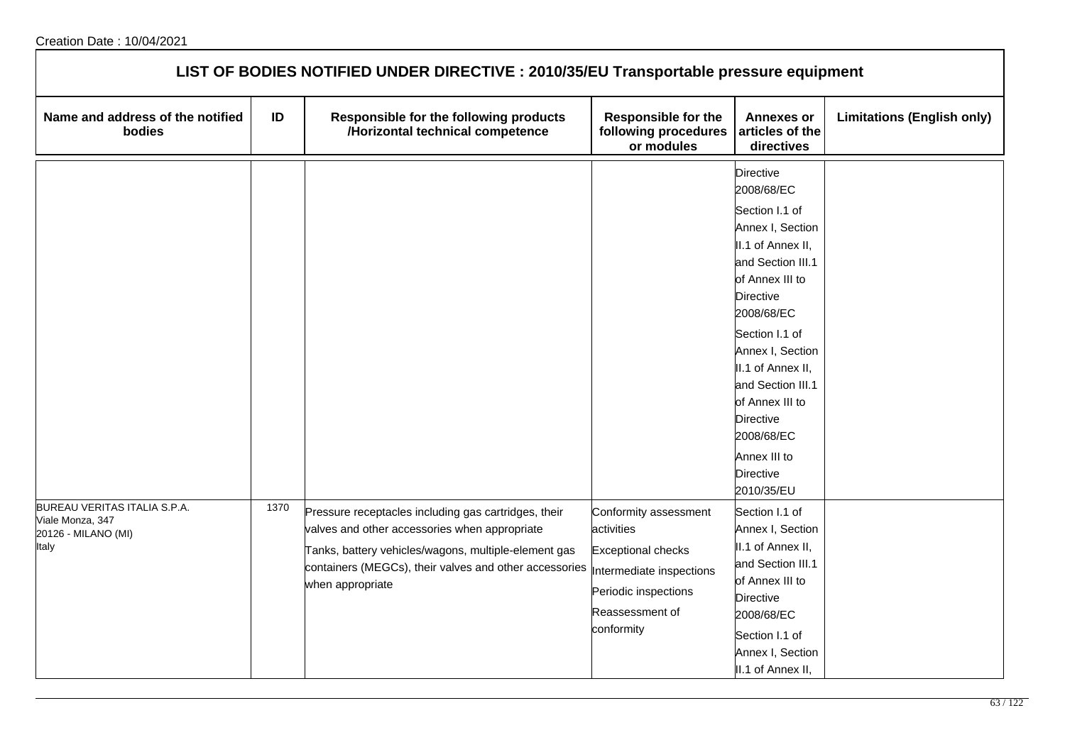Creation Date : 10/04/2021

# LIST OF BODIES NOTIFIED UNDER DIRECTIVE : 2010/35/EU Transportable pressure equipment

| Name and address of the notified bodies | ID | Responsible for the following products /Horizontal technical competence | Responsible for the following procedures or modules | Annexes or articles of the directives | Limitations (English only) |
|---|---|---|---|---|---|
| | | | | Directive 2008/68/EC<br><br>Section I.1 of Annex I, Section II.1 of Annex II, and Section III.1 of Annex III to Directive 2008/68/EC<br><br>Section I.1 of Annex I, Section II.1 of Annex II, and Section III.1 of Annex III to Directive 2008/68/EC<br><br>Annex III to Directive 2010/35/EU | |
| BUREAU VERITAS ITALIA S.P.A.<br>Viale Monza, 347<br>20126 - MILANO (MI)<br>Italy | 1370 | Pressure receptacles including gas cartridges, their valves and other accessories when appropriate<br><br>Tanks, battery vehicles/wagons, multiple-element gas containers (MEGCs), their valves and other accessories when appropriate | Conformity assessment activities<br><br>Exceptional checks<br><br>Intermediate inspections<br><br>Periodic inspections<br><br>Reassessment of conformity | Section I.1 of Annex I, Section II.1 of Annex II, and Section III.1 of Annex III to Directive 2008/68/EC<br><br>Section I.1 of Annex I, Section II.1 of Annex II, | |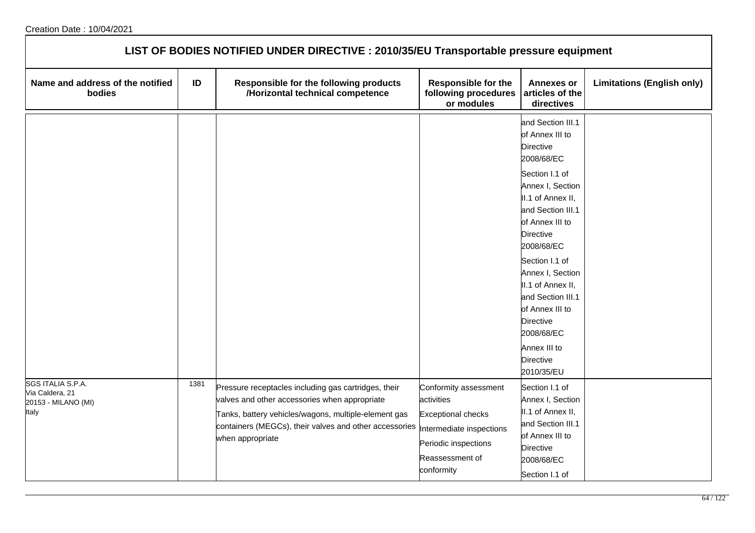Creation Date : 10/04/2021

# LIST OF BODIES NOTIFIED UNDER DIRECTIVE : 2010/35/EU Transportable pressure equipment

| Name and address of the notified bodies | ID | Responsible for the following products /Horizontal technical competence | Responsible for the following procedures or modules | Annexes or articles of the directives | Limitations (English only) |
|---|---|---|---|---|---|
| | | | | and Section III.1 of Annex III to Directive 2008/68/EC<br>Section I.1 of Annex I, Section II.1 of Annex II, and Section III.1 of Annex III to Directive 2008/68/EC<br>Section I.1 of Annex I, Section II.1 of Annex II, and Section III.1 of Annex III to Directive 2008/68/EC<br>Annex III to Directive 2010/35/EU | |
| SGS ITALIA S.P.A.<br>Via Caldera, 21<br>20153 - MILANO (MI)<br>Italy | 1381 | Pressure receptacles including gas cartridges, their valves and other accessories when appropriate<br>Tanks, battery vehicles/wagons, multiple-element gas containers (MEGCs), their valves and other accessories when appropriate | Conformity assessment activities<br>Exceptional checks<br>Intermediate inspections<br>Periodic inspections<br>Reassessment of conformity | Section I.1 of Annex I, Section II.1 of Annex II, and Section III.1 of Annex III to Directive 2008/68/EC<br>Section I.1 of | |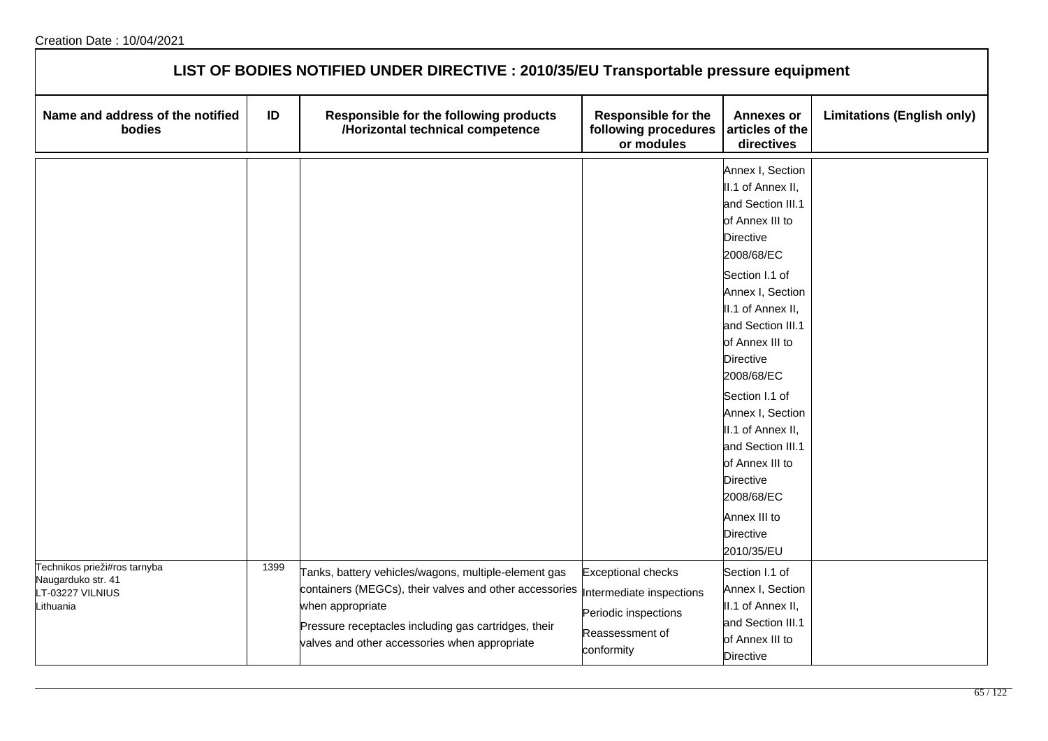Creation Date : 10/04/2021

## LIST OF BODIES NOTIFIED UNDER DIRECTIVE : 2010/35/EU Transportable pressure equipment

| Name and address of the notified bodies | ID | Responsible for the following products /Horizontal technical competence | Responsible for the following procedures or modules | Annexes or articles of the directives | Limitations (English only) |
|---|---|---|---|---|---|
| | | | | Annex I, Section II.1 of Annex II, and Section III.1 of Annex III to Directive 2008/68/EC<br>Section I.1 of Annex I, Section II.1 of Annex II, and Section III.1 of Annex III to Directive 2008/68/EC<br>Section I.1 of Annex I, Section II.1 of Annex II, and Section III.1 of Annex III to Directive 2008/68/EC<br>Annex III to Directive 2010/35/EU | |
| Technikos prieži#ros tarnyba<br>Naugarduko str. 41<br>LT-03227 VILNIUS<br>Lithuania | 1399 | Tanks, battery vehicles/wagons, multiple-element gas containers (MEGCs), their valves and other accessories when appropriate<br>Pressure receptacles including gas cartridges, their valves and other accessories when appropriate | Exceptional checks<br>Intermediate inspections<br>Periodic inspections<br>Reassessment of conformity | Section I.1 of Annex I, Section II.1 of Annex II, and Section III.1 of Annex III to Directive | |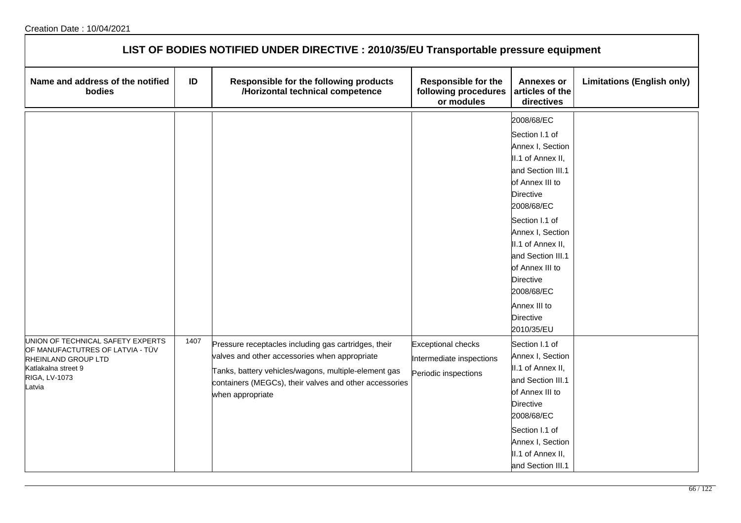Creation Date : 10/04/2021

## LIST OF BODIES NOTIFIED UNDER DIRECTIVE : 2010/35/EU Transportable pressure equipment

| Name and address of the notified bodies | ID | Responsible for the following products /Horizontal technical competence | Responsible for the following procedures or modules | Annexes or articles of the directives | Limitations (English only) |
|---|---|---|---|---|---|
| | | | | 2008/68/EC<br>Section I.1 of Annex I, Section II.1 of Annex II, and Section III.1 of Annex III to Directive 2008/68/EC<br>Section I.1 of Annex I, Section II.1 of Annex II, and Section III.1 of Annex III to Directive 2008/68/EC<br>Annex III to Directive 2010/35/EU | |
| UNION OF TECHNICAL SAFETY EXPERTS OF MANUFACTUTRES OF LATVIA - TÜV RHEINLAND GROUP LTD<br>Katlakalna street 9<br>RIGA, LV-1073<br>Latvia | 1407 | Pressure receptacles including gas cartridges, their valves and other accessories when appropriate<br>Tanks, battery vehicles/wagons, multiple-element gas containers (MEGCs), their valves and other accessories when appropriate | Exceptional checks<br>Intermediate inspections<br>Periodic inspections | Section I.1 of Annex I, Section II.1 of Annex II, and Section III.1 of Annex III to Directive 2008/68/EC<br>Section I.1 of Annex I, Section II.1 of Annex II, and Section III.1 | |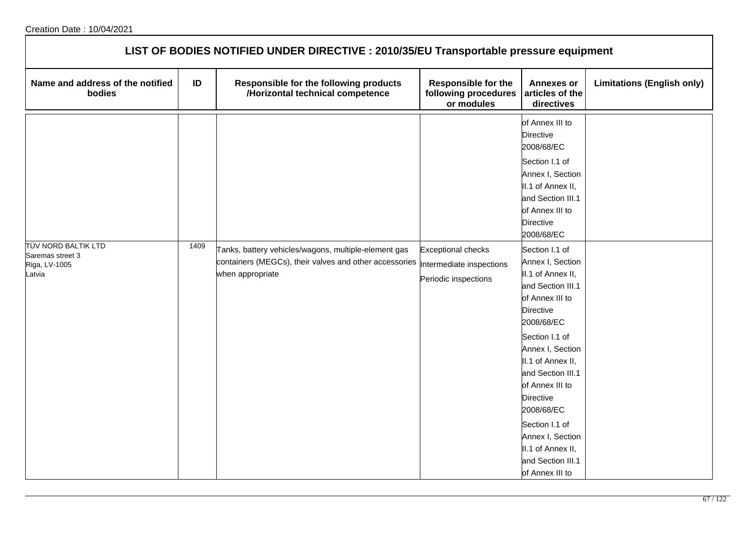Creation Date : 10/04/2021

## LIST OF BODIES NOTIFIED UNDER DIRECTIVE : 2010/35/EU Transportable pressure equipment

| Name and address of the notified bodies | ID | Responsible for the following products /Horizontal technical competence | Responsible for the following procedures or modules | Annexes or articles of the directives | Limitations (English only) |
|---|---|---|---|---|---|
| | | | | of Annex III to Directive 2008/68/EC<br>Section I.1 of Annex I, Section II.1 of Annex II, and Section III.1 of Annex III to Directive 2008/68/EC | |
| TÜV NORD BALTIK LTD<br>Saremas street 3<br>Riga, LV-1005<br>Latvia | 1409 | Tanks, battery vehicles/wagons, multiple-element gas containers (MEGCs), their valves and other accessories when appropriate | Exceptional checks<br>Intermediate inspections<br>Periodic inspections | Section I.1 of Annex I, Section II.1 of Annex II, and Section III.1 of Annex III to Directive 2008/68/EC<br>Section I.1 of Annex I, Section II.1 of Annex II, and Section III.1 of Annex III to Directive 2008/68/EC<br>Section I.1 of Annex I, Section II.1 of Annex II, and Section III.1 of Annex III to | |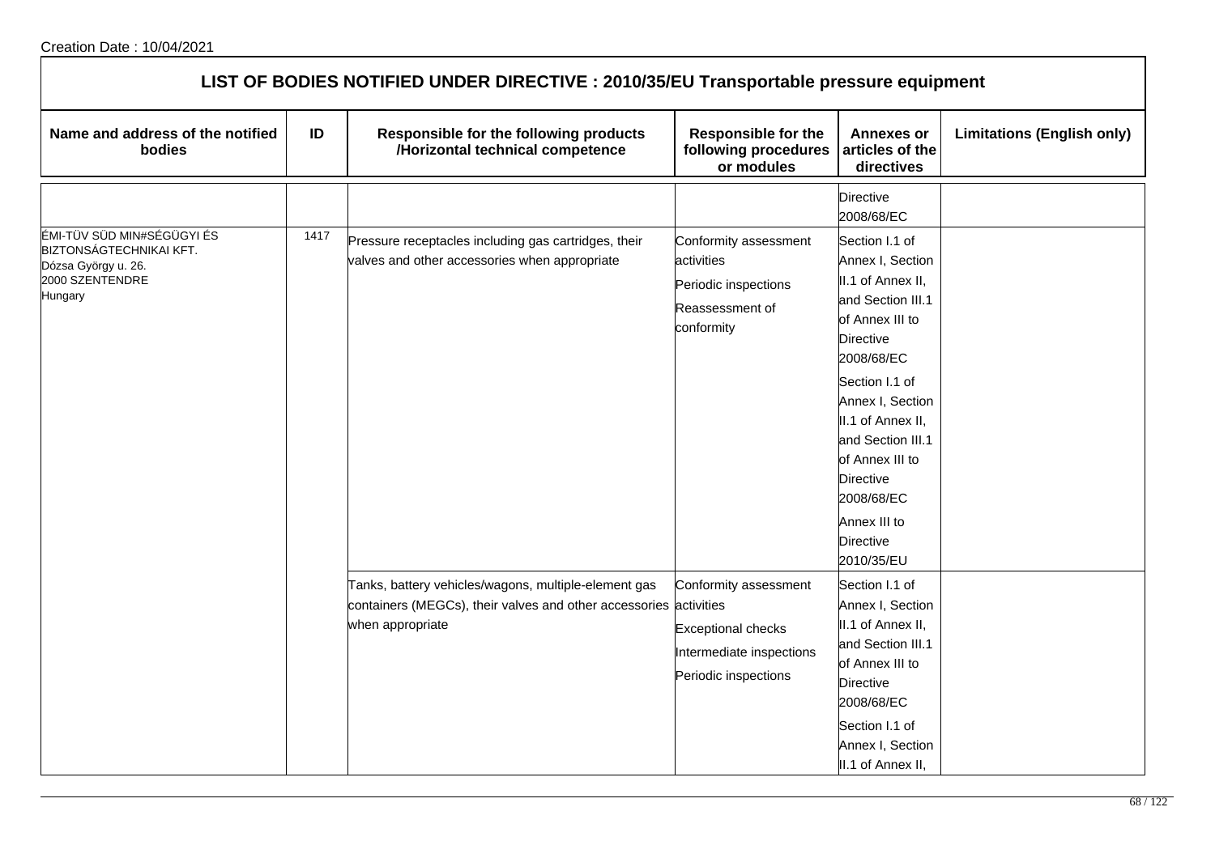Creation Date : 10/04/2021

## LIST OF BODIES NOTIFIED UNDER DIRECTIVE : 2010/35/EU Transportable pressure equipment

| Name and address of the notified bodies | ID | Responsible for the following products /Horizontal technical competence | Responsible for the following procedures or modules | Annexes or articles of the directives | Limitations (English only) |
|---|---|---|---|---|---|
| | | | | Directive 2008/68/EC | |
| ÉMI-TÜV SÜD MIN#SÉGÜGYI ÉS BIZTONSÁGTECHNIKAI KFT.<br>Dózsa György u. 26.<br>2000 SZENTENDRE<br>Hungary | 1417 | Pressure receptacles including gas cartridges, their valves and other accessories when appropriate | Conformity assessment activities<br>Periodic inspections<br>Reassessment of conformity | Section I.1 of Annex I, Section II.1 of Annex II, and Section III.1 of Annex III to Directive 2008/68/EC<br>Section I.1 of Annex I, Section II.1 of Annex II, and Section III.1 of Annex III to Directive 2008/68/EC<br>Annex III to Directive 2010/35/EU | |
| | | Tanks, battery vehicles/wagons, multiple-element gas containers (MEGCs), their valves and other accessories when appropriate | Conformity assessment activities<br>Exceptional checks<br>Intermediate inspections<br>Periodic inspections | Section I.1 of Annex I, Section II.1 of Annex II, and Section III.1 of Annex III to Directive 2008/68/EC<br>Section I.1 of Annex I, Section II.1 of Annex II, | |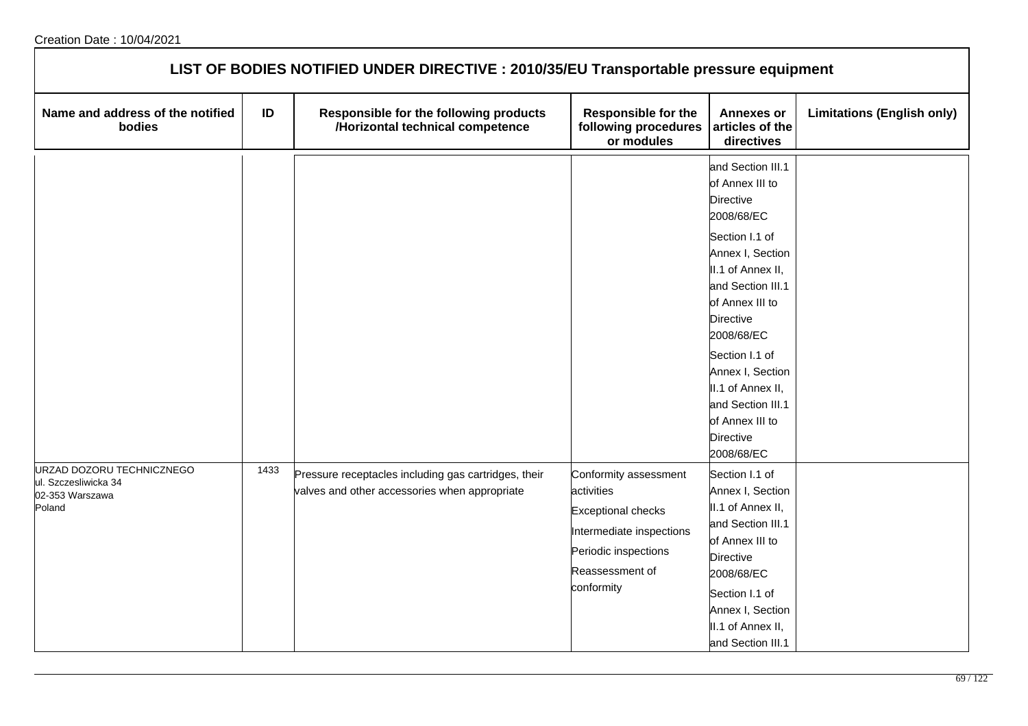Creation Date : 10/04/2021

## LIST OF BODIES NOTIFIED UNDER DIRECTIVE : 2010/35/EU Transportable pressure equipment

| Name and address of the notified bodies | ID | Responsible for the following products /Horizontal technical competence | Responsible for the following procedures or modules | Annexes or articles of the directives | Limitations (English only) |
|---|---|---|---|---|---|
| | | | | and Section III.1 of Annex III to Directive 2008/68/EC<br>Section I.1 of Annex I, Section II.1 of Annex II, and Section III.1 of Annex III to Directive 2008/68/EC<br>Section I.1 of Annex I, Section II.1 of Annex II, and Section III.1 of Annex III to Directive 2008/68/EC | |
| URZAD DOZORU TECHNICZNEGO<br>ul. Szczesliwicka 34<br>02-353 Warszawa<br>Poland | 1433 | Pressure receptacles including gas cartridges, their valves and other accessories when appropriate | Conformity assessment activities<br>Exceptional checks<br>Intermediate inspections<br>Periodic inspections<br>Reassessment of conformity | Section I.1 of Annex I, Section II.1 of Annex II, and Section III.1 of Annex III to Directive 2008/68/EC<br>Section I.1 of Annex I, Section II.1 of Annex II, and Section III.1 | |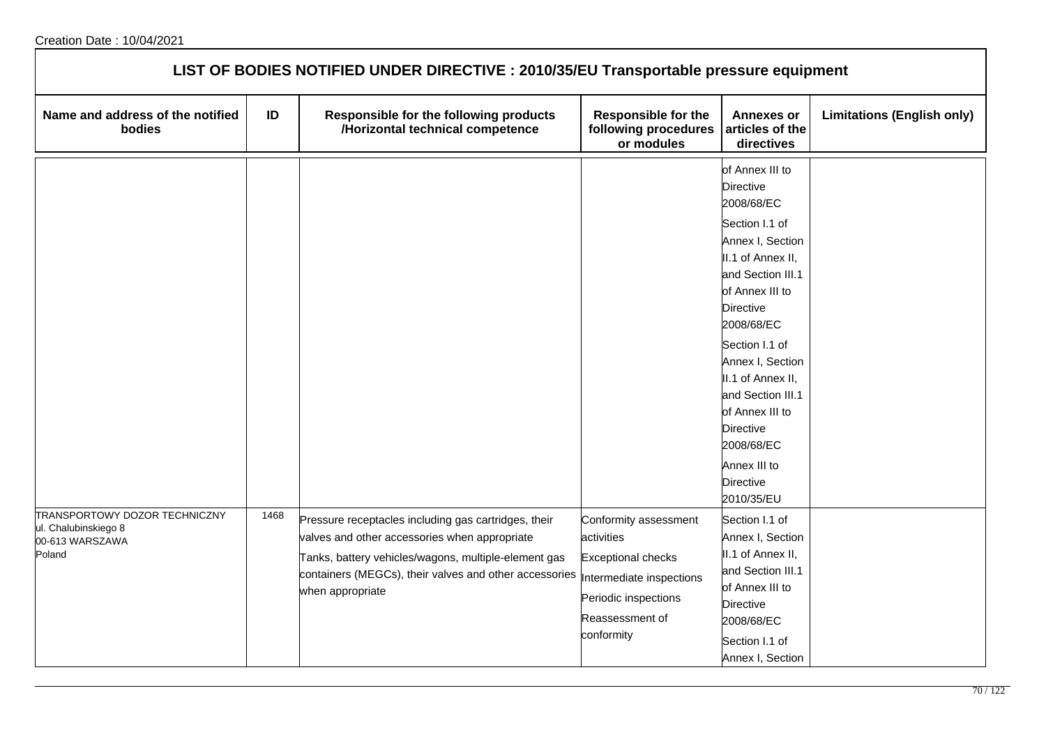## LIST OF BODIES NOTIFIED UNDER DIRECTIVE : 2010/35/EU Transportable pressure equipment

| Name and address of the notified bodies | ID | Responsible for the following products /Horizontal technical competence | Responsible for the following procedures or modules | Annexes or articles of the directives | Limitations (English only) |
|---|---|---|---|---|---|
| | | | | of Annex III to Directive 2008/68/EC<br>Section I.1 of Annex I, Section II.1 of Annex II, and Section III.1 of Annex III to Directive 2008/68/EC<br>Section I.1 of Annex I, Section II.1 of Annex II, and Section III.1 of Annex III to Directive 2008/68/EC<br>Annex III to Directive 2010/35/EU | |
| TRANSPORTOWY DOZOR TECHNICZNY<br>ul. Chalubinskiego 8<br>00-613 WARSZAWA<br>Poland | 1468 | Pressure receptacles including gas cartridges, their valves and other accessories when appropriate<br>Tanks, battery vehicles/wagons, multiple-element gas containers (MEGCs), their valves and other accessories when appropriate | Conformity assessment activities<br>Exceptional checks<br>Intermediate inspections<br>Periodic inspections<br>Reassessment of conformity | Section I.1 of Annex I, Section II.1 of Annex II, and Section III.1 of Annex III to Directive 2008/68/EC<br>Section I.1 of Annex I, Section | |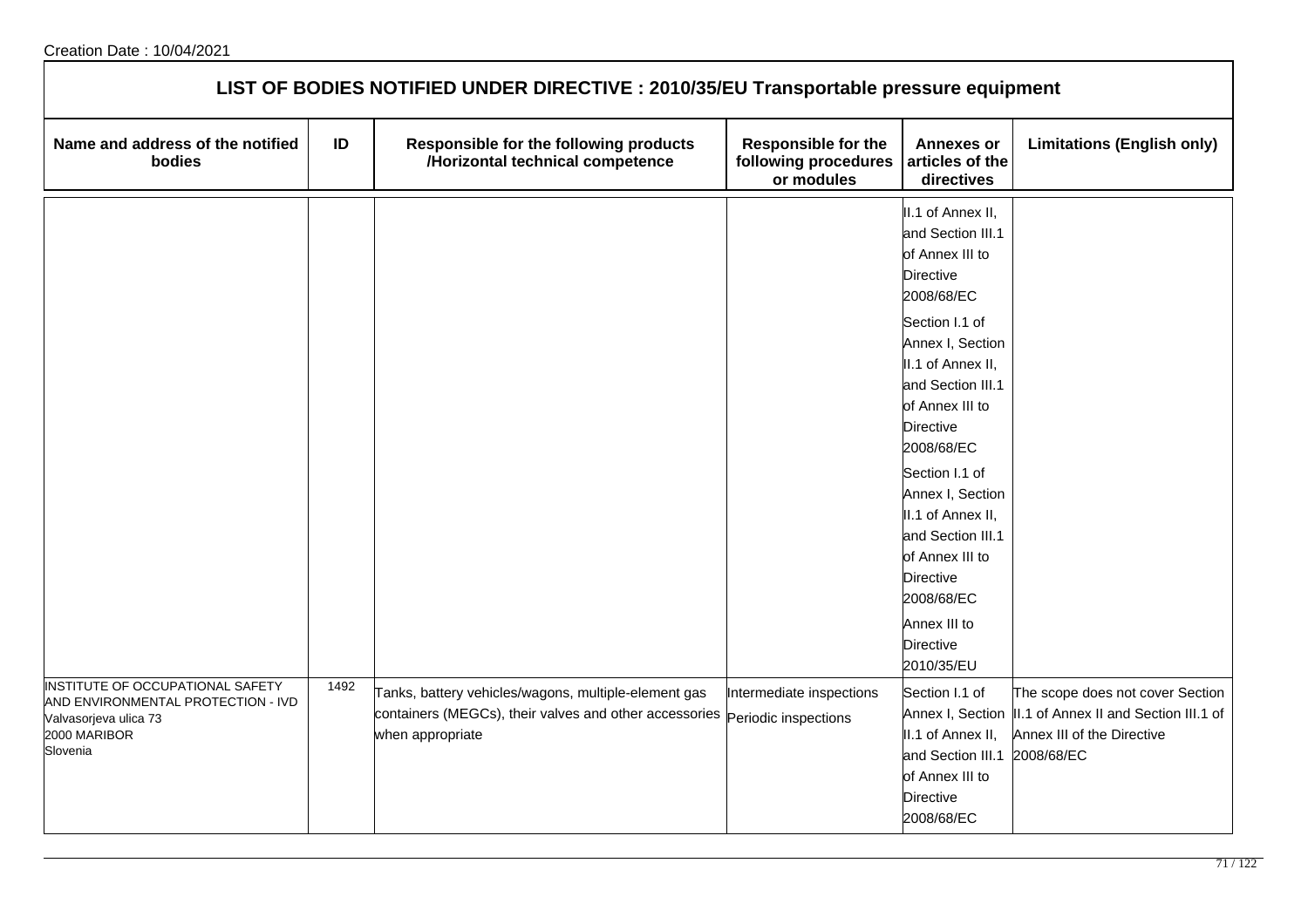Creation Date : 10/04/2021

## LIST OF BODIES NOTIFIED UNDER DIRECTIVE : 2010/35/EU Transportable pressure equipment

| Name and address of the notified bodies | ID | Responsible for the following products /Horizontal technical competence | Responsible for the following procedures or modules | Annexes or articles of the directives | Limitations (English only) |
|---|---|---|---|---|---|
| | | | | II.1 of Annex II, and Section III.1 of Annex III to Directive 2008/68/EC<br>Section I.1 of Annex I, Section II.1 of Annex II, and Section III.1 of Annex III to Directive 2008/68/EC<br>Section I.1 of Annex I, Section II.1 of Annex II, and Section III.1 of Annex III to Directive 2008/68/EC<br>Annex III to Directive 2010/35/EU | |
| INSTITUTE OF OCCUPATIONAL SAFETY AND ENVIRONMENTAL PROTECTION - IVD<br>Valvasorjeva ulica 73<br>2000 MARIBOR<br>Slovenia | 1492 | Tanks, battery vehicles/wagons, multiple-element gas containers (MEGCs), their valves and other accessories when appropriate | Intermediate inspections<br>Periodic inspections | Section I.1 of Annex I, Section II.1 of Annex II, and Section III.1 of Annex III to Directive 2008/68/EC | The scope does not cover Section II.1 of Annex II and Section III.1 of Annex III of the Directive 2008/68/EC |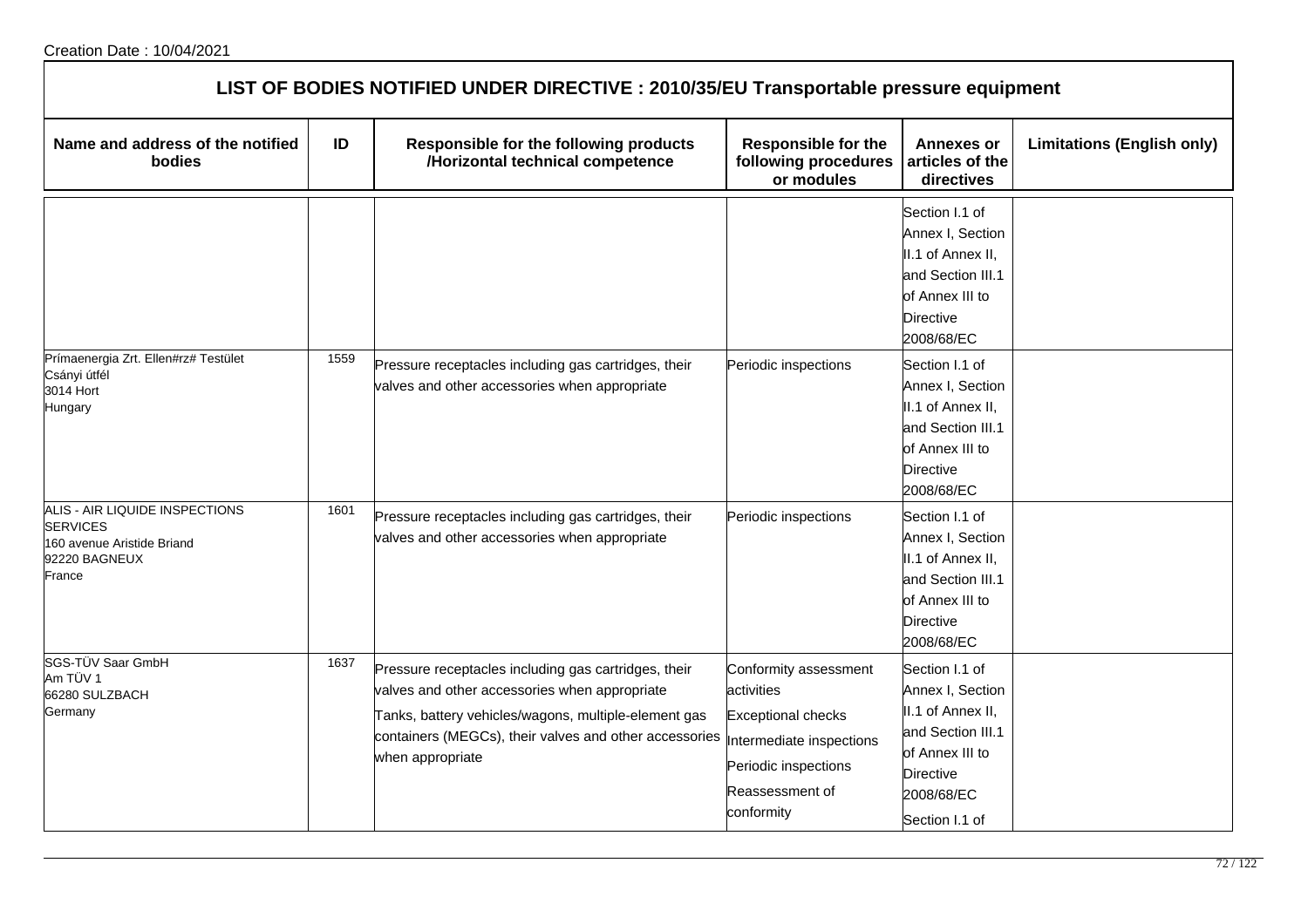Creation Date : 10/04/2021

## LIST OF BODIES NOTIFIED UNDER DIRECTIVE : 2010/35/EU Transportable pressure equipment

| Name and address of the notified bodies | ID | Responsible for the following products /Horizontal technical competence | Responsible for the following procedures or modules | Annexes or articles of the directives | Limitations (English only) |
|---|---|---|---|---|---|
| | | | | Section I.1 of Annex I, Section II.1 of Annex II, and Section III.1 of Annex III to Directive 2008/68/EC | |
| Prímaenergia Zrt. Ellen#rz# Testület<br>Csányi útfél<br>3014 Hort<br>Hungary | 1559 | Pressure receptacles including gas cartridges, their valves and other accessories when appropriate | Periodic inspections | Section I.1 of Annex I, Section II.1 of Annex II, and Section III.1 of Annex III to Directive 2008/68/EC | |
| ALIS - AIR LIQUIDE INSPECTIONS SERVICES<br>160 avenue Aristide Briand<br>92220 BAGNEUX<br>France | 1601 | Pressure receptacles including gas cartridges, their valves and other accessories when appropriate | Periodic inspections | Section I.1 of Annex I, Section II.1 of Annex II, and Section III.1 of Annex III to Directive 2008/68/EC | |
| SGS-TÜV Saar GmbH<br>Am TÜV 1<br>66280 SULZBACH<br>Germany | 1637 | Pressure receptacles including gas cartridges, their valves and other accessories when appropriate<br>Tanks, battery vehicles/wagons, multiple-element gas containers (MEGCs), their valves and other accessories when appropriate | Conformity assessment activities<br>Exceptional checks<br>Intermediate inspections<br>Periodic inspections<br>Reassessment of conformity | Section I.1 of Annex I, Section II.1 of Annex II, and Section III.1 of Annex III to Directive 2008/68/EC<br>Section I.1 of | |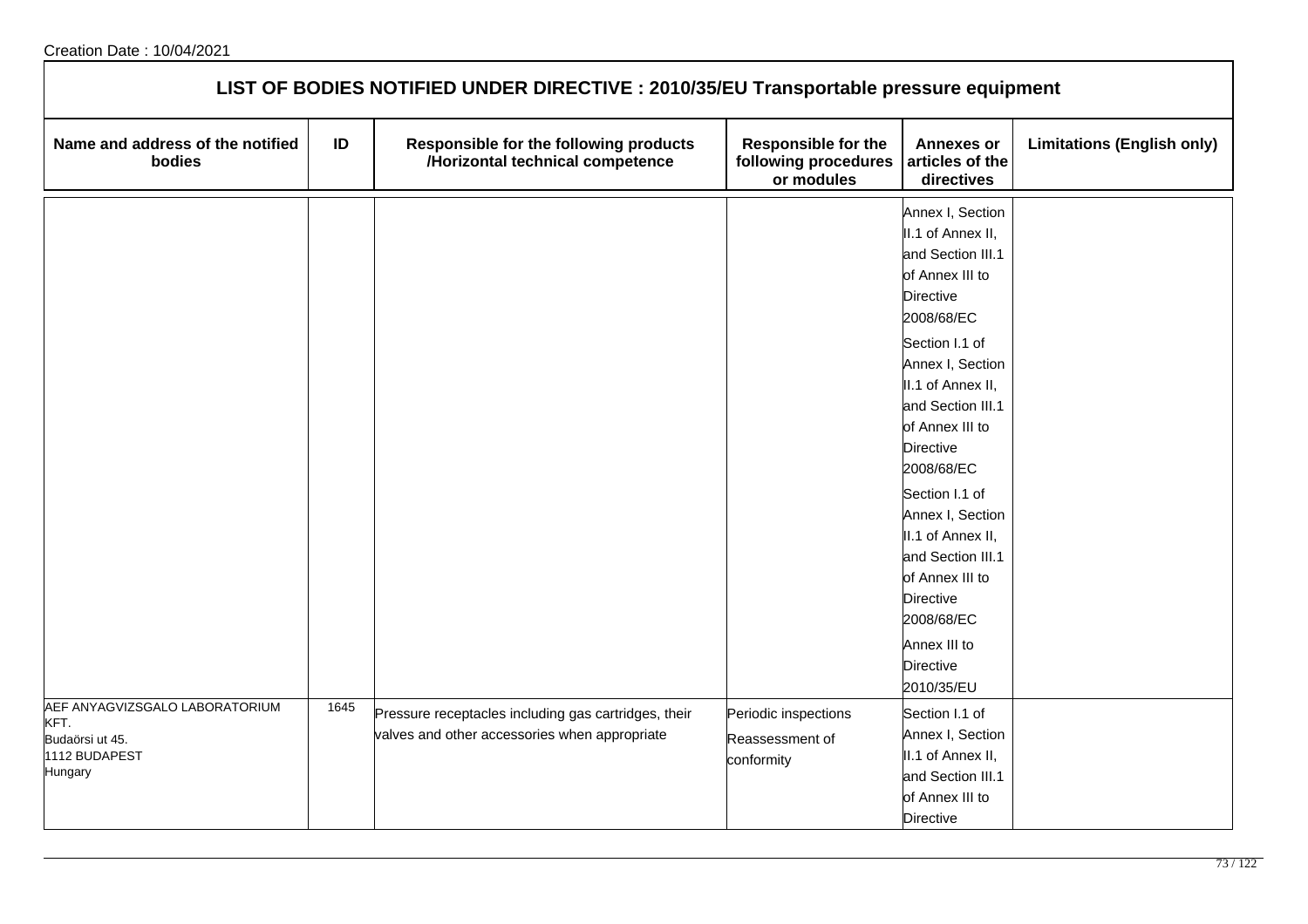Creation Date : 10/04/2021

# LIST OF BODIES NOTIFIED UNDER DIRECTIVE : 2010/35/EU Transportable pressure equipment

| Name and address of the notified bodies | ID | Responsible for the following products /Horizontal technical competence | Responsible for the following procedures or modules | Annexes or articles of the directives | Limitations (English only) |
|---|---|---|---|---|---|
| | | | | Annex I, Section II.1 of Annex II, and Section III.1 of Annex III to Directive 2008/68/EC<br>Section I.1 of Annex I, Section II.1 of Annex II, and Section III.1 of Annex III to Directive 2008/68/EC<br>Section I.1 of Annex I, Section II.1 of Annex II, and Section III.1 of Annex III to Directive 2008/68/EC<br>Annex III to Directive 2010/35/EU | |
| AEF ANYAGVIZSGALO LABORATORIUM KFT.<br>Budaörsi ut 45.<br>1112 BUDAPEST<br>Hungary | 1645 | Pressure receptacles including gas cartridges, their valves and other accessories when appropriate | Periodic inspections<br>Reassessment of conformity | Section I.1 of Annex I, Section II.1 of Annex II, and Section III.1 of Annex III to Directive | |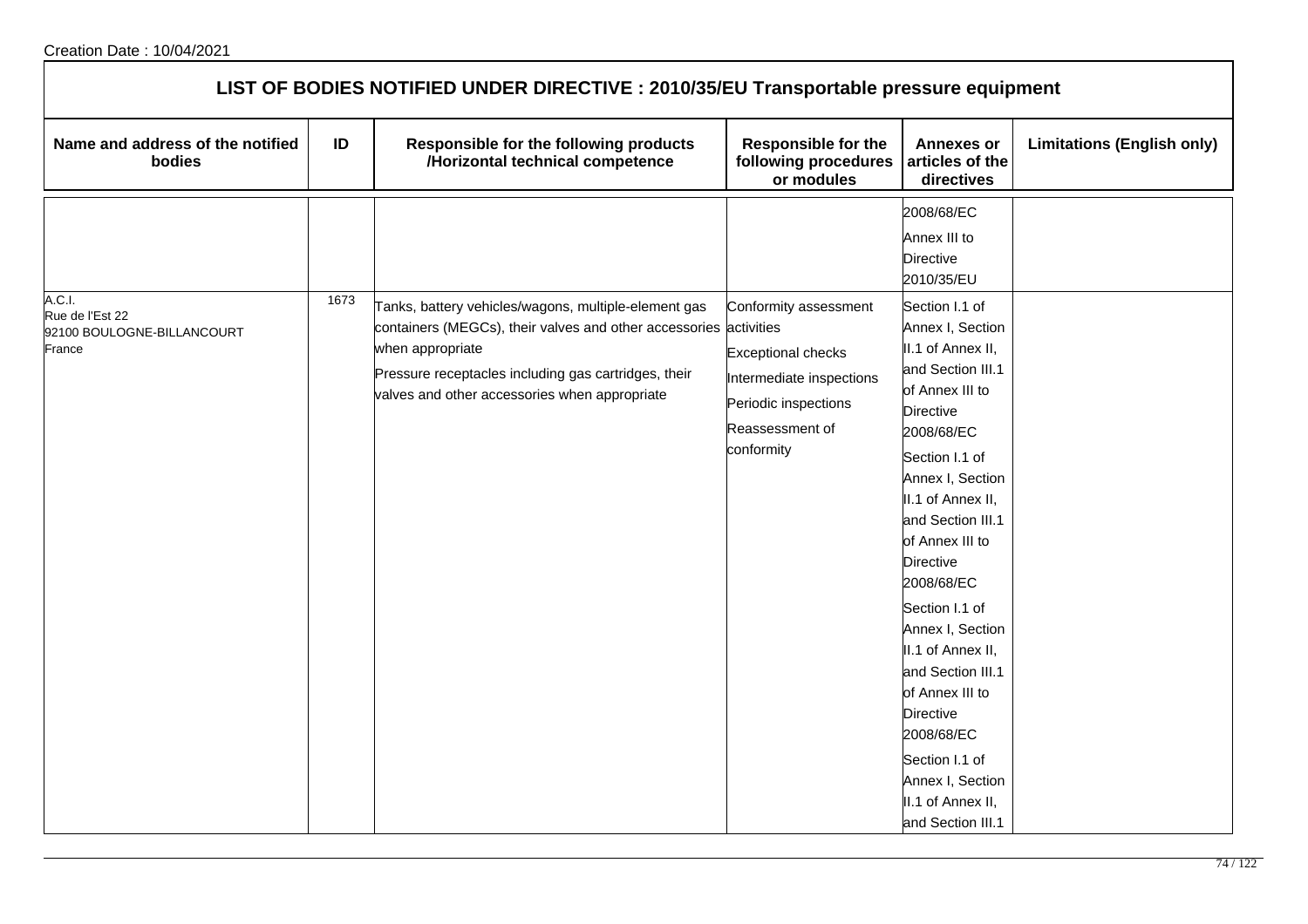Creation Date : 10/04/2021

# LIST OF BODIES NOTIFIED UNDER DIRECTIVE : 2010/35/EU Transportable pressure equipment

| Name and address of the notified bodies | ID | Responsible for the following products /Horizontal technical competence | Responsible for the following procedures or modules | Annexes or articles of the directives | Limitations (English only) |
| --- | --- | --- | --- | --- | --- |
| | | | | 2008/68/EC<br>Annex III to Directive 2010/35/EU | |
| A.C.I.<br>Rue de l'Est 22<br>92100 BOULOGNE-BILLANCOURT<br>France | 1673 | Tanks, battery vehicles/wagons, multiple-element gas containers (MEGCs), their valves and other accessories when appropriate<br>Pressure receptacles including gas cartridges, their valves and other accessories when appropriate | Conformity assessment activities<br>Exceptional checks<br>Intermediate inspections<br>Periodic inspections<br>Reassessment of conformity | Section I.1 of Annex I, Section II.1 of Annex II, and Section III.1 of Annex III to Directive 2008/68/EC<br>Section I.1 of Annex I, Section II.1 of Annex II, and Section III.1 of Annex III to Directive 2008/68/EC<br>Section I.1 of Annex I, Section II.1 of Annex II, and Section III.1 of Annex III to Directive 2008/68/EC<br>Section I.1 of Annex I, Section II.1 of Annex II, and Section III.1 | |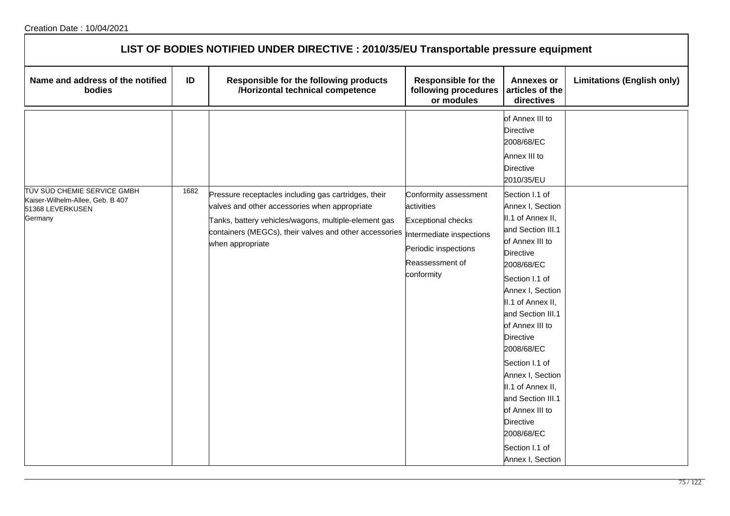Creation Date : 10/04/2021

## LIST OF BODIES NOTIFIED UNDER DIRECTIVE : 2010/35/EU Transportable pressure equipment

| Name and address of the notified bodies | ID | Responsible for the following products /Horizontal technical competence | Responsible for the following procedures or modules | Annexes or articles of the directives | Limitations (English only) |
|---|---|---|---|---|---|
| | | | | of Annex III to Directive 2008/68/EC<br>Annex III to Directive 2010/35/EU | |
| TÜV SÜD CHEMIE SERVICE GMBH<br>Kaiser-Wilhelm-Allee, Geb. B 407<br>51368 LEVERKUSEN<br>Germany | 1682 | Pressure receptacles including gas cartridges, their valves and other accessories when appropriate<br>Tanks, battery vehicles/wagons, multiple-element gas containers (MEGCs), their valves and other accessories when appropriate | Conformity assessment activities<br>Exceptional checks<br>Intermediate inspections<br>Periodic inspections<br>Reassessment of conformity | Section I.1 of Annex I, Section II.1 of Annex II, and Section III.1 of Annex III to Directive 2008/68/EC<br>Section I.1 of Annex I, Section II.1 of Annex II, and Section III.1 of Annex III to Directive 2008/68/EC<br>Section I.1 of Annex I, Section II.1 of Annex II, and Section III.1 of Annex III to Directive 2008/68/EC<br>Section I.1 of Annex I, Section | |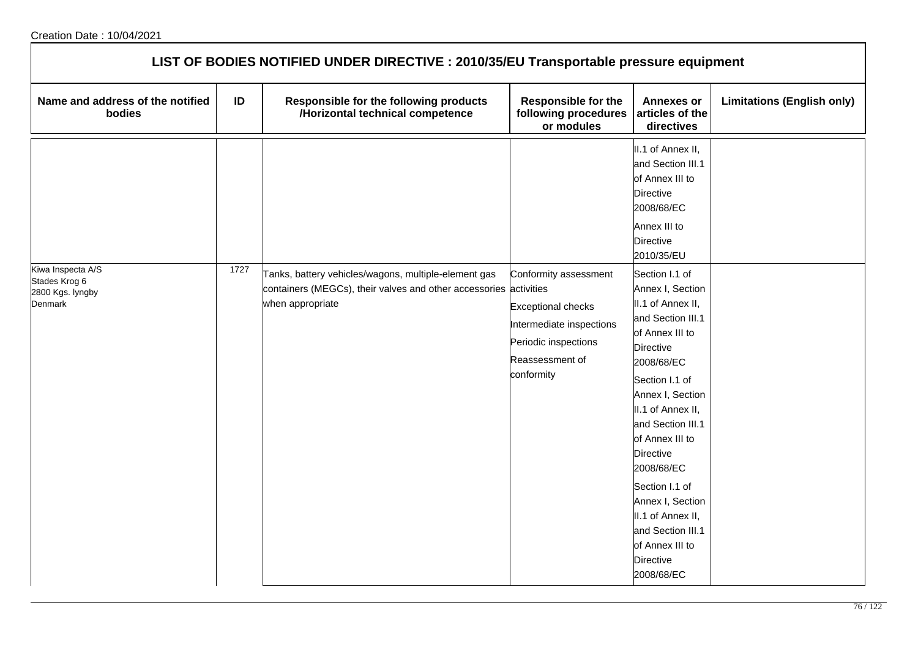Creation Date : 10/04/2021

## LIST OF BODIES NOTIFIED UNDER DIRECTIVE : 2010/35/EU Transportable pressure equipment

| Name and address of the notified bodies | ID | Responsible for the following products /Horizontal technical competence | Responsible for the following procedures or modules | Annexes or articles of the directives | Limitations (English only) |
|---|---|---|---|---|---|
| | | | | II.1 of Annex II, and Section III.1 of Annex III to Directive 2008/68/EC<br>Annex III to Directive 2010/35/EU | |
| Kiwa Inspecta A/S<br>Stades Krog 6<br>2800 Kgs. lyngby<br>Denmark | 1727 | Tanks, battery vehicles/wagons, multiple-element gas containers (MEGCs), their valves and other accessories when appropriate | Conformity assessment activities<br>Exceptional checks<br>Intermediate inspections<br>Periodic inspections<br>Reassessment of conformity | Section I.1 of Annex I, Section II.1 of Annex II, and Section III.1 of Annex III to Directive 2008/68/EC<br>Section I.1 of Annex I, Section II.1 of Annex II, and Section III.1 of Annex III to Directive 2008/68/EC<br>Section I.1 of Annex I, Section II.1 of Annex II, and Section III.1 of Annex III to Directive 2008/68/EC | |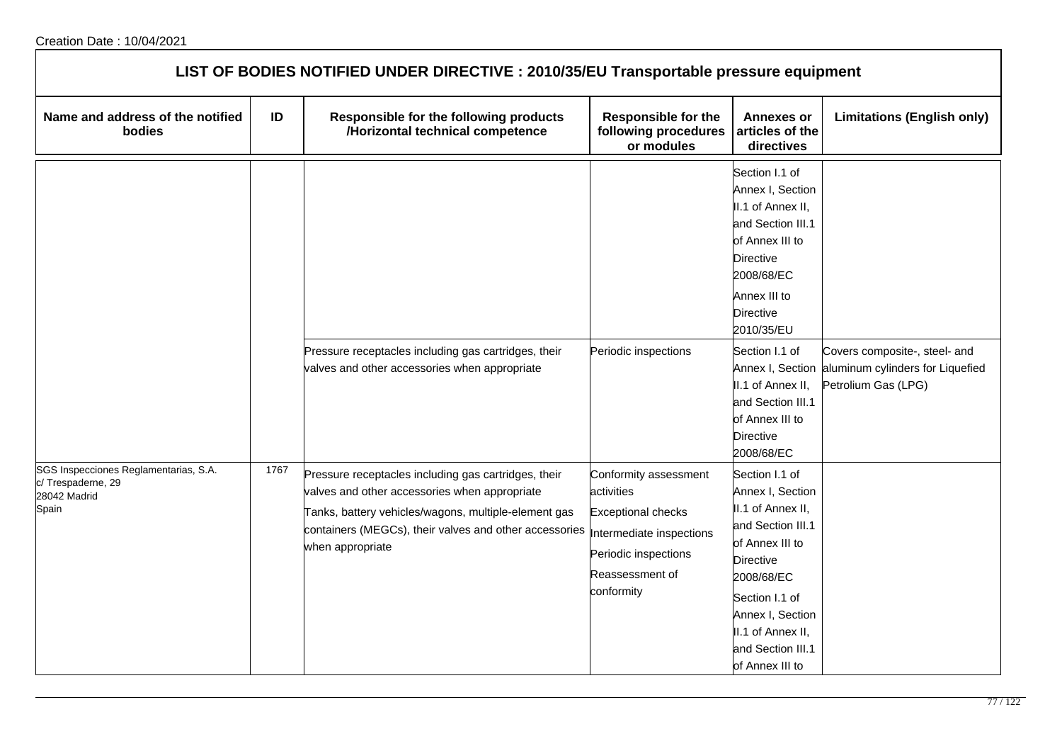Creation Date : 10/04/2021

## LIST OF BODIES NOTIFIED UNDER DIRECTIVE : 2010/35/EU Transportable pressure equipment

| Name and address of the notified bodies | ID | Responsible for the following products /Horizontal technical competence | Responsible for the following procedures or modules | Annexes or articles of the directives | Limitations (English only) |
|---|---|---|---|---|---|
| | | | | Section I.1 of Annex I, Section II.1 of Annex II, and Section III.1 of Annex III to Directive 2008/68/EC<br>Annex III to Directive 2010/35/EU | |
| | | Pressure receptacles including gas cartridges, their valves and other accessories when appropriate | Periodic inspections | Section I.1 of Annex I, Section II.1 of Annex II, and Section III.1 of Annex III to Directive 2008/68/EC | Covers composite-, steel- and aluminum cylinders for Liquefied Petrolium Gas (LPG) |
| SGS Inspecciones Reglamentarias, S.A.<br>c/ Trespaderne, 29<br>28042 Madrid<br>Spain | 1767 | Pressure receptacles including gas cartridges, their valves and other accessories when appropriate<br>Tanks, battery vehicles/wagons, multiple-element gas containers (MEGCs), their valves and other accessories when appropriate | Conformity assessment activities<br>Exceptional checks<br>Intermediate inspections<br>Periodic inspections<br>Reassessment of conformity | Section I.1 of Annex I, Section II.1 of Annex II, and Section III.1 of Annex III to Directive 2008/68/EC<br>Section I.1 of Annex I, Section II.1 of Annex II, and Section III.1 of Annex III to | |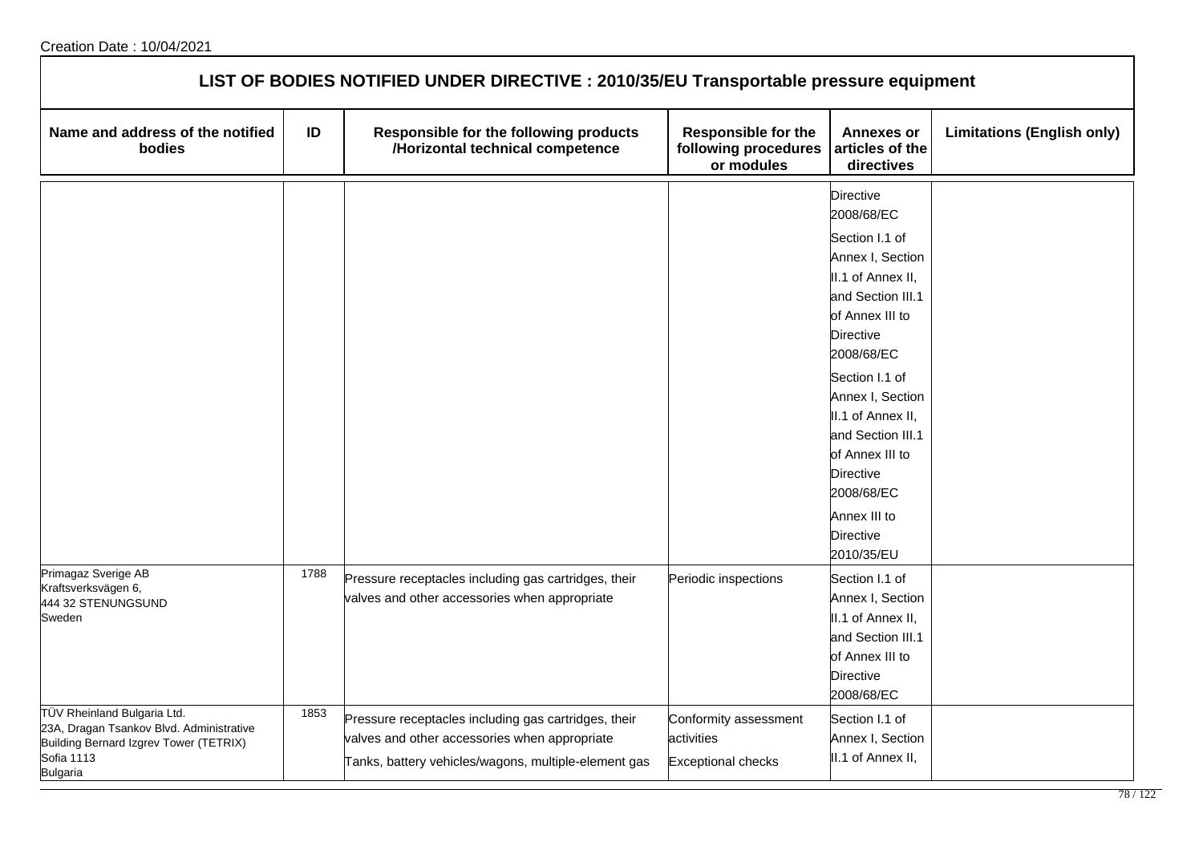Creation Date : 10/04/2021

# LIST OF BODIES NOTIFIED UNDER DIRECTIVE : 2010/35/EU Transportable pressure equipment

| Name and address of the notified bodies | ID | Responsible for the following products /Horizontal technical competence | Responsible for the following procedures or modules | Annexes or articles of the directives | Limitations (English only) |
|---|---|---|---|---|---|
| | | | | Directive 2008/68/EC<br>Section I.1 of Annex I, Section II.1 of Annex II, and Section III.1 of Annex III to Directive 2008/68/EC<br>Section I.1 of Annex I, Section II.1 of Annex II, and Section III.1 of Annex III to Directive 2008/68/EC<br>Annex III to Directive 2010/35/EU | |
| Primagaz Sverige AB<br>Kraftsverksvägen 6,<br>444 32 STENUNGSUND<br>Sweden | 1788 | Pressure receptacles including gas cartridges, their valves and other accessories when appropriate | Periodic inspections | Section I.1 of Annex I, Section II.1 of Annex II, and Section III.1 of Annex III to Directive 2008/68/EC | |
| TÜV Rheinland Bulgaria Ltd.<br>23A, Dragan Tsankov Blvd. Administrative Building Bernard Izgrev Tower (TETRIX)<br>Sofia 1113<br>Bulgaria | 1853 | Pressure receptacles including gas cartridges, their valves and other accessories when appropriate<br>Tanks, battery vehicles/wagons, multiple-element gas | Conformity assessment activities<br>Exceptional checks | Section I.1 of Annex I, Section II.1 of Annex II, | |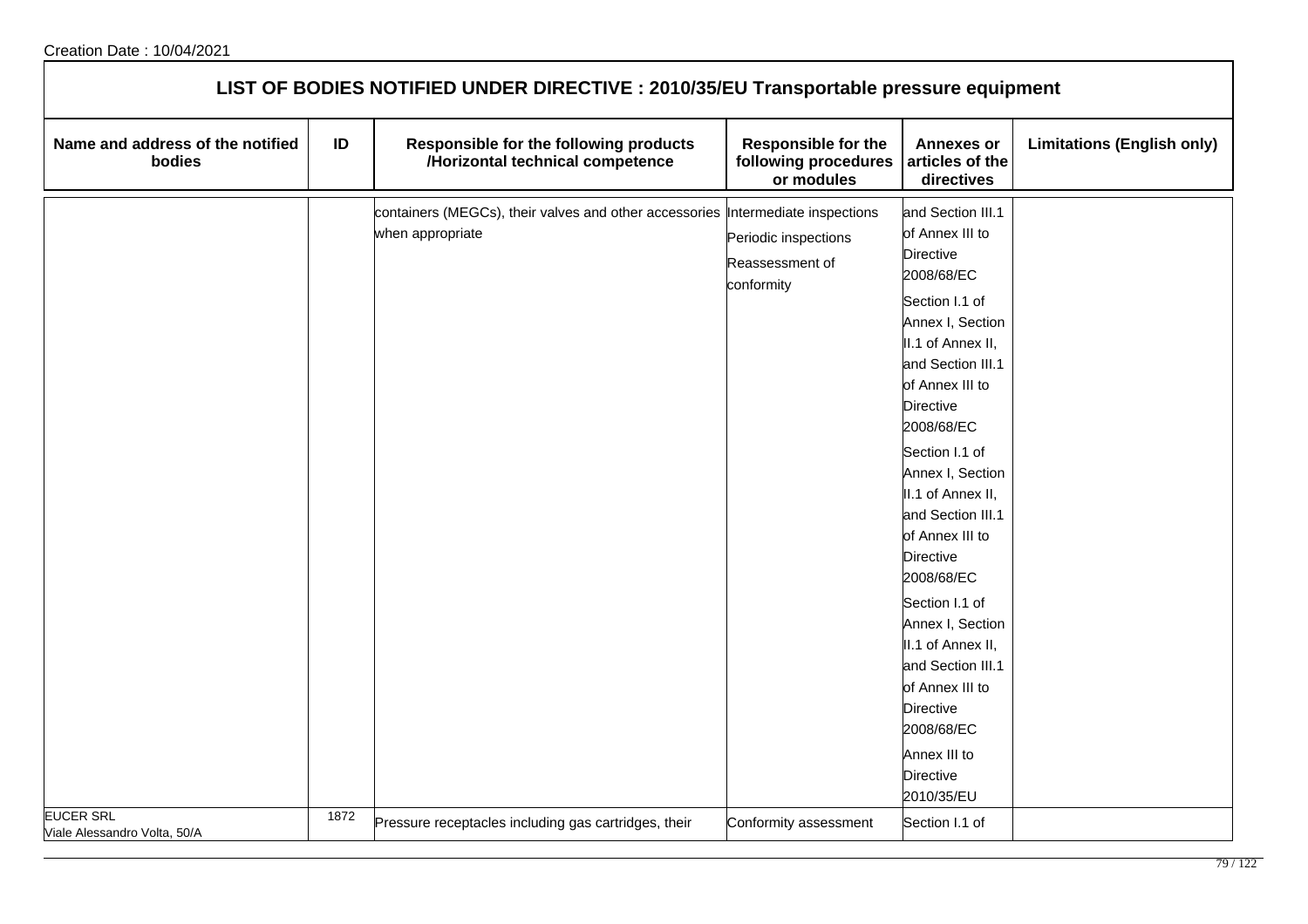## LIST OF BODIES NOTIFIED UNDER DIRECTIVE : 2010/35/EU Transportable pressure equipment

| Name and address of the notified bodies | ID | Responsible for the following products /Horizontal technical competence | Responsible for the following procedures or modules | Annexes or articles of the directives | Limitations (English only) |
|---|---|---|---|---|---|
| | | containers (MEGCs), their valves and other accessories when appropriate | Intermediate inspections<br>Periodic inspections<br>Reassessment of conformity | and Section III.1 of Annex III to Directive 2008/68/EC<br>Section I.1 of Annex I, Section II.1 of Annex II, and Section III.1 of Annex III to Directive 2008/68/EC<br>Section I.1 of Annex I, Section II.1 of Annex II, and Section III.1 of Annex III to Directive 2008/68/EC<br>Section I.1 of Annex I, Section II.1 of Annex II, and Section III.1 of Annex III to Directive 2008/68/EC<br>Annex III to Directive 2010/35/EU | |
| EUCER SRL<br>Viale Alessandro Volta, 50/A | 1872 | Pressure receptacles including gas cartridges, their | Conformity assessment | Section I.1 of | |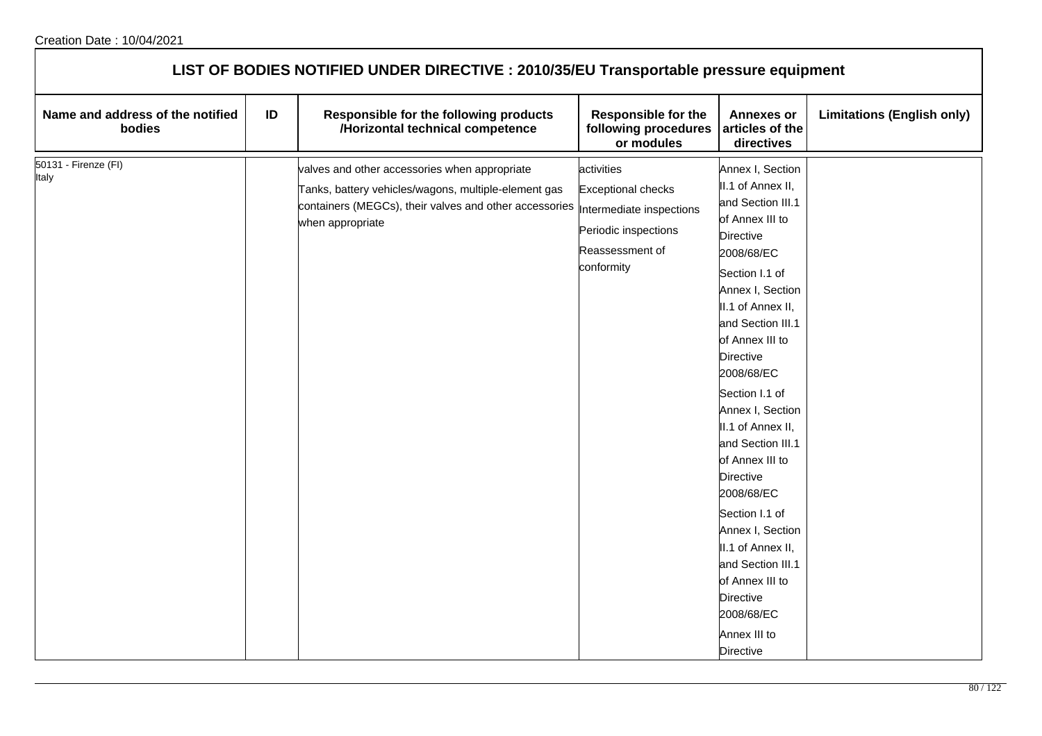Creation Date : 10/04/2021

## LIST OF BODIES NOTIFIED UNDER DIRECTIVE : 2010/35/EU Transportable pressure equipment

| Name and address of the notified bodies | ID | Responsible for the following products /Horizontal technical competence | Responsible for the following procedures or modules | Annexes or articles of the directives | Limitations (English only) |
|---|---|---|---|---|---|
| 50131 - Firenze (FI)<br>Italy | | valves and other accessories when appropriate<br>Tanks, battery vehicles/wagons, multiple-element gas containers (MEGCs), their valves and other accessories when appropriate | activities<br>Exceptional checks<br>Intermediate inspections<br>Periodic inspections<br>Reassessment of conformity | Annex I, Section II.1 of Annex II, and Section III.1 of Annex III to Directive 2008/68/EC<br>Section I.1 of Annex I, Section II.1 of Annex II, and Section III.1 of Annex III to Directive 2008/68/EC<br>Section I.1 of Annex I, Section II.1 of Annex II, and Section III.1 of Annex III to Directive 2008/68/EC<br>Section I.1 of Annex I, Section II.1 of Annex II, and Section III.1 of Annex III to Directive 2008/68/EC<br>Annex III to Directive | |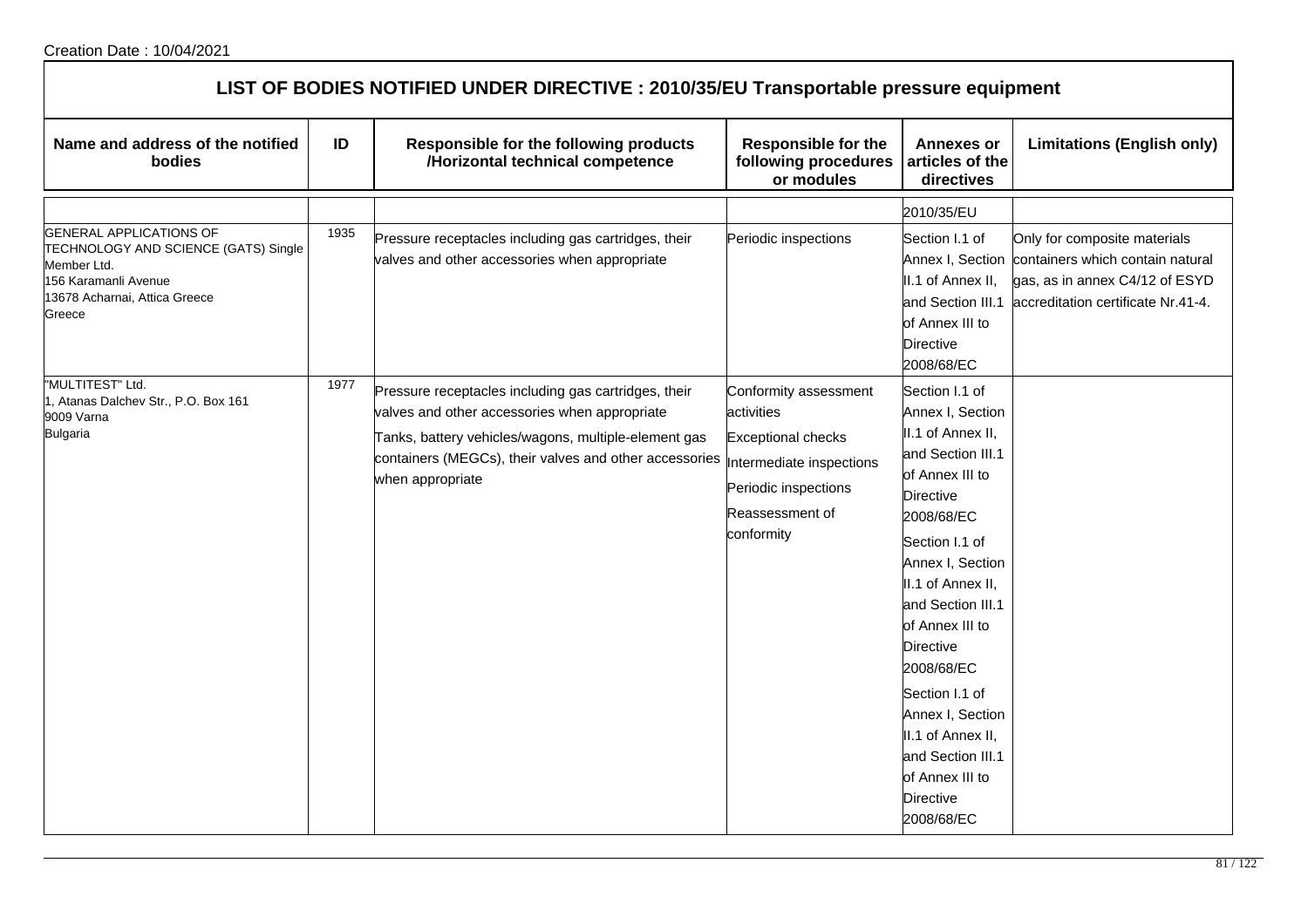Creation Date : 10/04/2021

## LIST OF BODIES NOTIFIED UNDER DIRECTIVE : 2010/35/EU Transportable pressure equipment

| Name and address of the notified bodies | ID | Responsible for the following products /Horizontal technical competence | Responsible for the following procedures or modules | Annexes or articles of the directives | Limitations (English only) |
|---|---|---|---|---|---|
| | | | | 2010/35/EU | |
| GENERAL APPLICATIONS OF TECHNOLOGY AND SCIENCE (GATS) Single Member Ltd.<br>156 Karamanli Avenue<br>13678 Acharnai, Attica Greece<br>Greece | 1935 | Pressure receptacles including gas cartridges, their valves and other accessories when appropriate | Periodic inspections | Section I.1 of Annex I, Section II.1 of Annex II, and Section III.1 of Annex III to Directive 2008/68/EC | Only for composite materials containers which contain natural gas, as in annex C4/12 of ESYD accreditation certificate Nr.41-4. |
| "MULTITEST" Ltd.<br>1, Atanas Dalchev Str., P.O. Box 161<br>9009 Varna<br>Bulgaria | 1977 | Pressure receptacles including gas cartridges, their valves and other accessories when appropriate<br>Tanks, battery vehicles/wagons, multiple-element gas containers (MEGCs), their valves and other accessories when appropriate | Conformity assessment activities<br>Exceptional checks<br>Intermediate inspections<br>Periodic inspections<br>Reassessment of conformity | Section I.1 of Annex I, Section II.1 of Annex II, and Section III.1 of Annex III to Directive 2008/68/EC<br>Section I.1 of Annex I, Section II.1 of Annex II, and Section III.1 of Annex III to Directive 2008/68/EC<br>Section I.1 of Annex I, Section II.1 of Annex II, and Section III.1 of Annex III to Directive 2008/68/EC | |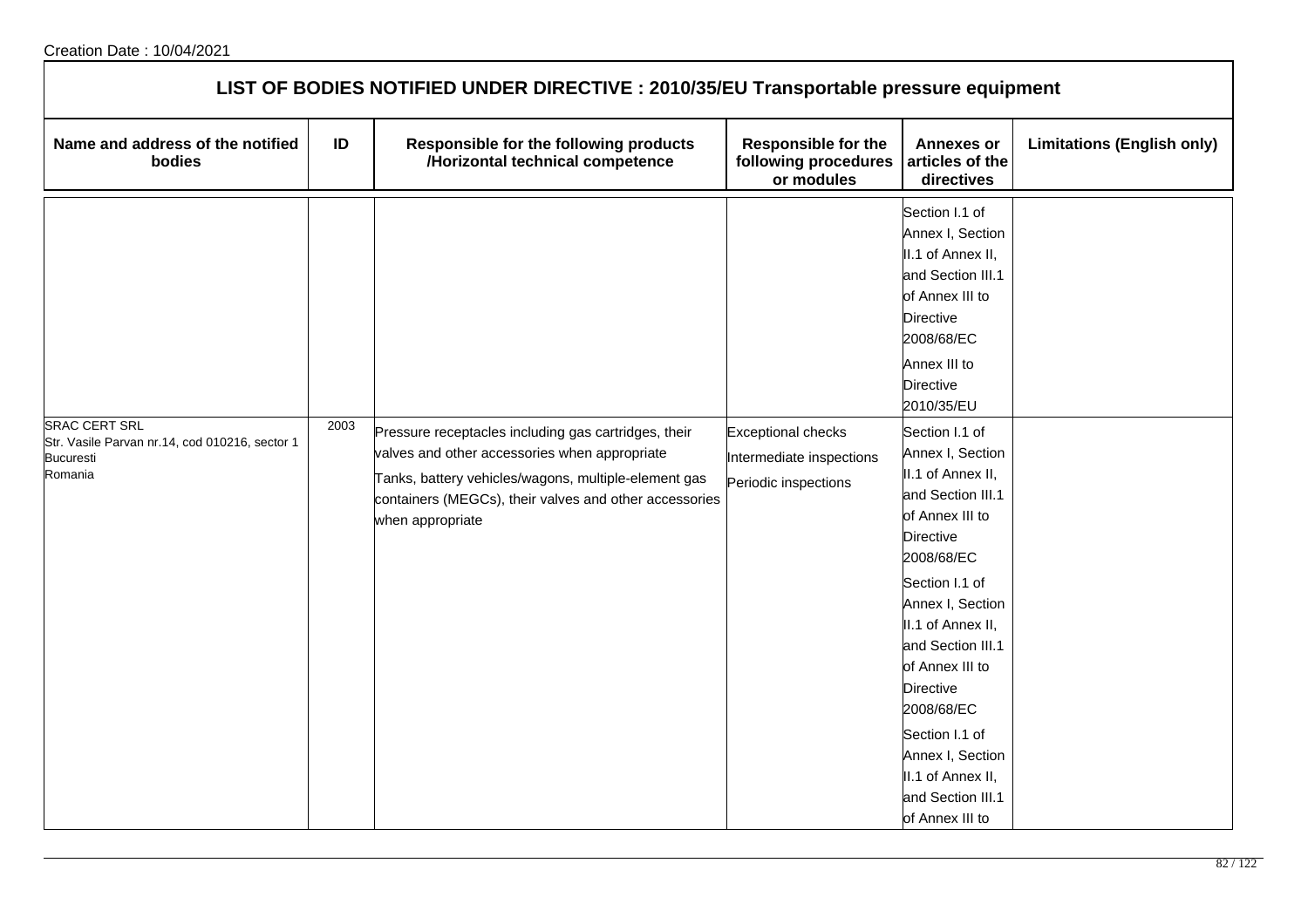Creation Date : 10/04/2021

## LIST OF BODIES NOTIFIED UNDER DIRECTIVE : 2010/35/EU Transportable pressure equipment

| Name and address of the notified bodies | ID | Responsible for the following products /Horizontal technical competence | Responsible for the following procedures or modules | Annexes or articles of the directives | Limitations (English only) |
|---|---|---|---|---|---|
| | | | | Section I.1 of Annex I, Section II.1 of Annex II, and Section III.1 of Annex III to Directive 2008/68/EC<br>Annex III to Directive 2010/35/EU | |
| SRAC CERT SRL<br>Str. Vasile Parvan nr.14, cod 010216, sector 1<br>Bucuresti<br>Romania | 2003 | Pressure receptacles including gas cartridges, their valves and other accessories when appropriate<br>Tanks, battery vehicles/wagons, multiple-element gas containers (MEGCs), their valves and other accessories when appropriate | Exceptional checks<br>Intermediate inspections<br>Periodic inspections | Section I.1 of Annex I, Section II.1 of Annex II, and Section III.1 of Annex III to Directive 2008/68/EC<br>Section I.1 of Annex I, Section II.1 of Annex II, and Section III.1 of Annex III to Directive 2008/68/EC<br>Section I.1 of Annex I, Section II.1 of Annex II, and Section III.1 of Annex III to | |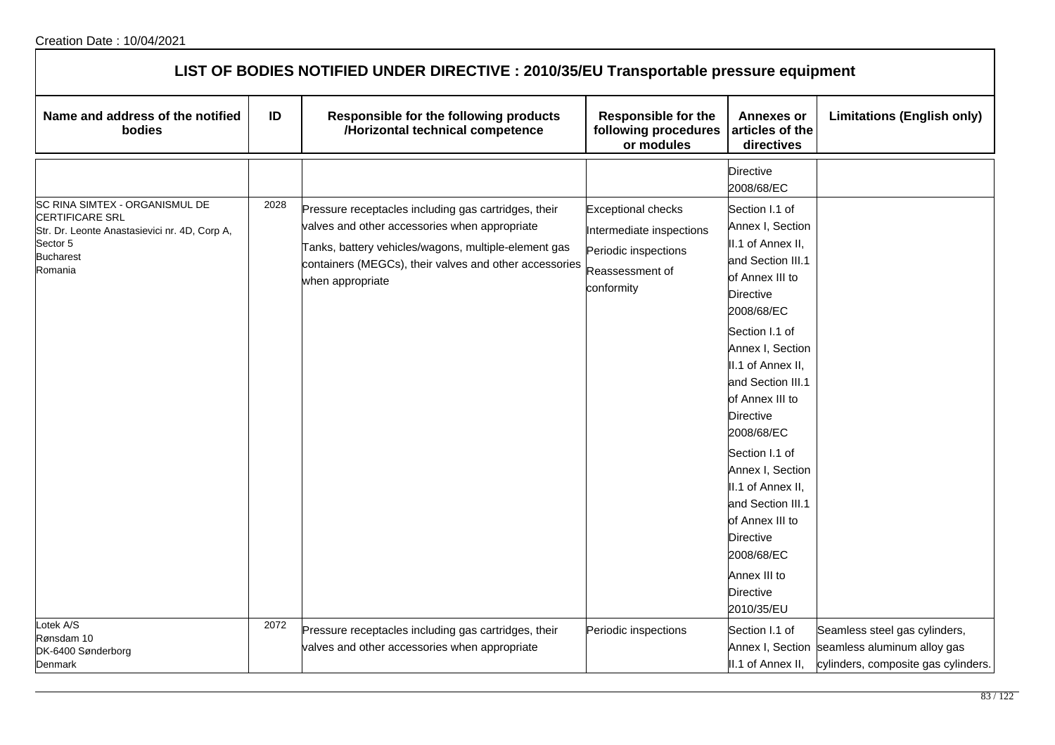Creation Date : 10/04/2021

## LIST OF BODIES NOTIFIED UNDER DIRECTIVE : 2010/35/EU Transportable pressure equipment

| Name and address of the notified bodies | ID | Responsible for the following products /Horizontal technical competence | Responsible for the following procedures or modules | Annexes or articles of the directives | Limitations (English only) |
|---|---|---|---|---|---|
| | | | | Directive 2008/68/EC | |
| SC RINA SIMTEX - ORGANISMUL DE CERTIFICARE SRL<br>Str. Dr. Leonte Anastasievici nr. 4D, Corp A, Sector 5<br>Bucharest<br>Romania | 2028 | Pressure receptacles including gas cartridges, their valves and other accessories when appropriate<br>Tanks, battery vehicles/wagons, multiple-element gas containers (MEGCs), their valves and other accessories when appropriate | Exceptional checks<br>Intermediate inspections<br>Periodic inspections<br>Reassessment of conformity | Section I.1 of Annex I, Section II.1 of Annex II, and Section III.1 of Annex III to Directive 2008/68/EC<br>Section I.1 of Annex I, Section II.1 of Annex II, and Section III.1 of Annex III to Directive 2008/68/EC<br>Section I.1 of Annex I, Section II.1 of Annex II, and Section III.1 of Annex III to Directive 2008/68/EC<br>Annex III to Directive 2010/35/EU | |
| Lotek A/S<br>Rønsdam 10<br>DK-6400 Sønderborg<br>Denmark | 2072 | Pressure receptacles including gas cartridges, their valves and other accessories when appropriate | Periodic inspections | Section I.1 of Annex I, Section II.1 of Annex II, | Seamless steel gas cylinders, seamless aluminum alloy gas cylinders, composite gas cylinders. |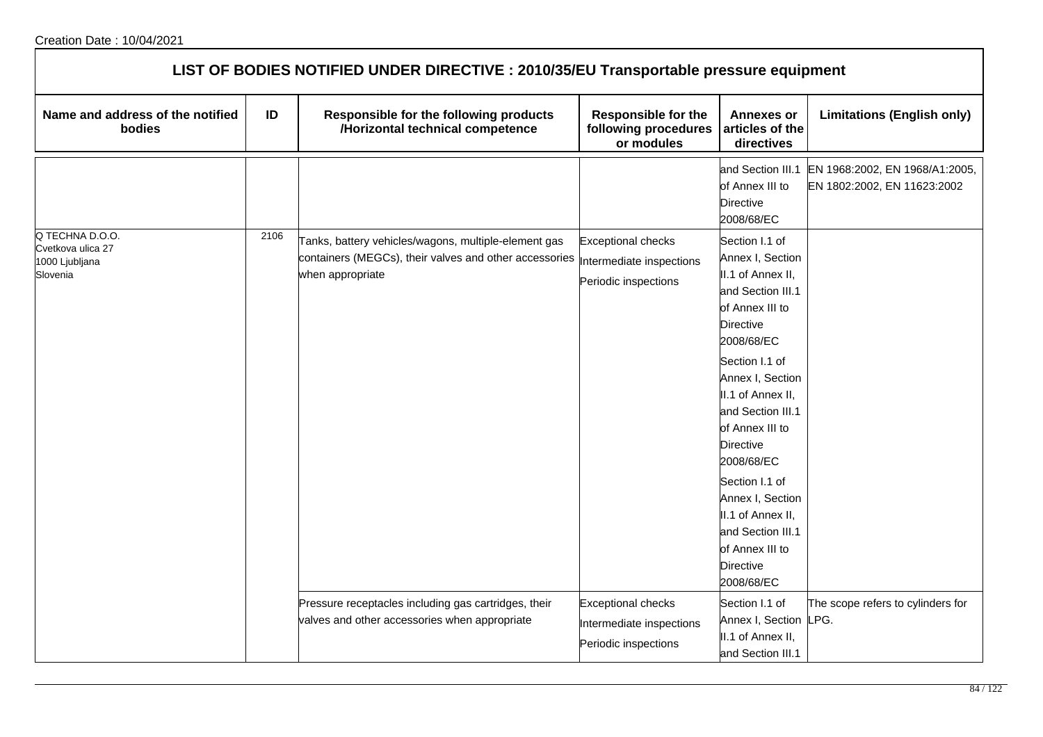Creation Date : 10/04/2021

## LIST OF BODIES NOTIFIED UNDER DIRECTIVE : 2010/35/EU Transportable pressure equipment

| Name and address of the notified bodies | ID | Responsible for the following products /Horizontal technical competence | Responsible for the following procedures or modules | Annexes or articles of the directives | Limitations (English only) |
|---|---|---|---|---|---|
| | | | | and Section III.1 of Annex III to Directive 2008/68/EC | EN 1968:2002, EN 1968/A1:2005, EN 1802:2002, EN 11623:2002 |
| Q TECHNA D.O.O.<br>Cvetkova ulica 27<br>1000 Ljubljana<br>Slovenia | 2106 | Tanks, battery vehicles/wagons, multiple-element gas containers (MEGCs), their valves and other accessories when appropriate | Exceptional checks<br>Intermediate inspections<br>Periodic inspections | Section I.1 of Annex I, Section II.1 of Annex II, and Section III.1 of Annex III to Directive 2008/68/EC<br>Section I.1 of Annex I, Section II.1 of Annex II, and Section III.1 of Annex III to Directive 2008/68/EC<br>Section I.1 of Annex I, Section II.1 of Annex II, and Section III.1 of Annex III to Directive 2008/68/EC | |
| | | Pressure receptacles including gas cartridges, their valves and other accessories when appropriate | Exceptional checks<br>Intermediate inspections<br>Periodic inspections | Section I.1 of Annex I, Section II.1 of Annex II, and Section III.1 | The scope refers to cylinders for LPG. |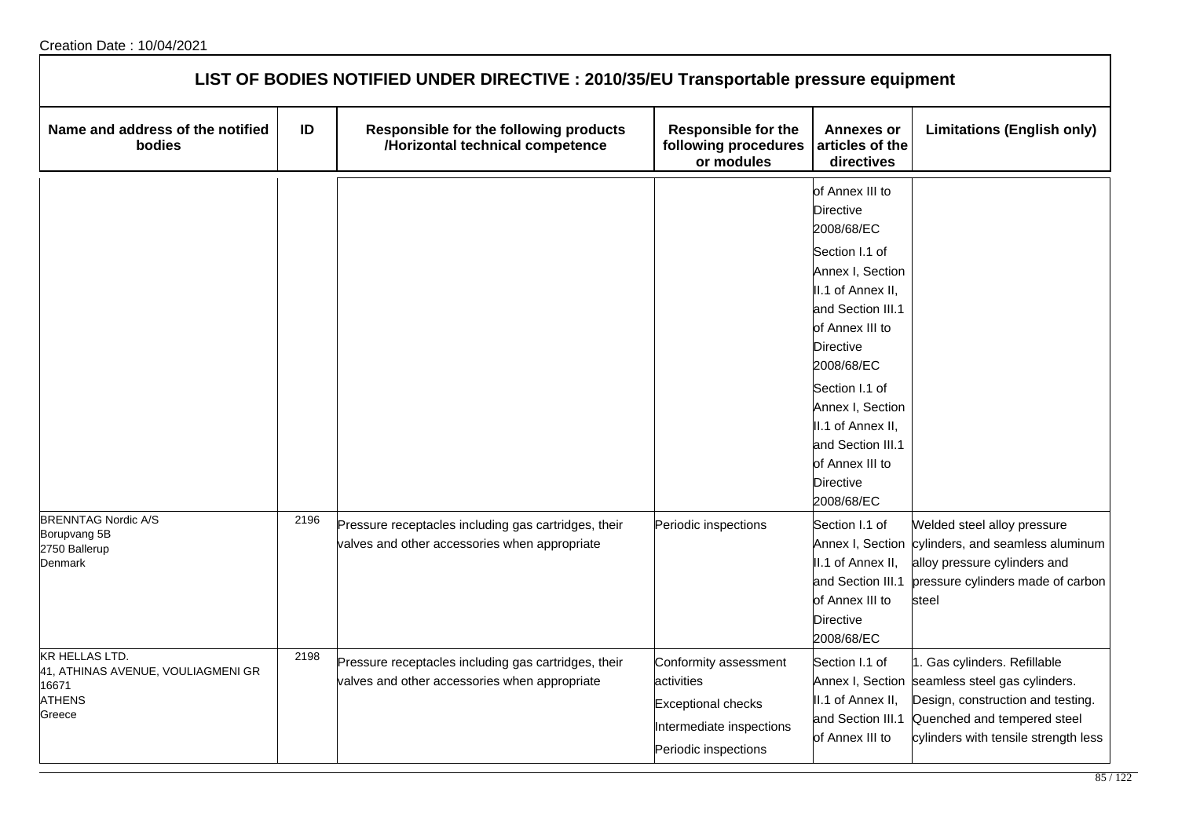Creation Date : 10/04/2021

## LIST OF BODIES NOTIFIED UNDER DIRECTIVE : 2010/35/EU Transportable pressure equipment

| Name and address of the notified bodies | ID | Responsible for the following products /Horizontal technical competence | Responsible for the following procedures or modules | Annexes or articles of the directives | Limitations (English only) |
|---|---|---|---|---|---|
| | | | | of Annex III to Directive 2008/68/EC<br>Section I.1 of Annex I, Section II.1 of Annex II, and Section III.1 of Annex III to Directive 2008/68/EC<br>Section I.1 of Annex I, Section II.1 of Annex II, and Section III.1 of Annex III to Directive 2008/68/EC | |
| BRENNTAG Nordic A/S<br>Borupvang 5B<br>2750 Ballerup<br>Denmark | 2196 | Pressure receptacles including gas cartridges, their valves and other accessories when appropriate | Periodic inspections | Section I.1 of Annex I, Section II.1 of Annex II, and Section III.1 of Annex III to Directive 2008/68/EC | Welded steel alloy pressure cylinders, and seamless aluminum alloy pressure cylinders and pressure cylinders made of carbon steel |
| KR HELLAS LTD.<br>41, ATHINAS AVENUE, VOULIAGMENI GR 16671<br>ATHENS<br>Greece | 2198 | Pressure receptacles including gas cartridges, their valves and other accessories when appropriate | Conformity assessment activities<br>Exceptional checks<br>Intermediate inspections<br>Periodic inspections | Section I.1 of Annex I, Section II.1 of Annex II, and Section III.1 of Annex III to | 1. Gas cylinders. Refillable seamless steel gas cylinders. Design, construction and testing. Quenched and tempered steel cylinders with tensile strength less |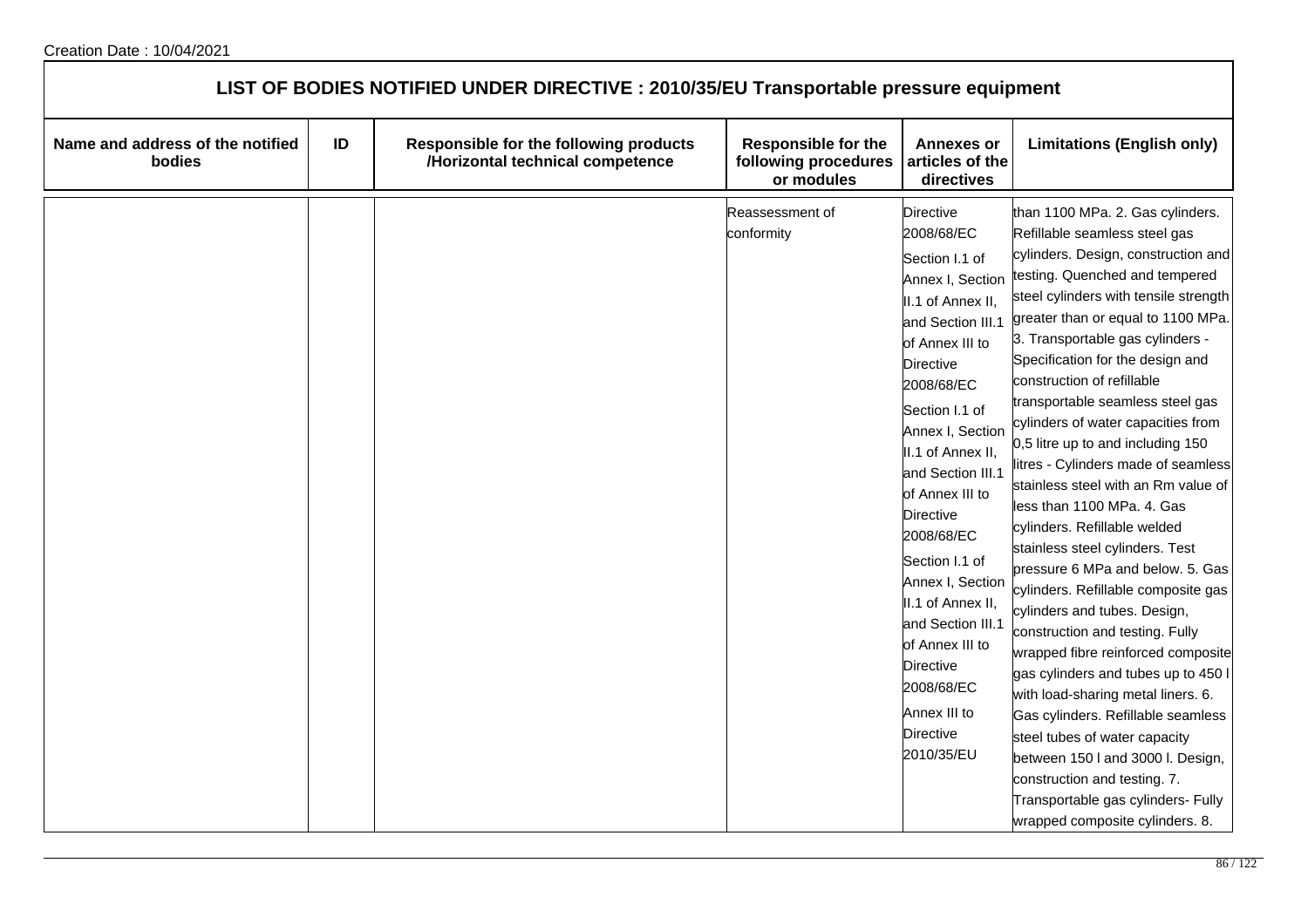Creation Date : 10/04/2021

## LIST OF BODIES NOTIFIED UNDER DIRECTIVE : 2010/35/EU Transportable pressure equipment

| Name and address of the notified bodies | ID | Responsible for the following products /Horizontal technical competence | Responsible for the following procedures or modules | Annexes or articles of the directives | Limitations (English only) |
|---|---|---|---|---|---|
| | | | Reassessment of conformity | Directive 2008/68/EC Section I.1 of Annex I, Section II.1 of Annex II, and Section III.1 of Annex III to Directive 2008/68/EC Section I.1 of Annex I, Section II.1 of Annex II, and Section III.1 of Annex III to Directive 2008/68/EC Section I.1 of Annex I, Section II.1 of Annex II, and Section III.1 of Annex III to Directive 2008/68/EC Annex III to Directive 2010/35/EU | than 1100 MPa. 2. Gas cylinders. Refillable seamless steel gas cylinders. Design, construction and testing. Quenched and tempered steel cylinders with tensile strength greater than or equal to 1100 MPa. 3. Transportable gas cylinders - Specification for the design and construction of refillable transportable seamless steel gas cylinders of water capacities from 0,5 litre up to and including 150 litres - Cylinders made of seamless stainless steel with an Rm value of less than 1100 MPa. 4. Gas cylinders. Refillable welded stainless steel cylinders. Test pressure 6 MPa and below. 5. Gas cylinders. Refillable composite gas cylinders and tubes. Design, construction and testing. Fully wrapped fibre reinforced composite gas cylinders and tubes up to 450 l with load-sharing metal liners. 6. Gas cylinders. Refillable seamless steel tubes of water capacity between 150 l and 3000 l. Design, construction and testing. 7. Transportable gas cylinders- Fully wrapped composite cylinders. 8. |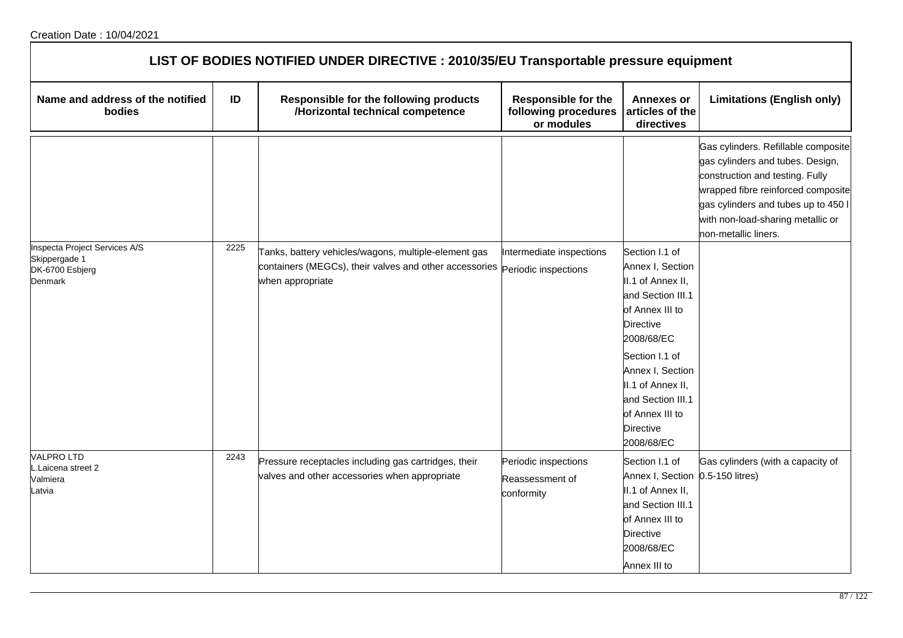Creation Date : 10/04/2021

## LIST OF BODIES NOTIFIED UNDER DIRECTIVE : 2010/35/EU Transportable pressure equipment

| Name and address of the notified bodies | ID | Responsible for the following products /Horizontal technical competence | Responsible for the following procedures or modules | Annexes or articles of the directives | Limitations (English only) |
|---|---|---|---|---|---|
| | | | | | Gas cylinders. Refillable composite gas cylinders and tubes. Design, construction and testing. Fully wrapped fibre reinforced composite gas cylinders and tubes up to 450 l with non-load-sharing metallic or non-metallic liners. |
| Inspecta Project Services A/S<br>Skippergade 1<br>DK-6700 Esbjerg<br>Denmark | 2225 | Tanks, battery vehicles/wagons, multiple-element gas containers (MEGCs), their valves and other accessories when appropriate | Intermediate inspections<br>Periodic inspections | Section I.1 of Annex I, Section II.1 of Annex II, and Section III.1 of Annex III to Directive 2008/68/EC<br>Section I.1 of Annex I, Section II.1 of Annex II, and Section III.1 of Annex III to Directive 2008/68/EC | |
| VALPRO LTD<br>L.Laicena street 2<br>Valmiera<br>Latvia | 2243 | Pressure receptacles including gas cartridges, their valves and other accessories when appropriate | Periodic inspections<br>Reassessment of conformity | Section I.1 of Annex I, Section II.1 of Annex II, and Section III.1 of Annex III to Directive 2008/68/EC<br>Annex III to | Gas cylinders (with a capacity of 0.5-150 litres) |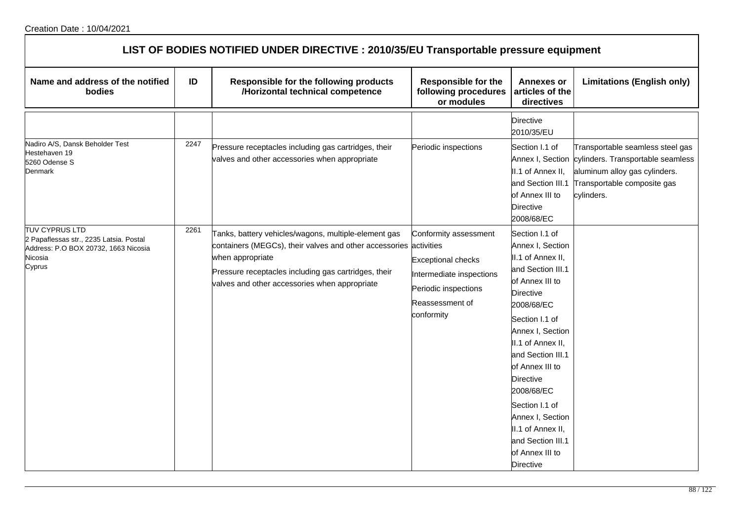Creation Date : 10/04/2021

## LIST OF BODIES NOTIFIED UNDER DIRECTIVE : 2010/35/EU Transportable pressure equipment

| Name and address of the notified bodies | ID | Responsible for the following products /Horizontal technical competence | Responsible for the following procedures or modules | Annexes or articles of the directives | Limitations (English only) |
|---|---|---|---|---|---|
| | | | | Directive 2010/35/EU | |
| Nadiro A/S, Dansk Beholder Test<br>Hestehaven 19<br>5260 Odense S<br>Denmark | 2247 | Pressure receptacles including gas cartridges, their valves and other accessories when appropriate | Periodic inspections | Section I.1 of Annex I, Section II.1 of Annex II, and Section III.1 of Annex III to Directive 2008/68/EC | Transportable seamless steel gas cylinders. Transportable seamless aluminum alloy gas cylinders. Transportable composite gas cylinders. |
| TUV CYPRUS LTD<br>2 Papaflessas str., 2235 Latsia. Postal Address: P.O BOX 20732, 1663 Nicosia<br>Nicosia<br>Cyprus | 2261 | Tanks, battery vehicles/wagons, multiple-element gas containers (MEGCs), their valves and other accessories when appropriate<br>Pressure receptacles including gas cartridges, their valves and other accessories when appropriate | Conformity assessment activities<br>Exceptional checks<br>Intermediate inspections<br>Periodic inspections<br>Reassessment of conformity | Section I.1 of Annex I, Section II.1 of Annex II, and Section III.1 of Annex III to Directive 2008/68/EC<br>Section I.1 of Annex I, Section II.1 of Annex II, and Section III.1 of Annex III to Directive 2008/68/EC<br>Section I.1 of Annex I, Section II.1 of Annex II, and Section III.1 of Annex III to Directive | |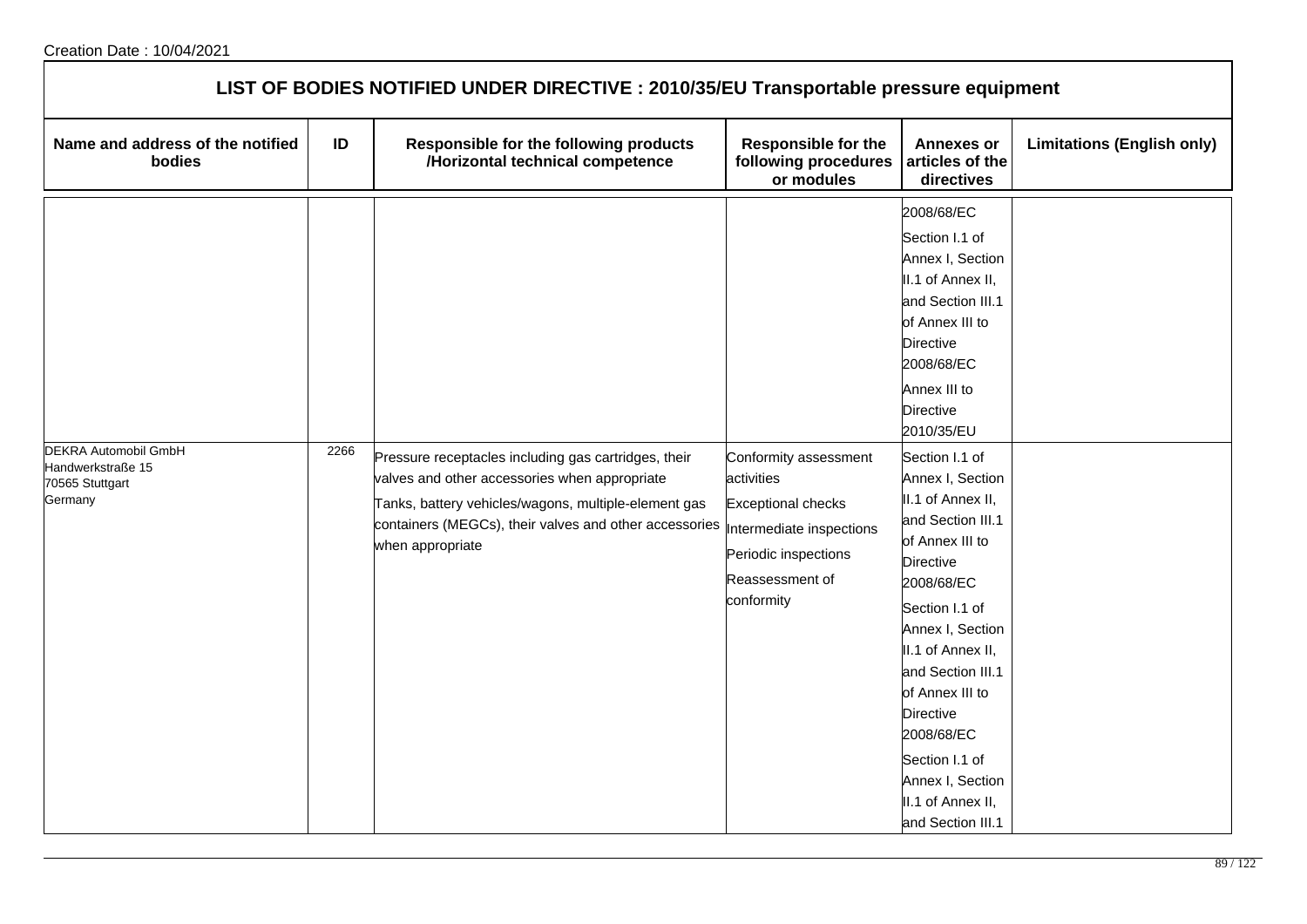Creation Date : 10/04/2021

# LIST OF BODIES NOTIFIED UNDER DIRECTIVE : 2010/35/EU Transportable pressure equipment

| Name and address of the notified bodies | ID | Responsible for the following products /Horizontal technical competence | Responsible for the following procedures or modules | Annexes or articles of the directives | Limitations (English only) |
|---|---|---|---|---|---|
| | | | | 2008/68/EC<br>Section I.1 of Annex I, Section II.1 of Annex II, and Section III.1 of Annex III to Directive 2008/68/EC<br>Annex III to Directive 2010/35/EU | |
| DEKRA Automobil GmbH<br>Handwerkstraße 15<br>70565 Stuttgart<br>Germany | 2266 | Pressure receptacles including gas cartridges, their valves and other accessories when appropriate<br>Tanks, battery vehicles/wagons, multiple-element gas containers (MEGCs), their valves and other accessories when appropriate | Conformity assessment activities<br>Exceptional checks<br>Intermediate inspections<br>Periodic inspections<br>Reassessment of conformity | Section I.1 of Annex I, Section II.1 of Annex II, and Section III.1 of Annex III to Directive 2008/68/EC<br>Section I.1 of Annex I, Section II.1 of Annex II, and Section III.1 of Annex III to Directive 2008/68/EC<br>Section I.1 of Annex I, Section II.1 of Annex II, and Section III.1 | |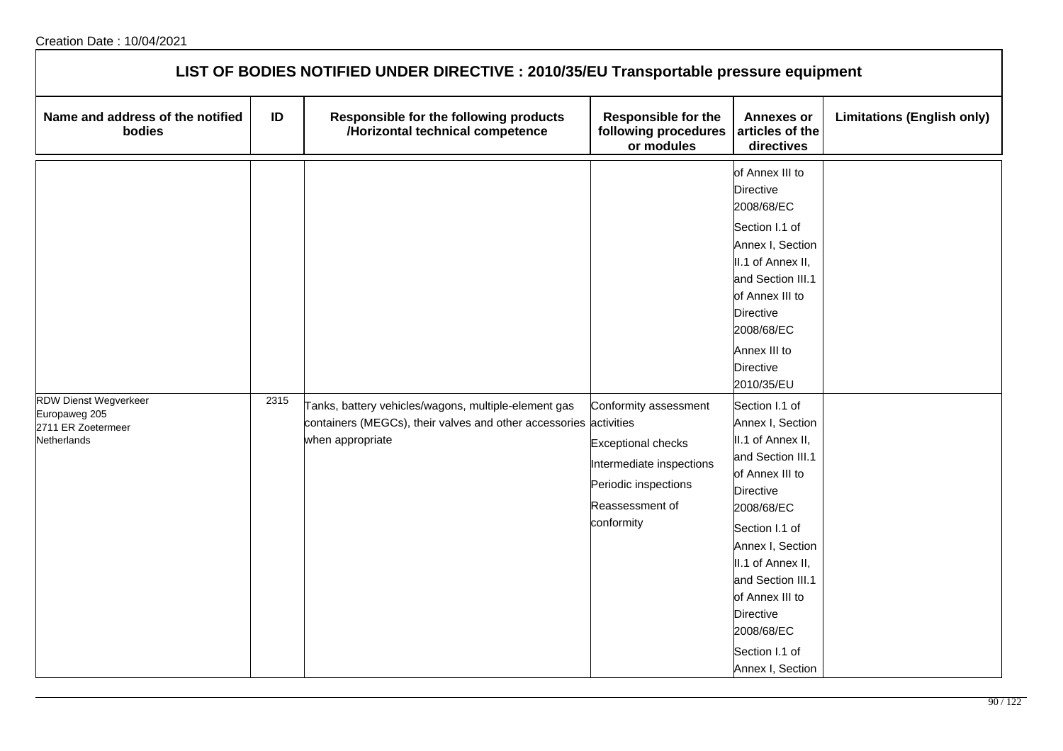Creation Date : 10/04/2021

## LIST OF BODIES NOTIFIED UNDER DIRECTIVE : 2010/35/EU Transportable pressure equipment

| Name and address of the notified bodies | ID | Responsible for the following products /Horizontal technical competence | Responsible for the following procedures or modules | Annexes or articles of the directives | Limitations (English only) |
|---|---|---|---|---|---|
| | | | | of Annex III to Directive 2008/68/EC<br>Section I.1 of Annex I, Section II.1 of Annex II, and Section III.1 of Annex III to Directive 2008/68/EC<br>Annex III to Directive 2010/35/EU | |
| RDW Dienst Wegverkeer<br>Europaweg 205<br>2711 ER Zoetermeer<br>Netherlands | 2315 | Tanks, battery vehicles/wagons, multiple-element gas containers (MEGCs), their valves and other accessories when appropriate | Conformity assessment activities<br>Exceptional checks<br>Intermediate inspections<br>Periodic inspections<br>Reassessment of conformity | Section I.1 of Annex I, Section II.1 of Annex II, and Section III.1 of Annex III to Directive 2008/68/EC<br>Section I.1 of Annex I, Section II.1 of Annex II, and Section III.1 of Annex III to Directive 2008/68/EC<br>Section I.1 of Annex I, Section | |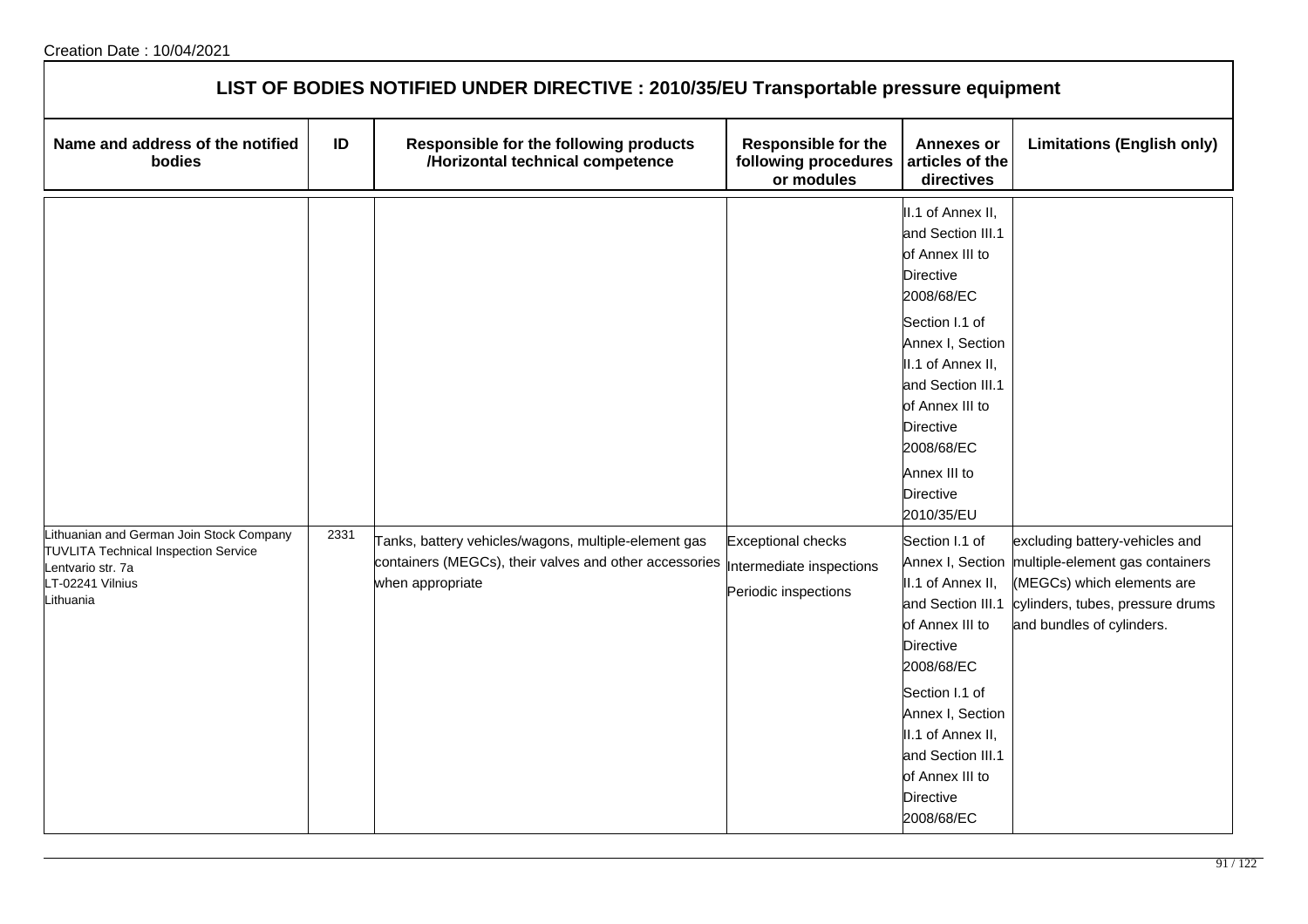Creation Date : 10/04/2021

## LIST OF BODIES NOTIFIED UNDER DIRECTIVE : 2010/35/EU Transportable pressure equipment

| Name and address of the notified bodies | ID | Responsible for the following products /Horizontal technical competence | Responsible for the following procedures or modules | Annexes or articles of the directives | Limitations (English only) |
|---|---|---|---|---|---|
| | | | | II.1 of Annex II, and Section III.1 of Annex III to Directive 2008/68/EC<br>Section I.1 of Annex I, Section II.1 of Annex II, and Section III.1 of Annex III to Directive 2008/68/EC<br>Annex III to Directive 2010/35/EU | |
| Lithuanian and German Join Stock Company TUVLITA Technical Inspection Service<br>Lentvario str. 7a<br>LT-02241 Vilnius<br>Lithuania | 2331 | Tanks, battery vehicles/wagons, multiple-element gas containers (MEGCs), their valves and other accessories when appropriate | Exceptional checks<br>Intermediate inspections<br>Periodic inspections | Section I.1 of Annex I, Section II.1 of Annex II, and Section III.1 of Annex III to Directive 2008/68/EC<br>Section I.1 of Annex I, Section II.1 of Annex II, and Section III.1 of Annex III to Directive 2008/68/EC | excluding battery-vehicles and multiple-element gas containers (MEGCs) which elements are cylinders, tubes, pressure drums and bundles of cylinders. |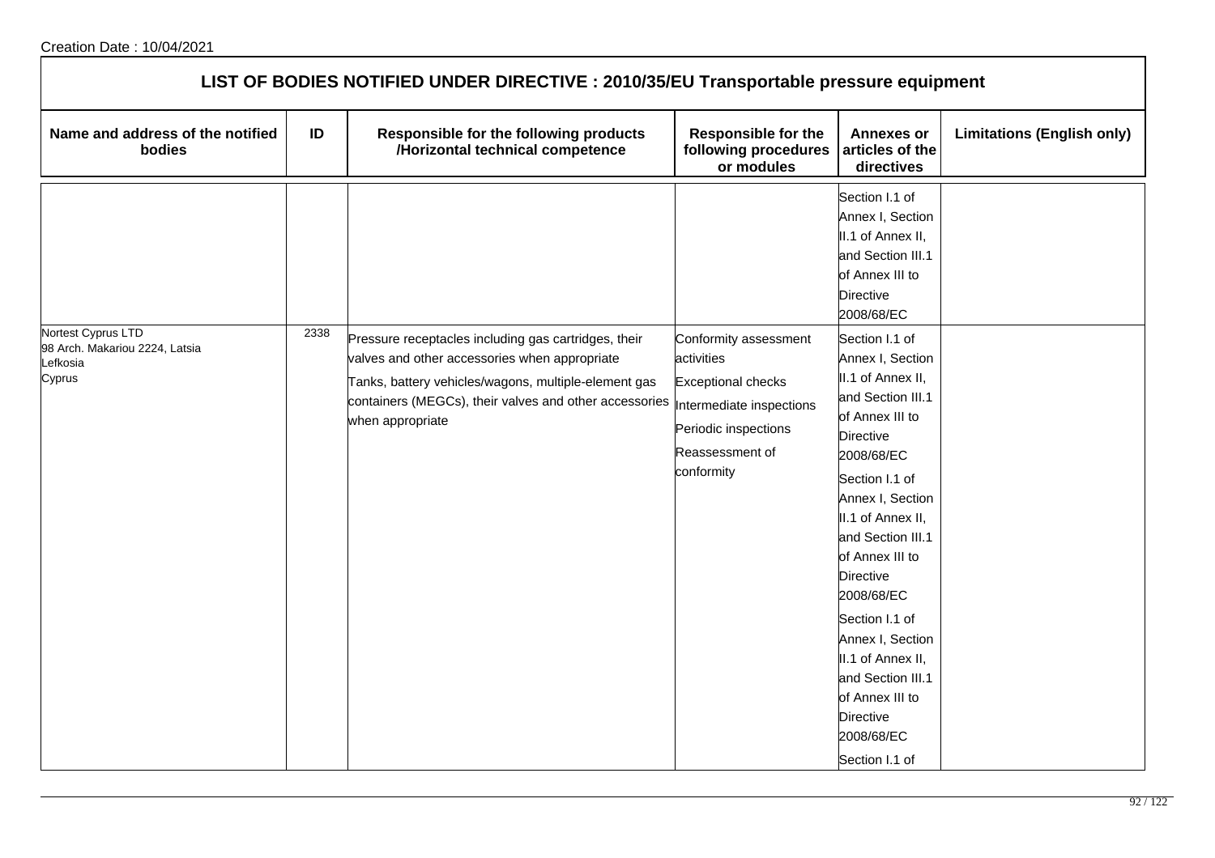Creation Date : 10/04/2021

## LIST OF BODIES NOTIFIED UNDER DIRECTIVE : 2010/35/EU Transportable pressure equipment

| Name and address of the notified bodies | ID | Responsible for the following products /Horizontal technical competence | Responsible for the following procedures or modules | Annexes or articles of the directives | Limitations (English only) |
|---|---|---|---|---|---|
| | | | | Section I.1 of Annex I, Section II.1 of Annex II, and Section III.1 of Annex III to Directive 2008/68/EC | |
| Nortest Cyprus LTD<br>98 Arch. Makariou 2224, Latsia<br>Lefkosia<br>Cyprus | 2338 | Pressure receptacles including gas cartridges, their valves and other accessories when appropriate<br>Tanks, battery vehicles/wagons, multiple-element gas containers (MEGCs), their valves and other accessories when appropriate | Conformity assessment activities<br>Exceptional checks<br>Intermediate inspections<br>Periodic inspections<br>Reassessment of conformity | Section I.1 of Annex I, Section II.1 of Annex II, and Section III.1 of Annex III to Directive 2008/68/EC<br>Section I.1 of Annex I, Section II.1 of Annex II, and Section III.1 of Annex III to Directive 2008/68/EC<br>Section I.1 of Annex I, Section II.1 of Annex II, and Section III.1 of Annex III to Directive 2008/68/EC<br>Section I.1 of | |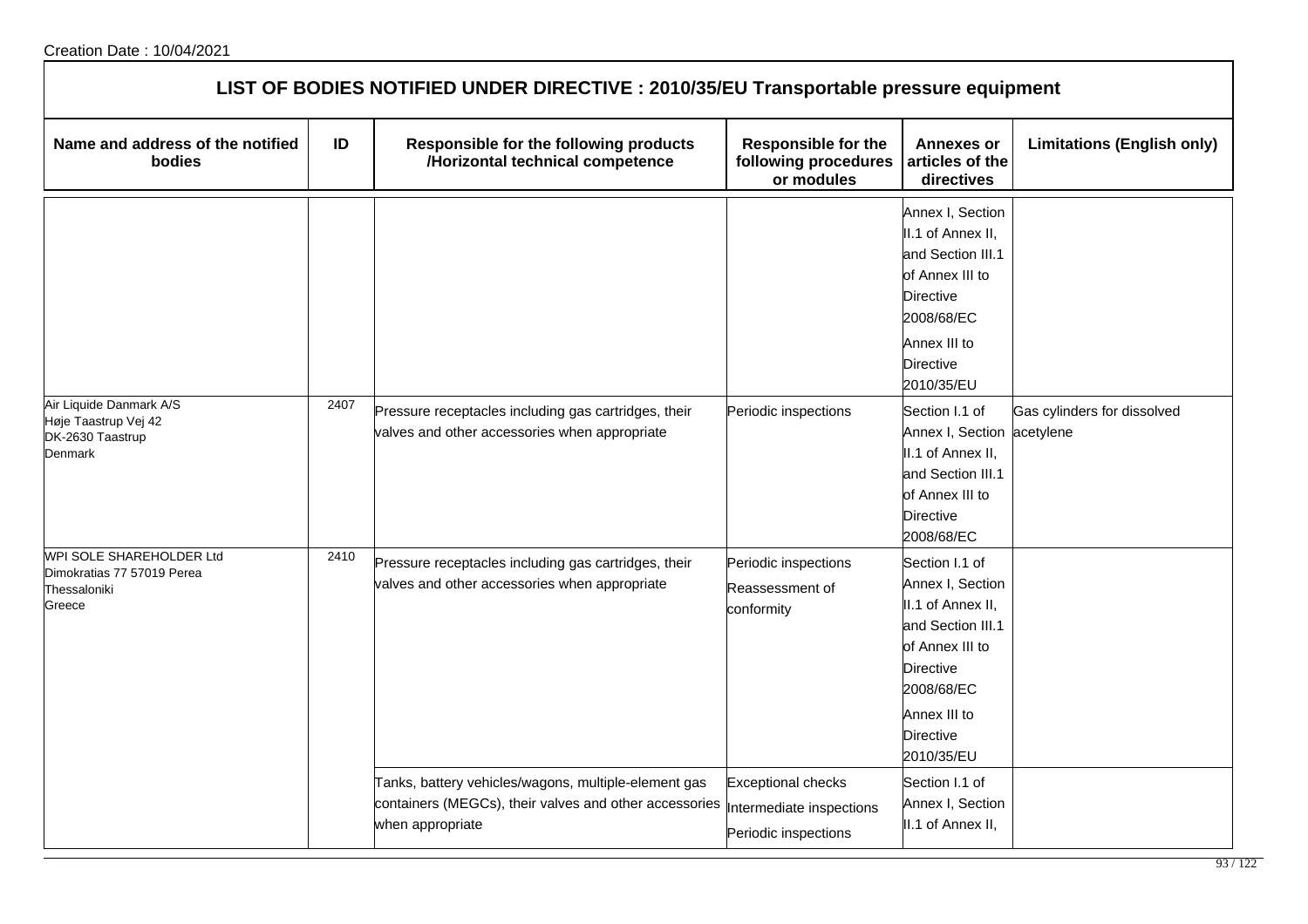Creation Date : 10/04/2021

## LIST OF BODIES NOTIFIED UNDER DIRECTIVE : 2010/35/EU Transportable pressure equipment

| Name and address of the notified bodies | ID | Responsible for the following products /Horizontal technical competence | Responsible for the following procedures or modules | Annexes or articles of the directives | Limitations (English only) |
|---|---|---|---|---|---|
| | | | | Annex I, Section II.1 of Annex II, and Section III.1 of Annex III to Directive 2008/68/EC<br>Annex III to Directive 2010/35/EU | |
| Air Liquide Danmark A/S<br>Høje Taastrup Vej 42<br>DK-2630 Taastrup<br>Denmark | 2407 | Pressure receptacles including gas cartridges, their valves and other accessories when appropriate | Periodic inspections | Section I.1 of Annex I, Section II.1 of Annex II, and Section III.1 of Annex III to Directive 2008/68/EC | Gas cylinders for dissolved acetylene |
| WPI SOLE SHAREHOLDER Ltd<br>Dimokratias 77 57019 Perea<br>Thessaloniki<br>Greece | 2410 | Pressure receptacles including gas cartridges, their valves and other accessories when appropriate | Periodic inspections<br>Reassessment of conformity | Section I.1 of Annex I, Section II.1 of Annex II, and Section III.1 of Annex III to Directive 2008/68/EC<br>Annex III to Directive 2010/35/EU | |
| | | Tanks, battery vehicles/wagons, multiple-element gas containers (MEGCs), their valves and other accessories when appropriate | Exceptional checks<br>Intermediate inspections<br>Periodic inspections | Section I.1 of Annex I, Section II.1 of Annex II, | |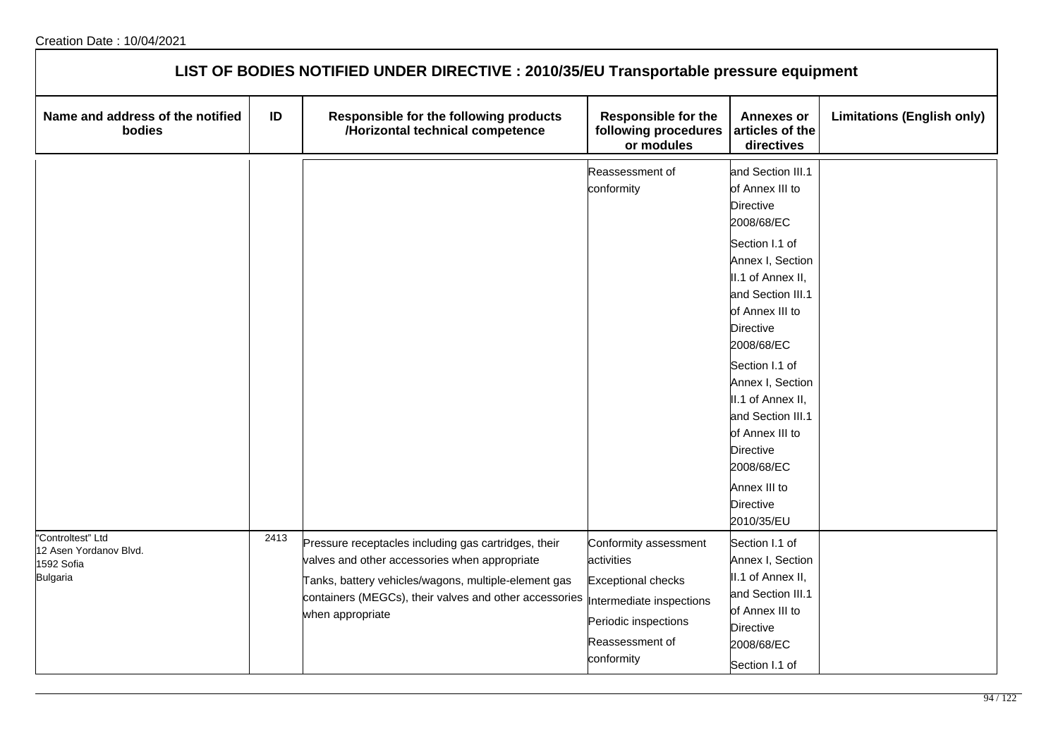## LIST OF BODIES NOTIFIED UNDER DIRECTIVE : 2010/35/EU Transportable pressure equipment

| Name and address of the notified bodies | ID | Responsible for the following products /Horizontal technical competence | Responsible for the following procedures or modules | Annexes or articles of the directives | Limitations (English only) |
|---|---|---|---|---|---|
| | | | Reassessment of conformity | and Section III.1 of Annex III to Directive 2008/68/EC<br><br>Section I.1 of Annex I, Section II.1 of Annex II, and Section III.1 of Annex III to Directive 2008/68/EC<br><br>Section I.1 of Annex I, Section II.1 of Annex II, and Section III.1 of Annex III to Directive 2008/68/EC<br><br>Annex III to Directive 2010/35/EU | |
| "Controltest" Ltd<br>12 Asen Yordanov Blvd.<br>1592 Sofia<br>Bulgaria | 2413 | Pressure receptacles including gas cartridges, their valves and other accessories when appropriate<br><br>Tanks, battery vehicles/wagons, multiple-element gas containers (MEGCs), their valves and other accessories when appropriate | Conformity assessment activities<br><br>Exceptional checks<br><br>Intermediate inspections<br><br>Periodic inspections<br><br>Reassessment of conformity | Section I.1 of Annex I, Section II.1 of Annex II, and Section III.1 of Annex III to Directive 2008/68/EC<br><br>Section I.1 of | |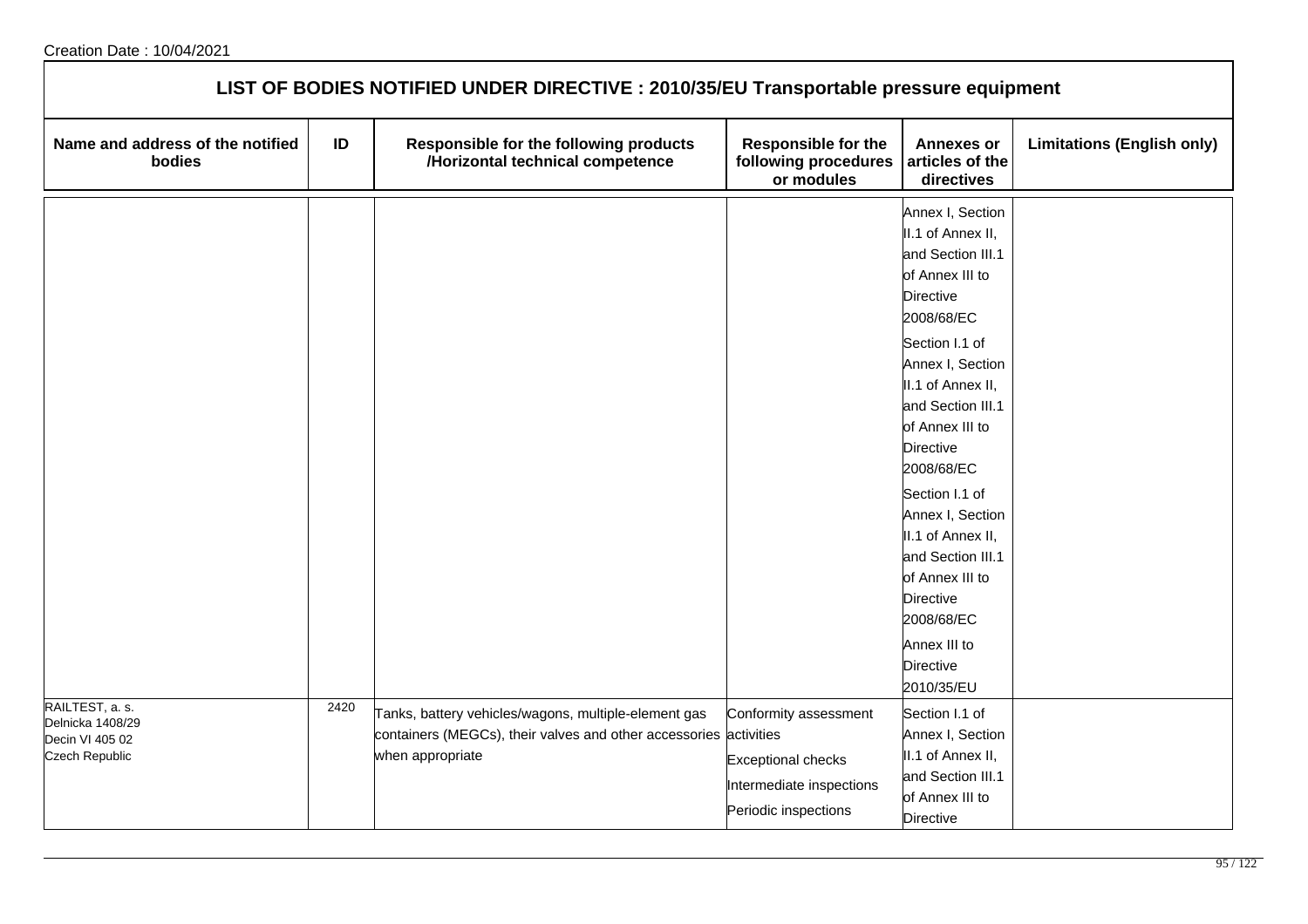Creation Date : 10/04/2021

## LIST OF BODIES NOTIFIED UNDER DIRECTIVE : 2010/35/EU Transportable pressure equipment

| Name and address of the notified bodies | ID | Responsible for the following products /Horizontal technical competence | Responsible for the following procedures or modules | Annexes or articles of the directives | Limitations (English only) |
| --- | --- | --- | --- | --- | --- |
| | | | | Annex I, Section II.1 of Annex II, and Section III.1 of Annex III to Directive 2008/68/EC<br>Section I.1 of Annex I, Section II.1 of Annex II, and Section III.1 of Annex III to Directive 2008/68/EC<br>Section I.1 of Annex I, Section II.1 of Annex II, and Section III.1 of Annex III to Directive 2008/68/EC<br>Annex III to Directive 2010/35/EU | |
| RAILTEST, a. s.<br>Delnicka 1408/29<br>Decin VI 405 02<br>Czech Republic | 2420 | Tanks, battery vehicles/wagons, multiple-element gas containers (MEGCs), their valves and other accessories when appropriate | Conformity assessment activities<br>Exceptional checks<br>Intermediate inspections<br>Periodic inspections | Section I.1 of Annex I, Section II.1 of Annex II, and Section III.1 of Annex III to Directive | |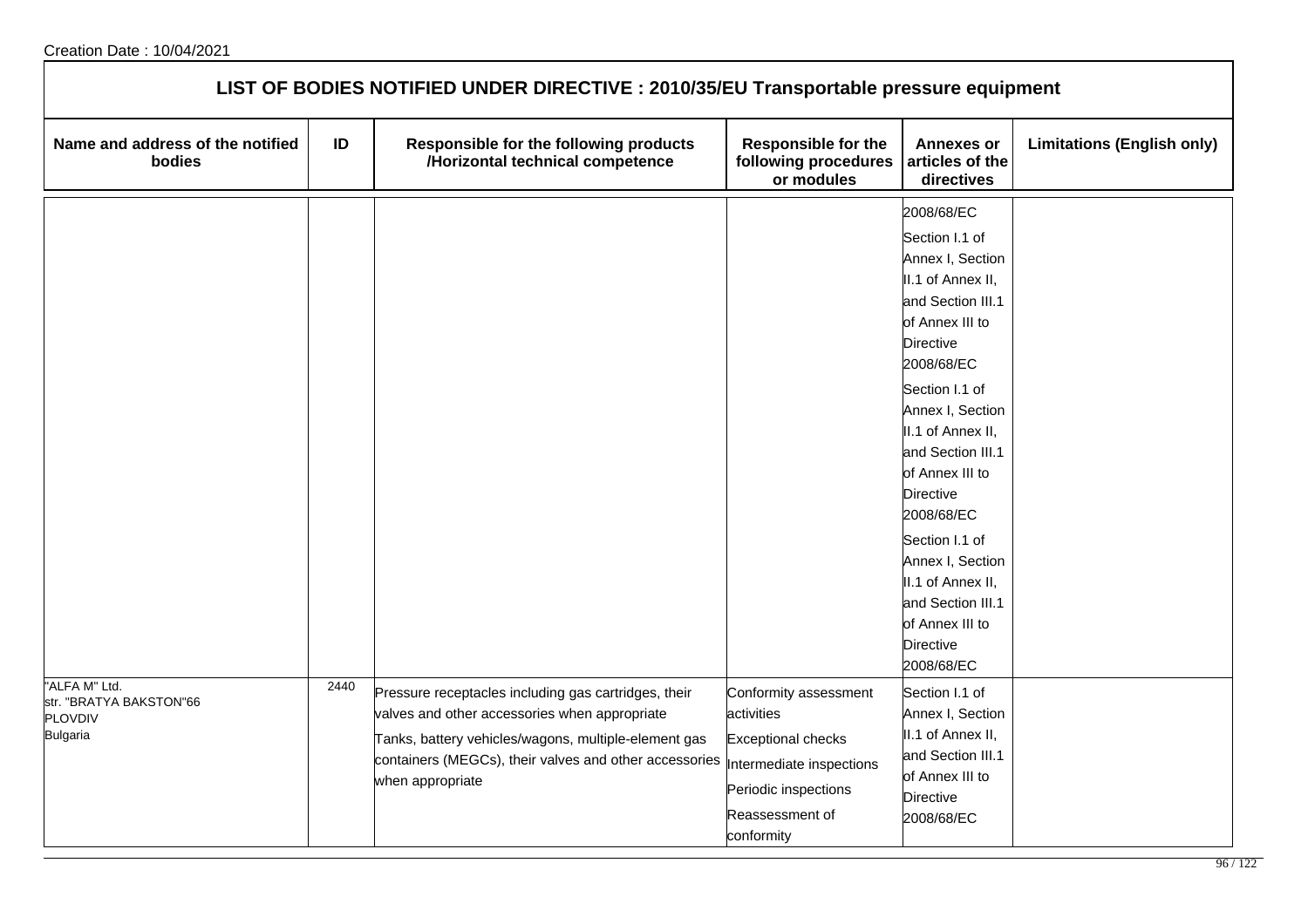Creation Date : 10/04/2021

# LIST OF BODIES NOTIFIED UNDER DIRECTIVE : 2010/35/EU Transportable pressure equipment

| Name and address of the notified bodies | ID | Responsible for the following products /Horizontal technical competence | Responsible for the following procedures or modules | Annexes or articles of the directives | Limitations (English only) |
|---|---|---|---|---|---|
| | | | | 2008/68/EC<br>Section I.1 of Annex I, Section II.1 of Annex II, and Section III.1 of Annex III to Directive 2008/68/EC<br>Section I.1 of Annex I, Section II.1 of Annex II, and Section III.1 of Annex III to Directive 2008/68/EC<br>Section I.1 of Annex I, Section II.1 of Annex II, and Section III.1 of Annex III to Directive 2008/68/EC | |
| "ALFA M" Ltd.<br>str. "BRATYA BAKSTON"66<br>PLOVDIV<br>Bulgaria | 2440 | Pressure receptacles including gas cartridges, their valves and other accessories when appropriate<br>Tanks, battery vehicles/wagons, multiple-element gas containers (MEGCs), their valves and other accessories when appropriate | Conformity assessment activities<br>Exceptional checks<br>Intermediate inspections<br>Periodic inspections<br>Reassessment of conformity | Section I.1 of Annex I, Section II.1 of Annex II, and Section III.1 of Annex III to Directive 2008/68/EC | |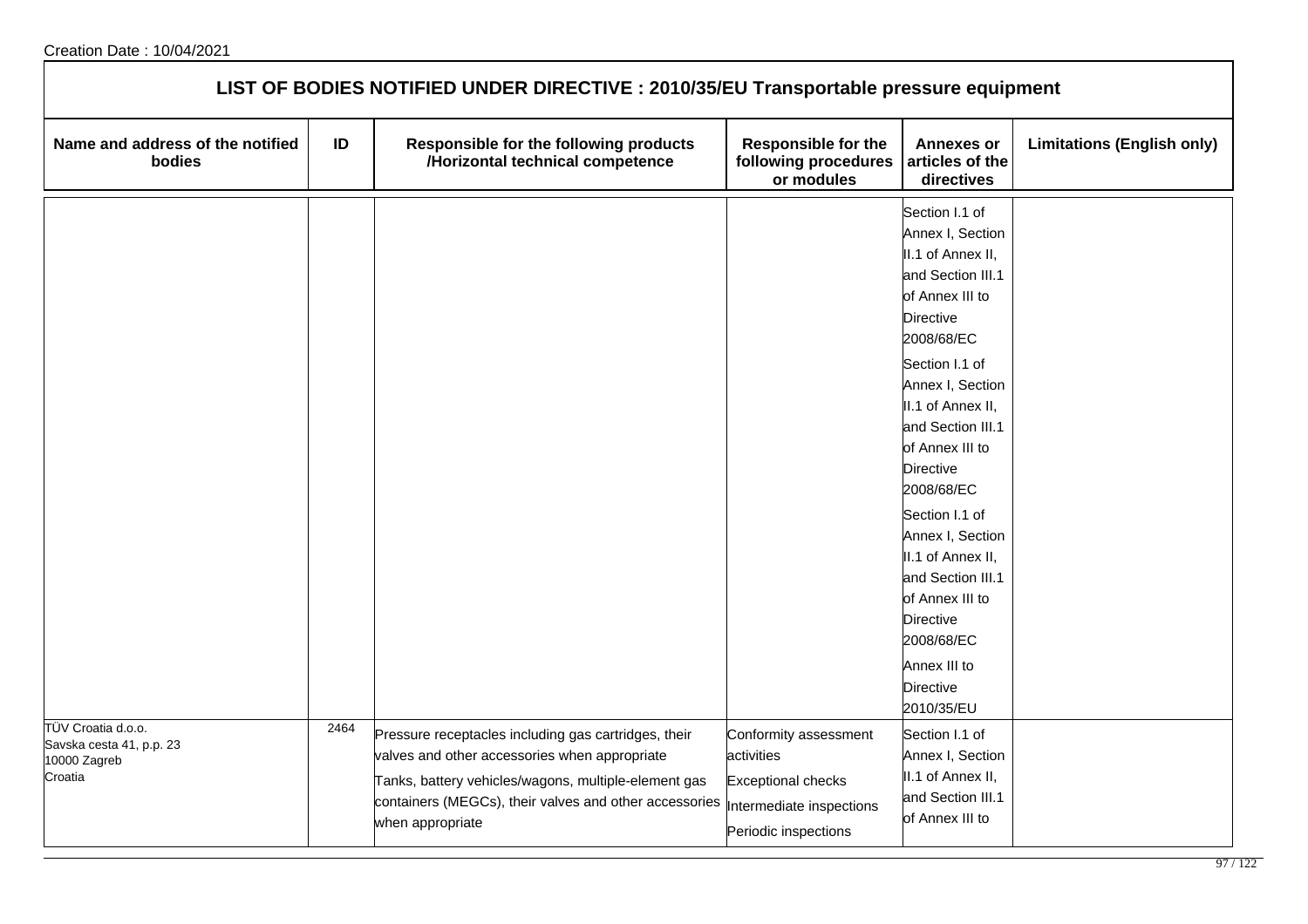Creation Date : 10/04/2021

## LIST OF BODIES NOTIFIED UNDER DIRECTIVE : 2010/35/EU Transportable pressure equipment

| Name and address of the notified bodies | ID | Responsible for the following products /Horizontal technical competence | Responsible for the following procedures or modules | Annexes or articles of the directives | Limitations (English only) |
|---|---|---|---|---|---|
| | | | | Section I.1 of Annex I, Section II.1 of Annex II, and Section III.1 of Annex III to Directive 2008/68/EC<br>Section I.1 of Annex I, Section II.1 of Annex II, and Section III.1 of Annex III to Directive 2008/68/EC<br>Section I.1 of Annex I, Section II.1 of Annex II, and Section III.1 of Annex III to Directive 2008/68/EC<br>Annex III to Directive 2010/35/EU | |
| TÜV Croatia d.o.o.<br>Savska cesta 41, p.p. 23<br>10000 Zagreb<br>Croatia | 2464 | Pressure receptacles including gas cartridges, their valves and other accessories when appropriate<br>Tanks, battery vehicles/wagons, multiple-element gas containers (MEGCs), their valves and other accessories when appropriate | Conformity assessment activities<br>Exceptional checks<br>Intermediate inspections<br>Periodic inspections | Section I.1 of Annex I, Section II.1 of Annex II, and Section III.1 of Annex III to | |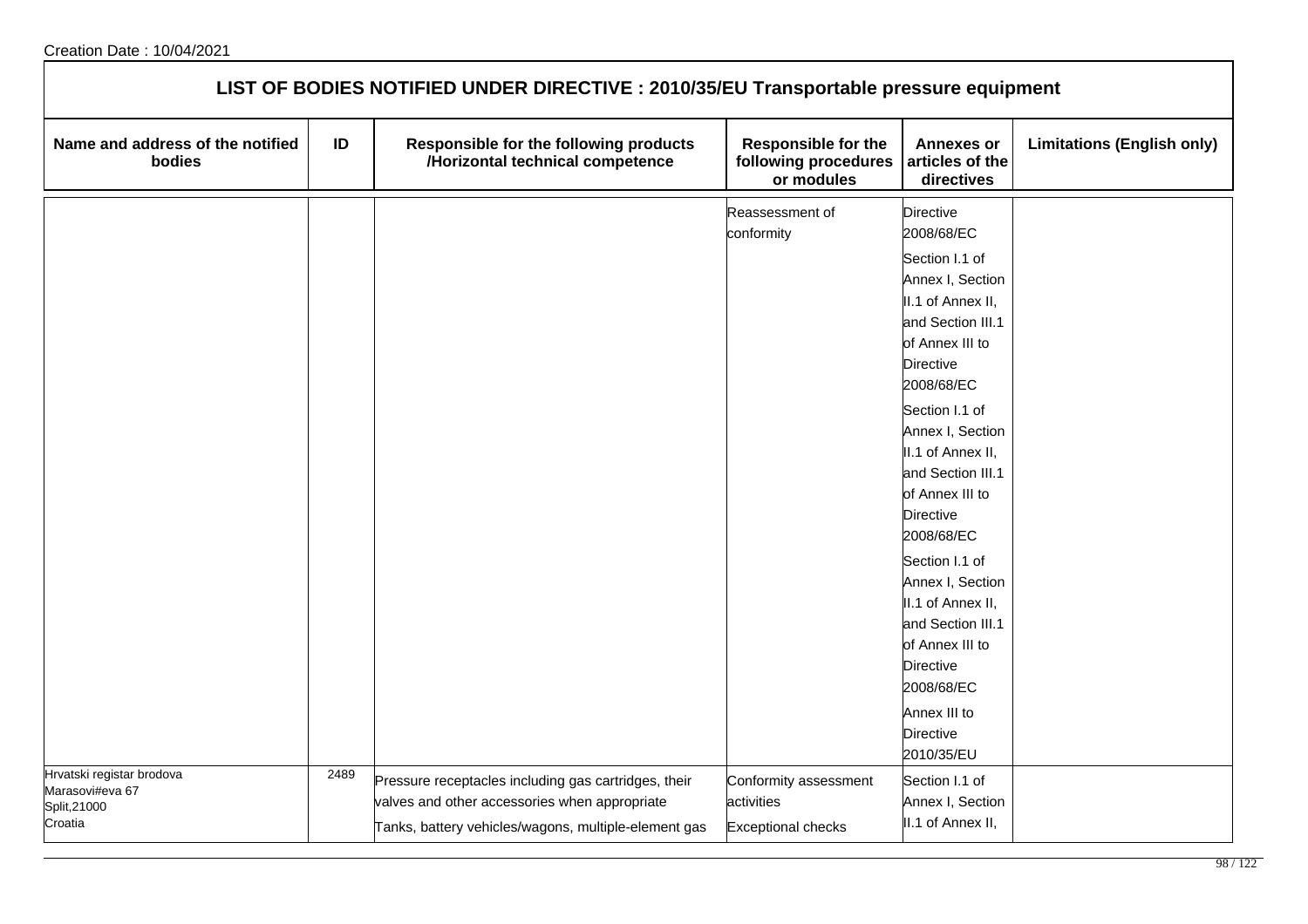Creation Date : 10/04/2021

## LIST OF BODIES NOTIFIED UNDER DIRECTIVE : 2010/35/EU Transportable pressure equipment

| Name and address of the notified bodies | ID | Responsible for the following products /Horizontal technical competence | Responsible for the following procedures or modules | Annexes or articles of the directives | Limitations (English only) |
|---|---|---|---|---|---|
| | | | Reassessment of conformity | Directive 2008/68/EC<br>Section I.1 of Annex I, Section II.1 of Annex II, and Section III.1 of Annex III to Directive 2008/68/EC<br>Section I.1 of Annex I, Section II.1 of Annex II, and Section III.1 of Annex III to Directive 2008/68/EC<br>Section I.1 of Annex I, Section II.1 of Annex II, and Section III.1 of Annex III to Directive 2008/68/EC<br>Annex III to Directive 2010/35/EU | |
| Hrvatski registar brodova<br>Marasovi#eva 67<br>Split,21000<br>Croatia | 2489 | Pressure receptacles including gas cartridges, their valves and other accessories when appropriate<br>Tanks, battery vehicles/wagons, multiple-element gas | Conformity assessment activities<br>Exceptional checks | Section I.1 of Annex I, Section II.1 of Annex II, | |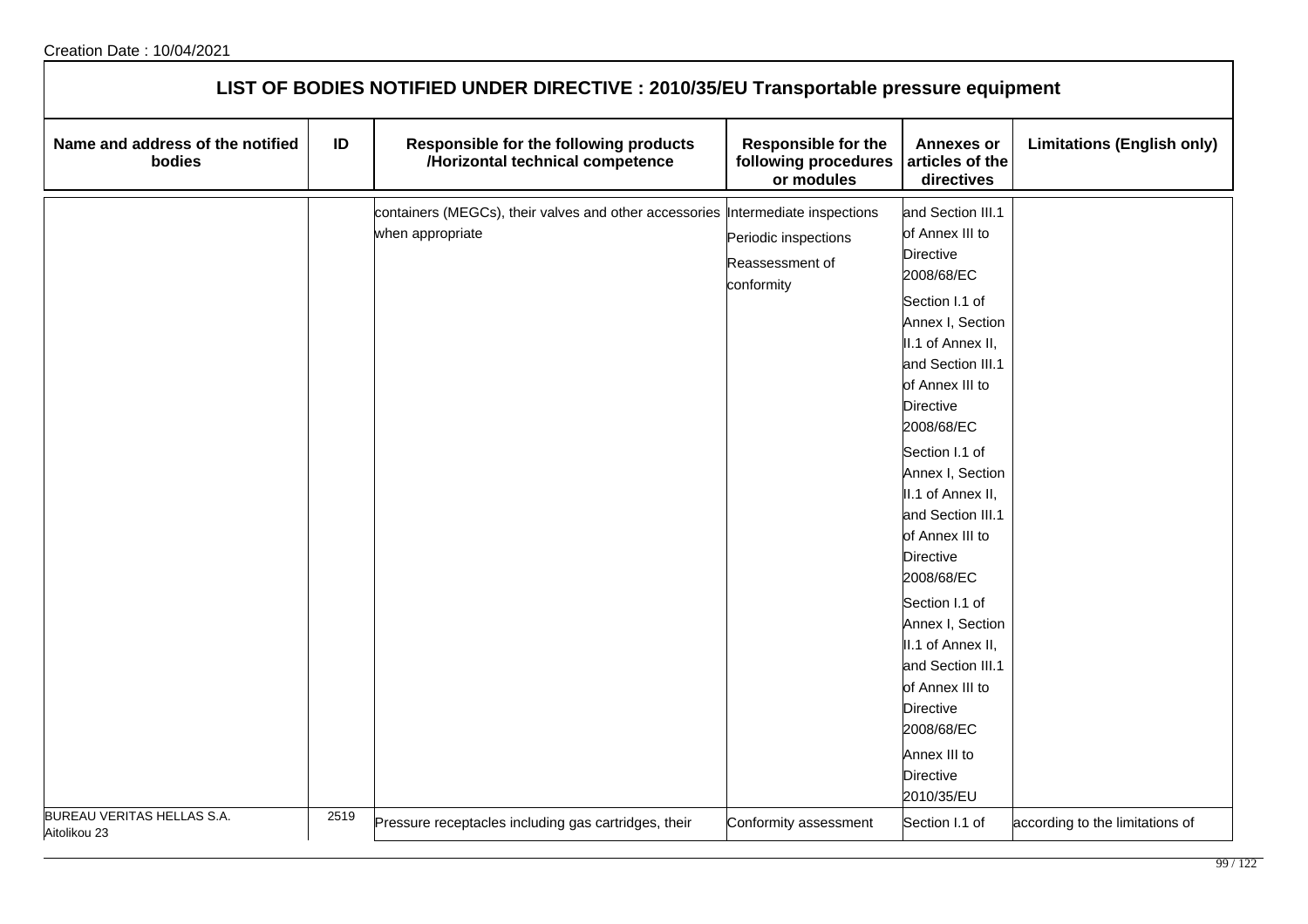## LIST OF BODIES NOTIFIED UNDER DIRECTIVE : 2010/35/EU Transportable pressure equipment

| Name and address of the notified bodies | ID | Responsible for the following products /Horizontal technical competence | Responsible for the following procedures or modules | Annexes or articles of the directives | Limitations (English only) |
|---|---|---|---|---|---|
| | | containers (MEGCs), their valves and other accessories when appropriate | Intermediate inspections<br>Periodic inspections<br>Reassessment of conformity | and Section III.1 of Annex III to Directive 2008/68/EC<br>Section I.1 of Annex I, Section II.1 of Annex II, and Section III.1 of Annex III to Directive 2008/68/EC<br>Section I.1 of Annex I, Section II.1 of Annex II, and Section III.1 of Annex III to Directive 2008/68/EC<br>Section I.1 of Annex I, Section II.1 of Annex II, and Section III.1 of Annex III to Directive 2008/68/EC<br>Annex III to Directive 2010/35/EU | |
| BUREAU VERITAS HELLAS S.A.<br>Aitolikou 23 | 2519 | Pressure receptacles including gas cartridges, their | Conformity assessment | Section I.1 of | according to the limitations of |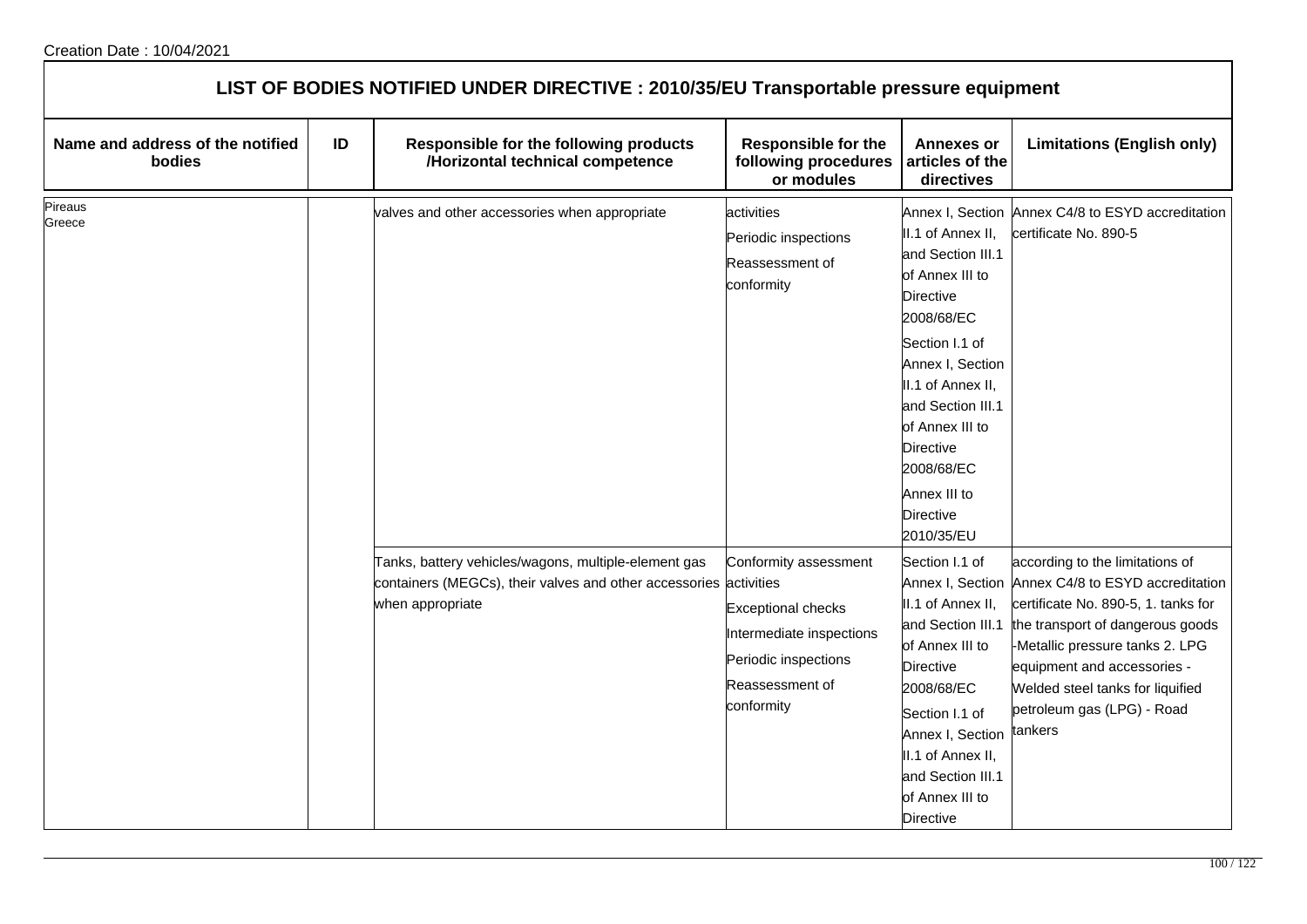Creation Date : 10/04/2021

## LIST OF BODIES NOTIFIED UNDER DIRECTIVE : 2010/35/EU Transportable pressure equipment

| Name and address of the notified bodies | ID | Responsible for the following products /Horizontal technical competence | Responsible for the following procedures or modules | Annexes or articles of the directives | Limitations (English only) |
|---|---|---|---|---|---|
| Pireaus<br>Greece | | valves and other accessories when appropriate | activities<br>Periodic inspections<br>Reassessment of conformity | Annex I, Section II.1 of Annex II, and Section III.1 of Annex III to Directive 2008/68/EC<br>Section I.1 of Annex I, Section II.1 of Annex II, and Section III.1 of Annex III to Directive 2008/68/EC<br>Annex III to Directive 2010/35/EU | Annex C4/8 to ESYD accreditation certificate No. 890-5 |
| | | Tanks, battery vehicles/wagons, multiple-element gas containers (MEGCs), their valves and other accessories when appropriate | Conformity assessment activities<br>Exceptional checks<br>Intermediate inspections<br>Periodic inspections<br>Reassessment of conformity | Section I.1 of Annex I, Section II.1 of Annex II, and Section III.1 of Annex III to Directive 2008/68/EC<br>Section I.1 of Annex I, Section II.1 of Annex II, and Section III.1 of Annex III to Directive | according to the limitations of Annex C4/8 to ESYD accreditation certificate No. 890-5, 1. tanks for the transport of dangerous goods -Metallic pressure tanks 2. LPG equipment and accessories - Welded steel tanks for liquified petroleum gas (LPG) - Road tankers |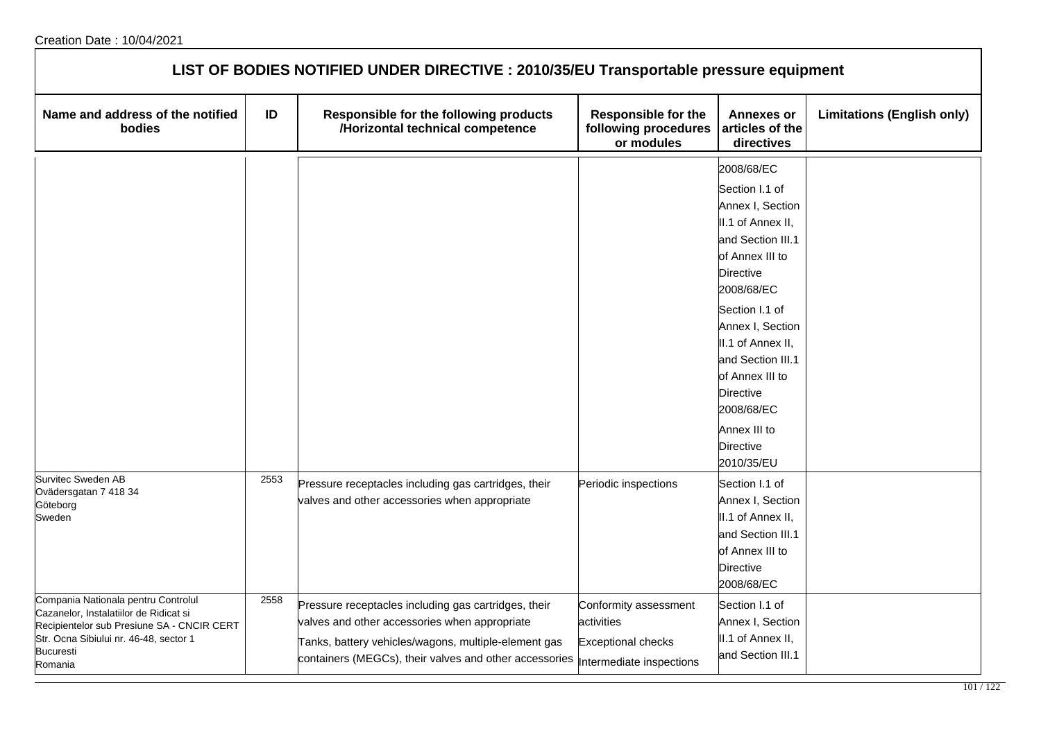## LIST OF BODIES NOTIFIED UNDER DIRECTIVE : 2010/35/EU Transportable pressure equipment

| Name and address of the notified bodies | ID | Responsible for the following products /Horizontal technical competence | Responsible for the following procedures or modules | Annexes or articles of the directives | Limitations (English only) |
|---|---|---|---|---|---|
| | | | | 2008/68/EC<br>Section I.1 of Annex I, Section II.1 of Annex II, and Section III.1 of Annex III to Directive 2008/68/EC<br>Section I.1 of Annex I, Section II.1 of Annex II, and Section III.1 of Annex III to Directive 2008/68/EC<br>Annex III to Directive 2010/35/EU | |
| Survitec Sweden AB<br>Ovädersgatan 7 418 34<br>Göteborg<br>Sweden | 2553 | Pressure receptacles including gas cartridges, their valves and other accessories when appropriate | Periodic inspections | Section I.1 of Annex I, Section II.1 of Annex II, and Section III.1 of Annex III to Directive 2008/68/EC | |
| Compania Nationala pentru Controlul Cazanelor, Instalatiilor de Ridicat si Recipientelor sub Presiune SA - CNCIR CERT<br>Str. Ocna Sibiului nr. 46-48, sector 1<br>Bucuresti<br>Romania | 2558 | Pressure receptacles including gas cartridges, their valves and other accessories when appropriate<br>Tanks, battery vehicles/wagons, multiple-element gas containers (MEGCs), their valves and other accessories | Conformity assessment activities<br>Exceptional checks<br>Intermediate inspections | Section I.1 of Annex I, Section II.1 of Annex II, and Section III.1 | |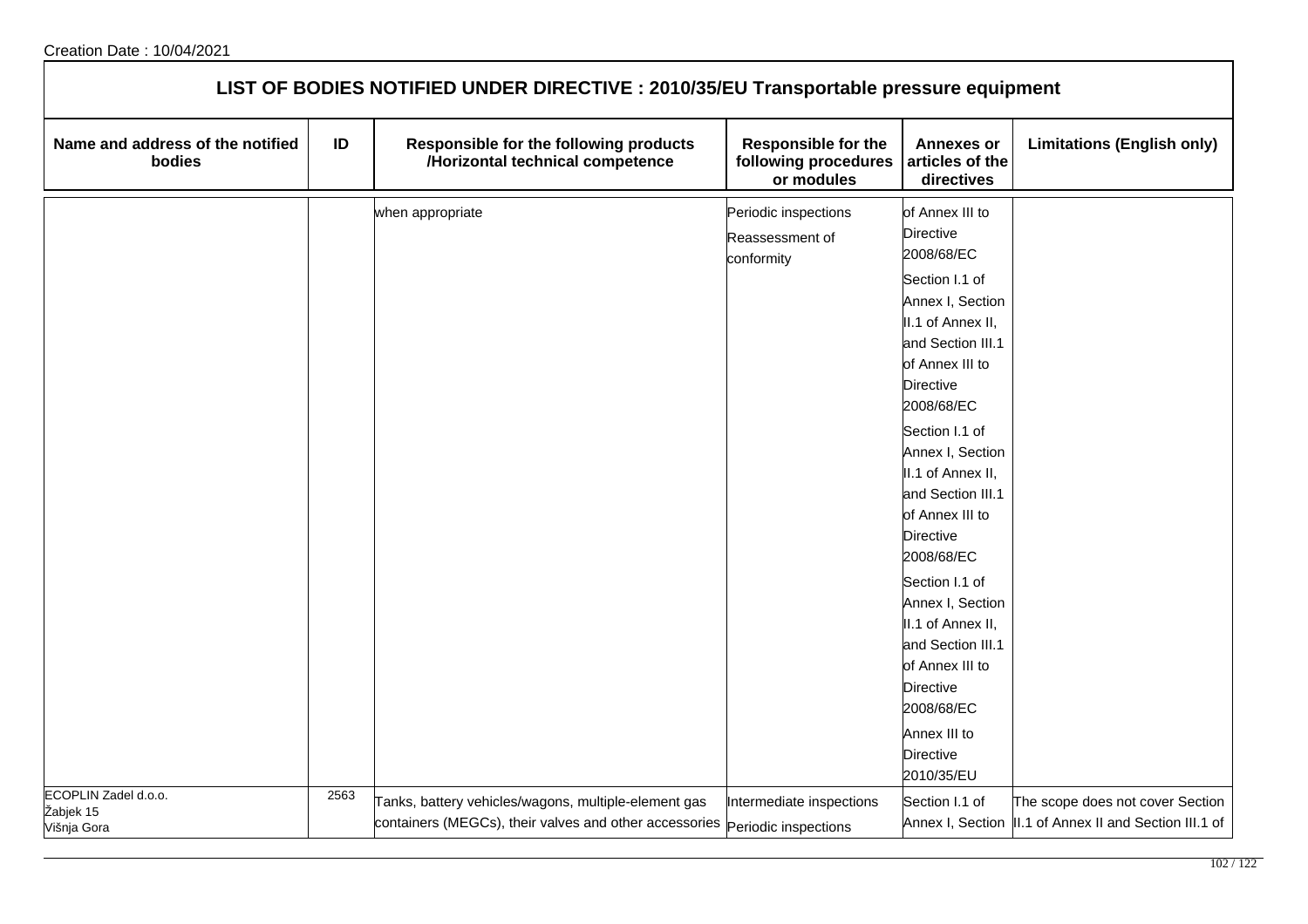Creation Date : 10/04/2021

# LIST OF BODIES NOTIFIED UNDER DIRECTIVE : 2010/35/EU Transportable pressure equipment

| Name and address of the notified bodies | ID | Responsible for the following products /Horizontal technical competence | Responsible for the following procedures or modules | Annexes or articles of the directives | Limitations (English only) |
|---|---|---|---|---|---|
| | | when appropriate | Periodic inspections<br>Reassessment of conformity | of Annex III to Directive 2008/68/EC<br>Section I.1 of Annex I, Section II.1 of Annex II, and Section III.1 of Annex III to Directive 2008/68/EC<br>Section I.1 of Annex I, Section II.1 of Annex II, and Section III.1 of Annex III to Directive 2008/68/EC<br>Section I.1 of Annex I, Section II.1 of Annex II, and Section III.1 of Annex III to Directive 2008/68/EC<br>Annex III to Directive 2010/35/EU | |
| ECOPLIN Zadel d.o.o.<br>Žabjek 15<br>Višnja Gora | 2563 | Tanks, battery vehicles/wagons, multiple-element gas containers (MEGCs), their valves and other accessories | Intermediate inspections<br>Periodic inspections | Section I.1 of Annex I, Section | The scope does not cover Section II.1 of Annex II and Section III.1 of |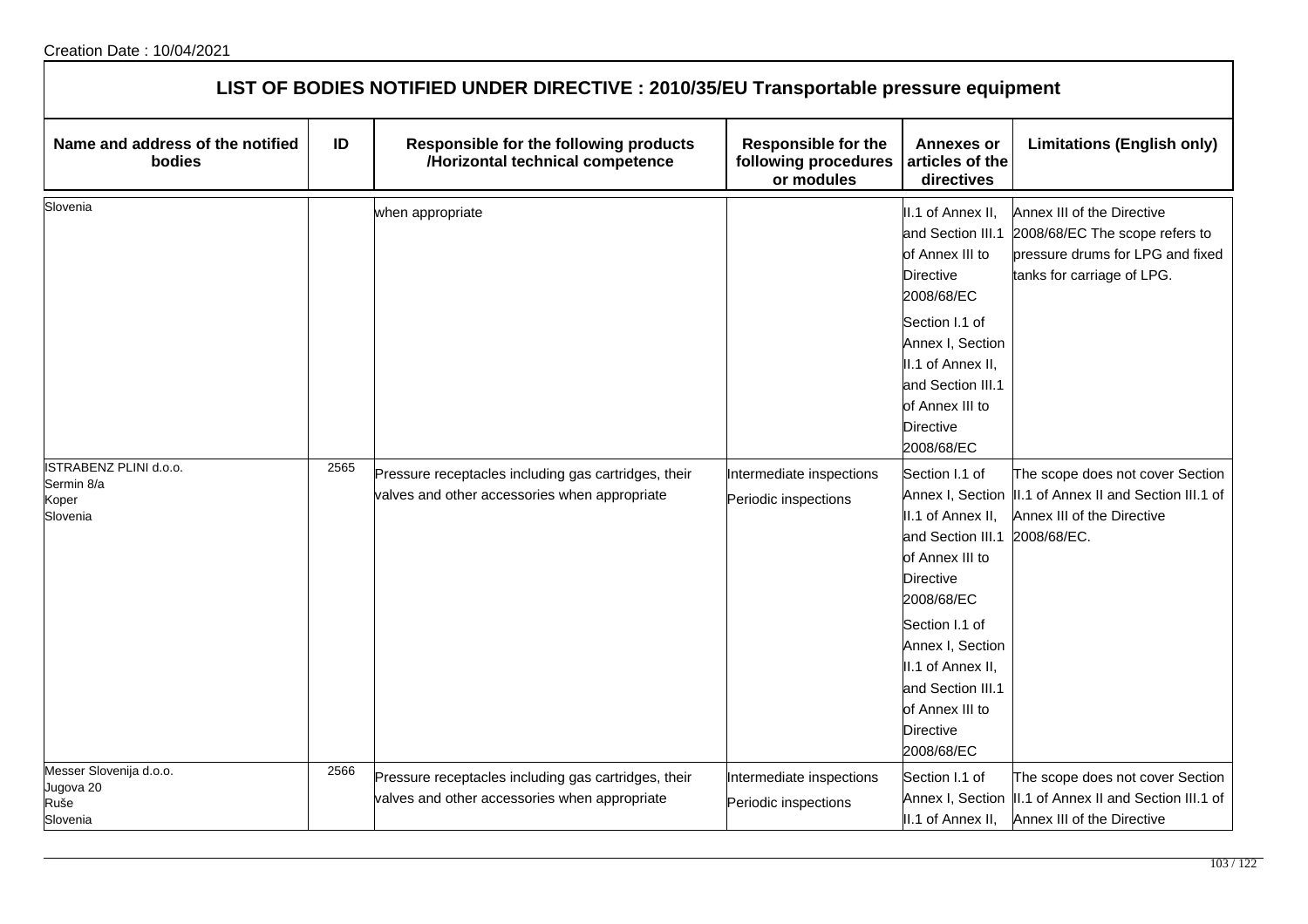Creation Date : 10/04/2021

# LIST OF BODIES NOTIFIED UNDER DIRECTIVE : 2010/35/EU Transportable pressure equipment

| Name and address of the notified bodies | ID | Responsible for the following products /Horizontal technical competence | Responsible for the following procedures or modules | Annexes or articles of the directives | Limitations (English only) |
|---|---|---|---|---|---|
| Slovenia | | when appropriate | | II.1 of Annex II, and Section III.1 of Annex III to Directive 2008/68/EC<br>Section I.1 of Annex I, Section II.1 of Annex II, and Section III.1 of Annex III to Directive 2008/68/EC | Annex III of the Directive 2008/68/EC The scope refers to pressure drums for LPG and fixed tanks for carriage of LPG. |
| ISTRABENZ PLINI d.o.o.<br>Sermin 8/a<br>Koper<br>Slovenia | 2565 | Pressure receptacles including gas cartridges, their valves and other accessories when appropriate | Intermediate inspections<br>Periodic inspections | Section I.1 of Annex I, Section II.1 of Annex II, and Section III.1 of Annex III to Directive 2008/68/EC<br>Section I.1 of Annex I, Section II.1 of Annex II, and Section III.1 of Annex III to Directive 2008/68/EC | The scope does not cover Section II.1 of Annex II and Section III.1 of Annex III of the Directive 2008/68/EC. |
| Messer Slovenija d.o.o.<br>Jugova 20<br>Ruše<br>Slovenia | 2566 | Pressure receptacles including gas cartridges, their valves and other accessories when appropriate | Intermediate inspections<br>Periodic inspections | Section I.1 of Annex I, Section II.1 of Annex II, | The scope does not cover Section II.1 of Annex II and Section III.1 of Annex III of the Directive |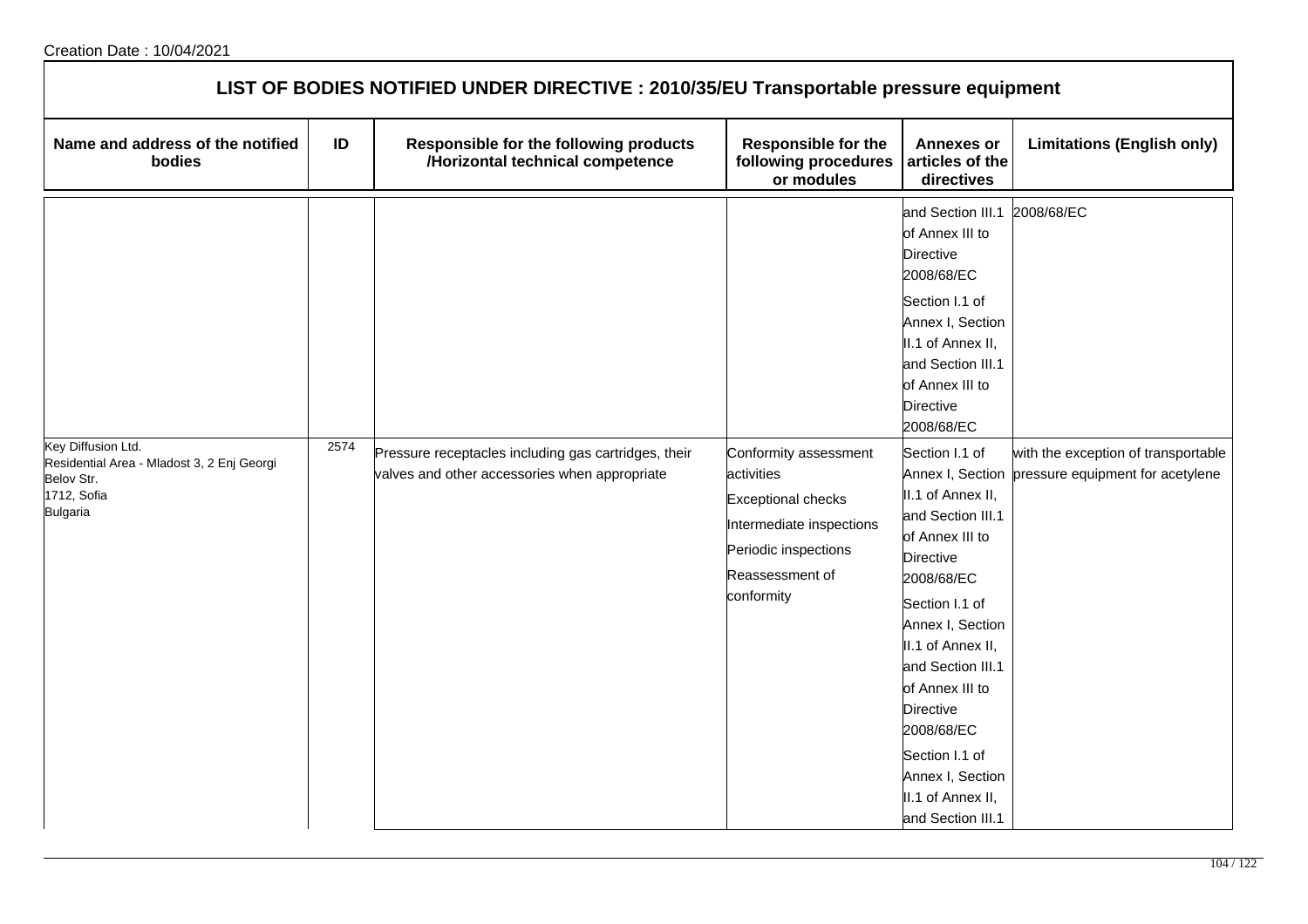Creation Date : 10/04/2021

# LIST OF BODIES NOTIFIED UNDER DIRECTIVE : 2010/35/EU Transportable pressure equipment

| Name and address of the notified bodies | ID | Responsible for the following products /Horizontal technical competence | Responsible for the following procedures or modules | Annexes or articles of the directives | Limitations (English only) |
|---|---|---|---|---|---|
| | | | | and Section III.1 of Annex III to Directive 2008/68/EC<br>Section I.1 of Annex I, Section II.1 of Annex II, and Section III.1 of Annex III to Directive 2008/68/EC | 2008/68/EC |
| Key Diffusion Ltd.<br>Residential Area - Mladost 3, 2 Enj Georgi Belov Str.<br>1712, Sofia<br>Bulgaria | 2574 | Pressure receptacles including gas cartridges, their valves and other accessories when appropriate | Conformity assessment activities<br>Exceptional checks<br>Intermediate inspections<br>Periodic inspections<br>Reassessment of conformity | Section I.1 of Annex I, Section II.1 of Annex II, and Section III.1 of Annex III to Directive 2008/68/EC<br>Section I.1 of Annex I, Section II.1 of Annex II, and Section III.1 of Annex III to Directive 2008/68/EC<br>Section I.1 of Annex I, Section II.1 of Annex II, and Section III.1 | with the exception of transportable pressure equipment for acetylene |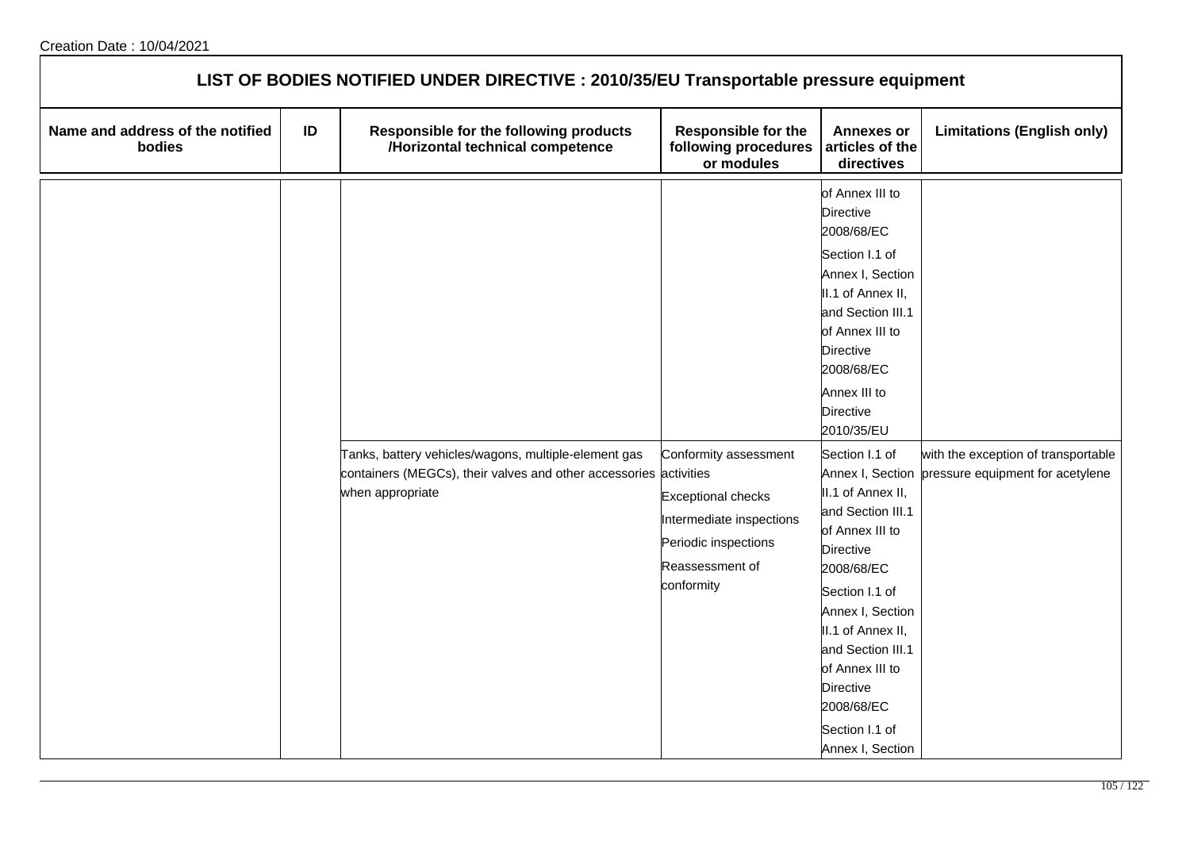## LIST OF BODIES NOTIFIED UNDER DIRECTIVE : 2010/35/EU Transportable pressure equipment

| Name and address of the notified bodies | ID | Responsible for the following products /Horizontal technical competence | Responsible for the following procedures or modules | Annexes or articles of the directives | Limitations (English only) |
|---|---|---|---|---|---|
| | | | | of Annex III to Directive 2008/68/EC<br>Section I.1 of Annex I, Section II.1 of Annex II, and Section III.1 of Annex III to Directive 2008/68/EC<br>Annex III to Directive 2010/35/EU | |
| | | Tanks, battery vehicles/wagons, multiple-element gas containers (MEGCs), their valves and other accessories when appropriate | Conformity assessment activities<br>Exceptional checks<br>Intermediate inspections<br>Periodic inspections<br>Reassessment of conformity | Section I.1 of Annex I, Section II.1 of Annex II, and Section III.1 of Annex III to Directive 2008/68/EC<br>Section I.1 of Annex I, Section II.1 of Annex II, and Section III.1 of Annex III to Directive 2008/68/EC<br>Section I.1 of Annex I, Section | with the exception of transportable pressure equipment for acetylene |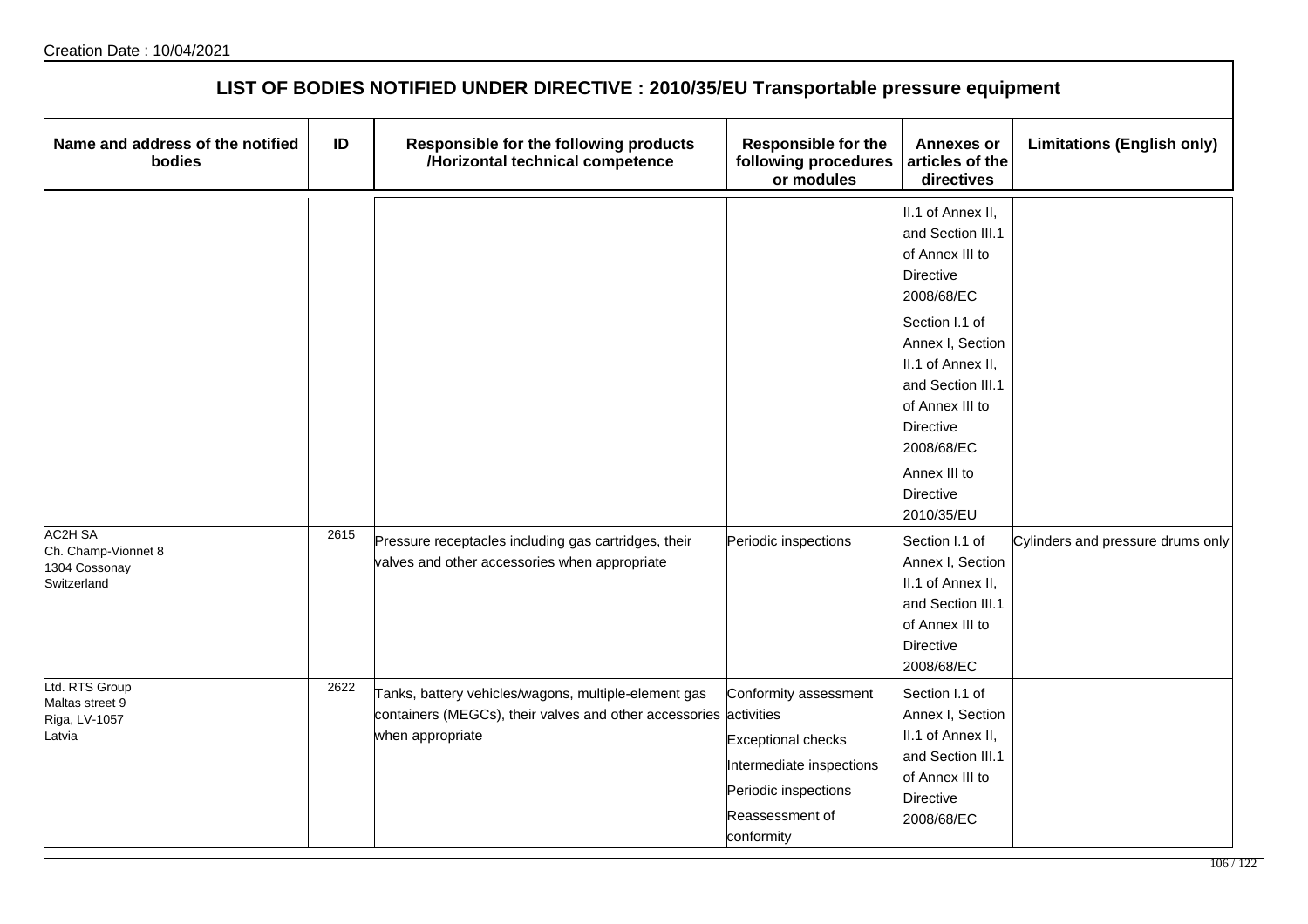Creation Date : 10/04/2021

## LIST OF BODIES NOTIFIED UNDER DIRECTIVE : 2010/35/EU Transportable pressure equipment

| Name and address of the notified bodies | ID | Responsible for the following products /Horizontal technical competence | Responsible for the following procedures or modules | Annexes or articles of the directives | Limitations (English only) |
|---|---|---|---|---|---|
| | | | | II.1 of Annex II, and Section III.1 of Annex III to Directive 2008/68/EC<br>Section I.1 of Annex I, Section II.1 of Annex II, and Section III.1 of Annex III to Directive 2008/68/EC<br>Annex III to Directive 2010/35/EU | |
| AC2H SA<br>Ch. Champ-Vionnet 8<br>1304 Cossonay<br>Switzerland | 2615 | Pressure receptacles including gas cartridges, their valves and other accessories when appropriate | Periodic inspections | Section I.1 of Annex I, Section II.1 of Annex II, and Section III.1 of Annex III to Directive 2008/68/EC | Cylinders and pressure drums only |
| Ltd. RTS Group<br>Maltas street 9<br>Riga, LV-1057<br>Latvia | 2622 | Tanks, battery vehicles/wagons, multiple-element gas containers (MEGCs), their valves and other accessories when appropriate | Conformity assessment activities<br>Exceptional checks<br>Intermediate inspections<br>Periodic inspections<br>Reassessment of conformity | Section I.1 of Annex I, Section II.1 of Annex II, and Section III.1 of Annex III to Directive 2008/68/EC | |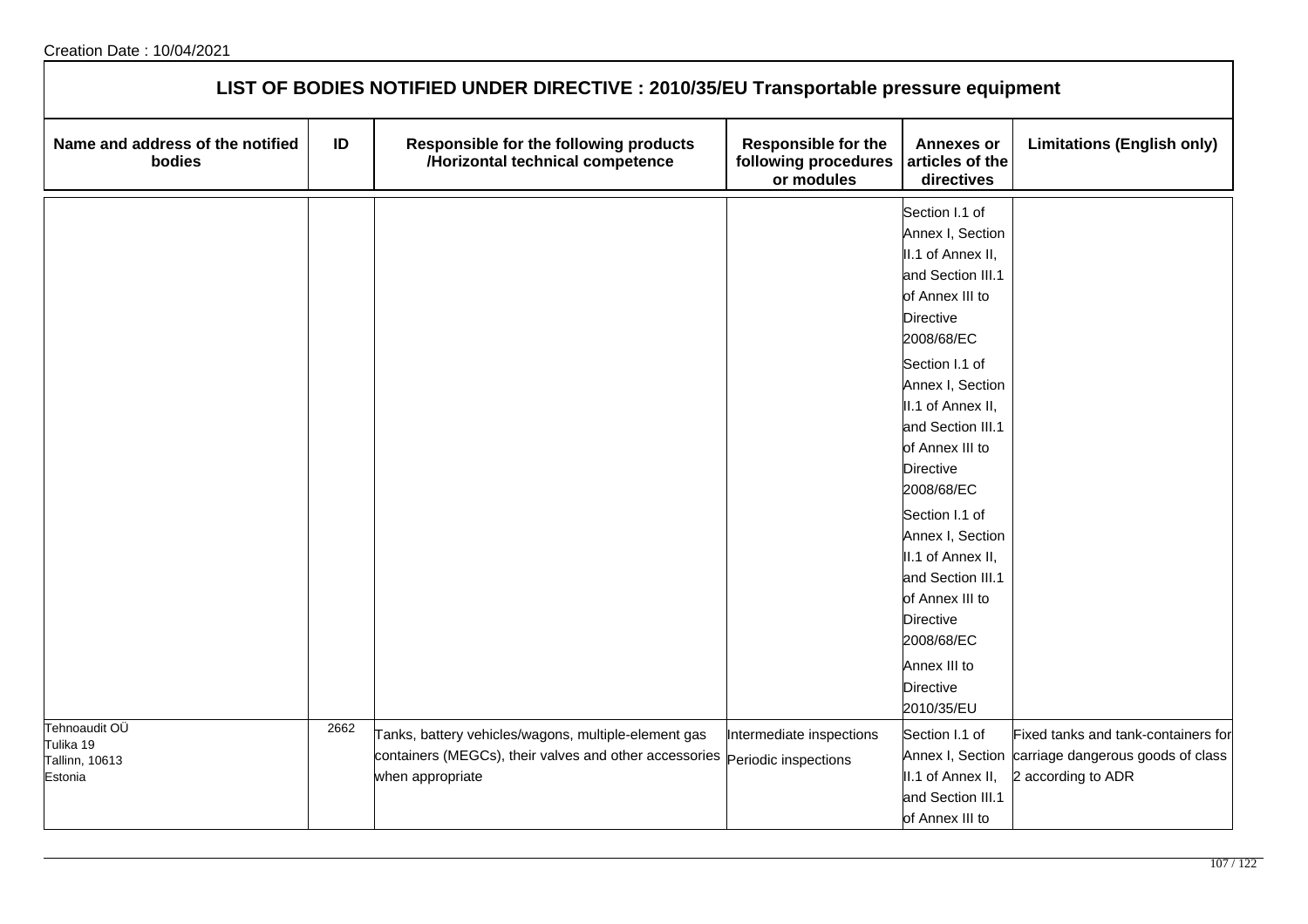Creation Date : 10/04/2021

| LIST OF BODIES NOTIFIED UNDER DIRECTIVE : 2010/35/EU Transportable pressure equipment | | | | | |
|---|---|---|---|---|---|
| Name and address of the notified bodies | ID | Responsible for the following products /Horizontal technical competence | Responsible for the following procedures or modules | Annexes or articles of the directives | Limitations (English only) |
| | | | | Section I.1 of Annex I, Section II.1 of Annex II, and Section III.1 of Annex III to Directive 2008/68/EC<br>Section I.1 of Annex I, Section II.1 of Annex II, and Section III.1 of Annex III to Directive 2008/68/EC<br>Section I.1 of Annex I, Section II.1 of Annex II, and Section III.1 of Annex III to Directive 2008/68/EC<br>Annex III to Directive 2010/35/EU | |
| Tehnoaudit OÜ<br>Tulika 19<br>Tallinn, 10613<br>Estonia | 2662 | Tanks, battery vehicles/wagons, multiple-element gas containers (MEGCs), their valves and other accessories when appropriate | Intermediate inspections<br>Periodic inspections | Section I.1 of Annex I, Section II.1 of Annex II, and Section III.1 of Annex III to | Fixed tanks and tank-containers for carriage dangerous goods of class 2 according to ADR |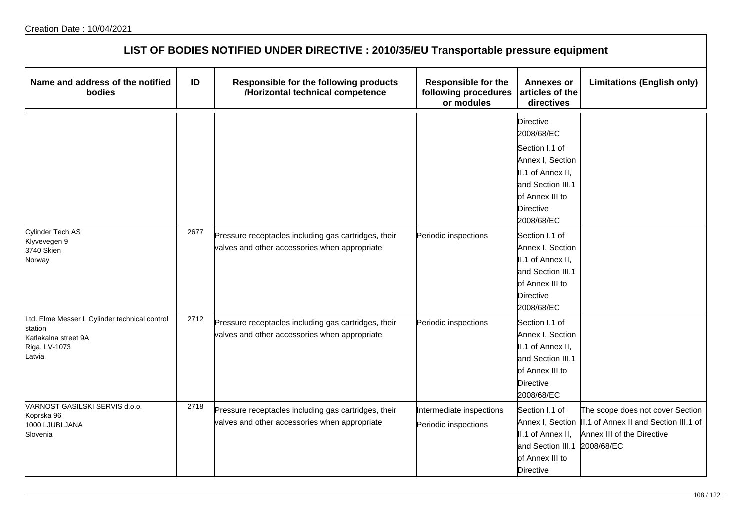Creation Date : 10/04/2021

## LIST OF BODIES NOTIFIED UNDER DIRECTIVE : 2010/35/EU Transportable pressure equipment

| Name and address of the notified bodies | ID | Responsible for the following products /Horizontal technical competence | Responsible for the following procedures or modules | Annexes or articles of the directives | Limitations (English only) |
| --- | --- | --- | --- | --- | --- |
| | | | | Directive 2008/68/EC<br>Section I.1 of Annex I, Section II.1 of Annex II, and Section III.1 of Annex III to Directive 2008/68/EC | |
| Cylinder Tech AS<br>Klyvevegen 9<br>3740 Skien<br>Norway | 2677 | Pressure receptacles including gas cartridges, their valves and other accessories when appropriate | Periodic inspections | Section I.1 of Annex I, Section II.1 of Annex II, and Section III.1 of Annex III to Directive 2008/68/EC | |
| Ltd. Elme Messer L Cylinder technical control station<br>Katlakalna street 9A<br>Riga, LV-1073<br>Latvia | 2712 | Pressure receptacles including gas cartridges, their valves and other accessories when appropriate | Periodic inspections | Section I.1 of Annex I, Section II.1 of Annex II, and Section III.1 of Annex III to Directive 2008/68/EC | |
| VARNOST GASILSKI SERVIS d.o.o.<br>Koprska 96<br>1000 LJUBLJANA<br>Slovenia | 2718 | Pressure receptacles including gas cartridges, their valves and other accessories when appropriate | Intermediate inspections<br>Periodic inspections | Section I.1 of Annex I, Section II.1 of Annex II, and Section III.1 of Annex III to Directive | The scope does not cover Section II.1 of Annex II and Section III.1 of Annex III of the Directive 2008/68/EC |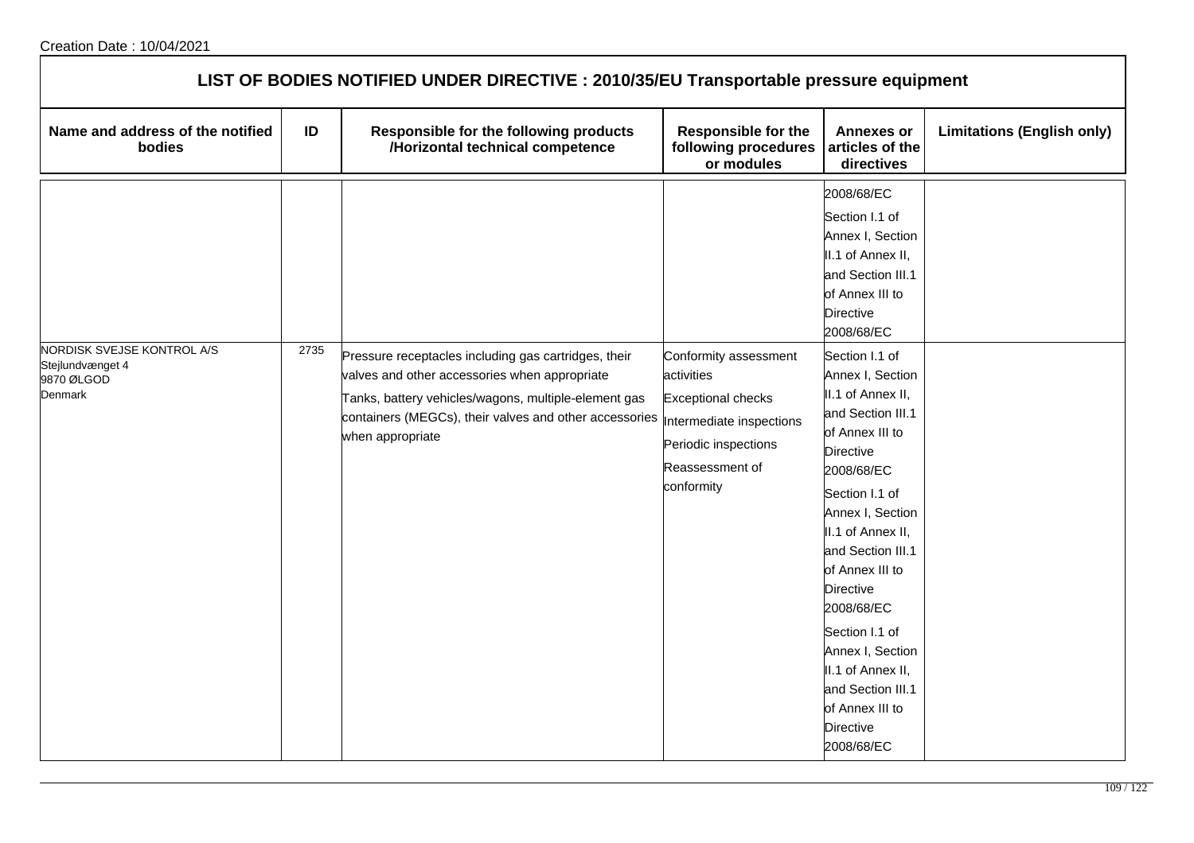Creation Date : 10/04/2021

## LIST OF BODIES NOTIFIED UNDER DIRECTIVE : 2010/35/EU Transportable pressure equipment

| Name and address of the notified bodies | ID | Responsible for the following products /Horizontal technical competence | Responsible for the following procedures or modules | Annexes or articles of the directives | Limitations (English only) |
|---|---|---|---|---|---|
| | | | | 2008/68/EC<br>Section I.1 of Annex I, Section II.1 of Annex II, and Section III.1 of Annex III to Directive 2008/68/EC | |
| NORDISK SVEJSE KONTROL A/S<br>Stejlundvænget 4<br>9870 ØLGOD<br>Denmark | 2735 | Pressure receptacles including gas cartridges, their valves and other accessories when appropriate<br>Tanks, battery vehicles/wagons, multiple-element gas containers (MEGCs), their valves and other accessories when appropriate | Conformity assessment activities<br>Exceptional checks<br>Intermediate inspections<br>Periodic inspections<br>Reassessment of conformity | Section I.1 of Annex I, Section II.1 of Annex II, and Section III.1 of Annex III to Directive 2008/68/EC<br>Section I.1 of Annex I, Section II.1 of Annex II, and Section III.1 of Annex III to Directive 2008/68/EC<br>Section I.1 of Annex I, Section II.1 of Annex II, and Section III.1 of Annex III to Directive 2008/68/EC | |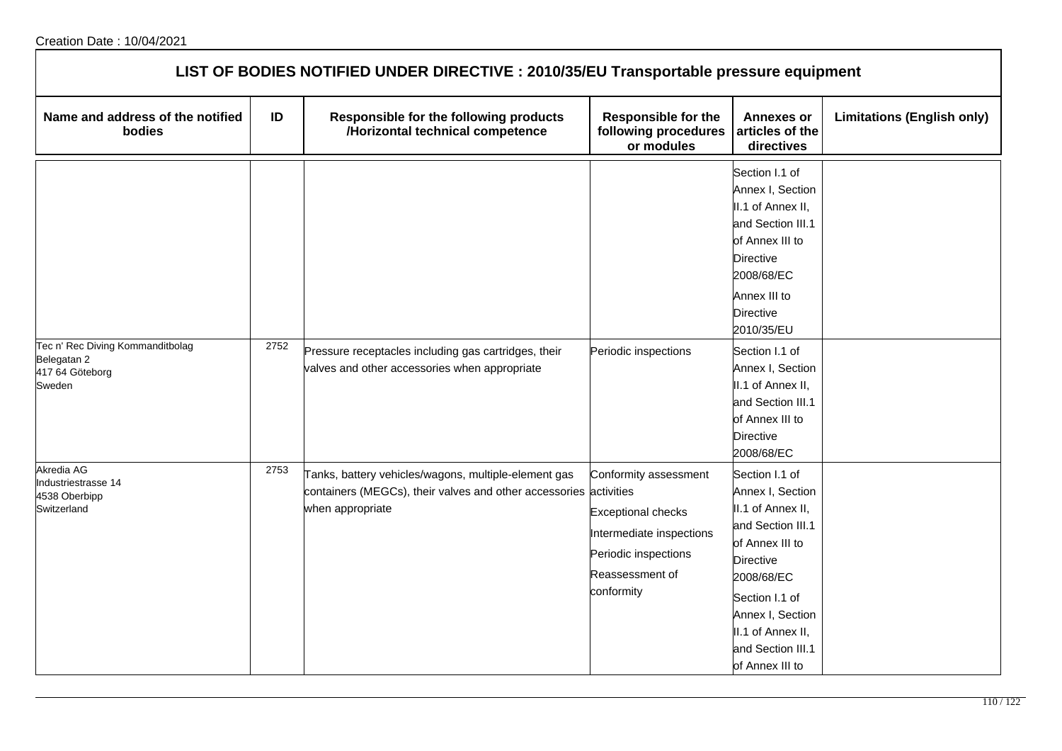Creation Date : 10/04/2021

## LIST OF BODIES NOTIFIED UNDER DIRECTIVE : 2010/35/EU Transportable pressure equipment

| Name and address of the notified bodies | ID | Responsible for the following products /Horizontal technical competence | Responsible for the following procedures or modules | Annexes or articles of the directives | Limitations (English only) |
|---|---|---|---|---|---|
| | | | | Section I.1 of Annex I, Section II.1 of Annex II, and Section III.1 of Annex III to Directive 2008/68/EC<br>Annex III to Directive 2010/35/EU | |
| Tec n' Rec Diving Kommanditbolag<br>Belegatan 2<br>417 64 Göteborg<br>Sweden | 2752 | Pressure receptacles including gas cartridges, their valves and other accessories when appropriate | Periodic inspections | Section I.1 of Annex I, Section II.1 of Annex II, and Section III.1 of Annex III to Directive 2008/68/EC | |
| Akredia AG<br>Industriestrasse 14<br>4538 Oberbipp<br>Switzerland | 2753 | Tanks, battery vehicles/wagons, multiple-element gas containers (MEGCs), their valves and other accessories when appropriate | Conformity assessment activities<br>Exceptional checks<br>Intermediate inspections<br>Periodic inspections<br>Reassessment of conformity | Section I.1 of Annex I, Section II.1 of Annex II, and Section III.1 of Annex III to Directive 2008/68/EC<br>Section I.1 of Annex I, Section II.1 of Annex II, and Section III.1 of Annex III to | |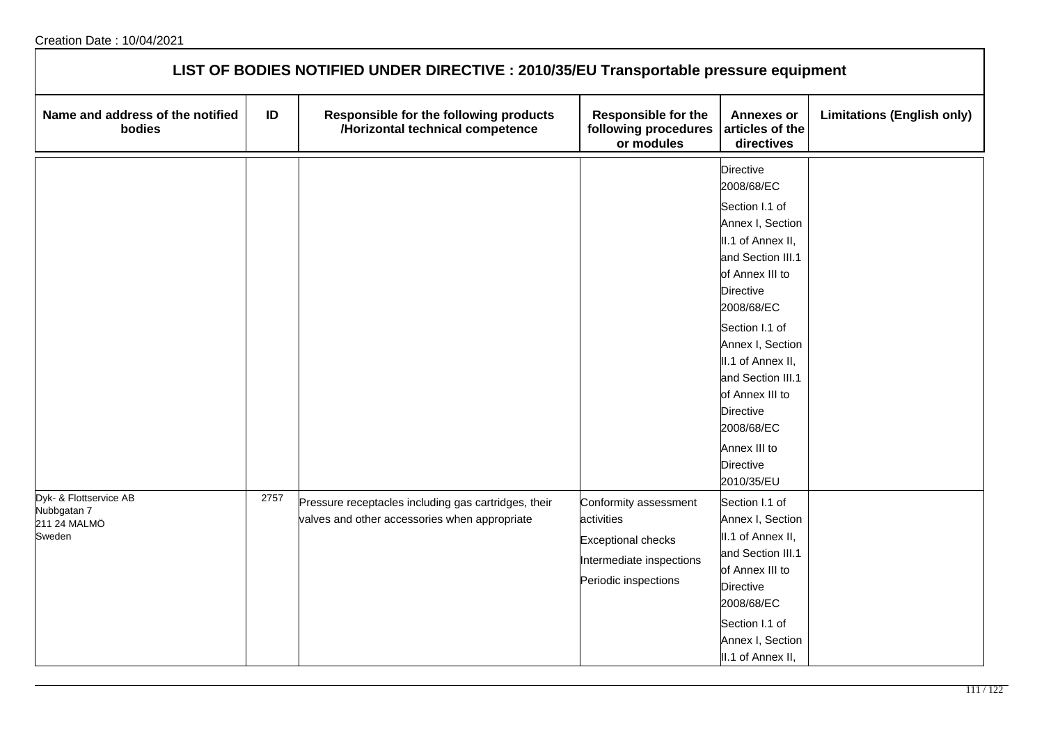Creation Date : 10/04/2021

## LIST OF BODIES NOTIFIED UNDER DIRECTIVE : 2010/35/EU Transportable pressure equipment

| Name and address of the notified bodies | ID | Responsible for the following products /Horizontal technical competence | Responsible for the following procedures or modules | Annexes or articles of the directives | Limitations (English only) |
|---|---|---|---|---|---|
| | | | | Directive 2008/68/EC<br>Section I.1 of Annex I, Section II.1 of Annex II, and Section III.1 of Annex III to Directive 2008/68/EC<br>Section I.1 of Annex I, Section II.1 of Annex II, and Section III.1 of Annex III to Directive 2008/68/EC<br>Annex III to Directive 2010/35/EU | |
| Dyk- & Flottservice AB<br>Nubbgatan 7<br>211 24 MALMÖ<br>Sweden | 2757 | Pressure receptacles including gas cartridges, their valves and other accessories when appropriate | Conformity assessment activities<br>Exceptional checks<br>Intermediate inspections<br>Periodic inspections | Section I.1 of Annex I, Section II.1 of Annex II, and Section III.1 of Annex III to Directive 2008/68/EC<br>Section I.1 of Annex I, Section II.1 of Annex II, | |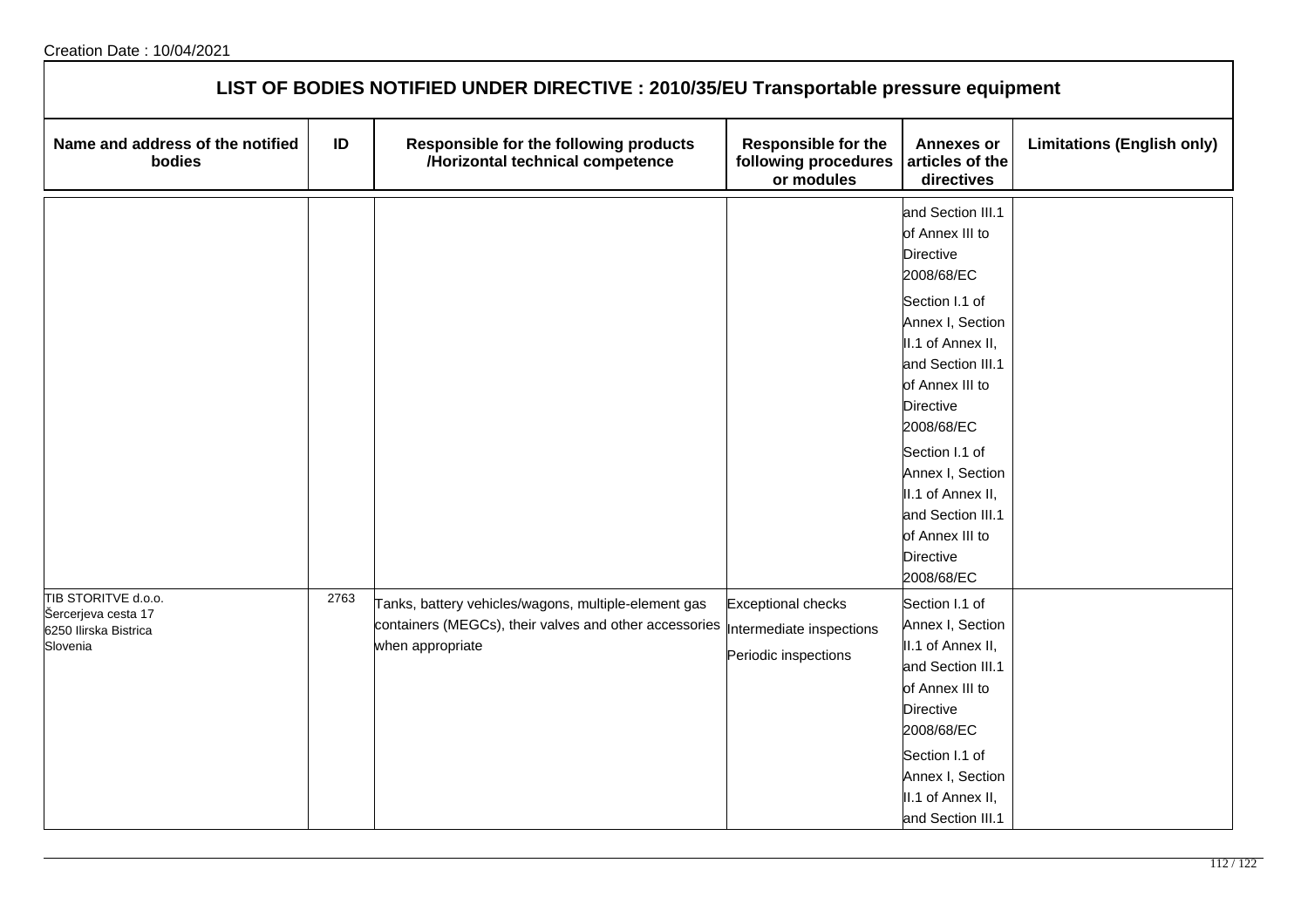Creation Date : 10/04/2021

# LIST OF BODIES NOTIFIED UNDER DIRECTIVE : 2010/35/EU Transportable pressure equipment

| Name and address of the notified bodies | ID | Responsible for the following products /Horizontal technical competence | Responsible for the following procedures or modules | Annexes or articles of the directives | Limitations (English only) |
|---|---|---|---|---|---|
| | | | | and Section III.1 of Annex III to Directive 2008/68/EC<br><br>Section I.1 of Annex I, Section II.1 of Annex II, and Section III.1 of Annex III to Directive 2008/68/EC<br><br>Section I.1 of Annex I, Section II.1 of Annex II, and Section III.1 of Annex III to Directive 2008/68/EC | |
| TIB STORITVE d.o.o.<br>Šercerjeva cesta 17<br>6250 Ilirska Bistrica<br>Slovenia | 2763 | Tanks, battery vehicles/wagons, multiple-element gas containers (MEGCs), their valves and other accessories when appropriate | Exceptional checks<br>Intermediate inspections<br>Periodic inspections | Section I.1 of Annex I, Section II.1 of Annex II, and Section III.1 of Annex III to Directive 2008/68/EC<br><br>Section I.1 of Annex I, Section II.1 of Annex II, and Section III.1 | |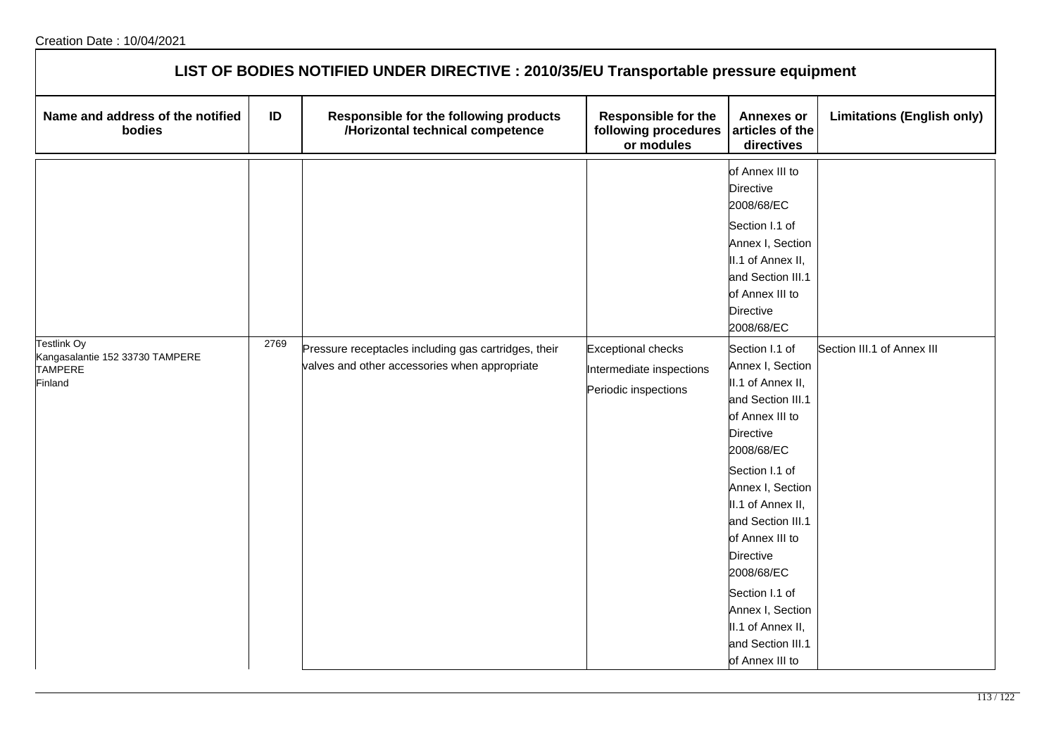Creation Date : 10/04/2021

## LIST OF BODIES NOTIFIED UNDER DIRECTIVE : 2010/35/EU Transportable pressure equipment

| Name and address of the notified bodies | ID | Responsible for the following products /Horizontal technical competence | Responsible for the following procedures or modules | Annexes or articles of the directives | Limitations (English only) |
|---|---|---|---|---|---|
| | | | | of Annex III to Directive 2008/68/EC<br>Section I.1 of Annex I, Section II.1 of Annex II, and Section III.1 of Annex III to Directive 2008/68/EC | |
| Testlink Oy<br>Kangasalantie 152 33730 TAMPERE<br>TAMPERE<br>Finland | 2769 | Pressure receptacles including gas cartridges, their valves and other accessories when appropriate | Exceptional checks<br>Intermediate inspections<br>Periodic inspections | Section I.1 of Annex I, Section II.1 of Annex II, and Section III.1 of Annex III to Directive 2008/68/EC<br>Section I.1 of Annex I, Section II.1 of Annex II, and Section III.1 of Annex III to Directive 2008/68/EC<br>Section I.1 of Annex I, Section II.1 of Annex II, and Section III.1 of Annex III to | Section III.1 of Annex III |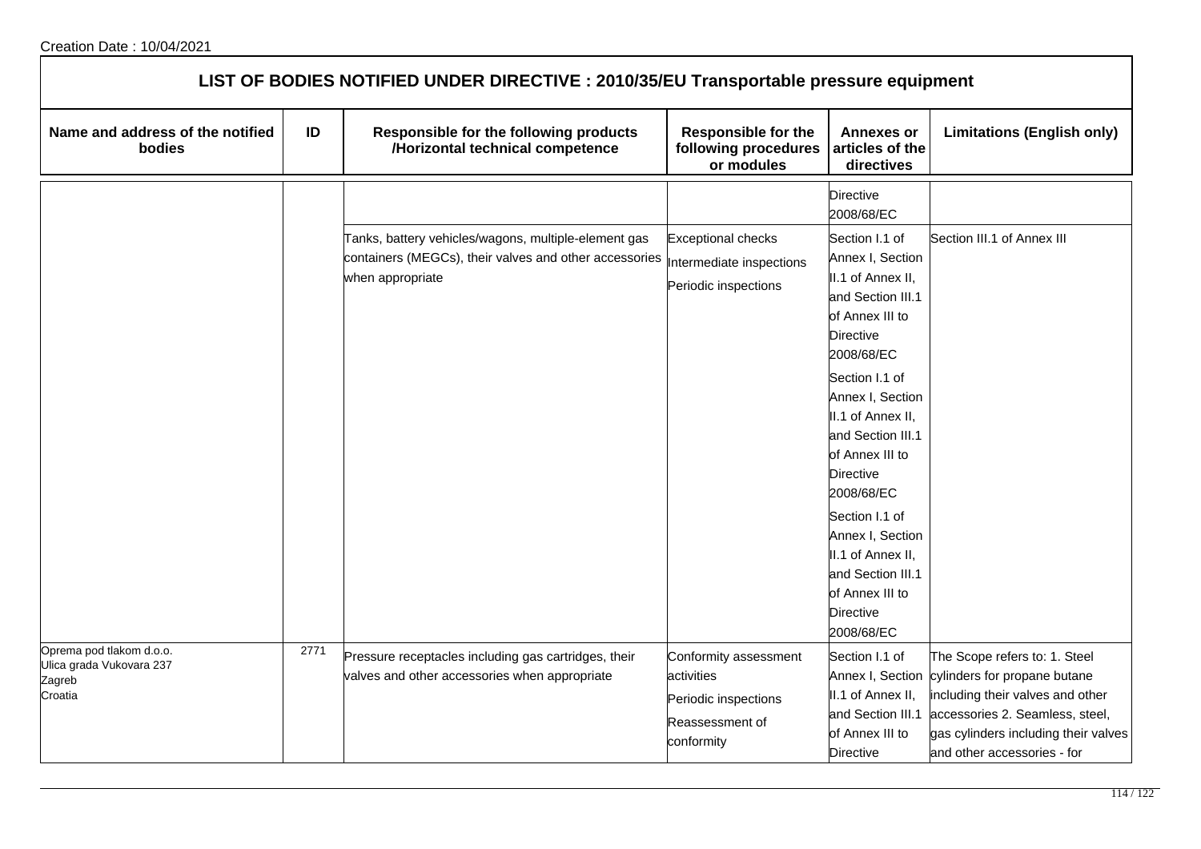## LIST OF BODIES NOTIFIED UNDER DIRECTIVE : 2010/35/EU Transportable pressure equipment

| Name and address of the notified bodies | ID | Responsible for the following products /Horizontal technical competence | Responsible for the following procedures or modules | Annexes or articles of the directives | Limitations (English only) |
|---|---|---|---|---|---|
| | | | | Directive 2008/68/EC | |
| | | Tanks, battery vehicles/wagons, multiple-element gas containers (MEGCs), their valves and other accessories when appropriate | Exceptional checks<br>Intermediate inspections<br>Periodic inspections | Section I.1 of Annex I, Section II.1 of Annex II, and Section III.1 of Annex III to Directive 2008/68/EC<br>Section I.1 of Annex I, Section II.1 of Annex II, and Section III.1 of Annex III to Directive 2008/68/EC<br>Section I.1 of Annex I, Section II.1 of Annex II, and Section III.1 of Annex III to Directive 2008/68/EC | Section III.1 of Annex III |
| Oprema pod tlakom d.o.o.<br>Ulica grada Vukovara 237<br>Zagreb<br>Croatia | 2771 | Pressure receptacles including gas cartridges, their valves and other accessories when appropriate | Conformity assessment activities<br>Periodic inspections<br>Reassessment of conformity | Section I.1 of Annex I, Section II.1 of Annex II, and Section III.1 of Annex III to Directive | The Scope refers to: 1. Steel cylinders for propane butane including their valves and other accessories 2. Seamless, steel, gas cylinders including their valves and other accessories - for |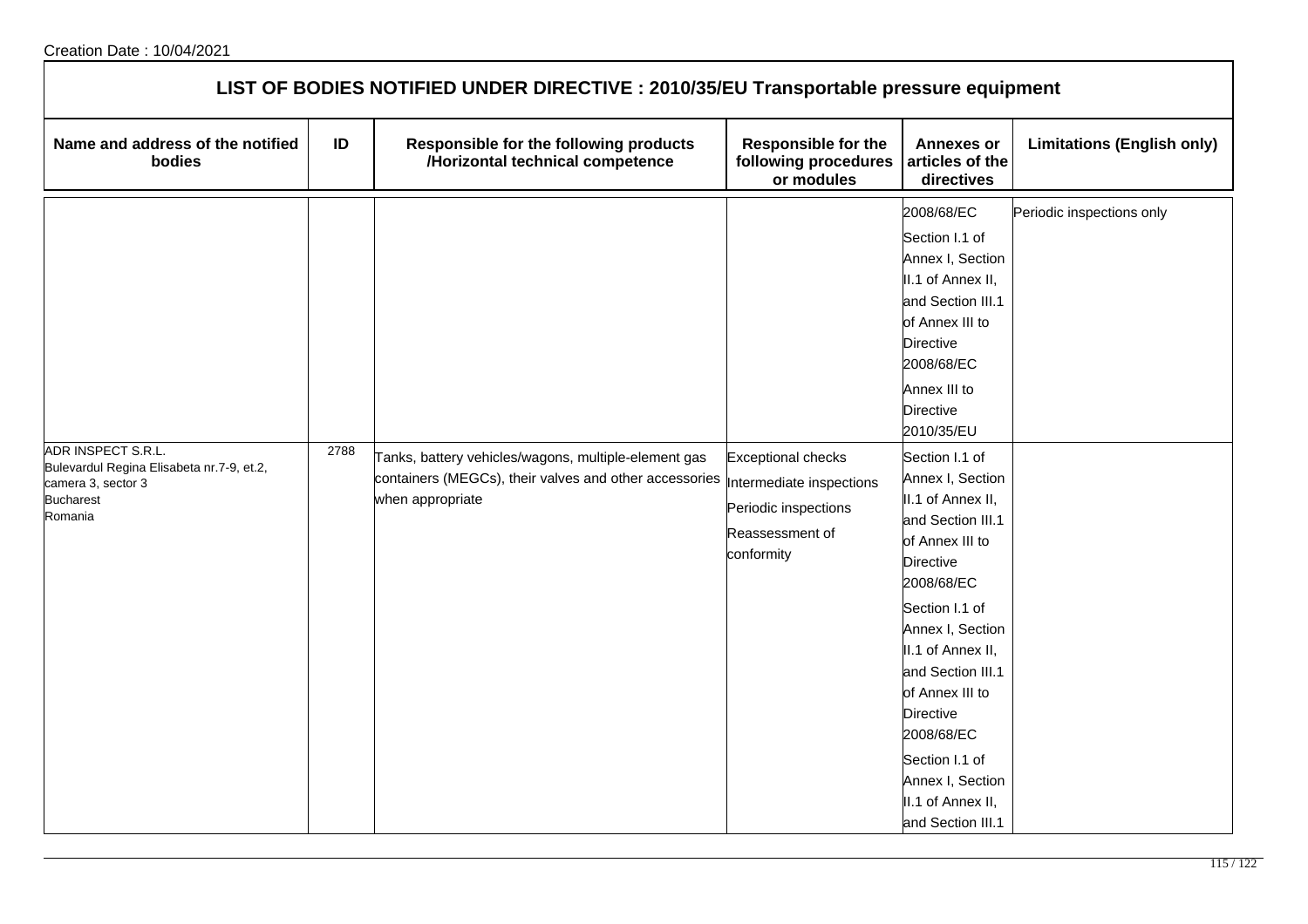Creation Date : 10/04/2021

## LIST OF BODIES NOTIFIED UNDER DIRECTIVE : 2010/35/EU Transportable pressure equipment

| Name and address of the notified bodies | ID | Responsible for the following products /Horizontal technical competence | Responsible for the following procedures or modules | Annexes or articles of the directives | Limitations (English only) |
|---|---|---|---|---|---|
| | | | | 2008/68/EC | Periodic inspections only |
| | | | | Section I.1 of Annex I, Section II.1 of Annex II, and Section III.1 of Annex III to Directive 2008/68/EC | |
| | | | | Annex III to Directive 2010/35/EU | |
| ADR INSPECT S.R.L.<br>Bulevardul Regina Elisabeta nr.7-9, et.2, camera 3, sector 3<br>Bucharest<br>Romania | 2788 | Tanks, battery vehicles/wagons, multiple-element gas containers (MEGCs), their valves and other accessories when appropriate | Exceptional checks<br>Intermediate inspections<br>Periodic inspections<br>Reassessment of conformity | Section I.1 of Annex I, Section II.1 of Annex II, and Section III.1 of Annex III to Directive 2008/68/EC<br>Section I.1 of Annex I, Section II.1 of Annex II, and Section III.1 of Annex III to Directive 2008/68/EC<br>Section I.1 of Annex I, Section II.1 of Annex II, and Section III.1 | |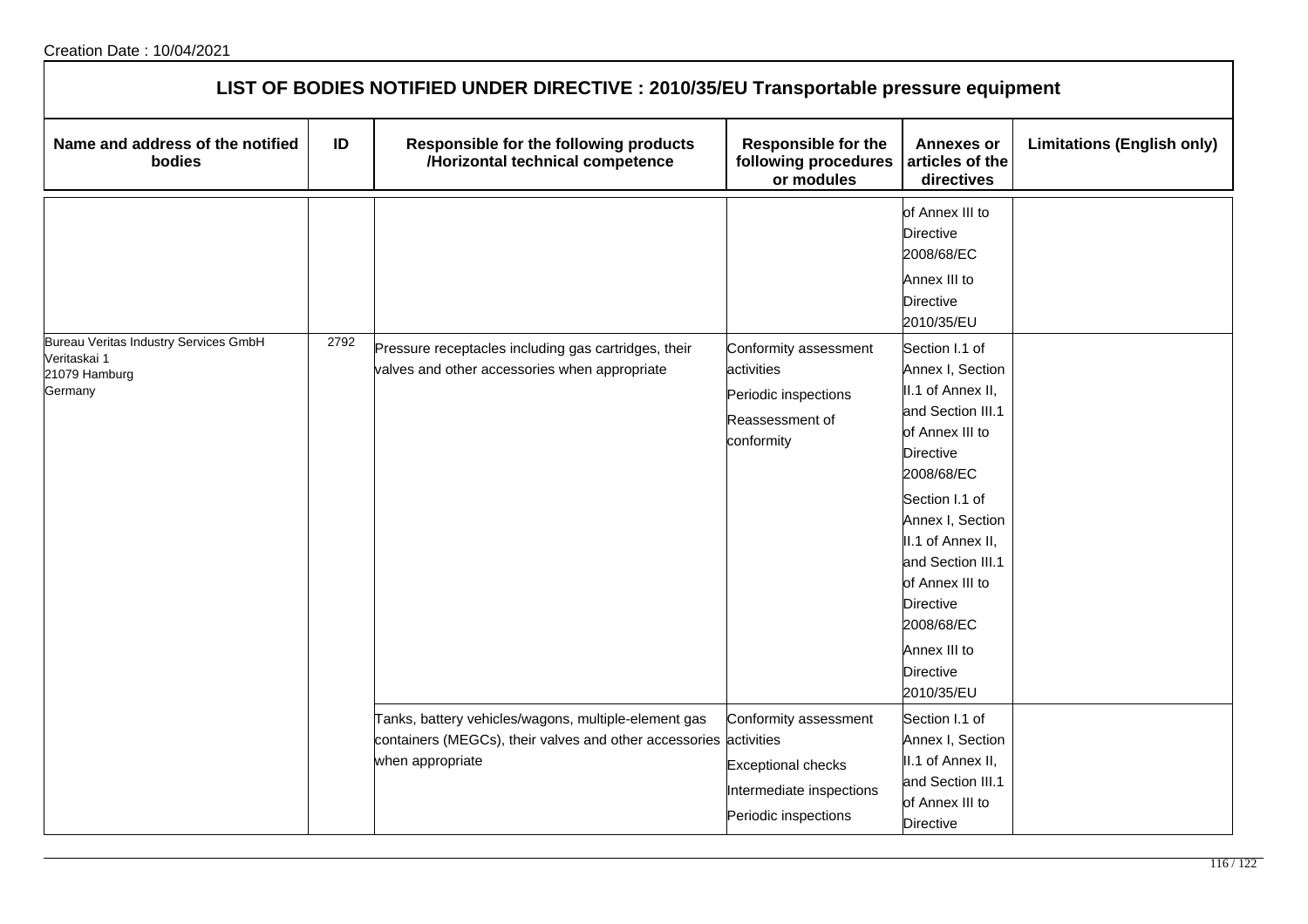Creation Date : 10/04/2021

## LIST OF BODIES NOTIFIED UNDER DIRECTIVE : 2010/35/EU Transportable pressure equipment

| Name and address of the notified bodies | ID | Responsible for the following products /Horizontal technical competence | Responsible for the following procedures or modules | Annexes or articles of the directives | Limitations (English only) |
|---|---|---|---|---|---|
| | | | | of Annex III to Directive 2008/68/EC<br>Annex III to Directive 2010/35/EU | |
| Bureau Veritas Industry Services GmbH<br>Veritaskai 1<br>21079 Hamburg<br>Germany | 2792 | Pressure receptacles including gas cartridges, their valves and other accessories when appropriate | Conformity assessment activities<br>Periodic inspections<br>Reassessment of conformity | Section I.1 of Annex I, Section II.1 of Annex II, and Section III.1 of Annex III to Directive 2008/68/EC<br>Section I.1 of Annex I, Section II.1 of Annex II, and Section III.1 of Annex III to Directive 2008/68/EC<br>Annex III to Directive 2010/35/EU | |
| | | Tanks, battery vehicles/wagons, multiple-element gas containers (MEGCs), their valves and other accessories when appropriate | Conformity assessment activities<br>Exceptional checks<br>Intermediate inspections<br>Periodic inspections | Section I.1 of Annex I, Section II.1 of Annex II, and Section III.1 of Annex III to Directive | |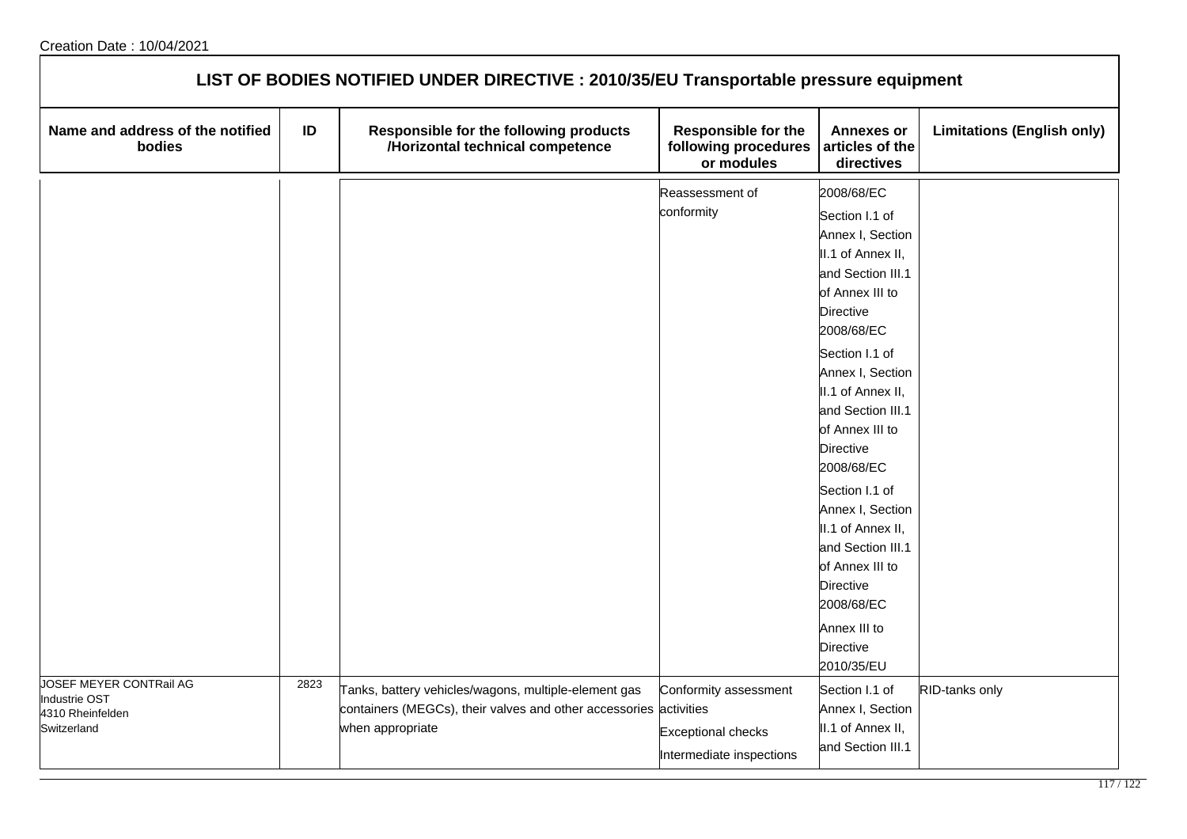Creation Date : 10/04/2021

## LIST OF BODIES NOTIFIED UNDER DIRECTIVE : 2010/35/EU Transportable pressure equipment

| Name and address of the notified bodies | ID | Responsible for the following products /Horizontal technical competence | Responsible for the following procedures or modules | Annexes or articles of the directives | Limitations (English only) |
|---|---|---|---|---|---|
| | | | Reassessment of conformity | 2008/68/EC<br>Section I.1 of Annex I, Section II.1 of Annex II, and Section III.1 of Annex III to Directive 2008/68/EC<br>Section I.1 of Annex I, Section II.1 of Annex II, and Section III.1 of Annex III to Directive 2008/68/EC<br>Section I.1 of Annex I, Section II.1 of Annex II, and Section III.1 of Annex III to Directive 2008/68/EC<br>Annex III to Directive 2010/35/EU | |
| JOSEF MEYER CONTRail AG<br>Industrie OST<br>4310 Rheinfelden<br>Switzerland | 2823 | Tanks, battery vehicles/wagons, multiple-element gas containers (MEGCs), their valves and other accessories when appropriate | Conformity assessment activities<br>Exceptional checks<br>Intermediate inspections | Section I.1 of Annex I, Section II.1 of Annex II, and Section III.1 | RID-tanks only |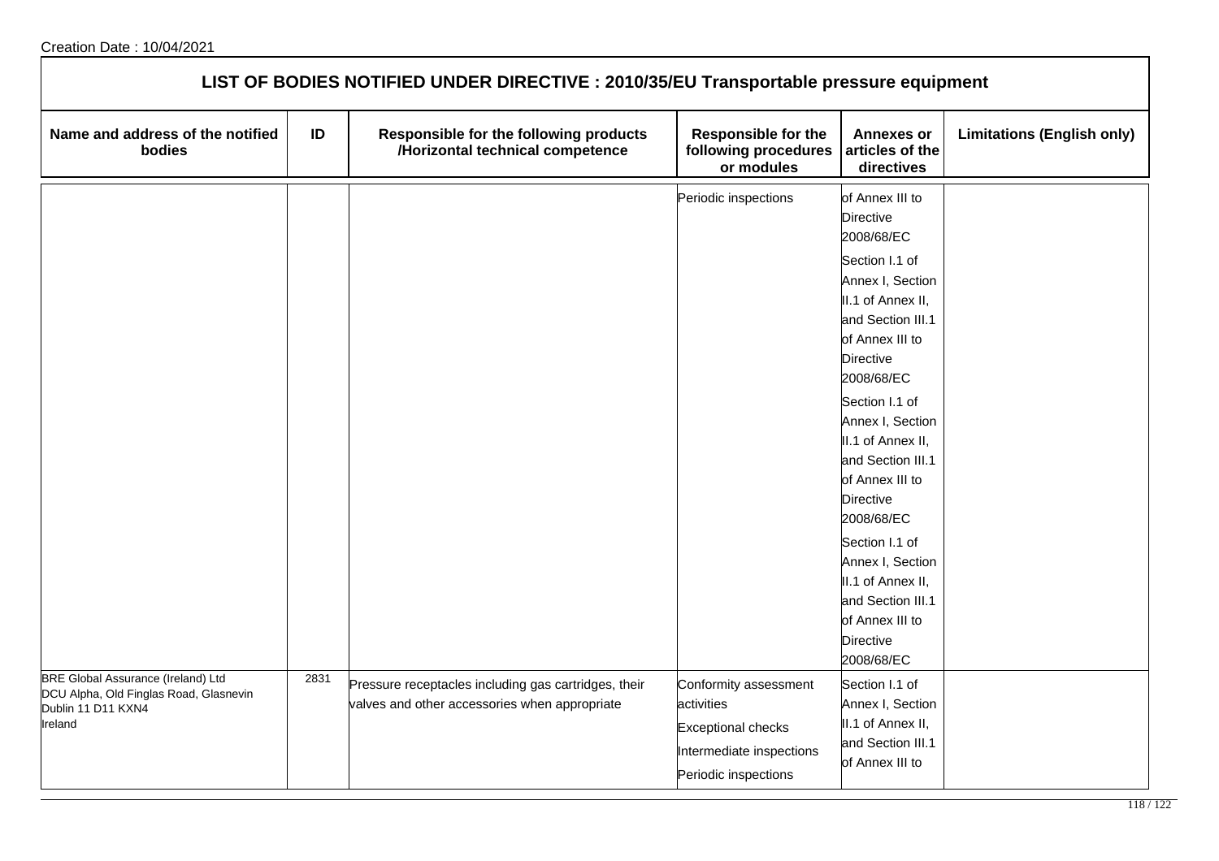# LIST OF BODIES NOTIFIED UNDER DIRECTIVE : 2010/35/EU Transportable pressure equipment

| Name and address of the notified bodies | ID | Responsible for the following products /Horizontal technical competence | Responsible for the following procedures or modules | Annexes or articles of the directives | Limitations (English only) |
|---|---|---|---|---|---|
| | | | Periodic inspections | of Annex III to Directive 2008/68/EC<br>Section I.1 of Annex I, Section II.1 of Annex II, and Section III.1 of Annex III to Directive 2008/68/EC<br>Section I.1 of Annex I, Section II.1 of Annex II, and Section III.1 of Annex III to Directive 2008/68/EC<br>Section I.1 of Annex I, Section II.1 of Annex II, and Section III.1 of Annex III to Directive 2008/68/EC | |
| BRE Global Assurance (Ireland) Ltd<br>DCU Alpha, Old Finglas Road, Glasnevin<br>Dublin 11 D11 KXN4<br>Ireland | 2831 | Pressure receptacles including gas cartridges, their valves and other accessories when appropriate | Conformity assessment activities<br>Exceptional checks<br>Intermediate inspections<br>Periodic inspections | Section I.1 of Annex I, Section II.1 of Annex II, and Section III.1 of Annex III to | |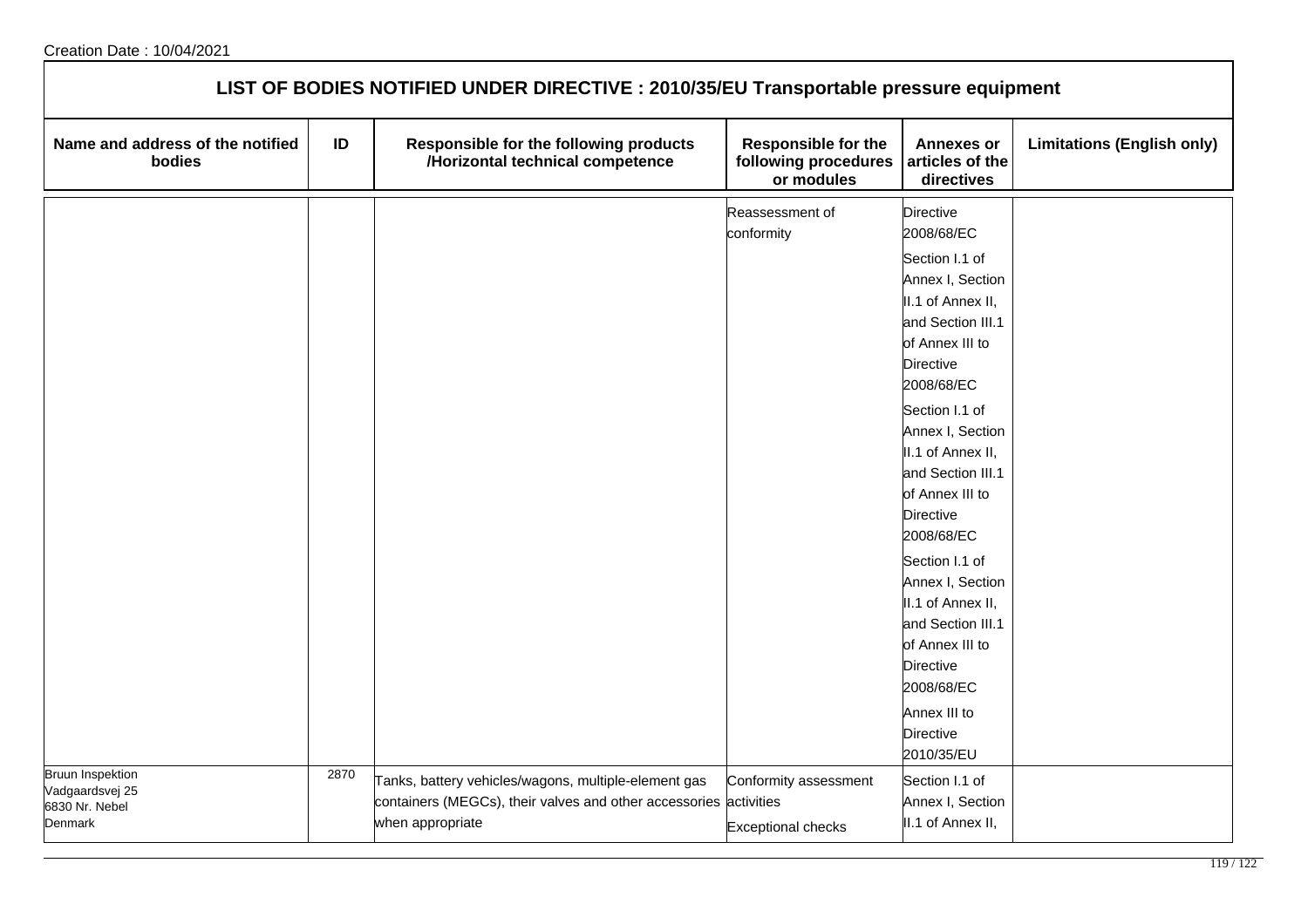Creation Date : 10/04/2021

# LIST OF BODIES NOTIFIED UNDER DIRECTIVE : 2010/35/EU Transportable pressure equipment

| Name and address of the notified bodies | ID | Responsible for the following products /Horizontal technical competence | Responsible for the following procedures or modules | Annexes or articles of the directives | Limitations (English only) |
|---|---|---|---|---|---|
| | | | Reassessment of conformity | Directive 2008/68/EC | |
| | | | | Section I.1 of Annex I, Section II.1 of Annex II, and Section III.1 of Annex III to Directive 2008/68/EC | |
| | | | | Section I.1 of Annex I, Section II.1 of Annex II, and Section III.1 of Annex III to Directive 2008/68/EC | |
| | | | | Section I.1 of Annex I, Section II.1 of Annex II, and Section III.1 of Annex III to Directive 2008/68/EC | |
| | | | | Annex III to Directive 2010/35/EU | |
| Bruun Inspektion<br>Vadgaardsvej 25<br>6830 Nr. Nebel<br>Denmark | 2870 | Tanks, battery vehicles/wagons, multiple-element gas containers (MEGCs), their valves and other accessories when appropriate | Conformity assessment activities<br>Exceptional checks | Section I.1 of Annex I, Section II.1 of Annex II, | |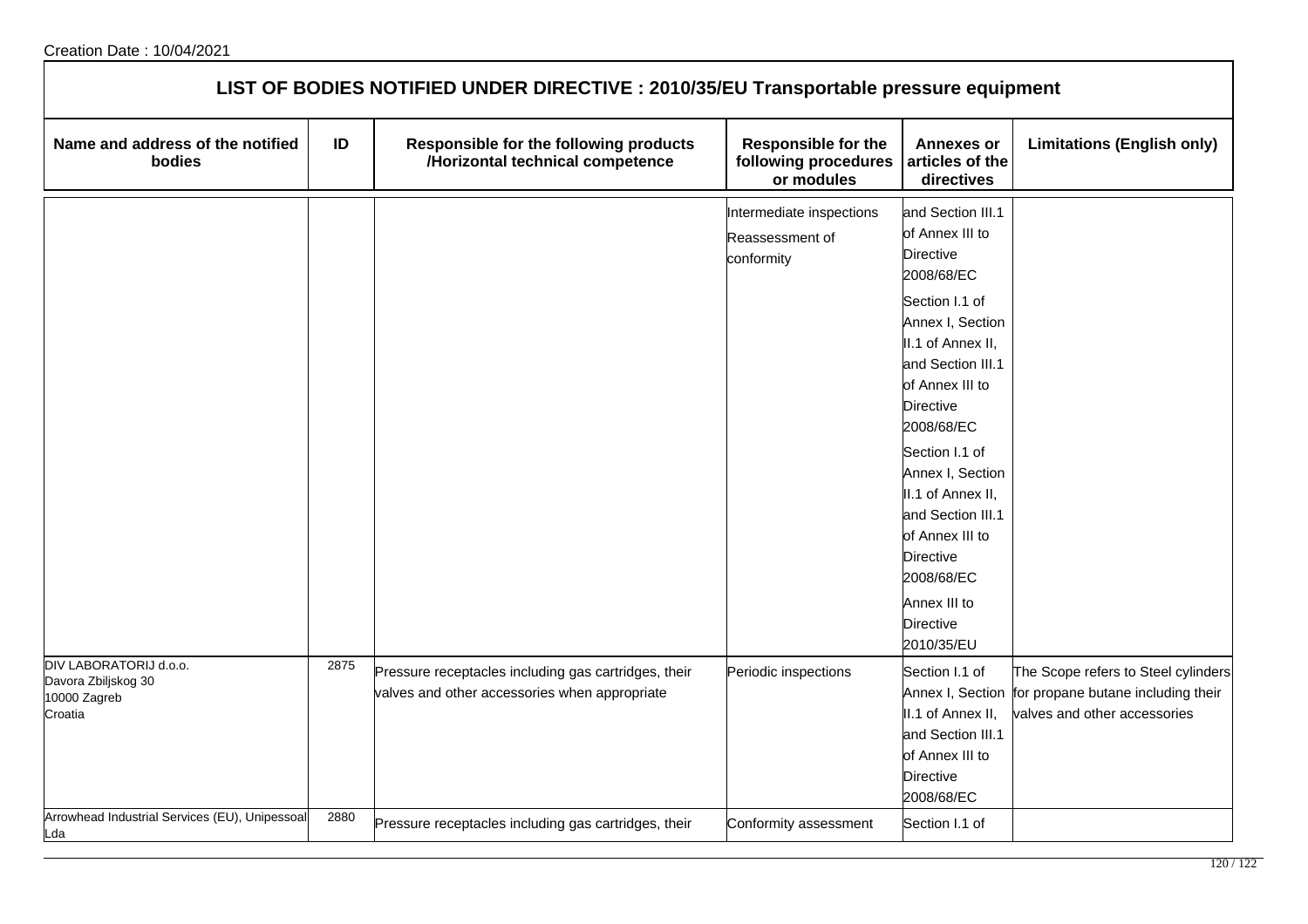Creation Date : 10/04/2021

## LIST OF BODIES NOTIFIED UNDER DIRECTIVE : 2010/35/EU Transportable pressure equipment

| Name and address of the notified bodies | ID | Responsible for the following products /Horizontal technical competence | Responsible for the following procedures or modules | Annexes or articles of the directives | Limitations (English only) |
|---|---|---|---|---|---|
| | | | Intermediate inspections<br>Reassessment of conformity | and Section III.1 of Annex III to Directive 2008/68/EC<br>Section I.1 of Annex I, Section II.1 of Annex II, and Section III.1 of Annex III to Directive 2008/68/EC<br>Section I.1 of Annex I, Section II.1 of Annex II, and Section III.1 of Annex III to Directive 2008/68/EC<br>Annex III to Directive 2010/35/EU | |
| DIV LABORATORIJ d.o.o.<br>Davora Zbiljskog 30<br>10000 Zagreb<br>Croatia | 2875 | Pressure receptacles including gas cartridges, their valves and other accessories when appropriate | Periodic inspections | Section I.1 of Annex I, Section II.1 of Annex II, and Section III.1 of Annex III to Directive 2008/68/EC | The Scope refers to Steel cylinders for propane butane including their valves and other accessories |
| Arrowhead Industrial Services (EU), Unipessoal Lda | 2880 | Pressure receptacles including gas cartridges, their | Conformity assessment | Section I.1 of | |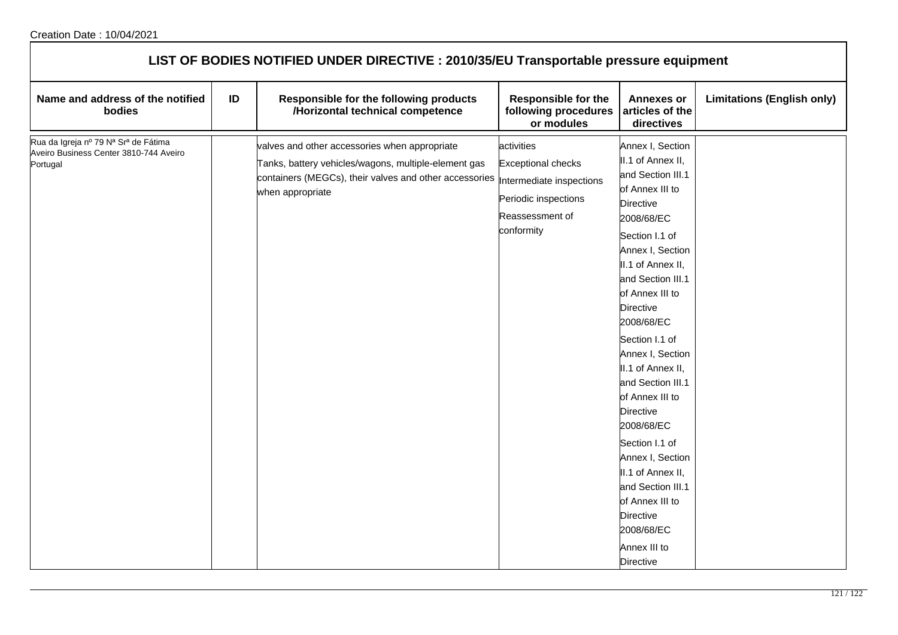Creation Date : 10/04/2021

## LIST OF BODIES NOTIFIED UNDER DIRECTIVE : 2010/35/EU Transportable pressure equipment

| Name and address of the notified bodies | ID | Responsible for the following products /Horizontal technical competence | Responsible for the following procedures or modules | Annexes or articles of the directives | Limitations (English only) |
|---|---|---|---|---|---|
| Rua da Igreja nº 79 Nª Srª de Fátima Aveiro Business Center 3810-744 Aveiro Portugal | | valves and other accessories when appropriate<br>Tanks, battery vehicles/wagons, multiple-element gas containers (MEGCs), their valves and other accessories when appropriate | activities<br>Exceptional checks<br>Intermediate inspections<br>Periodic inspections<br>Reassessment of conformity | Annex I, Section II.1 of Annex II, and Section III.1 of Annex III to Directive 2008/68/EC<br>Section I.1 of Annex I, Section II.1 of Annex II, and Section III.1 of Annex III to Directive 2008/68/EC<br>Section I.1 of Annex I, Section II.1 of Annex II, and Section III.1 of Annex III to Directive 2008/68/EC<br>Section I.1 of Annex I, Section II.1 of Annex II, and Section III.1 of Annex III to Directive 2008/68/EC<br>Annex III to Directive | |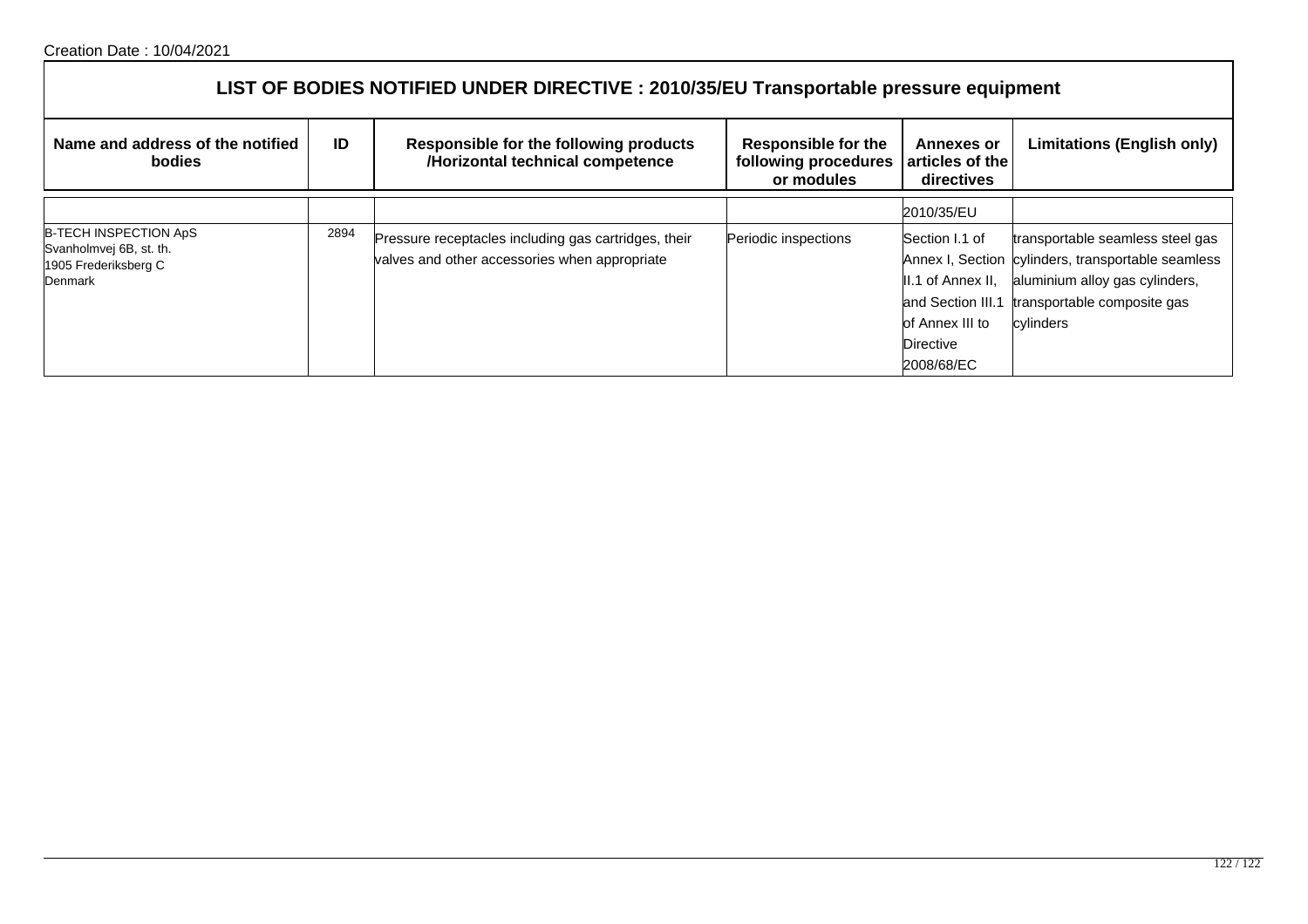Creation Date : 10/04/2021

## LIST OF BODIES NOTIFIED UNDER DIRECTIVE : 2010/35/EU Transportable pressure equipment

| Name and address of the notified bodies | ID | Responsible for the following products /Horizontal technical competence | Responsible for the following procedures or modules | Annexes or articles of the directives | Limitations (English only) |
|---|---|---|---|---|---|
| | | | | 2010/35/EU | |
| B-TECH INSPECTION ApS<br>Svanholmvej 6B, st. th.<br>1905 Frederiksberg C<br>Denmark | 2894 | Pressure receptacles including gas cartridges, their valves and other accessories when appropriate | Periodic inspections | Section I.1 of Annex I, Section II.1 of Annex II, and Section III.1 of Annex III to Directive 2008/68/EC | transportable seamless steel gas cylinders, transportable seamless aluminium alloy gas cylinders, transportable composite gas cylinders |